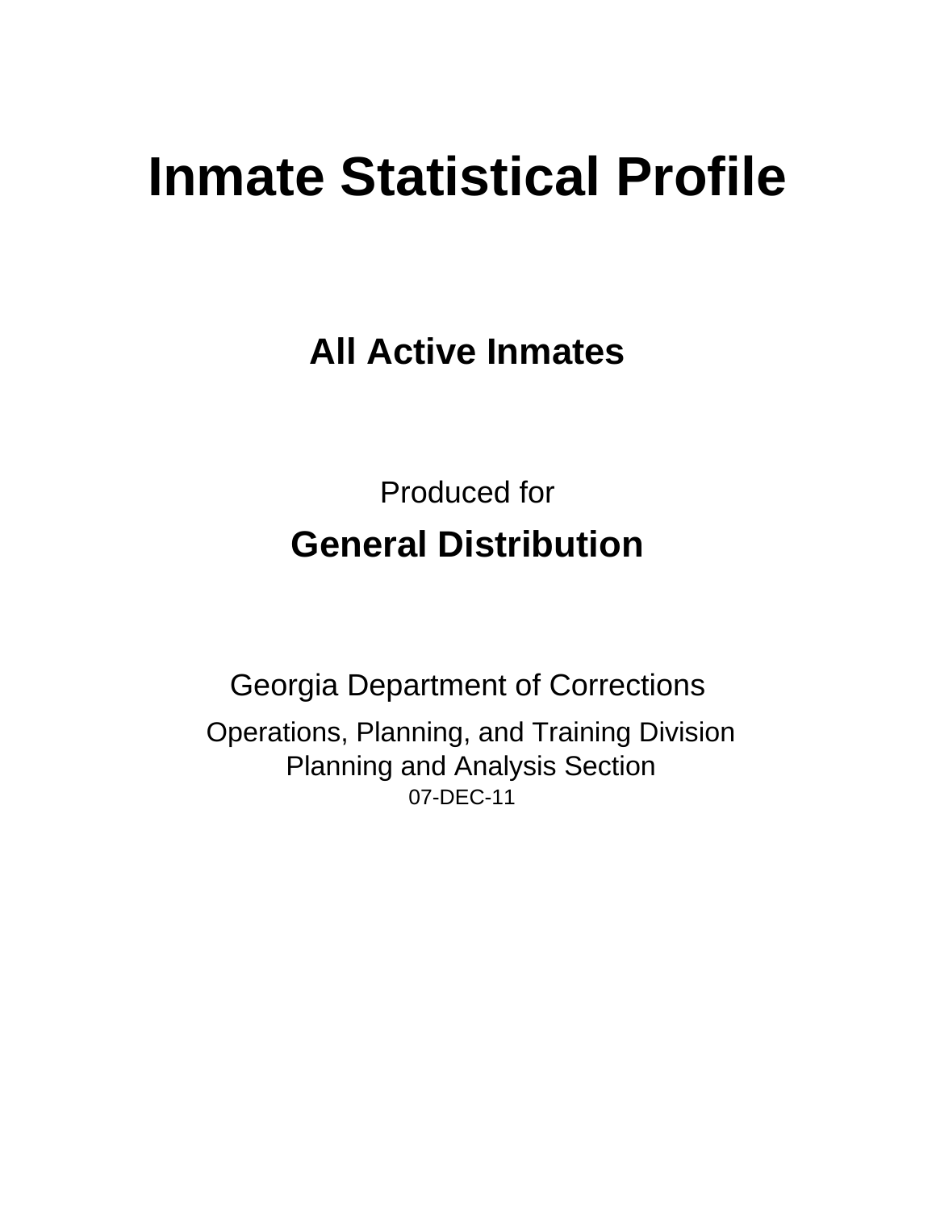# Inmate Statistical Profile

## All Active Inmates

Produced for

## General Distribution

Georgia Department of Corrections

Operations, Planning, and Training Division
Planning and Analysis Section
07-DEC-11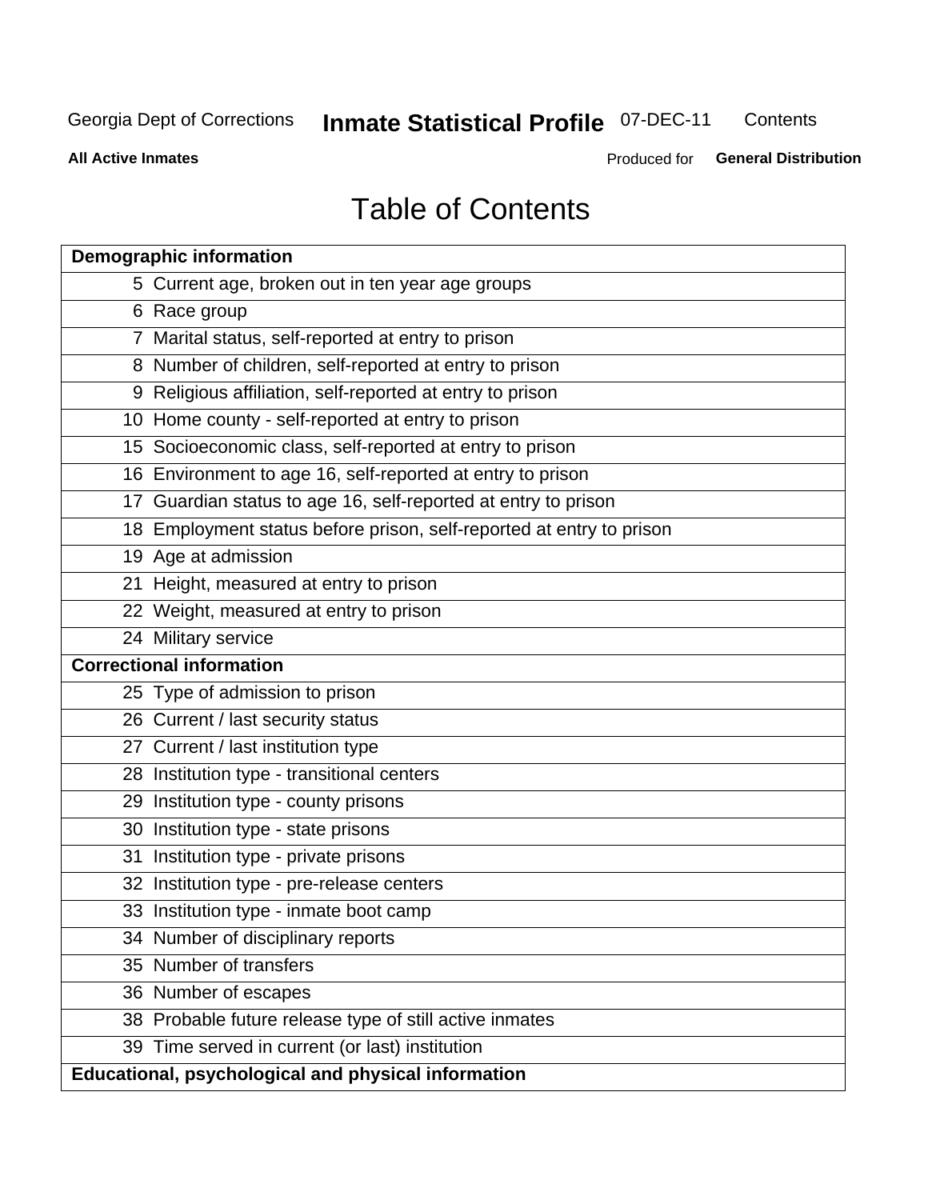# Table of Contents

| Demographic information | |
|---|---|
| 5 | Current age, broken out in ten year age groups |
| 6 | Race group |
| 7 | Marital status, self-reported at entry to prison |
| 8 | Number of children, self-reported at entry to prison |
| 9 | Religious affiliation, self-reported at entry to prison |
| 10 | Home county - self-reported at entry to prison |
| 15 | Socioeconomic class, self-reported at entry to prison |
| 16 | Environment to age 16, self-reported at entry to prison |
| 17 | Guardian status to age 16, self-reported at entry to prison |
| 18 | Employment status before prison, self-reported at entry to prison |
| 19 | Age at admission |
| 21 | Height, measured at entry to prison |
| 22 | Weight, measured at entry to prison |
| 24 | Military service |
| **Correctional information** | |
| 25 | Type of admission to prison |
| 26 | Current / last security status |
| 27 | Current / last institution type |
| 28 | Institution type - transitional centers |
| 29 | Institution type - county prisons |
| 30 | Institution type - state prisons |
| 31 | Institution type - private prisons |
| 32 | Institution type - pre-release centers |
| 33 | Institution type - inmate boot camp |
| 34 | Number of disciplinary reports |
| 35 | Number of transfers |
| 36 | Number of escapes |
| 38 | Probable future release type of still active inmates |
| 39 | Time served in current (or last) institution |
| **Educational, psychological and physical information** | |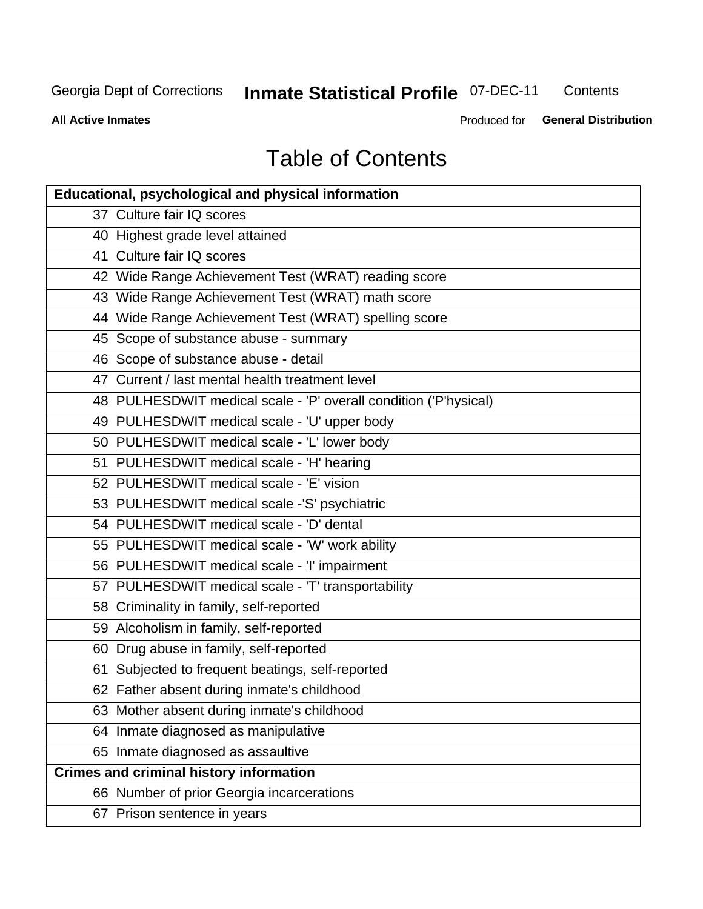# Table of Contents

| Educational, psychological and physical information | |
|---|---|
| 37 | Culture fair IQ scores |
| 40 | Highest grade level attained |
| 41 | Culture fair IQ scores |
| 42 | Wide Range Achievement Test (WRAT) reading score |
| 43 | Wide Range Achievement Test (WRAT) math score |
| 44 | Wide Range Achievement Test (WRAT) spelling score |
| 45 | Scope of substance abuse - summary |
| 46 | Scope of substance abuse - detail |
| 47 | Current / last mental health treatment level |
| 48 | PULHESDWIT medical scale - 'P' overall condition ('P'hysical) |
| 49 | PULHESDWIT medical scale - 'U' upper body |
| 50 | PULHESDWIT medical scale - 'L' lower body |
| 51 | PULHESDWIT medical scale - 'H' hearing |
| 52 | PULHESDWIT medical scale - 'E' vision |
| 53 | PULHESDWIT medical scale -'S' psychiatric |
| 54 | PULHESDWIT medical scale - 'D' dental |
| 55 | PULHESDWIT medical scale - 'W' work ability |
| 56 | PULHESDWIT medical scale - 'I' impairment |
| 57 | PULHESDWIT medical scale - 'T' transportability |
| 58 | Criminality in family, self-reported |
| 59 | Alcoholism in family, self-reported |
| 60 | Drug abuse in family, self-reported |
| 61 | Subjected to frequent beatings, self-reported |
| 62 | Father absent during inmate's childhood |
| 63 | Mother absent during inmate's childhood |
| 64 | Inmate diagnosed as manipulative |
| 65 | Inmate diagnosed as assaultive |
| **Crimes and criminal history information** | |
| 66 | Number of prior Georgia incarcerations |
| 67 | Prison sentence in years |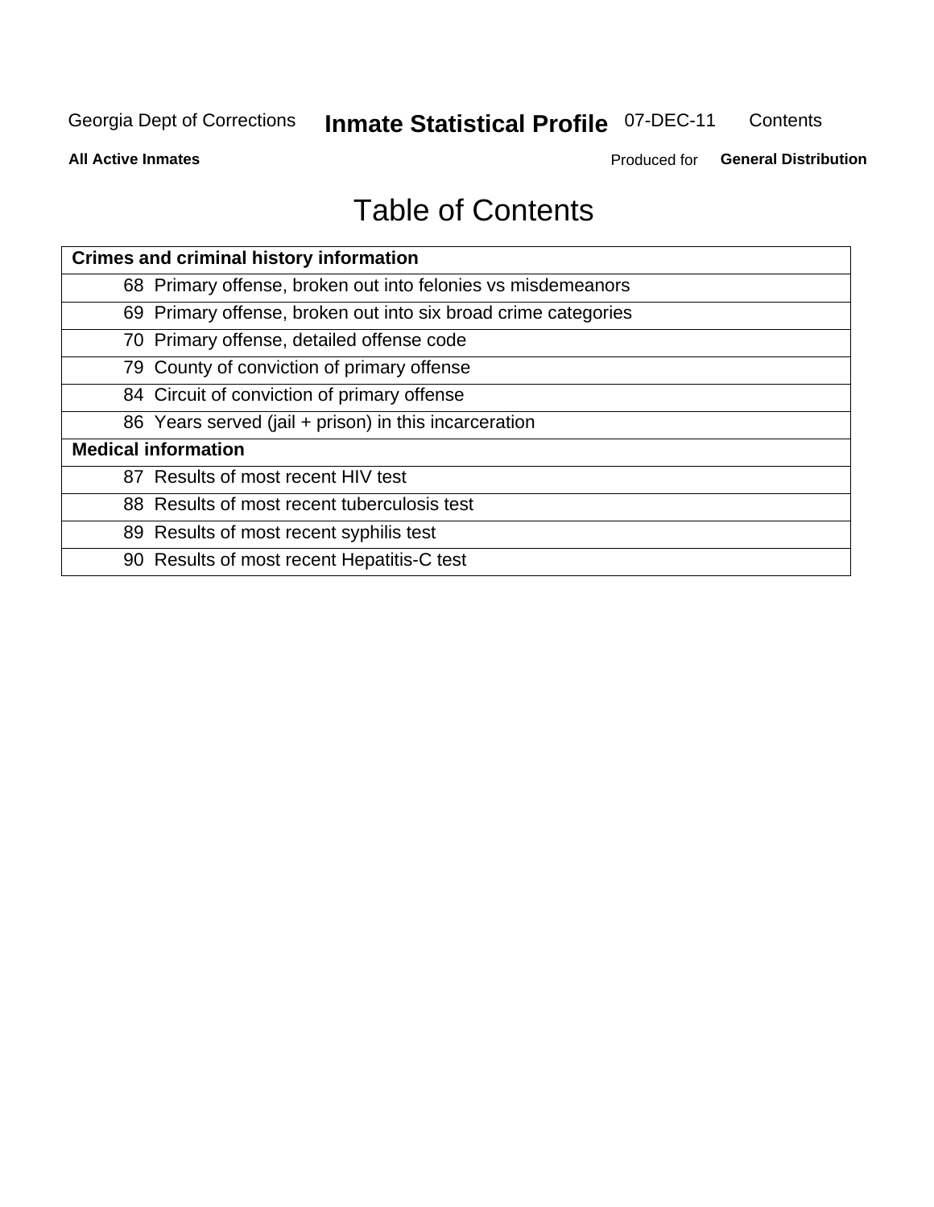# Table of Contents

| Crimes and criminal history information | |
|---|---|
| 68 | Primary offense, broken out into felonies vs misdemeanors |
| 69 | Primary offense, broken out into six broad crime categories |
| 70 | Primary offense, detailed offense code |
| 79 | County of conviction of primary offense |
| 84 | Circuit of conviction of primary offense |
| 86 | Years served (jail + prison) in this incarceration |
| **Medical information** | |
| 87 | Results of most recent HIV test |
| 88 | Results of most recent tuberculosis test |
| 89 | Results of most recent syphilis test |
| 90 | Results of most recent Hepatitis-C test |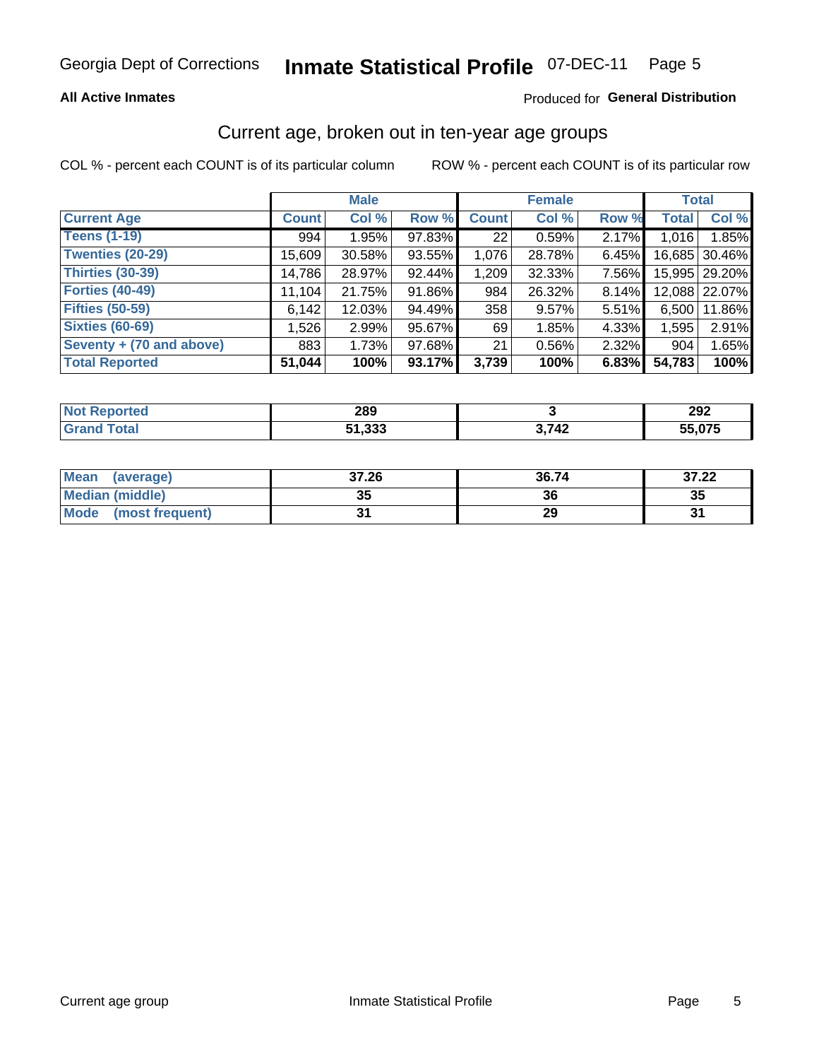Georgia Dept of Corrections **Inmate Statistical Profile** 07-DEC-11

**All Active Inmates** Produced for **General Distribution**

## Current age, broken out in ten-year age groups

COL % - percent each COUNT is of its particular column ROW % - percent each COUNT is of its particular row

| | Male | | | Female | | | Total | |
|---|---|---|---|---|---|---|---|---|
| **Current Age** | **Count** | **Col %** | **Row %** | **Count** | **Col %** | **Row %** | **Total** | **Col %** |
| **Teens (1-19)** | 994 | 1.95% | 97.83% | 22 | 0.59% | 2.17% | 1,016 | 1.85% |
| **Twenties (20-29)** | 15,609 | 30.58% | 93.55% | 1,076 | 28.78% | 6.45% | 16,685 | 30.46% |
| **Thirties (30-39)** | 14,786 | 28.97% | 92.44% | 1,209 | 32.33% | 7.56% | 15,995 | 29.20% |
| **Forties (40-49)** | 11,104 | 21.75% | 91.86% | 984 | 26.32% | 8.14% | 12,088 | 22.07% |
| **Fifties (50-59)** | 6,142 | 12.03% | 94.49% | 358 | 9.57% | 5.51% | 6,500 | 11.86% |
| **Sixties (60-69)** | 1,526 | 2.99% | 95.67% | 69 | 1.85% | 4.33% | 1,595 | 2.91% |
| **Seventy + (70 and above)** | 883 | 1.73% | 97.68% | 21 | 0.56% | 2.32% | 904 | 1.65% |
| **Total Reported** | **51,044** | **100%** | **93.17%** | **3,739** | **100%** | **6.83%** | **54,783** | **100%** |

| | Male | Female | Total |
|---|---|---|---|
| **Not Reported** | **289** | **3** | **292** |
| **Grand Total** | **51,333** | **3,742** | **55,075** |

| | Male | Female | Total |
|---|---|---|---|
| **Mean (average)** | **37.26** | **36.74** | **37.22** |
| **Median (middle)** | **35** | **36** | **35** |
| **Mode (most frequent)** | **31** | **29** | **31** |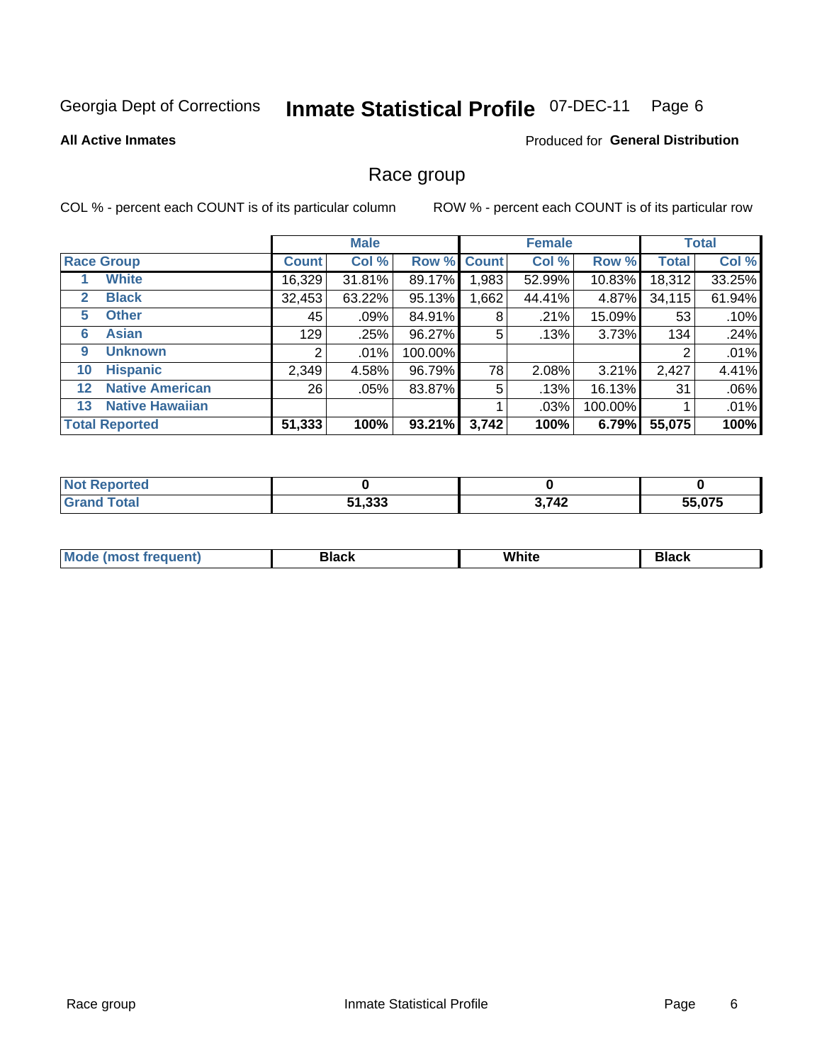Georgia Dept of Corrections **Inmate Statistical Profile** 07-DEC-11

**All Active Inmates**

Produced for **General Distribution**

## Race group

COL % - percent each COUNT is of its particular column ROW % - percent each COUNT is of its particular row

| | | Male | | | Female | | | Total | |
|---|---|---|---|---|---|---|---|---|---|
| **Race Group** | | **Count** | **Col %** | **Row %** | **Count** | **Col %** | **Row %** | **Total** | **Col %** |
| 1 | White | 16,329 | 31.81% | 89.17% | 1,983 | 52.99% | 10.83% | 18,312 | 33.25% |
| 2 | Black | 32,453 | 63.22% | 95.13% | 1,662 | 44.41% | 4.87% | 34,115 | 61.94% |
| 5 | Other | 45 | .09% | 84.91% | 8 | .21% | 15.09% | 53 | .10% |
| 6 | Asian | 129 | .25% | 96.27% | 5 | .13% | 3.73% | 134 | .24% |
| 9 | Unknown | 2 | .01% | 100.00% | | | | 2 | .01% |
| 10 | Hispanic | 2,349 | 4.58% | 96.79% | 78 | 2.08% | 3.21% | 2,427 | 4.41% |
| 12 | Native American | 26 | .05% | 83.87% | 5 | .13% | 16.13% | 31 | .06% |
| 13 | Native Hawaiian | | | | 1 | .03% | 100.00% | 1 | .01% |
| **Total Reported** | | **51,333** | **100%** | **93.21%** | **3,742** | **100%** | **6.79%** | **55,075** | **100%** |

| | Male | Female | Total |
|---|---|---|---|
| Not Reported | 0 | 0 | 0 |
| Grand Total | 51,333 | 3,742 | 55,075 |

| | Male | Female | Total |
|---|---|---|---|
| Mode (most frequent) | Black | White | Black |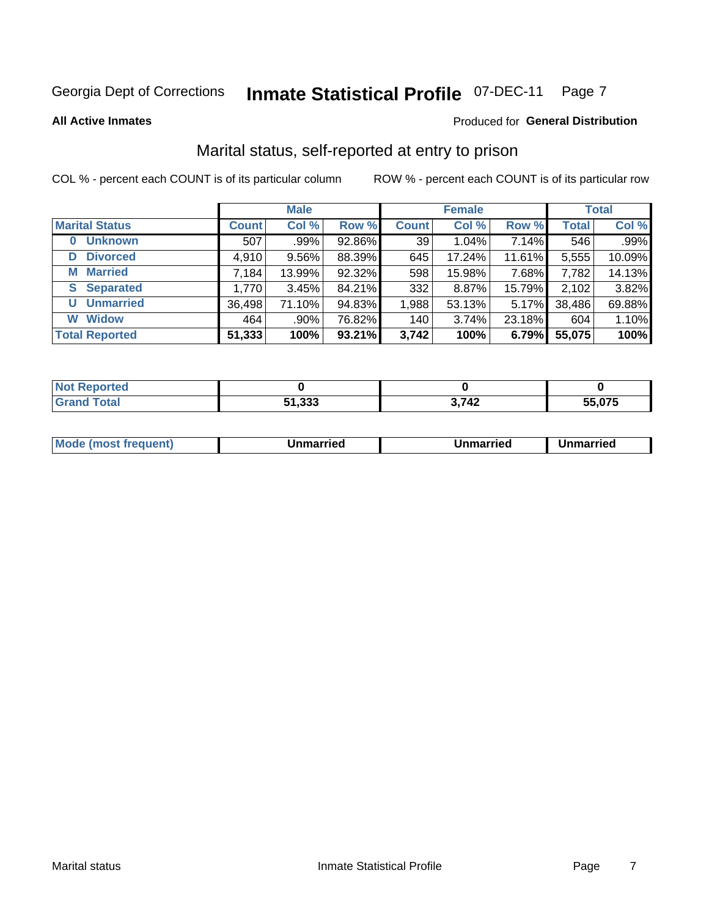Georgia Dept of Corrections **Inmate Statistical Profile** 07-DEC-11

**All Active Inmates** Produced for **General Distribution**

## Marital status, self-reported at entry to prison

COL % - percent each COUNT is of its particular column ROW % - percent each COUNT is of its particular row

| | Male | | | Female | | | Total | |
|---|---|---|---|---|---|---|---|---|
| **Marital Status** | **Count** | **Col %** | **Row %** | **Count** | **Col %** | **Row %** | **Total** | **Col %** |
| **0 Unknown** | 507 | .99% | 92.86% | 39 | 1.04% | 7.14% | 546 | .99% |
| **D Divorced** | 4,910 | 9.56% | 88.39% | 645 | 17.24% | 11.61% | 5,555 | 10.09% |
| **M Married** | 7,184 | 13.99% | 92.32% | 598 | 15.98% | 7.68% | 7,782 | 14.13% |
| **S Separated** | 1,770 | 3.45% | 84.21% | 332 | 8.87% | 15.79% | 2,102 | 3.82% |
| **U Unmarried** | 36,498 | 71.10% | 94.83% | 1,988 | 53.13% | 5.17% | 38,486 | 69.88% |
| **W Widow** | 464 | .90% | 76.82% | 140 | 3.74% | 23.18% | 604 | 1.10% |
| **Total Reported** | **51,333** | **100%** | **93.21%** | **3,742** | **100%** | **6.79%** | **55,075** | **100%** |

| | Male | Female | Total |
|---|---|---|---|
| **Not Reported** | **0** | **0** | **0** |
| **Grand Total** | **51,333** | **3,742** | **55,075** |

| | Male | Female | Total |
|---|---|---|---|
| **Mode (most frequent)** | **Unmarried** | **Unmarried** | **Unmarried** |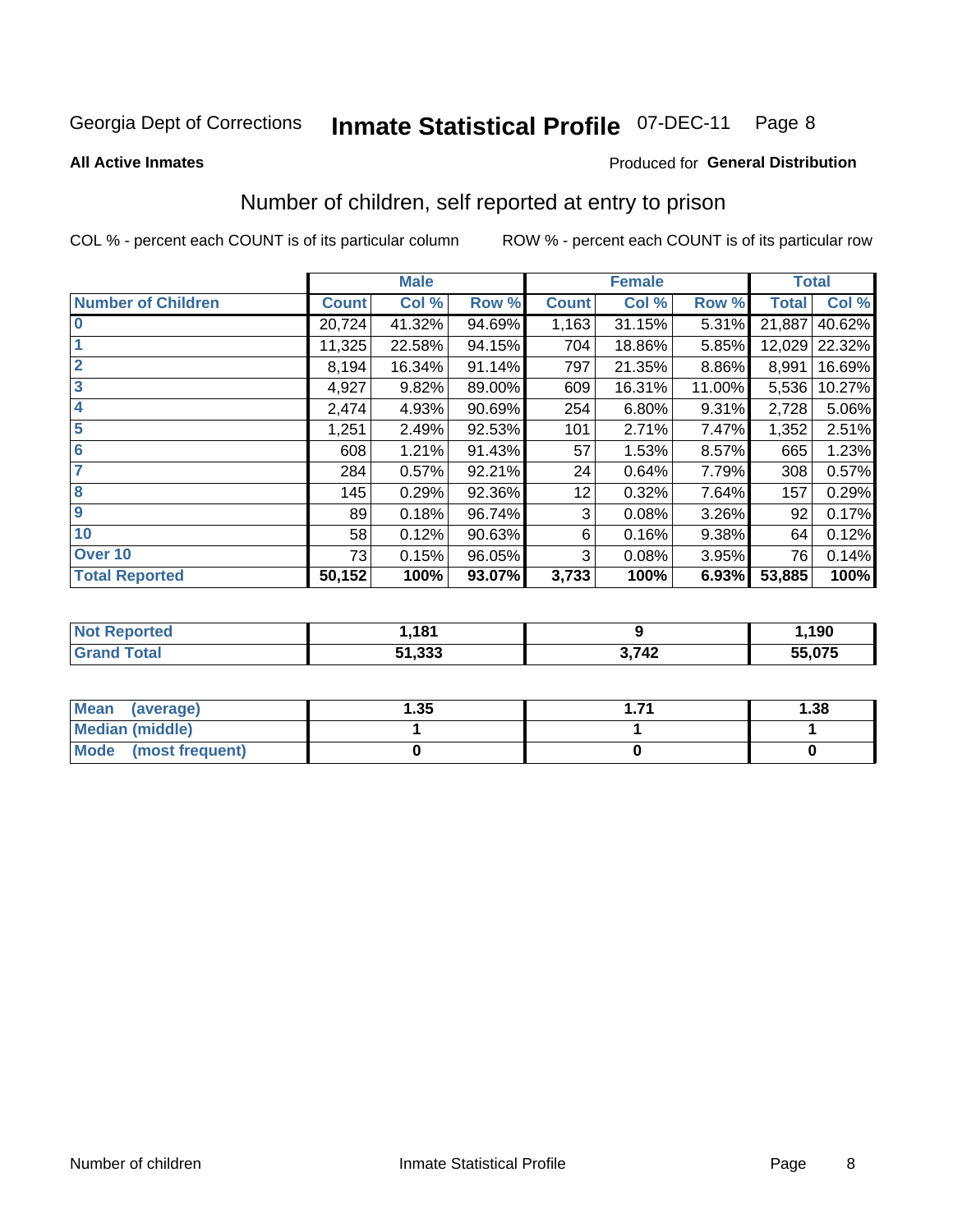Georgia Dept of Corrections **Inmate Statistical Profile** 07-DEC-11

**All Active Inmates**

Produced for **General Distribution**

## Number of children, self reported at entry to prison

COL % - percent each COUNT is of its particular column

ROW % - percent each COUNT is of its particular row

| | Male | | | Female | | | Total | |
|---|---|---|---|---|---|---|---|---|
| **Number of Children** | **Count** | **Col %** | **Row %** | **Count** | **Col %** | **Row %** | **Total** | **Col %** |
| **0** | 20,724 | 41.32% | 94.69% | 1,163 | 31.15% | 5.31% | 21,887 | 40.62% |
| **1** | 11,325 | 22.58% | 94.15% | 704 | 18.86% | 5.85% | 12,029 | 22.32% |
| **2** | 8,194 | 16.34% | 91.14% | 797 | 21.35% | 8.86% | 8,991 | 16.69% |
| **3** | 4,927 | 9.82% | 89.00% | 609 | 16.31% | 11.00% | 5,536 | 10.27% |
| **4** | 2,474 | 4.93% | 90.69% | 254 | 6.80% | 9.31% | 2,728 | 5.06% |
| **5** | 1,251 | 2.49% | 92.53% | 101 | 2.71% | 7.47% | 1,352 | 2.51% |
| **6** | 608 | 1.21% | 91.43% | 57 | 1.53% | 8.57% | 665 | 1.23% |
| **7** | 284 | 0.57% | 92.21% | 24 | 0.64% | 7.79% | 308 | 0.57% |
| **8** | 145 | 0.29% | 92.36% | 12 | 0.32% | 7.64% | 157 | 0.29% |
| **9** | 89 | 0.18% | 96.74% | 3 | 0.08% | 3.26% | 92 | 0.17% |
| **10** | 58 | 0.12% | 90.63% | 6 | 0.16% | 9.38% | 64 | 0.12% |
| **Over 10** | 73 | 0.15% | 96.05% | 3 | 0.08% | 3.95% | 76 | 0.14% |
| **Total Reported** | **50,152** | **100%** | **93.07%** | **3,733** | **100%** | **6.93%** | **53,885** | **100%** |

| | Male | Female | Total |
|---|---|---|---|
| **Not Reported** | **1,181** | **9** | **1,190** |
| **Grand Total** | **51,333** | **3,742** | **55,075** |

| | Male | Female | Total |
|---|---|---|---|
| **Mean (average)** | **1.35** | **1.71** | **1.38** |
| **Median (middle)** | **1** | **1** | **1** |
| **Mode (most frequent)** | **0** | **0** | **0** |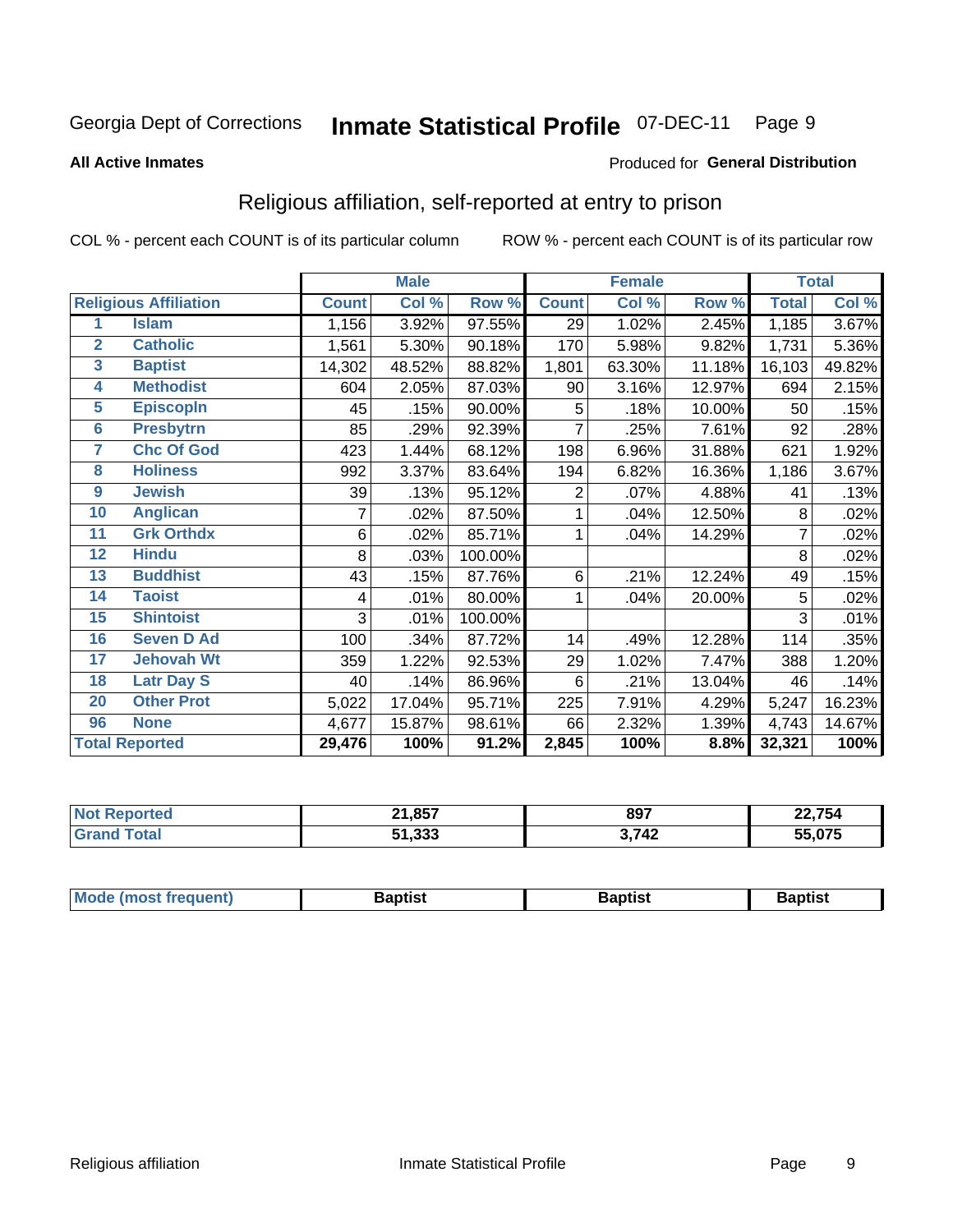Georgia Dept of Corrections **Inmate Statistical Profile** 07-DEC-11

**All Active Inmates**

Produced for **General Distribution**

## Religious affiliation, self-reported at entry to prison

COL % - percent each COUNT is of its particular column ROW % - percent each COUNT is of its particular row

| Religious Affiliation | | Male | | | Female | | | Total | |
|---|---|---|---|---|---|---|---|---|---|
| | | Count | Col % | Row % | Count | Col % | Row % | Total | Col % |
| 1 | Islam | 1,156 | 3.92% | 97.55% | 29 | 1.02% | 2.45% | 1,185 | 3.67% |
| 2 | Catholic | 1,561 | 5.30% | 90.18% | 170 | 5.98% | 9.82% | 1,731 | 5.36% |
| 3 | Baptist | 14,302 | 48.52% | 88.82% | 1,801 | 63.30% | 11.18% | 16,103 | 49.82% |
| 4 | Methodist | 604 | 2.05% | 87.03% | 90 | 3.16% | 12.97% | 694 | 2.15% |
| 5 | Episcopln | 45 | .15% | 90.00% | 5 | .18% | 10.00% | 50 | .15% |
| 6 | Presbytrn | 85 | .29% | 92.39% | 7 | .25% | 7.61% | 92 | .28% |
| 7 | Chc Of God | 423 | 1.44% | 68.12% | 198 | 6.96% | 31.88% | 621 | 1.92% |
| 8 | Holiness | 992 | 3.37% | 83.64% | 194 | 6.82% | 16.36% | 1,186 | 3.67% |
| 9 | Jewish | 39 | .13% | 95.12% | 2 | .07% | 4.88% | 41 | .13% |
| 10 | Anglican | 7 | .02% | 87.50% | 1 | .04% | 12.50% | 8 | .02% |
| 11 | Grk Orthdx | 6 | .02% | 85.71% | 1 | .04% | 14.29% | 7 | .02% |
| 12 | Hindu | 8 | .03% | 100.00% | | | | 8 | .02% |
| 13 | Buddhist | 43 | .15% | 87.76% | 6 | .21% | 12.24% | 49 | .15% |
| 14 | Taoist | 4 | .01% | 80.00% | 1 | .04% | 20.00% | 5 | .02% |
| 15 | Shintoist | 3 | .01% | 100.00% | | | | 3 | .01% |
| 16 | Seven D Ad | 100 | .34% | 87.72% | 14 | .49% | 12.28% | 114 | .35% |
| 17 | Jehovah Wt | 359 | 1.22% | 92.53% | 29 | 1.02% | 7.47% | 388 | 1.20% |
| 18 | Latr Day S | 40 | .14% | 86.96% | 6 | .21% | 13.04% | 46 | .14% |
| 20 | Other Prot | 5,022 | 17.04% | 95.71% | 225 | 7.91% | 4.29% | 5,247 | 16.23% |
| 96 | None | 4,677 | 15.87% | 98.61% | 66 | 2.32% | 1.39% | 4,743 | 14.67% |
| **Total Reported** | | **29,476** | **100%** | **91.2%** | **2,845** | **100%** | **8.8%** | **32,321** | **100%** |

| | Male | Female | Total |
|---|---|---|---|
| Not Reported | **21,857** | **897** | **22,754** |
| Grand Total | **51,333** | **3,742** | **55,075** |

| | Male | Female | Total |
|---|---|---|---|
| Mode (most frequent) | **Baptist** | **Baptist** | **Baptist** |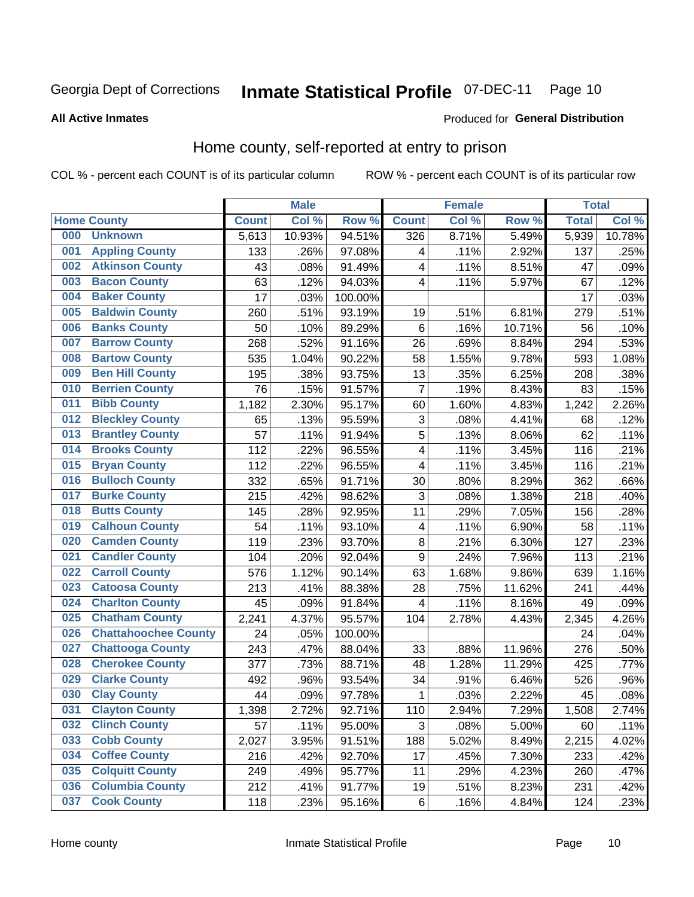Georgia Dept of Corrections **Inmate Statistical Profile** 07-DEC-11

**All Active Inmates**

Produced for **General Distribution**

## Home county, self-reported at entry to prison

COL % - percent each COUNT is of its particular column ROW % - percent each COUNT is of its particular row

| Home County | | Male | | | Female | | | Total | |
|---|---|---|---|---|---|---|---|---|---|
| | | Count | Col % | Row % | Count | Col % | Row % | Total | Col % |
| 000 | Unknown | 5,613 | 10.93% | 94.51% | 326 | 8.71% | 5.49% | 5,939 | 10.78% |
| 001 | Appling County | 133 | .26% | 97.08% | 4 | .11% | 2.92% | 137 | .25% |
| 002 | Atkinson County | 43 | .08% | 91.49% | 4 | .11% | 8.51% | 47 | .09% |
| 003 | Bacon County | 63 | .12% | 94.03% | 4 | .11% | 5.97% | 67 | .12% |
| 004 | Baker County | 17 | .03% | 100.00% | | | | 17 | .03% |
| 005 | Baldwin County | 260 | .51% | 93.19% | 19 | .51% | 6.81% | 279 | .51% |
| 006 | Banks County | 50 | .10% | 89.29% | 6 | .16% | 10.71% | 56 | .10% |
| 007 | Barrow County | 268 | .52% | 91.16% | 26 | .69% | 8.84% | 294 | .53% |
| 008 | Bartow County | 535 | 1.04% | 90.22% | 58 | 1.55% | 9.78% | 593 | 1.08% |
| 009 | Ben Hill County | 195 | .38% | 93.75% | 13 | .35% | 6.25% | 208 | .38% |
| 010 | Berrien County | 76 | .15% | 91.57% | 7 | .19% | 8.43% | 83 | .15% |
| 011 | Bibb County | 1,182 | 2.30% | 95.17% | 60 | 1.60% | 4.83% | 1,242 | 2.26% |
| 012 | Bleckley County | 65 | .13% | 95.59% | 3 | .08% | 4.41% | 68 | .12% |
| 013 | Brantley County | 57 | .11% | 91.94% | 5 | .13% | 8.06% | 62 | .11% |
| 014 | Brooks County | 112 | .22% | 96.55% | 4 | .11% | 3.45% | 116 | .21% |
| 015 | Bryan County | 112 | .22% | 96.55% | 4 | .11% | 3.45% | 116 | .21% |
| 016 | Bulloch County | 332 | .65% | 91.71% | 30 | .80% | 8.29% | 362 | .66% |
| 017 | Burke County | 215 | .42% | 98.62% | 3 | .08% | 1.38% | 218 | .40% |
| 018 | Butts County | 145 | .28% | 92.95% | 11 | .29% | 7.05% | 156 | .28% |
| 019 | Calhoun County | 54 | .11% | 93.10% | 4 | .11% | 6.90% | 58 | .11% |
| 020 | Camden County | 119 | .23% | 93.70% | 8 | .21% | 6.30% | 127 | .23% |
| 021 | Candler County | 104 | .20% | 92.04% | 9 | .24% | 7.96% | 113 | .21% |
| 022 | Carroll County | 576 | 1.12% | 90.14% | 63 | 1.68% | 9.86% | 639 | 1.16% |
| 023 | Catoosa County | 213 | .41% | 88.38% | 28 | .75% | 11.62% | 241 | .44% |
| 024 | Charlton County | 45 | .09% | 91.84% | 4 | .11% | 8.16% | 49 | .09% |
| 025 | Chatham County | 2,241 | 4.37% | 95.57% | 104 | 2.78% | 4.43% | 2,345 | 4.26% |
| 026 | Chattahoochee County | 24 | .05% | 100.00% | | | | 24 | .04% |
| 027 | Chattooga County | 243 | .47% | 88.04% | 33 | .88% | 11.96% | 276 | .50% |
| 028 | Cherokee County | 377 | .73% | 88.71% | 48 | 1.28% | 11.29% | 425 | .77% |
| 029 | Clarke County | 492 | .96% | 93.54% | 34 | .91% | 6.46% | 526 | .96% |
| 030 | Clay County | 44 | .09% | 97.78% | 1 | .03% | 2.22% | 45 | .08% |
| 031 | Clayton County | 1,398 | 2.72% | 92.71% | 110 | 2.94% | 7.29% | 1,508 | 2.74% |
| 032 | Clinch County | 57 | .11% | 95.00% | 3 | .08% | 5.00% | 60 | .11% |
| 033 | Cobb County | 2,027 | 3.95% | 91.51% | 188 | 5.02% | 8.49% | 2,215 | 4.02% |
| 034 | Coffee County | 216 | .42% | 92.70% | 17 | .45% | 7.30% | 233 | .42% |
| 035 | Colquitt County | 249 | .49% | 95.77% | 11 | .29% | 4.23% | 260 | .47% |
| 036 | Columbia County | 212 | .41% | 91.77% | 19 | .51% | 8.23% | 231 | .42% |
| 037 | Cook County | 118 | .23% | 95.16% | 6 | .16% | 4.84% | 124 | .23% |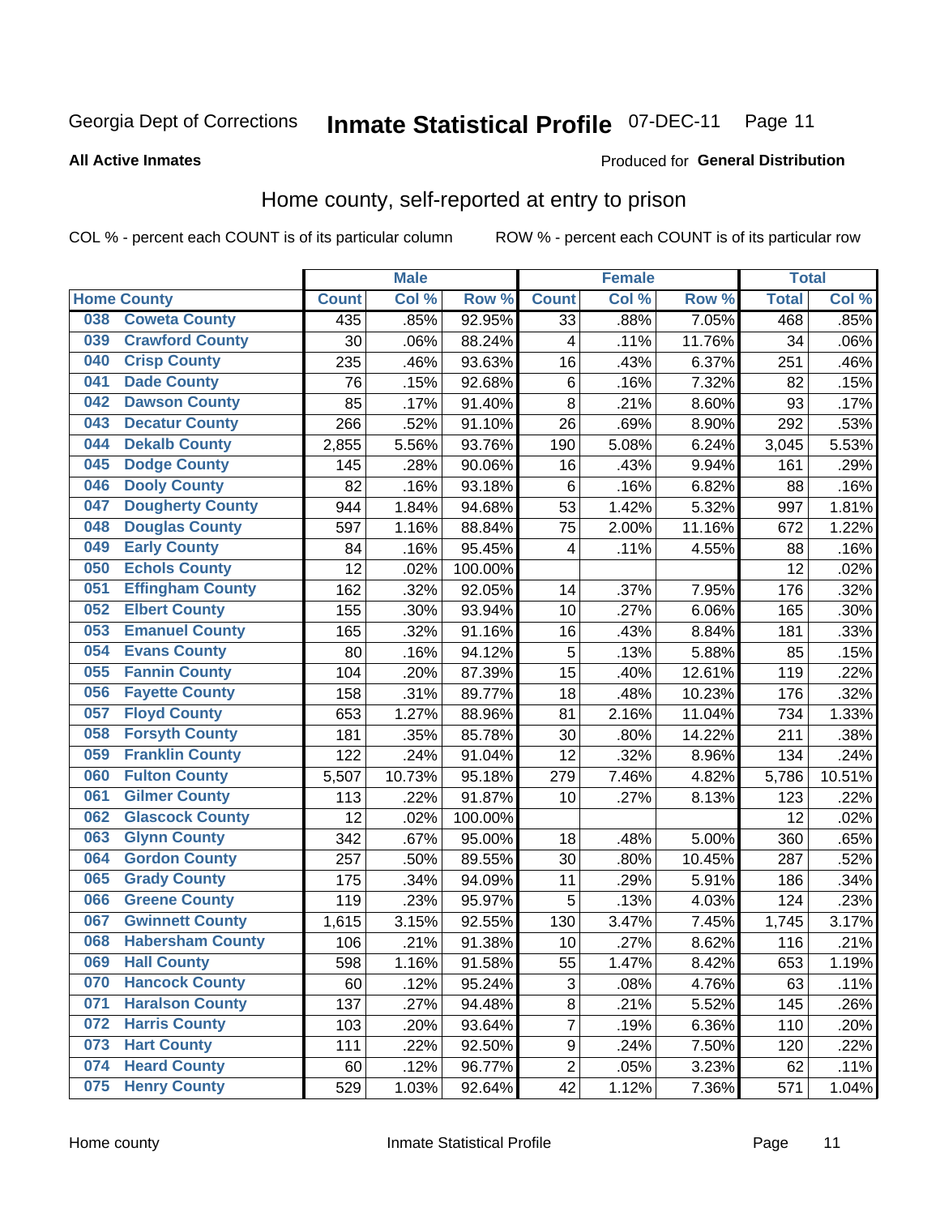Georgia Dept of Corrections **Inmate Statistical Profile** 07-DEC-11 Page 11

**All Active Inmates**

Produced for **General Distribution**

## Home county, self-reported at entry to prison

COL % - percent each COUNT is of its particular column ROW % - percent each COUNT is of its particular row

| Home County | | Male | | | Female | | | Total | |
|---|---|---|---|---|---|---|---|---|---|
| | | Count | Col % | Row % | Count | Col % | Row % | Total | Col % |
| 038 | Coweta County | 435 | .85% | 92.95% | 33 | .88% | 7.05% | 468 | .85% |
| 039 | Crawford County | 30 | .06% | 88.24% | 4 | .11% | 11.76% | 34 | .06% |
| 040 | Crisp County | 235 | .46% | 93.63% | 16 | .43% | 6.37% | 251 | .46% |
| 041 | Dade County | 76 | .15% | 92.68% | 6 | .16% | 7.32% | 82 | .15% |
| 042 | Dawson County | 85 | .17% | 91.40% | 8 | .21% | 8.60% | 93 | .17% |
| 043 | Decatur County | 266 | .52% | 91.10% | 26 | .69% | 8.90% | 292 | .53% |
| 044 | Dekalb County | 2,855 | 5.56% | 93.76% | 190 | 5.08% | 6.24% | 3,045 | 5.53% |
| 045 | Dodge County | 145 | .28% | 90.06% | 16 | .43% | 9.94% | 161 | .29% |
| 046 | Dooly County | 82 | .16% | 93.18% | 6 | .16% | 6.82% | 88 | .16% |
| 047 | Dougherty County | 944 | 1.84% | 94.68% | 53 | 1.42% | 5.32% | 997 | 1.81% |
| 048 | Douglas County | 597 | 1.16% | 88.84% | 75 | 2.00% | 11.16% | 672 | 1.22% |
| 049 | Early County | 84 | .16% | 95.45% | 4 | .11% | 4.55% | 88 | .16% |
| 050 | Echols County | 12 | .02% | 100.00% | | | | 12 | .02% |
| 051 | Effingham County | 162 | .32% | 92.05% | 14 | .37% | 7.95% | 176 | .32% |
| 052 | Elbert County | 155 | .30% | 93.94% | 10 | .27% | 6.06% | 165 | .30% |
| 053 | Emanuel County | 165 | .32% | 91.16% | 16 | .43% | 8.84% | 181 | .33% |
| 054 | Evans County | 80 | .16% | 94.12% | 5 | .13% | 5.88% | 85 | .15% |
| 055 | Fannin County | 104 | .20% | 87.39% | 15 | .40% | 12.61% | 119 | .22% |
| 056 | Fayette County | 158 | .31% | 89.77% | 18 | .48% | 10.23% | 176 | .32% |
| 057 | Floyd County | 653 | 1.27% | 88.96% | 81 | 2.16% | 11.04% | 734 | 1.33% |
| 058 | Forsyth County | 181 | .35% | 85.78% | 30 | .80% | 14.22% | 211 | .38% |
| 059 | Franklin County | 122 | .24% | 91.04% | 12 | .32% | 8.96% | 134 | .24% |
| 060 | Fulton County | 5,507 | 10.73% | 95.18% | 279 | 7.46% | 4.82% | 5,786 | 10.51% |
| 061 | Gilmer County | 113 | .22% | 91.87% | 10 | .27% | 8.13% | 123 | .22% |
| 062 | Glascock County | 12 | .02% | 100.00% | | | | 12 | .02% |
| 063 | Glynn County | 342 | .67% | 95.00% | 18 | .48% | 5.00% | 360 | .65% |
| 064 | Gordon County | 257 | .50% | 89.55% | 30 | .80% | 10.45% | 287 | .52% |
| 065 | Grady County | 175 | .34% | 94.09% | 11 | .29% | 5.91% | 186 | .34% |
| 066 | Greene County | 119 | .23% | 95.97% | 5 | .13% | 4.03% | 124 | .23% |
| 067 | Gwinnett County | 1,615 | 3.15% | 92.55% | 130 | 3.47% | 7.45% | 1,745 | 3.17% |
| 068 | Habersham County | 106 | .21% | 91.38% | 10 | .27% | 8.62% | 116 | .21% |
| 069 | Hall County | 598 | 1.16% | 91.58% | 55 | 1.47% | 8.42% | 653 | 1.19% |
| 070 | Hancock County | 60 | .12% | 95.24% | 3 | .08% | 4.76% | 63 | .11% |
| 071 | Haralson County | 137 | .27% | 94.48% | 8 | .21% | 5.52% | 145 | .26% |
| 072 | Harris County | 103 | .20% | 93.64% | 7 | .19% | 6.36% | 110 | .20% |
| 073 | Hart County | 111 | .22% | 92.50% | 9 | .24% | 7.50% | 120 | .22% |
| 074 | Heard County | 60 | .12% | 96.77% | 2 | .05% | 3.23% | 62 | .11% |
| 075 | Henry County | 529 | 1.03% | 92.64% | 42 | 1.12% | 7.36% | 571 | 1.04% |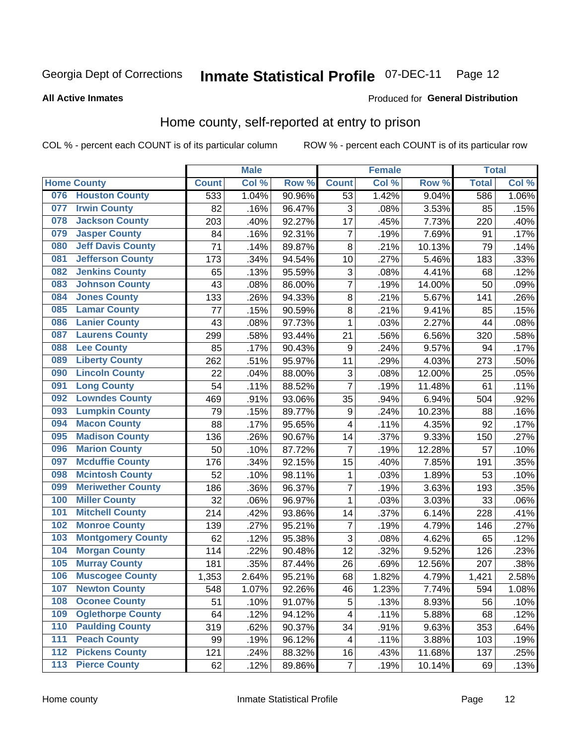Georgia Dept of Corrections **Inmate Statistical Profile** 07-DEC-11

**All Active Inmates**

Produced for **General Distribution**

## Home county, self-reported at entry to prison

COL % - percent each COUNT is of its particular column ROW % - percent each COUNT is of its particular row

| Home County | | Male | | | Female | | | Total | |
|---|---|---|---|---|---|---|---|---|---|
| | | Count | Col % | Row % | Count | Col % | Row % | Total | Col % |
| 076 | Houston County | 533 | 1.04% | 90.96% | 53 | 1.42% | 9.04% | 586 | 1.06% |
| 077 | Irwin County | 82 | .16% | 96.47% | 3 | .08% | 3.53% | 85 | .15% |
| 078 | Jackson County | 203 | .40% | 92.27% | 17 | .45% | 7.73% | 220 | .40% |
| 079 | Jasper County | 84 | .16% | 92.31% | 7 | .19% | 7.69% | 91 | .17% |
| 080 | Jeff Davis County | 71 | .14% | 89.87% | 8 | .21% | 10.13% | 79 | .14% |
| 081 | Jefferson County | 173 | .34% | 94.54% | 10 | .27% | 5.46% | 183 | .33% |
| 082 | Jenkins County | 65 | .13% | 95.59% | 3 | .08% | 4.41% | 68 | .12% |
| 083 | Johnson County | 43 | .08% | 86.00% | 7 | .19% | 14.00% | 50 | .09% |
| 084 | Jones County | 133 | .26% | 94.33% | 8 | .21% | 5.67% | 141 | .26% |
| 085 | Lamar County | 77 | .15% | 90.59% | 8 | .21% | 9.41% | 85 | .15% |
| 086 | Lanier County | 43 | .08% | 97.73% | 1 | .03% | 2.27% | 44 | .08% |
| 087 | Laurens County | 299 | .58% | 93.44% | 21 | .56% | 6.56% | 320 | .58% |
| 088 | Lee County | 85 | .17% | 90.43% | 9 | .24% | 9.57% | 94 | .17% |
| 089 | Liberty County | 262 | .51% | 95.97% | 11 | .29% | 4.03% | 273 | .50% |
| 090 | Lincoln County | 22 | .04% | 88.00% | 3 | .08% | 12.00% | 25 | .05% |
| 091 | Long County | 54 | .11% | 88.52% | 7 | .19% | 11.48% | 61 | .11% |
| 092 | Lowndes County | 469 | .91% | 93.06% | 35 | .94% | 6.94% | 504 | .92% |
| 093 | Lumpkin County | 79 | .15% | 89.77% | 9 | .24% | 10.23% | 88 | .16% |
| 094 | Macon County | 88 | .17% | 95.65% | 4 | .11% | 4.35% | 92 | .17% |
| 095 | Madison County | 136 | .26% | 90.67% | 14 | .37% | 9.33% | 150 | .27% |
| 096 | Marion County | 50 | .10% | 87.72% | 7 | .19% | 12.28% | 57 | .10% |
| 097 | Mcduffie County | 176 | .34% | 92.15% | 15 | .40% | 7.85% | 191 | .35% |
| 098 | Mcintosh County | 52 | .10% | 98.11% | 1 | .03% | 1.89% | 53 | .10% |
| 099 | Meriwether County | 186 | .36% | 96.37% | 7 | .19% | 3.63% | 193 | .35% |
| 100 | Miller County | 32 | .06% | 96.97% | 1 | .03% | 3.03% | 33 | .06% |
| 101 | Mitchell County | 214 | .42% | 93.86% | 14 | .37% | 6.14% | 228 | .41% |
| 102 | Monroe County | 139 | .27% | 95.21% | 7 | .19% | 4.79% | 146 | .27% |
| 103 | Montgomery County | 62 | .12% | 95.38% | 3 | .08% | 4.62% | 65 | .12% |
| 104 | Morgan County | 114 | .22% | 90.48% | 12 | .32% | 9.52% | 126 | .23% |
| 105 | Murray County | 181 | .35% | 87.44% | 26 | .69% | 12.56% | 207 | .38% |
| 106 | Muscogee County | 1,353 | 2.64% | 95.21% | 68 | 1.82% | 4.79% | 1,421 | 2.58% |
| 107 | Newton County | 548 | 1.07% | 92.26% | 46 | 1.23% | 7.74% | 594 | 1.08% |
| 108 | Oconee County | 51 | .10% | 91.07% | 5 | .13% | 8.93% | 56 | .10% |
| 109 | Oglethorpe County | 64 | .12% | 94.12% | 4 | .11% | 5.88% | 68 | .12% |
| 110 | Paulding County | 319 | .62% | 90.37% | 34 | .91% | 9.63% | 353 | .64% |
| 111 | Peach County | 99 | .19% | 96.12% | 4 | .11% | 3.88% | 103 | .19% |
| 112 | Pickens County | 121 | .24% | 88.32% | 16 | .43% | 11.68% | 137 | .25% |
| 113 | Pierce County | 62 | .12% | 89.86% | 7 | .19% | 10.14% | 69 | .13% |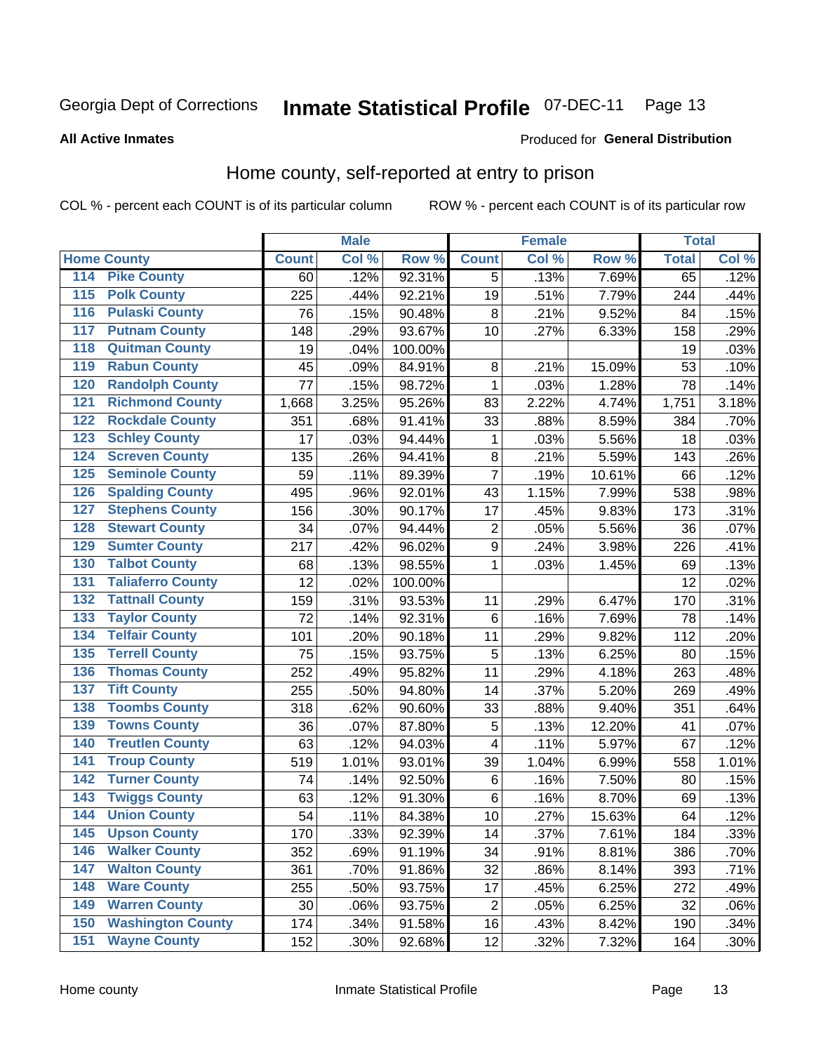Georgia Dept of Corrections **Inmate Statistical Profile** 07-DEC-11

**All Active Inmates**

Produced for **General Distribution**

## Home county, self-reported at entry to prison

COL % - percent each COUNT is of its particular column ROW % - percent each COUNT is of its particular row

| Home County | | Male | | | Female | | | Total | |
|---|---|---|---|---|---|---|---|---|---|
| | | Count | Col % | Row % | Count | Col % | Row % | Total | Col % |
| 114 | Pike County | 60 | .12% | 92.31% | 5 | .13% | 7.69% | 65 | .12% |
| 115 | Polk County | 225 | .44% | 92.21% | 19 | .51% | 7.79% | 244 | .44% |
| 116 | Pulaski County | 76 | .15% | 90.48% | 8 | .21% | 9.52% | 84 | .15% |
| 117 | Putnam County | 148 | .29% | 93.67% | 10 | .27% | 6.33% | 158 | .29% |
| 118 | Quitman County | 19 | .04% | 100.00% | | | | 19 | .03% |
| 119 | Rabun County | 45 | .09% | 84.91% | 8 | .21% | 15.09% | 53 | .10% |
| 120 | Randolph County | 77 | .15% | 98.72% | 1 | .03% | 1.28% | 78 | .14% |
| 121 | Richmond County | 1,668 | 3.25% | 95.26% | 83 | 2.22% | 4.74% | 1,751 | 3.18% |
| 122 | Rockdale County | 351 | .68% | 91.41% | 33 | .88% | 8.59% | 384 | .70% |
| 123 | Schley County | 17 | .03% | 94.44% | 1 | .03% | 5.56% | 18 | .03% |
| 124 | Screven County | 135 | .26% | 94.41% | 8 | .21% | 5.59% | 143 | .26% |
| 125 | Seminole County | 59 | .11% | 89.39% | 7 | .19% | 10.61% | 66 | .12% |
| 126 | Spalding County | 495 | .96% | 92.01% | 43 | 1.15% | 7.99% | 538 | .98% |
| 127 | Stephens County | 156 | .30% | 90.17% | 17 | .45% | 9.83% | 173 | .31% |
| 128 | Stewart County | 34 | .07% | 94.44% | 2 | .05% | 5.56% | 36 | .07% |
| 129 | Sumter County | 217 | .42% | 96.02% | 9 | .24% | 3.98% | 226 | .41% |
| 130 | Talbot County | 68 | .13% | 98.55% | 1 | .03% | 1.45% | 69 | .13% |
| 131 | Taliaferro County | 12 | .02% | 100.00% | | | | 12 | .02% |
| 132 | Tattnall County | 159 | .31% | 93.53% | 11 | .29% | 6.47% | 170 | .31% |
| 133 | Taylor County | 72 | .14% | 92.31% | 6 | .16% | 7.69% | 78 | .14% |
| 134 | Telfair County | 101 | .20% | 90.18% | 11 | .29% | 9.82% | 112 | .20% |
| 135 | Terrell County | 75 | .15% | 93.75% | 5 | .13% | 6.25% | 80 | .15% |
| 136 | Thomas County | 252 | .49% | 95.82% | 11 | .29% | 4.18% | 263 | .48% |
| 137 | Tift County | 255 | .50% | 94.80% | 14 | .37% | 5.20% | 269 | .49% |
| 138 | Toombs County | 318 | .62% | 90.60% | 33 | .88% | 9.40% | 351 | .64% |
| 139 | Towns County | 36 | .07% | 87.80% | 5 | .13% | 12.20% | 41 | .07% |
| 140 | Treutlen County | 63 | .12% | 94.03% | 4 | .11% | 5.97% | 67 | .12% |
| 141 | Troup County | 519 | 1.01% | 93.01% | 39 | 1.04% | 6.99% | 558 | 1.01% |
| 142 | Turner County | 74 | .14% | 92.50% | 6 | .16% | 7.50% | 80 | .15% |
| 143 | Twiggs County | 63 | .12% | 91.30% | 6 | .16% | 8.70% | 69 | .13% |
| 144 | Union County | 54 | .11% | 84.38% | 10 | .27% | 15.63% | 64 | .12% |
| 145 | Upson County | 170 | .33% | 92.39% | 14 | .37% | 7.61% | 184 | .33% |
| 146 | Walker County | 352 | .69% | 91.19% | 34 | .91% | 8.81% | 386 | .70% |
| 147 | Walton County | 361 | .70% | 91.86% | 32 | .86% | 8.14% | 393 | .71% |
| 148 | Ware County | 255 | .50% | 93.75% | 17 | .45% | 6.25% | 272 | .49% |
| 149 | Warren County | 30 | .06% | 93.75% | 2 | .05% | 6.25% | 32 | .06% |
| 150 | Washington County | 174 | .34% | 91.58% | 16 | .43% | 8.42% | 190 | .34% |
| 151 | Wayne County | 152 | .30% | 92.68% | 12 | .32% | 7.32% | 164 | .30% |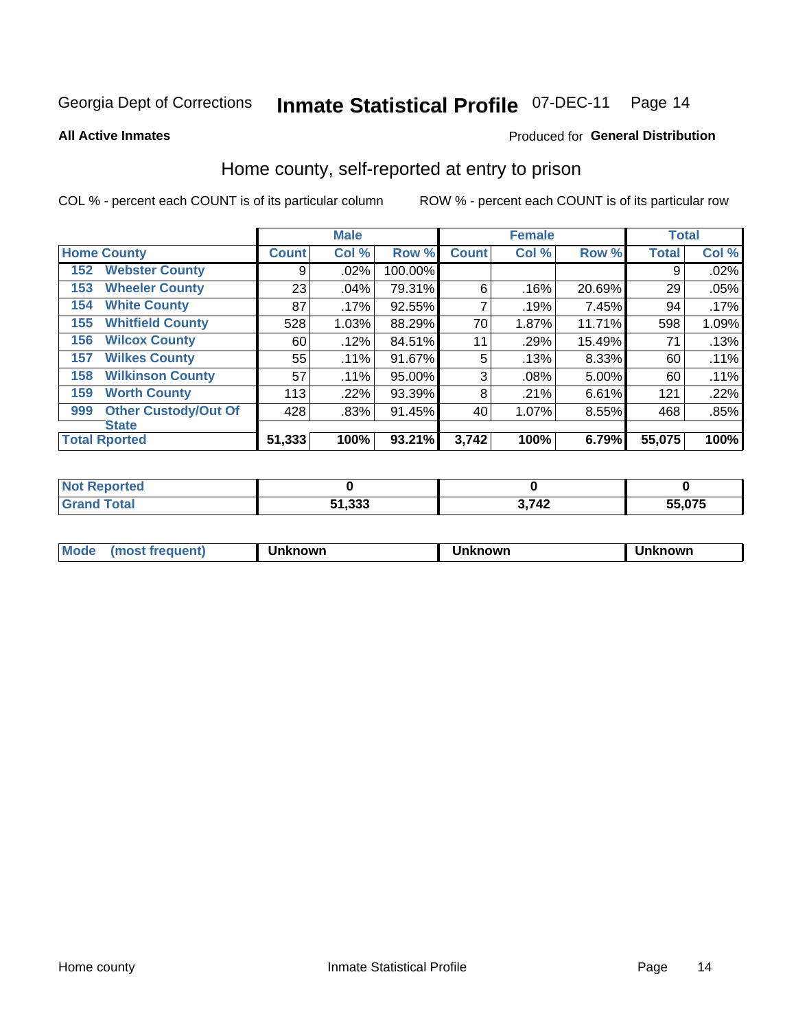Georgia Dept of Corrections **Inmate Statistical Profile** 07-DEC-11

**All Active Inmates**

Produced for **General Distribution**

## Home county, self-reported at entry to prison

COL % - percent each COUNT is of its particular column

ROW % - percent each COUNT is of its particular row

| Home County | Male | | | Female | | | Total | |
|---|---|---|---|---|---|---|---|---|
| | Count | Col % | Row % | Count | Col % | Row % | Total | Col % |
| 152 Webster County | 9 | .02% | 100.00% | | | | 9 | .02% |
| 153 Wheeler County | 23 | .04% | 79.31% | 6 | .16% | 20.69% | 29 | .05% |
| 154 White County | 87 | .17% | 92.55% | 7 | .19% | 7.45% | 94 | .17% |
| 155 Whitfield County | 528 | 1.03% | 88.29% | 70 | 1.87% | 11.71% | 598 | 1.09% |
| 156 Wilcox County | 60 | .12% | 84.51% | 11 | .29% | 15.49% | 71 | .13% |
| 157 Wilkes County | 55 | .11% | 91.67% | 5 | .13% | 8.33% | 60 | .11% |
| 158 Wilkinson County | 57 | .11% | 95.00% | 3 | .08% | 5.00% | 60 | .11% |
| 159 Worth County | 113 | .22% | 93.39% | 8 | .21% | 6.61% | 121 | .22% |
| 999 Other Custody/Out Of State | 428 | .83% | 91.45% | 40 | 1.07% | 8.55% | 468 | .85% |
| **Total Rported** | **51,333** | **100%** | **93.21%** | **3,742** | **100%** | **6.79%** | **55,075** | **100%** |

| | Male | Female | Total |
|---|---|---|---|
| Not Reported | **0** | **0** | **0** |
| Grand Total | **51,333** | **3,742** | **55,075** |

| | Male | Female | Total |
|---|---|---|---|
| Mode (most frequent) | **Unknown** | **Unknown** | **Unknown** |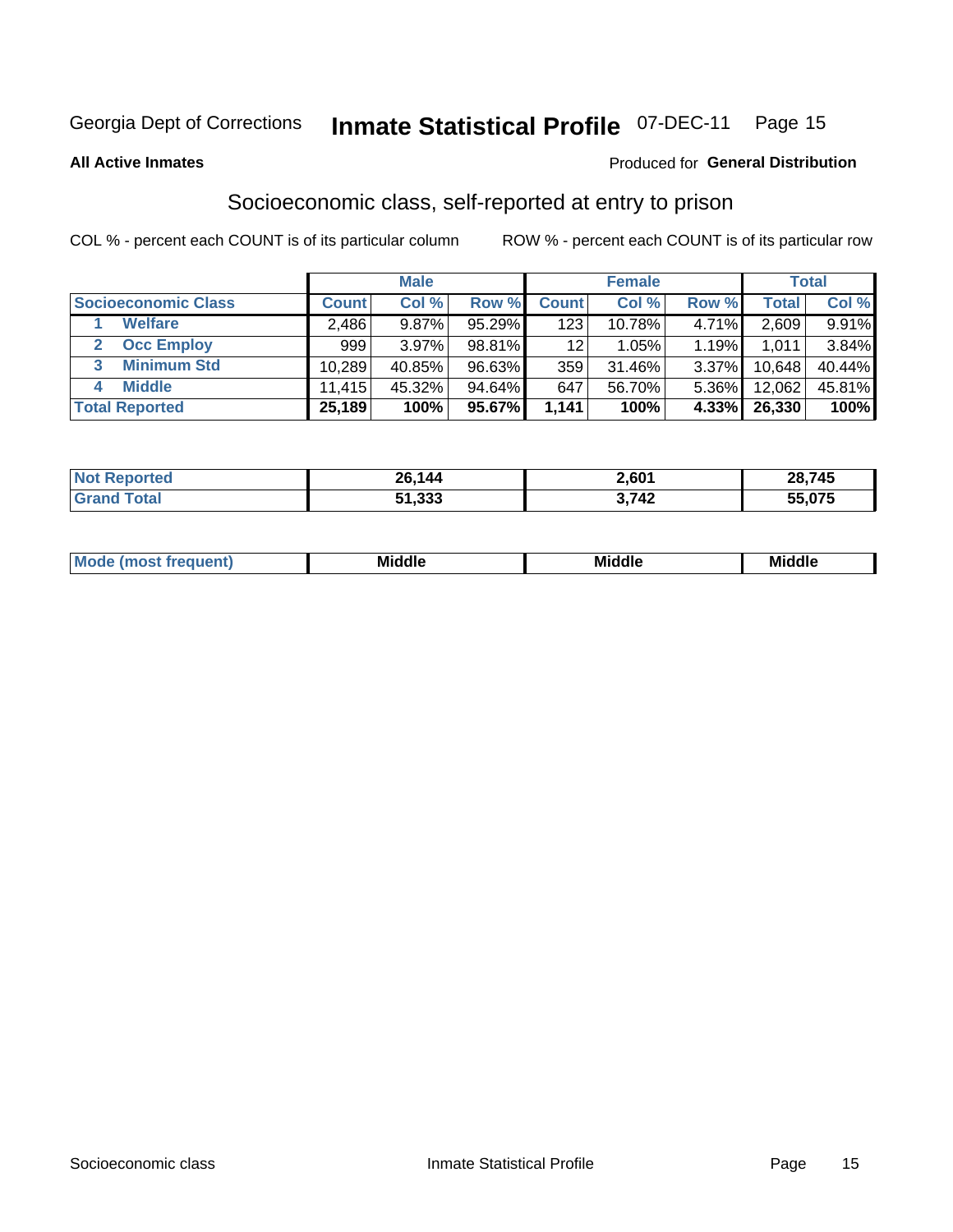Georgia Dept of Corrections **Inmate Statistical Profile** 07-DEC-11

**All Active Inmates**

Produced for **General Distribution**

## Socioeconomic class, self-reported at entry to prison

COL % - percent each COUNT is of its particular column ROW % - percent each COUNT is of its particular row

| | Male | | | Female | | | Total | |
|---|---|---|---|---|---|---|---|---|
| **Socioeconomic Class** | **Count** | **Col %** | **Row %** | **Count** | **Col %** | **Row %** | **Total** | **Col %** |
| 1 **Welfare** | 2,486 | 9.87% | 95.29% | 123 | 10.78% | 4.71% | 2,609 | 9.91% |
| 2 **Occ Employ** | 999 | 3.97% | 98.81% | 12 | 1.05% | 1.19% | 1,011 | 3.84% |
| 3 **Minimum Std** | 10,289 | 40.85% | 96.63% | 359 | 31.46% | 3.37% | 10,648 | 40.44% |
| 4 **Middle** | 11,415 | 45.32% | 94.64% | 647 | 56.70% | 5.36% | 12,062 | 45.81% |
| **Total Reported** | **25,189** | **100%** | **95.67%** | **1,141** | **100%** | **4.33%** | **26,330** | **100%** |

| | Male | Female | Total |
|---|---|---|---|
| **Not Reported** | **26,144** | **2,601** | **28,745** |
| **Grand Total** | **51,333** | **3,742** | **55,075** |

| | Male | Female | Total |
|---|---|---|---|
| **Mode (most frequent)** | **Middle** | **Middle** | **Middle** |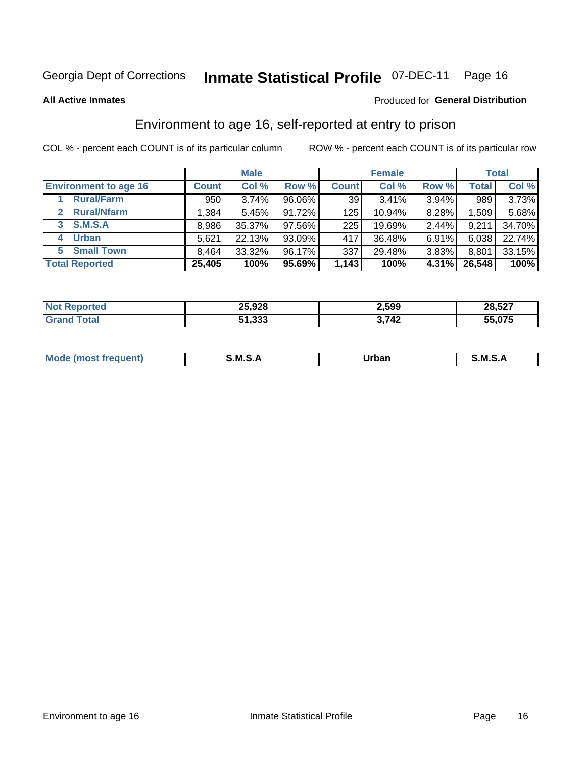Georgia Dept of Corrections **Inmate Statistical Profile** 07-DEC-11

**All Active Inmates**

Produced for **General Distribution**

## Environment to age 16, self-reported at entry to prison

COL % - percent each COUNT is of its particular column

ROW % - percent each COUNT is of its particular row

| | Male | | | Female | | | Total | |
|---|---|---|---|---|---|---|---|---|
| **Environment to age 16** | **Count** | **Col %** | **Row %** | **Count** | **Col %** | **Row %** | **Total** | **Col %** |
| 1 **Rural/Farm** | 950 | 3.74% | 96.06% | 39 | 3.41% | 3.94% | 989 | 3.73% |
| 2 **Rural/Nfarm** | 1,384 | 5.45% | 91.72% | 125 | 10.94% | 8.28% | 1,509 | 5.68% |
| 3 **S.M.S.A** | 8,986 | 35.37% | 97.56% | 225 | 19.69% | 2.44% | 9,211 | 34.70% |
| 4 **Urban** | 5,621 | 22.13% | 93.09% | 417 | 36.48% | 6.91% | 6,038 | 22.74% |
| 5 **Small Town** | 8,464 | 33.32% | 96.17% | 337 | 29.48% | 3.83% | 8,801 | 33.15% |
| **Total Reported** | **25,405** | **100%** | **95.69%** | **1,143** | **100%** | **4.31%** | **26,548** | **100%** |

| | Male | Female | Total |
|---|---|---|---|
| **Not Reported** | **25,928** | **2,599** | **28,527** |
| **Grand Total** | **51,333** | **3,742** | **55,075** |

| | Male | Female | Total |
|---|---|---|---|
| **Mode (most frequent)** | **S.M.S.A** | **Urban** | **S.M.S.A** |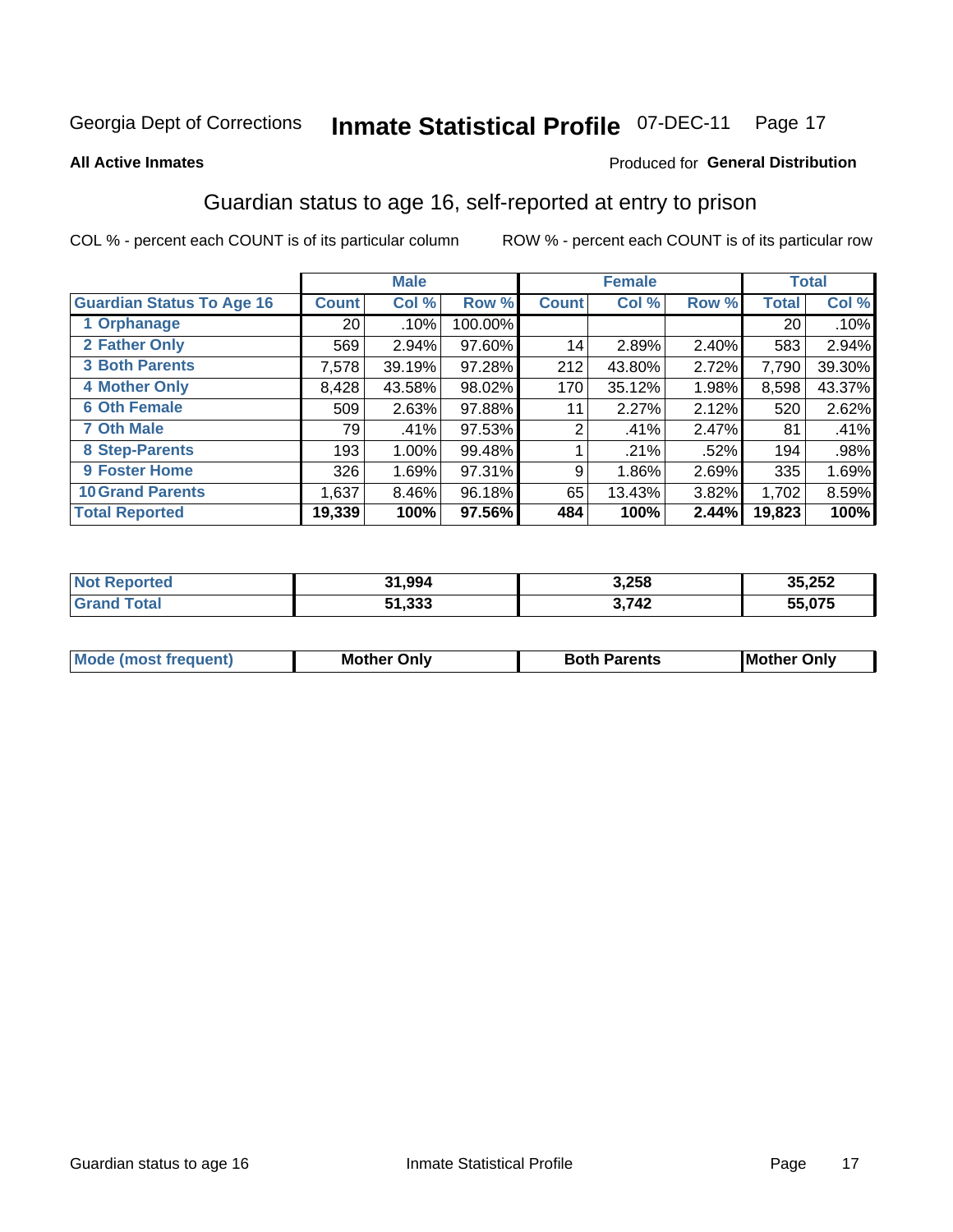Georgia Dept of Corrections **Inmate Statistical Profile** 07-DEC-11

**All Active Inmates**

Produced for **General Distribution**

## Guardian status to age 16, self-reported at entry to prison

COL % - percent each COUNT is of its particular column ROW % - percent each COUNT is of its particular row

| | Male | | | Female | | | Total | |
|---|---|---|---|---|---|---|---|---|
| Guardian Status To Age 16 | Count | Col % | Row % | Count | Col % | Row % | Total | Col % |
| 1 Orphanage | 20 | .10% | 100.00% | | | | 20 | .10% |
| 2 Father Only | 569 | 2.94% | 97.60% | 14 | 2.89% | 2.40% | 583 | 2.94% |
| 3 Both Parents | 7,578 | 39.19% | 97.28% | 212 | 43.80% | 2.72% | 7,790 | 39.30% |
| 4 Mother Only | 8,428 | 43.58% | 98.02% | 170 | 35.12% | 1.98% | 8,598 | 43.37% |
| 6 Oth Female | 509 | 2.63% | 97.88% | 11 | 2.27% | 2.12% | 520 | 2.62% |
| 7 Oth Male | 79 | .41% | 97.53% | 2 | .41% | 2.47% | 81 | .41% |
| 8 Step-Parents | 193 | 1.00% | 99.48% | 1 | .21% | .52% | 194 | .98% |
| 9 Foster Home | 326 | 1.69% | 97.31% | 9 | 1.86% | 2.69% | 335 | 1.69% |
| 10 Grand Parents | 1,637 | 8.46% | 96.18% | 65 | 13.43% | 3.82% | 1,702 | 8.59% |
| **Total Reported** | **19,339** | **100%** | **97.56%** | **484** | **100%** | **2.44%** | **19,823** | **100%** |

| | Male | Female | Total |
|---|---|---|---|
| Not Reported | 31,994 | 3,258 | 35,252 |
| Grand Total | 51,333 | 3,742 | 55,075 |

| | Male | Female | Total |
|---|---|---|---|
| Mode (most frequent) | Mother Only | Both Parents | Mother Only |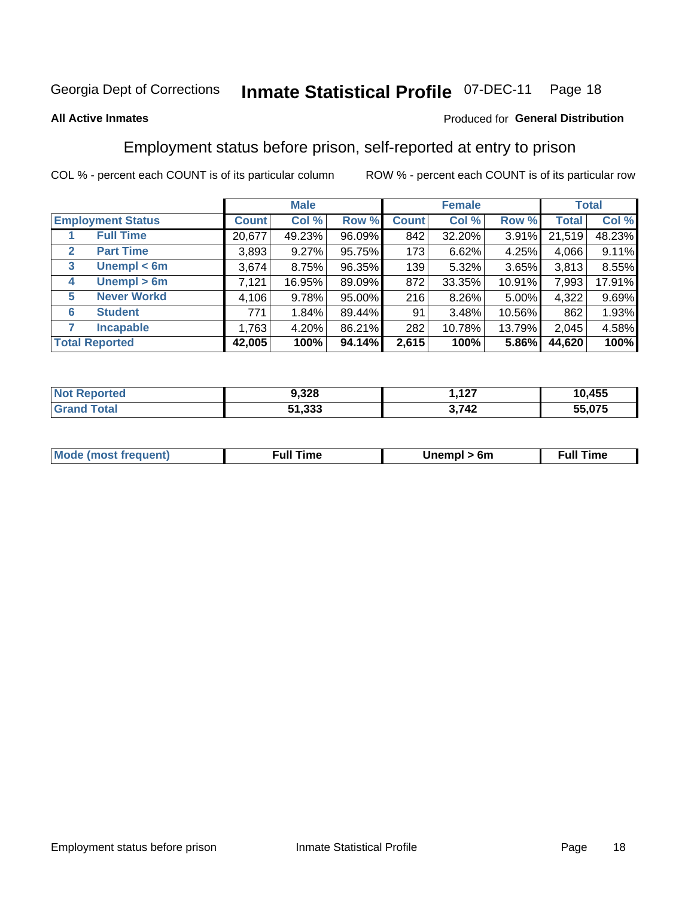Georgia Dept of Corrections **Inmate Statistical Profile** 07-DEC-11

**All Active Inmates**

Produced for **General Distribution**

## Employment status before prison, self-reported at entry to prison

COL % - percent each COUNT is of its particular column ROW % - percent each COUNT is of its particular row

| Employment Status | | Male | | | Female | | | Total | |
|---|---|---|---|---|---|---|---|---|---|
| | | Count | Col % | Row % | Count | Col % | Row % | Total | Col % |
| 1 | Full Time | 20,677 | 49.23% | 96.09% | 842 | 32.20% | 3.91% | 21,519 | 48.23% |
| 2 | Part Time | 3,893 | 9.27% | 95.75% | 173 | 6.62% | 4.25% | 4,066 | 9.11% |
| 3 | Unempl < 6m | 3,674 | 8.75% | 96.35% | 139 | 5.32% | 3.65% | 3,813 | 8.55% |
| 4 | Unempl > 6m | 7,121 | 16.95% | 89.09% | 872 | 33.35% | 10.91% | 7,993 | 17.91% |
| 5 | Never Workd | 4,106 | 9.78% | 95.00% | 216 | 8.26% | 5.00% | 4,322 | 9.69% |
| 6 | Student | 771 | 1.84% | 89.44% | 91 | 3.48% | 10.56% | 862 | 1.93% |
| 7 | Incapable | 1,763 | 4.20% | 86.21% | 282 | 10.78% | 13.79% | 2,045 | 4.58% |
| **Total Reported** | | **42,005** | **100%** | **94.14%** | **2,615** | **100%** | **5.86%** | **44,620** | **100%** |

| | Male | Female | Total |
|---|---|---|---|
| Not Reported | 9,328 | 1,127 | 10,455 |
| Grand Total | 51,333 | 3,742 | 55,075 |

| | Male | Female | Total |
|---|---|---|---|
| Mode (most frequent) | Full Time | Unempl > 6m | Full Time |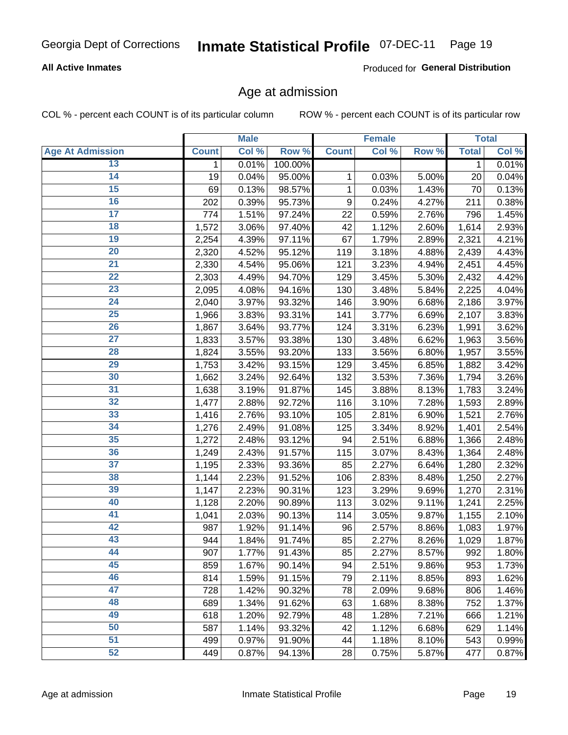Georgia Dept of Corrections **Inmate Statistical Profile** 07-DEC-11

**All Active Inmates**

Produced for **General Distribution**

## Age at admission

COL % - percent each COUNT is of its particular column

ROW % - percent each COUNT is of its particular row

| | Male | | | Female | | | Total | |
|---|---|---|---|---|---|---|---|---|
| **Age At Admission** | **Count** | **Col %** | **Row %** | **Count** | **Col %** | **Row %** | **Total** | **Col %** |
| 13 | 1 | 0.01% | 100.00% | | | | 1 | 0.01% |
| 14 | 19 | 0.04% | 95.00% | 1 | 0.03% | 5.00% | 20 | 0.04% |
| 15 | 69 | 0.13% | 98.57% | 1 | 0.03% | 1.43% | 70 | 0.13% |
| 16 | 202 | 0.39% | 95.73% | 9 | 0.24% | 4.27% | 211 | 0.38% |
| 17 | 774 | 1.51% | 97.24% | 22 | 0.59% | 2.76% | 796 | 1.45% |
| 18 | 1,572 | 3.06% | 97.40% | 42 | 1.12% | 2.60% | 1,614 | 2.93% |
| 19 | 2,254 | 4.39% | 97.11% | 67 | 1.79% | 2.89% | 2,321 | 4.21% |
| 20 | 2,320 | 4.52% | 95.12% | 119 | 3.18% | 4.88% | 2,439 | 4.43% |
| 21 | 2,330 | 4.54% | 95.06% | 121 | 3.23% | 4.94% | 2,451 | 4.45% |
| 22 | 2,303 | 4.49% | 94.70% | 129 | 3.45% | 5.30% | 2,432 | 4.42% |
| 23 | 2,095 | 4.08% | 94.16% | 130 | 3.48% | 5.84% | 2,225 | 4.04% |
| 24 | 2,040 | 3.97% | 93.32% | 146 | 3.90% | 6.68% | 2,186 | 3.97% |
| 25 | 1,966 | 3.83% | 93.31% | 141 | 3.77% | 6.69% | 2,107 | 3.83% |
| 26 | 1,867 | 3.64% | 93.77% | 124 | 3.31% | 6.23% | 1,991 | 3.62% |
| 27 | 1,833 | 3.57% | 93.38% | 130 | 3.48% | 6.62% | 1,963 | 3.56% |
| 28 | 1,824 | 3.55% | 93.20% | 133 | 3.56% | 6.80% | 1,957 | 3.55% |
| 29 | 1,753 | 3.42% | 93.15% | 129 | 3.45% | 6.85% | 1,882 | 3.42% |
| 30 | 1,662 | 3.24% | 92.64% | 132 | 3.53% | 7.36% | 1,794 | 3.26% |
| 31 | 1,638 | 3.19% | 91.87% | 145 | 3.88% | 8.13% | 1,783 | 3.24% |
| 32 | 1,477 | 2.88% | 92.72% | 116 | 3.10% | 7.28% | 1,593 | 2.89% |
| 33 | 1,416 | 2.76% | 93.10% | 105 | 2.81% | 6.90% | 1,521 | 2.76% |
| 34 | 1,276 | 2.49% | 91.08% | 125 | 3.34% | 8.92% | 1,401 | 2.54% |
| 35 | 1,272 | 2.48% | 93.12% | 94 | 2.51% | 6.88% | 1,366 | 2.48% |
| 36 | 1,249 | 2.43% | 91.57% | 115 | 3.07% | 8.43% | 1,364 | 2.48% |
| 37 | 1,195 | 2.33% | 93.36% | 85 | 2.27% | 6.64% | 1,280 | 2.32% |
| 38 | 1,144 | 2.23% | 91.52% | 106 | 2.83% | 8.48% | 1,250 | 2.27% |
| 39 | 1,147 | 2.23% | 90.31% | 123 | 3.29% | 9.69% | 1,270 | 2.31% |
| 40 | 1,128 | 2.20% | 90.89% | 113 | 3.02% | 9.11% | 1,241 | 2.25% |
| 41 | 1,041 | 2.03% | 90.13% | 114 | 3.05% | 9.87% | 1,155 | 2.10% |
| 42 | 987 | 1.92% | 91.14% | 96 | 2.57% | 8.86% | 1,083 | 1.97% |
| 43 | 944 | 1.84% | 91.74% | 85 | 2.27% | 8.26% | 1,029 | 1.87% |
| 44 | 907 | 1.77% | 91.43% | 85 | 2.27% | 8.57% | 992 | 1.80% |
| 45 | 859 | 1.67% | 90.14% | 94 | 2.51% | 9.86% | 953 | 1.73% |
| 46 | 814 | 1.59% | 91.15% | 79 | 2.11% | 8.85% | 893 | 1.62% |
| 47 | 728 | 1.42% | 90.32% | 78 | 2.09% | 9.68% | 806 | 1.46% |
| 48 | 689 | 1.34% | 91.62% | 63 | 1.68% | 8.38% | 752 | 1.37% |
| 49 | 618 | 1.20% | 92.79% | 48 | 1.28% | 7.21% | 666 | 1.21% |
| 50 | 587 | 1.14% | 93.32% | 42 | 1.12% | 6.68% | 629 | 1.14% |
| 51 | 499 | 0.97% | 91.90% | 44 | 1.18% | 8.10% | 543 | 0.99% |
| 52 | 449 | 0.87% | 94.13% | 28 | 0.75% | 5.87% | 477 | 0.87% |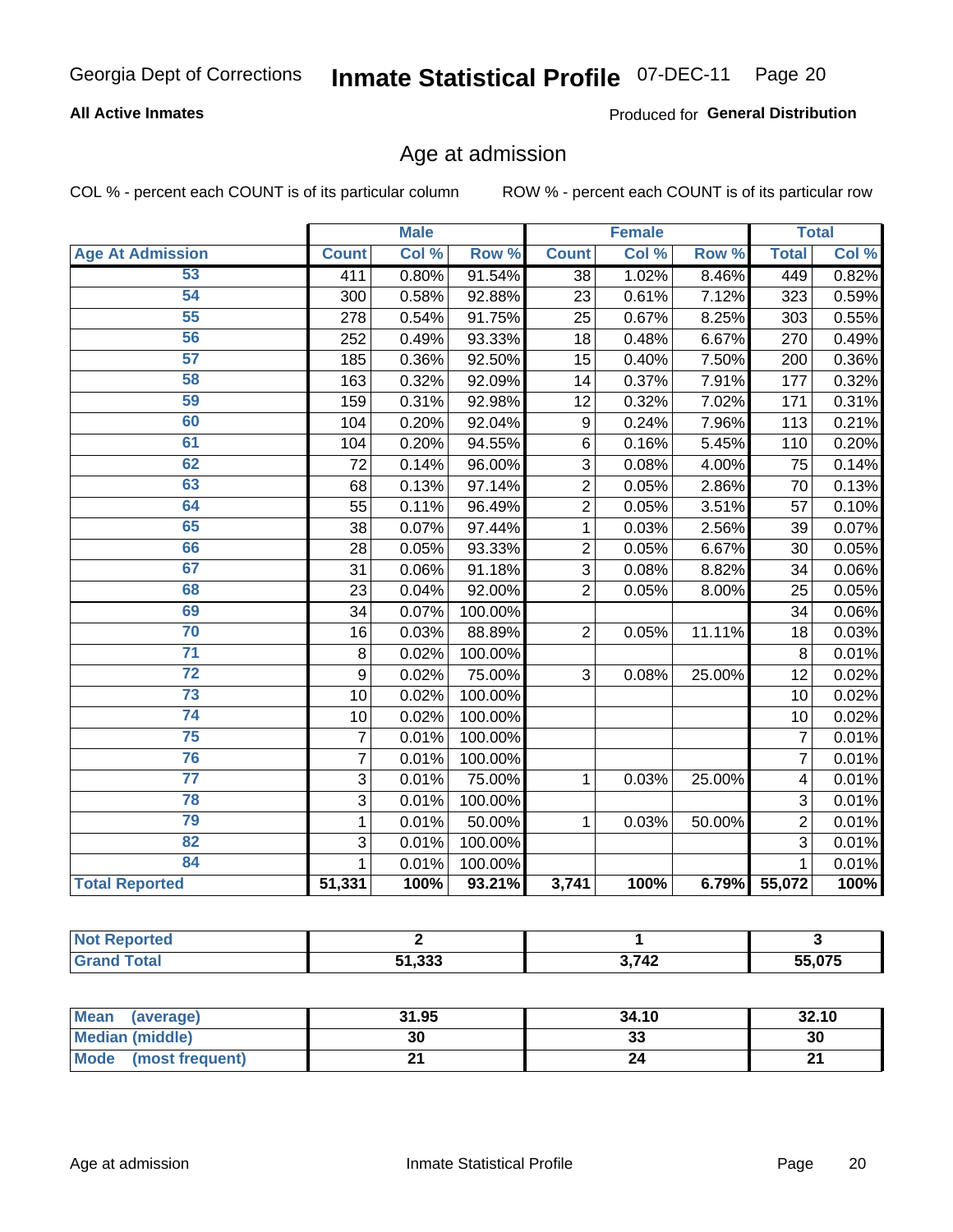Georgia Dept of Corrections **Inmate Statistical Profile** 07-DEC-11

**All Active Inmates**

Produced for **General Distribution**

## Age at admission

COL % - percent each COUNT is of its particular column ROW % - percent each COUNT is of its particular row

| | Male | | | Female | | | Total | |
|---|---|---|---|---|---|---|---|---|
| **Age At Admission** | **Count** | **Col %** | **Row %** | **Count** | **Col %** | **Row %** | **Total** | **Col %** |
| 53 | 411 | 0.80% | 91.54% | 38 | 1.02% | 8.46% | 449 | 0.82% |
| 54 | 300 | 0.58% | 92.88% | 23 | 0.61% | 7.12% | 323 | 0.59% |
| 55 | 278 | 0.54% | 91.75% | 25 | 0.67% | 8.25% | 303 | 0.55% |
| 56 | 252 | 0.49% | 93.33% | 18 | 0.48% | 6.67% | 270 | 0.49% |
| 57 | 185 | 0.36% | 92.50% | 15 | 0.40% | 7.50% | 200 | 0.36% |
| 58 | 163 | 0.32% | 92.09% | 14 | 0.37% | 7.91% | 177 | 0.32% |
| 59 | 159 | 0.31% | 92.98% | 12 | 0.32% | 7.02% | 171 | 0.31% |
| 60 | 104 | 0.20% | 92.04% | 9 | 0.24% | 7.96% | 113 | 0.21% |
| 61 | 104 | 0.20% | 94.55% | 6 | 0.16% | 5.45% | 110 | 0.20% |
| 62 | 72 | 0.14% | 96.00% | 3 | 0.08% | 4.00% | 75 | 0.14% |
| 63 | 68 | 0.13% | 97.14% | 2 | 0.05% | 2.86% | 70 | 0.13% |
| 64 | 55 | 0.11% | 96.49% | 2 | 0.05% | 3.51% | 57 | 0.10% |
| 65 | 38 | 0.07% | 97.44% | 1 | 0.03% | 2.56% | 39 | 0.07% |
| 66 | 28 | 0.05% | 93.33% | 2 | 0.05% | 6.67% | 30 | 0.05% |
| 67 | 31 | 0.06% | 91.18% | 3 | 0.08% | 8.82% | 34 | 0.06% |
| 68 | 23 | 0.04% | 92.00% | 2 | 0.05% | 8.00% | 25 | 0.05% |
| 69 | 34 | 0.07% | 100.00% | | | | 34 | 0.06% |
| 70 | 16 | 0.03% | 88.89% | 2 | 0.05% | 11.11% | 18 | 0.03% |
| 71 | 8 | 0.02% | 100.00% | | | | 8 | 0.01% |
| 72 | 9 | 0.02% | 75.00% | 3 | 0.08% | 25.00% | 12 | 0.02% |
| 73 | 10 | 0.02% | 100.00% | | | | 10 | 0.02% |
| 74 | 10 | 0.02% | 100.00% | | | | 10 | 0.02% |
| 75 | 7 | 0.01% | 100.00% | | | | 7 | 0.01% |
| 76 | 7 | 0.01% | 100.00% | | | | 7 | 0.01% |
| 77 | 3 | 0.01% | 75.00% | 1 | 0.03% | 25.00% | 4 | 0.01% |
| 78 | 3 | 0.01% | 100.00% | | | | 3 | 0.01% |
| 79 | 1 | 0.01% | 50.00% | 1 | 0.03% | 50.00% | 2 | 0.01% |
| 82 | 3 | 0.01% | 100.00% | | | | 3 | 0.01% |
| 84 | 1 | 0.01% | 100.00% | | | | 1 | 0.01% |
| **Total Reported** | **51,331** | **100%** | **93.21%** | **3,741** | **100%** | **6.79%** | **55,072** | **100%** |

| | Male | Female | Total |
|---|---|---|---|
| **Not Reported** | **2** | **1** | **3** |
| **Grand Total** | **51,333** | **3,742** | **55,075** |

| | Male | Female | Total |
|---|---|---|---|
| **Mean (average)** | **31.95** | **34.10** | **32.10** |
| **Median (middle)** | **30** | **33** | **30** |
| **Mode (most frequent)** | **21** | **24** | **21** |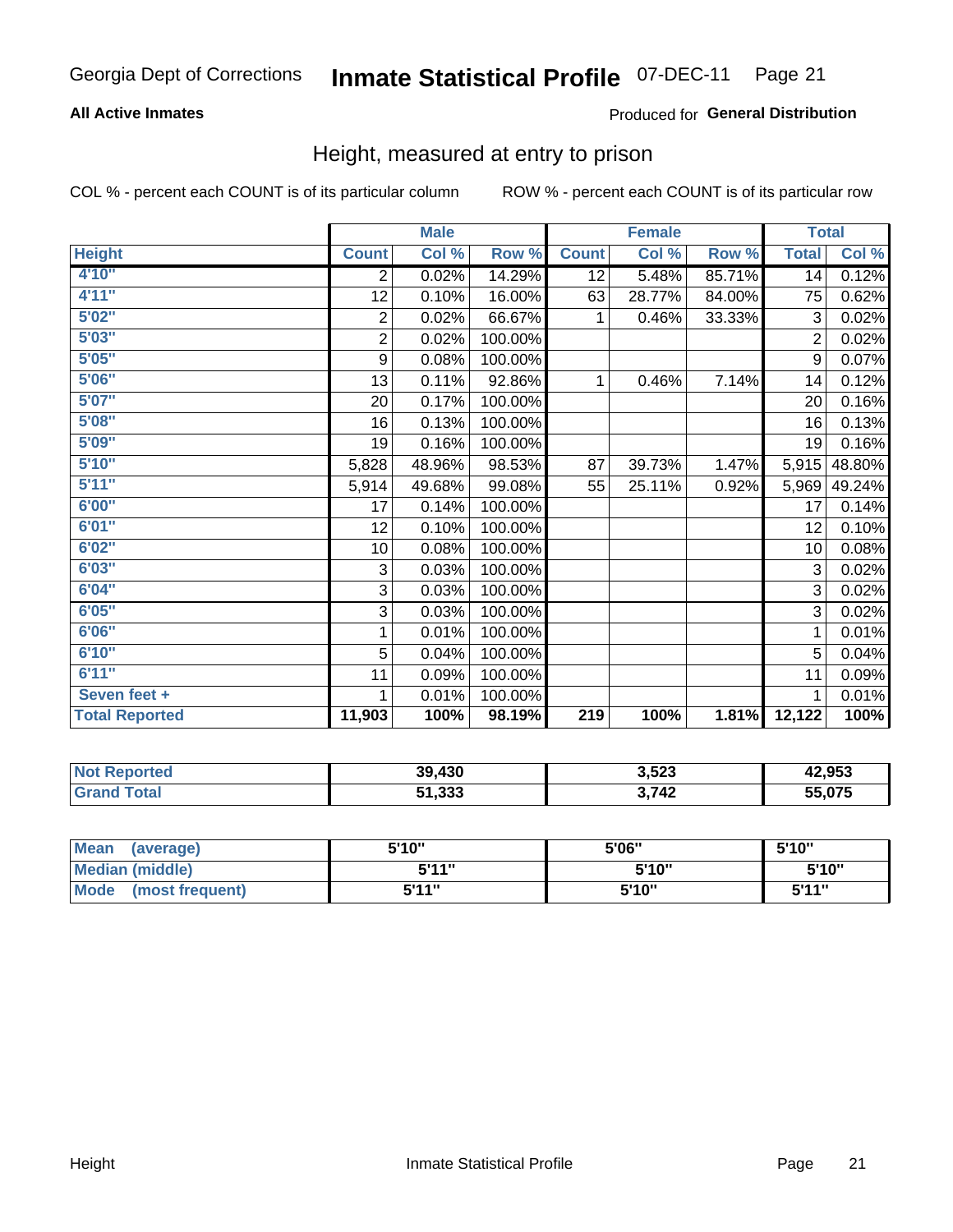Georgia Dept of Corrections **Inmate Statistical Profile** 07-DEC-11

**All Active Inmates**

Produced for **General Distribution**

## Height, measured at entry to prison

COL % - percent each COUNT is of its particular column

ROW % - percent each COUNT is of its particular row

| | Male | | | Female | | | Total | |
|---|---|---|---|---|---|---|---|---|
| **Height** | **Count** | **Col %** | **Row %** | **Count** | **Col %** | **Row %** | **Total** | **Col %** |
| **4'10"** | 2 | 0.02% | 14.29% | 12 | 5.48% | 85.71% | 14 | 0.12% |
| **4'11"** | 12 | 0.10% | 16.00% | 63 | 28.77% | 84.00% | 75 | 0.62% |
| **5'02"** | 2 | 0.02% | 66.67% | 1 | 0.46% | 33.33% | 3 | 0.02% |
| **5'03"** | 2 | 0.02% | 100.00% | | | | 2 | 0.02% |
| **5'05"** | 9 | 0.08% | 100.00% | | | | 9 | 0.07% |
| **5'06"** | 13 | 0.11% | 92.86% | 1 | 0.46% | 7.14% | 14 | 0.12% |
| **5'07"** | 20 | 0.17% | 100.00% | | | | 20 | 0.16% |
| **5'08"** | 16 | 0.13% | 100.00% | | | | 16 | 0.13% |
| **5'09"** | 19 | 0.16% | 100.00% | | | | 19 | 0.16% |
| **5'10"** | 5,828 | 48.96% | 98.53% | 87 | 39.73% | 1.47% | 5,915 | 48.80% |
| **5'11"** | 5,914 | 49.68% | 99.08% | 55 | 25.11% | 0.92% | 5,969 | 49.24% |
| **6'00"** | 17 | 0.14% | 100.00% | | | | 17 | 0.14% |
| **6'01"** | 12 | 0.10% | 100.00% | | | | 12 | 0.10% |
| **6'02"** | 10 | 0.08% | 100.00% | | | | 10 | 0.08% |
| **6'03"** | 3 | 0.03% | 100.00% | | | | 3 | 0.02% |
| **6'04"** | 3 | 0.03% | 100.00% | | | | 3 | 0.02% |
| **6'05"** | 3 | 0.03% | 100.00% | | | | 3 | 0.02% |
| **6'06"** | 1 | 0.01% | 100.00% | | | | 1 | 0.01% |
| **6'10"** | 5 | 0.04% | 100.00% | | | | 5 | 0.04% |
| **6'11"** | 11 | 0.09% | 100.00% | | | | 11 | 0.09% |
| **Seven feet +** | 1 | 0.01% | 100.00% | | | | 1 | 0.01% |
| **Total Reported** | **11,903** | **100%** | **98.19%** | **219** | **100%** | **1.81%** | **12,122** | **100%** |

| | Male | Female | Total |
|---|---|---|---|
| **Not Reported** | **39,430** | **3,523** | **42,953** |
| **Grand Total** | **51,333** | **3,742** | **55,075** |

| | Male | Female | Total |
|---|---|---|---|
| **Mean (average)** | **5'10"** | **5'06"** | **5'10"** |
| **Median (middle)** | **5'11"** | **5'10"** | **5'10"** |
| **Mode (most frequent)** | **5'11"** | **5'10"** | **5'11"** |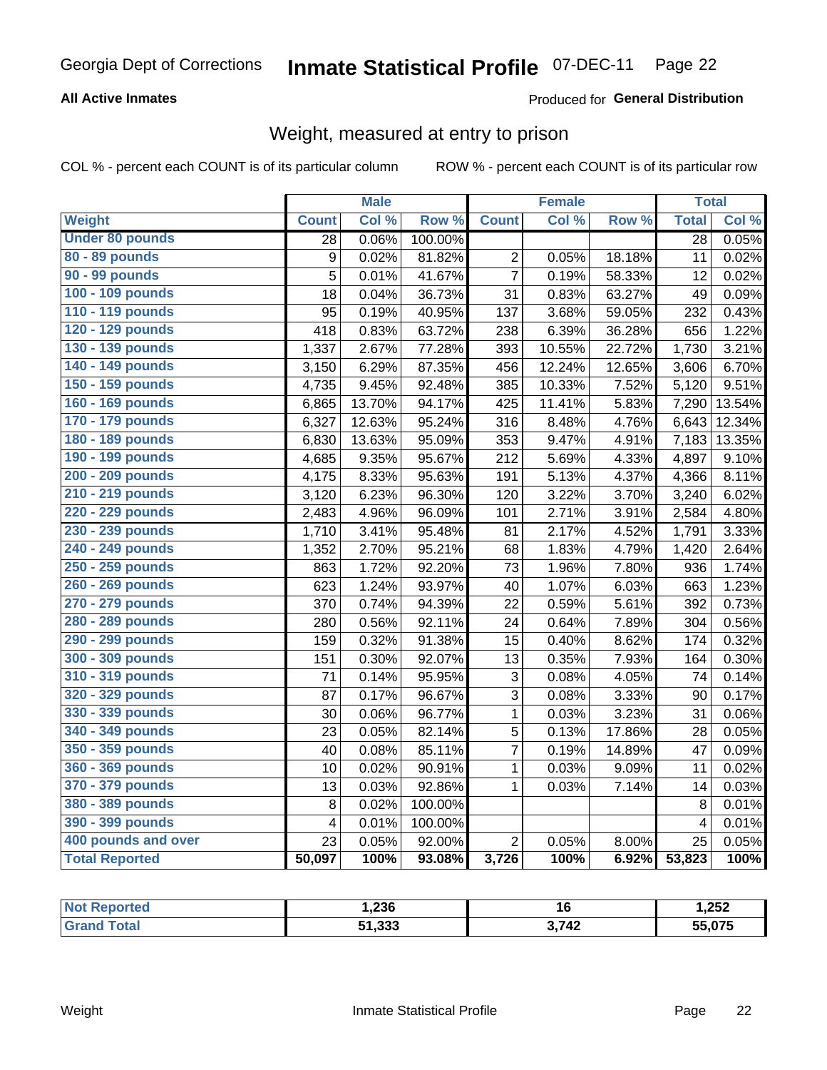Georgia Dept of Corrections **Inmate Statistical Profile** 07-DEC-11

**All Active Inmates**

Produced for **General Distribution**

## Weight, measured at entry to prison

COL % - percent each COUNT is of its particular column ROW % - percent each COUNT is of its particular row

| | Male | | | Female | | | Total | |
|---|---|---|---|---|---|---|---|---|
| **Weight** | **Count** | **Col %** | **Row %** | **Count** | **Col %** | **Row %** | **Total** | **Col %** |
| **Under 80 pounds** | 28 | 0.06% | 100.00% | | | | 28 | 0.05% |
| **80 - 89 pounds** | 9 | 0.02% | 81.82% | 2 | 0.05% | 18.18% | 11 | 0.02% |
| **90 - 99 pounds** | 5 | 0.01% | 41.67% | 7 | 0.19% | 58.33% | 12 | 0.02% |
| **100 - 109 pounds** | 18 | 0.04% | 36.73% | 31 | 0.83% | 63.27% | 49 | 0.09% |
| **110 - 119 pounds** | 95 | 0.19% | 40.95% | 137 | 3.68% | 59.05% | 232 | 0.43% |
| **120 - 129 pounds** | 418 | 0.83% | 63.72% | 238 | 6.39% | 36.28% | 656 | 1.22% |
| **130 - 139 pounds** | 1,337 | 2.67% | 77.28% | 393 | 10.55% | 22.72% | 1,730 | 3.21% |
| **140 - 149 pounds** | 3,150 | 6.29% | 87.35% | 456 | 12.24% | 12.65% | 3,606 | 6.70% |
| **150 - 159 pounds** | 4,735 | 9.45% | 92.48% | 385 | 10.33% | 7.52% | 5,120 | 9.51% |
| **160 - 169 pounds** | 6,865 | 13.70% | 94.17% | 425 | 11.41% | 5.83% | 7,290 | 13.54% |
| **170 - 179 pounds** | 6,327 | 12.63% | 95.24% | 316 | 8.48% | 4.76% | 6,643 | 12.34% |
| **180 - 189 pounds** | 6,830 | 13.63% | 95.09% | 353 | 9.47% | 4.91% | 7,183 | 13.35% |
| **190 - 199 pounds** | 4,685 | 9.35% | 95.67% | 212 | 5.69% | 4.33% | 4,897 | 9.10% |
| **200 - 209 pounds** | 4,175 | 8.33% | 95.63% | 191 | 5.13% | 4.37% | 4,366 | 8.11% |
| **210 - 219 pounds** | 3,120 | 6.23% | 96.30% | 120 | 3.22% | 3.70% | 3,240 | 6.02% |
| **220 - 229 pounds** | 2,483 | 4.96% | 96.09% | 101 | 2.71% | 3.91% | 2,584 | 4.80% |
| **230 - 239 pounds** | 1,710 | 3.41% | 95.48% | 81 | 2.17% | 4.52% | 1,791 | 3.33% |
| **240 - 249 pounds** | 1,352 | 2.70% | 95.21% | 68 | 1.83% | 4.79% | 1,420 | 2.64% |
| **250 - 259 pounds** | 863 | 1.72% | 92.20% | 73 | 1.96% | 7.80% | 936 | 1.74% |
| **260 - 269 pounds** | 623 | 1.24% | 93.97% | 40 | 1.07% | 6.03% | 663 | 1.23% |
| **270 - 279 pounds** | 370 | 0.74% | 94.39% | 22 | 0.59% | 5.61% | 392 | 0.73% |
| **280 - 289 pounds** | 280 | 0.56% | 92.11% | 24 | 0.64% | 7.89% | 304 | 0.56% |
| **290 - 299 pounds** | 159 | 0.32% | 91.38% | 15 | 0.40% | 8.62% | 174 | 0.32% |
| **300 - 309 pounds** | 151 | 0.30% | 92.07% | 13 | 0.35% | 7.93% | 164 | 0.30% |
| **310 - 319 pounds** | 71 | 0.14% | 95.95% | 3 | 0.08% | 4.05% | 74 | 0.14% |
| **320 - 329 pounds** | 87 | 0.17% | 96.67% | 3 | 0.08% | 3.33% | 90 | 0.17% |
| **330 - 339 pounds** | 30 | 0.06% | 96.77% | 1 | 0.03% | 3.23% | 31 | 0.06% |
| **340 - 349 pounds** | 23 | 0.05% | 82.14% | 5 | 0.13% | 17.86% | 28 | 0.05% |
| **350 - 359 pounds** | 40 | 0.08% | 85.11% | 7 | 0.19% | 14.89% | 47 | 0.09% |
| **360 - 369 pounds** | 10 | 0.02% | 90.91% | 1 | 0.03% | 9.09% | 11 | 0.02% |
| **370 - 379 pounds** | 13 | 0.03% | 92.86% | 1 | 0.03% | 7.14% | 14 | 0.03% |
| **380 - 389 pounds** | 8 | 0.02% | 100.00% | | | | 8 | 0.01% |
| **390 - 399 pounds** | 4 | 0.01% | 100.00% | | | | 4 | 0.01% |
| **400 pounds and over** | 23 | 0.05% | 92.00% | 2 | 0.05% | 8.00% | 25 | 0.05% |
| **Total Reported** | **50,097** | **100%** | **93.08%** | **3,726** | **100%** | **6.92%** | **53,823** | **100%** |

| | Male | Female | Total |
|---|---|---|---|
| **Not Reported** | **1,236** | **16** | **1,252** |
| **Grand Total** | **51,333** | **3,742** | **55,075** |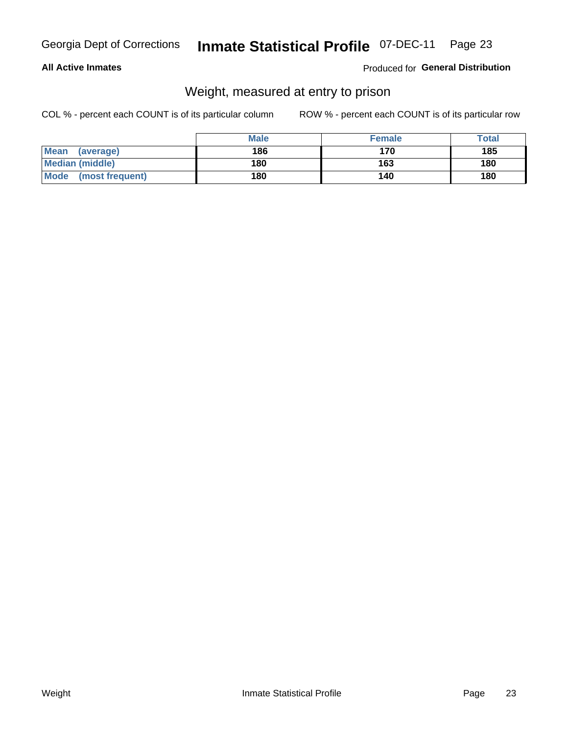**All Active Inmates**

Produced for **General Distribution**

## Weight, measured at entry to prison

COL % - percent each COUNT is of its particular column

ROW % - percent each COUNT is of its particular row

| | Male | Female | Total |
|---|---|---|---|
| **Mean (average)** | 186 | 170 | 185 |
| **Median (middle)** | 180 | 163 | 180 |
| **Mode (most frequent)** | 180 | 140 | 180 |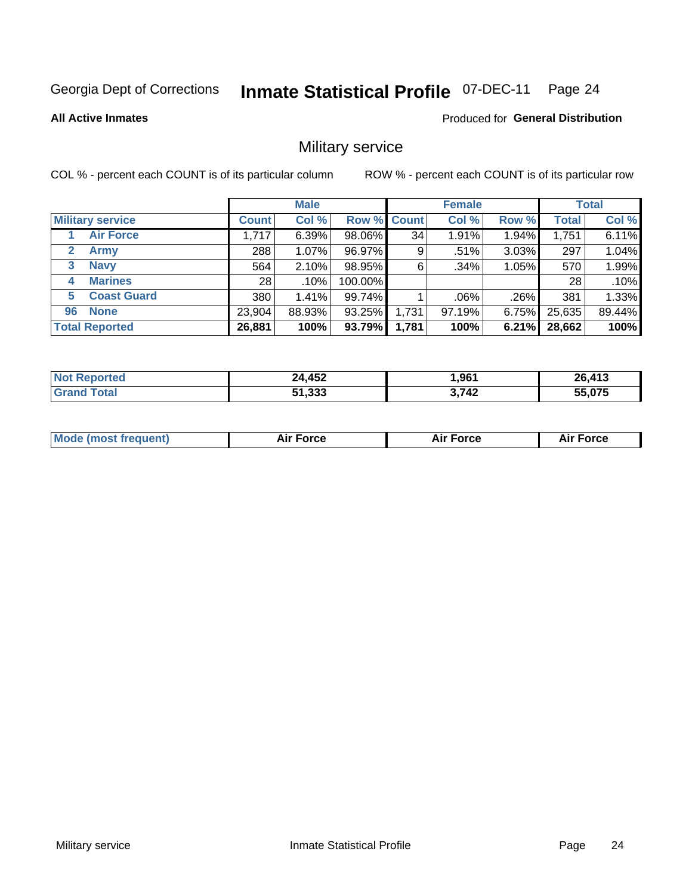Georgia Dept of Corrections **Inmate Statistical Profile** 07-DEC-11

**All Active Inmates**

Produced for **General Distribution**

## Military service

COL % - percent each COUNT is of its particular column ROW % - percent each COUNT is of its particular row

| | | Male | | | Female | | | Total | |
|---|---|---|---|---|---|---|---|---|---|
| **Military service** | | **Count** | **Col %** | **Row %** | **Count** | **Col %** | **Row %** | **Total** | **Col %** |
| 1 | **Air Force** | 1,717 | 6.39% | 98.06% | 34 | 1.91% | 1.94% | 1,751 | 6.11% |
| 2 | **Army** | 288 | 1.07% | 96.97% | 9 | .51% | 3.03% | 297 | 1.04% |
| 3 | **Navy** | 564 | 2.10% | 98.95% | 6 | .34% | 1.05% | 570 | 1.99% |
| 4 | **Marines** | 28 | .10% | 100.00% | | | | 28 | .10% |
| 5 | **Coast Guard** | 380 | 1.41% | 99.74% | 1 | .06% | .26% | 381 | 1.33% |
| 96 | **None** | 23,904 | 88.93% | 93.25% | 1,731 | 97.19% | 6.75% | 25,635 | 89.44% |
| **Total Reported** | | **26,881** | **100%** | **93.79%** | **1,781** | **100%** | **6.21%** | **28,662** | **100%** |

| | Male | Female | Total |
|---|---|---|---|
| **Not Reported** | **24,452** | **1,961** | **26,413** |
| **Grand Total** | **51,333** | **3,742** | **55,075** |

| | Male | Female | Total |
|---|---|---|---|
| **Mode (most frequent)** | **Air Force** | **Air Force** | **Air Force** |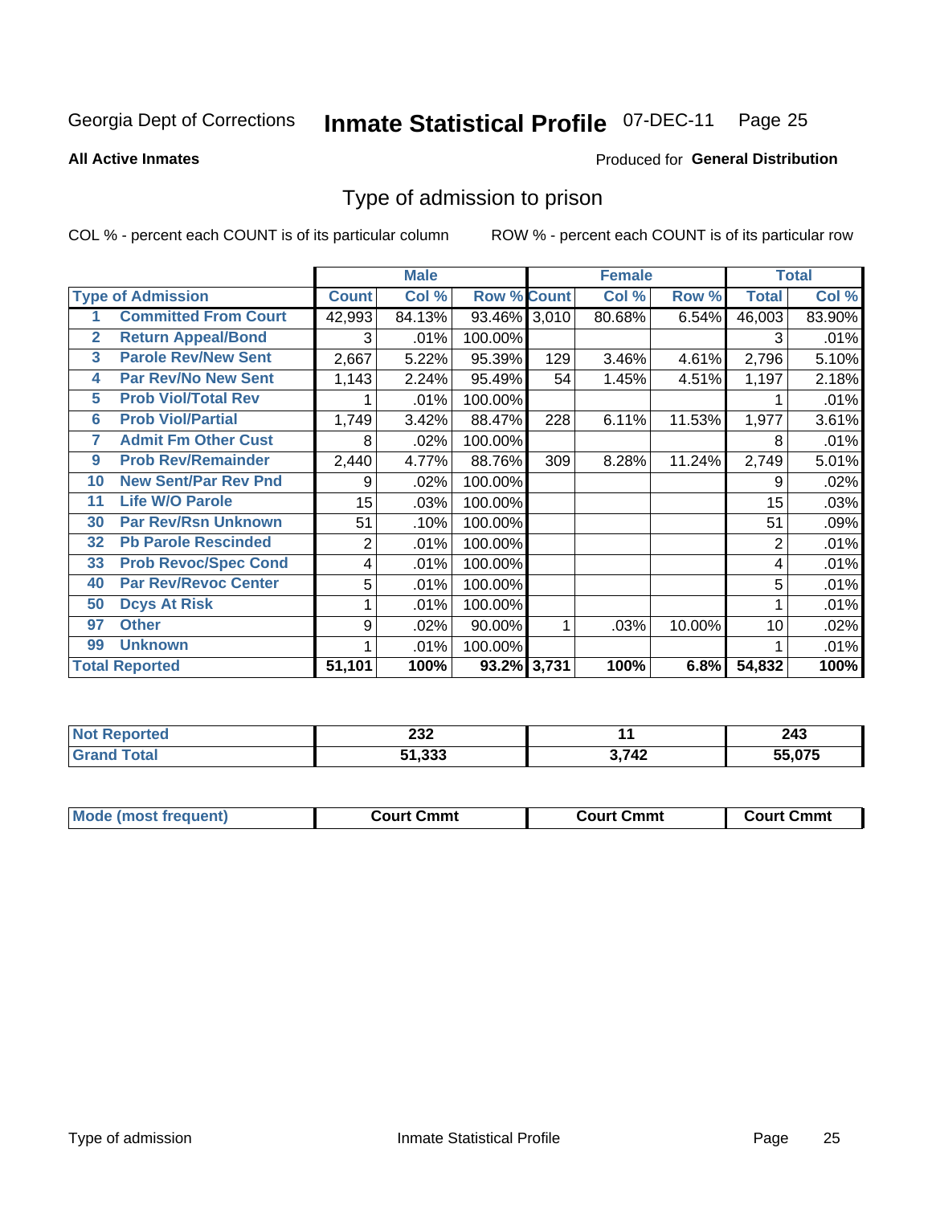Georgia Dept of Corrections **Inmate Statistical Profile** 07-DEC-11

**All Active Inmates**

Produced for **General Distribution**

## Type of admission to prison

COL % - percent each COUNT is of its particular column ROW % - percent each COUNT is of its particular row

| | | Male | | | Female | | | Total | |
|---|---|---|---|---|---|---|---|---|---|
| | Type of Admission | Count | Col % | Row % | Count | Col % | Row % | Total | Col % |
| 1 | Committed From Court | 42,993 | 84.13% | 93.46% | 3,010 | 80.68% | 6.54% | 46,003 | 83.90% |
| 2 | Return Appeal/Bond | 3 | .01% | 100.00% | | | | 3 | .01% |
| 3 | Parole Rev/New Sent | 2,667 | 5.22% | 95.39% | 129 | 3.46% | 4.61% | 2,796 | 5.10% |
| 4 | Par Rev/No New Sent | 1,143 | 2.24% | 95.49% | 54 | 1.45% | 4.51% | 1,197 | 2.18% |
| 5 | Prob Viol/Total Rev | 1 | .01% | 100.00% | | | | 1 | .01% |
| 6 | Prob Viol/Partial | 1,749 | 3.42% | 88.47% | 228 | 6.11% | 11.53% | 1,977 | 3.61% |
| 7 | Admit Fm Other Cust | 8 | .02% | 100.00% | | | | 8 | .01% |
| 9 | Prob Rev/Remainder | 2,440 | 4.77% | 88.76% | 309 | 8.28% | 11.24% | 2,749 | 5.01% |
| 10 | New Sent/Par Rev Pnd | 9 | .02% | 100.00% | | | | 9 | .02% |
| 11 | Life W/O Parole | 15 | .03% | 100.00% | | | | 15 | .03% |
| 30 | Par Rev/Rsn Unknown | 51 | .10% | 100.00% | | | | 51 | .09% |
| 32 | Pb Parole Rescinded | 2 | .01% | 100.00% | | | | 2 | .01% |
| 33 | Prob Revoc/Spec Cond | 4 | .01% | 100.00% | | | | 4 | .01% |
| 40 | Par Rev/Revoc Center | 5 | .01% | 100.00% | | | | 5 | .01% |
| 50 | Dcys At Risk | 1 | .01% | 100.00% | | | | 1 | .01% |
| 97 | Other | 9 | .02% | 90.00% | 1 | .03% | 10.00% | 10 | .02% |
| 99 | Unknown | 1 | .01% | 100.00% | | | | 1 | .01% |
| | **Total Reported** | **51,101** | **100%** | **93.2%** | **3,731** | **100%** | **6.8%** | **54,832** | **100%** |

| | Male | Female | Total |
|---|---|---|---|
| Not Reported | 232 | 11 | 243 |
| Grand Total | 51,333 | 3,742 | 55,075 |

| | Male | Female | Total |
|---|---|---|---|
| Mode (most frequent) | Court Cmmt | Court Cmmt | Court Cmmt |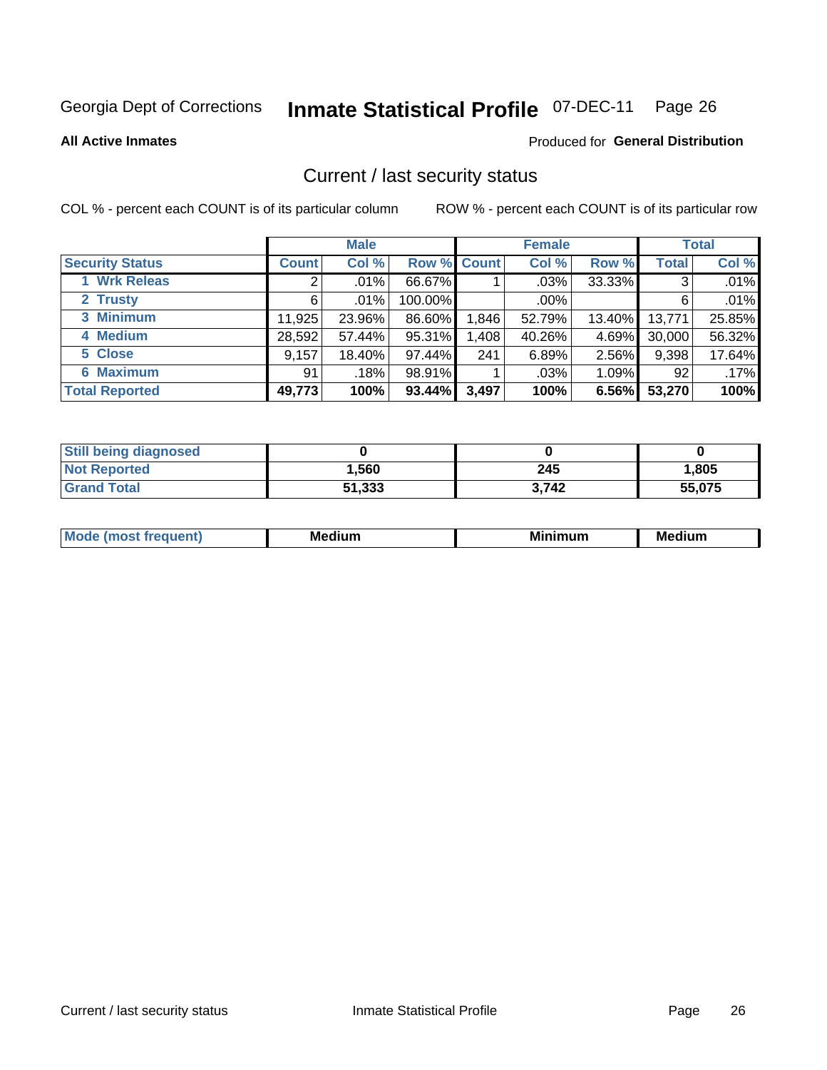Georgia Dept of Corrections **Inmate Statistical Profile** 07-DEC-11 Page 26

**All Active Inmates**

Produced for **General Distribution**

## Current / last security status

COL % - percent each COUNT is of its particular column    ROW % - percent each COUNT is of its particular row

| | Male | | | Female | | | Total | |
|---|---|---|---|---|---|---|---|---|
| **Security Status** | **Count** | **Col %** | **Row %** | **Count** | **Col %** | **Row %** | **Total** | **Col %** |
| 1 Wrk Releas | 2 | .01% | 66.67% | 1 | .03% | 33.33% | 3 | .01% |
| 2 Trusty | 6 | .01% | 100.00% | | .00% | | 6 | .01% |
| 3 Minimum | 11,925 | 23.96% | 86.60% | 1,846 | 52.79% | 13.40% | 13,771 | 25.85% |
| 4 Medium | 28,592 | 57.44% | 95.31% | 1,408 | 40.26% | 4.69% | 30,000 | 56.32% |
| 5 Close | 9,157 | 18.40% | 97.44% | 241 | 6.89% | 2.56% | 9,398 | 17.64% |
| 6 Maximum | 91 | .18% | 98.91% | 1 | .03% | 1.09% | 92 | .17% |
| **Total Reported** | **49,773** | **100%** | **93.44%** | **3,497** | **100%** | **6.56%** | **53,270** | **100%** |

| | Male | Female | Total |
|---|---|---|---|
| **Still being diagnosed** | **0** | **0** | **0** |
| **Not Reported** | **1,560** | **245** | **1,805** |
| **Grand Total** | **51,333** | **3,742** | **55,075** |

| | Male | Female | Total |
|---|---|---|---|
| **Mode (most frequent)** | **Medium** | **Minimum** | **Medium** |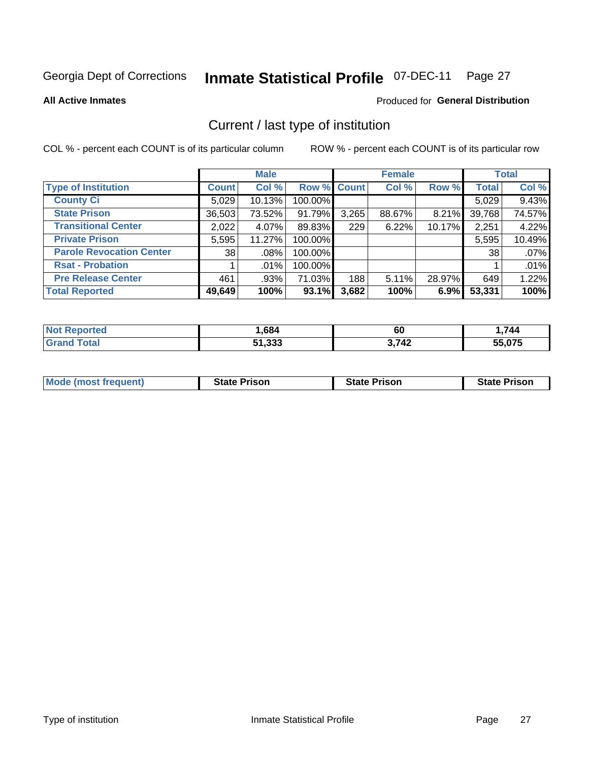Georgia Dept of Corrections **Inmate Statistical Profile** 07-DEC-11

**All Active Inmates**

Produced for **General Distribution**

## Current / last type of institution

COL % - percent each COUNT is of its particular column

ROW % - percent each COUNT is of its particular row

| | Male | | | Female | | | Total | |
|---|---|---|---|---|---|---|---|---|
| Type of Institution | Count | Col % | Row % | Count | Col % | Row % | Total | Col % |
| County Ci | 5,029 | 10.13% | 100.00% | | | | 5,029 | 9.43% |
| State Prison | 36,503 | 73.52% | 91.79% | 3,265 | 88.67% | 8.21% | 39,768 | 74.57% |
| Transitional Center | 2,022 | 4.07% | 89.83% | 229 | 6.22% | 10.17% | 2,251 | 4.22% |
| Private Prison | 5,595 | 11.27% | 100.00% | | | | 5,595 | 10.49% |
| Parole Revocation Center | 38 | .08% | 100.00% | | | | 38 | .07% |
| Rsat - Probation | 1 | .01% | 100.00% | | | | 1 | .01% |
| Pre Release Center | 461 | .93% | 71.03% | 188 | 5.11% | 28.97% | 649 | 1.22% |
| **Total Reported** | **49,649** | **100%** | **93.1%** | **3,682** | **100%** | **6.9%** | **53,331** | **100%** |

| | Male | Female | Total |
|---|---|---|---|
| Not Reported | 1,684 | 60 | 1,744 |
| Grand Total | 51,333 | 3,742 | 55,075 |

| | Male | Female | Total |
|---|---|---|---|
| Mode (most frequent) | State Prison | State Prison | State Prison |

Type of institution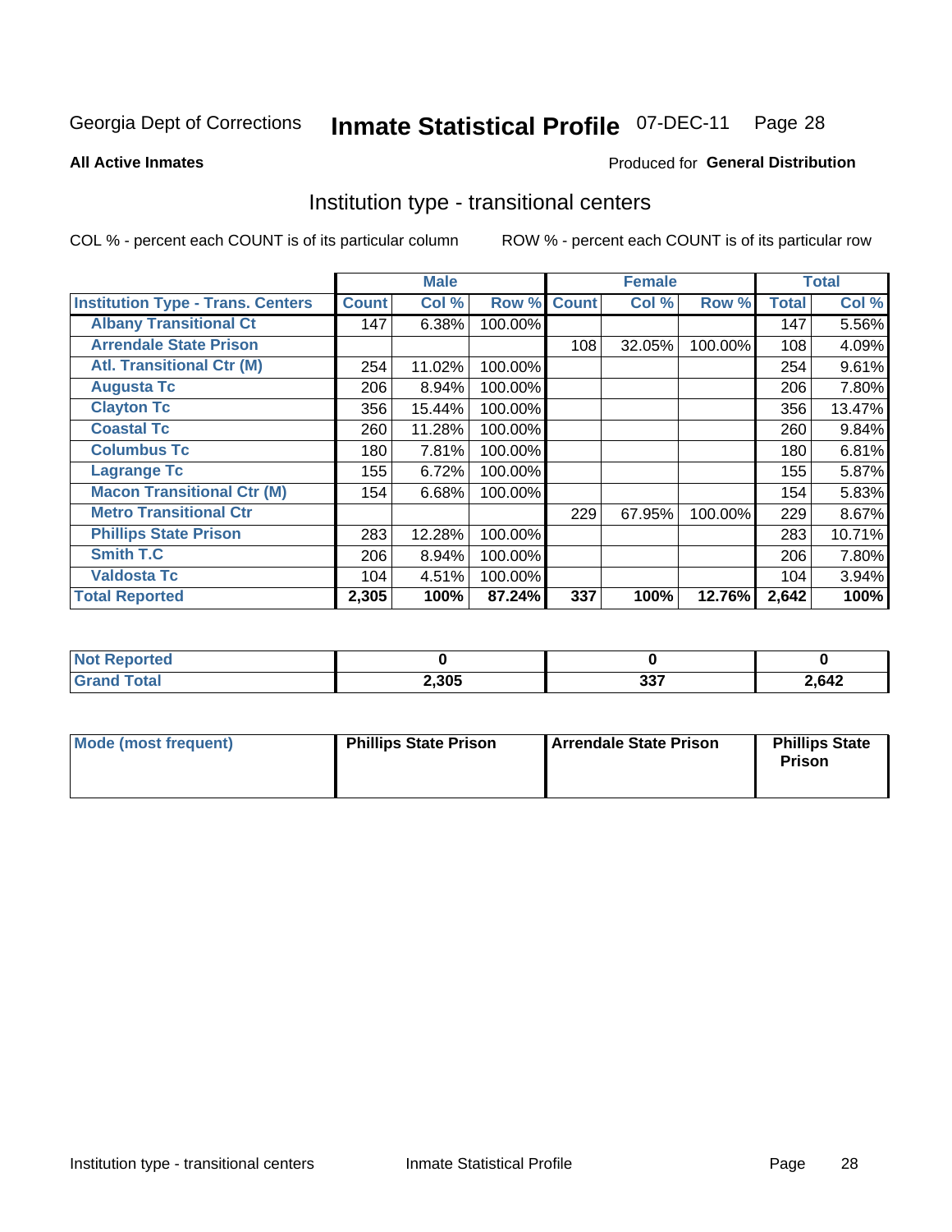Georgia Dept of Corrections **Inmate Statistical Profile** 07-DEC-11 Page 28

**All Active Inmates**

Produced for **General Distribution**

## Institution type - transitional centers

COL % - percent each COUNT is of its particular column ROW % - percent each COUNT is of its particular row

| | Male | | | Female | | | Total | |
|---|---|---|---|---|---|---|---|---|
| **Institution Type - Trans. Centers** | **Count** | **Col %** | **Row %** | **Count** | **Col %** | **Row %** | **Total** | **Col %** |
| **Albany Transitional Ct** | 147 | 6.38% | 100.00% | | | | 147 | 5.56% |
| **Arrendale State Prison** | | | | 108 | 32.05% | 100.00% | 108 | 4.09% |
| **Atl. Transitional Ctr (M)** | 254 | 11.02% | 100.00% | | | | 254 | 9.61% |
| **Augusta Tc** | 206 | 8.94% | 100.00% | | | | 206 | 7.80% |
| **Clayton Tc** | 356 | 15.44% | 100.00% | | | | 356 | 13.47% |
| **Coastal Tc** | 260 | 11.28% | 100.00% | | | | 260 | 9.84% |
| **Columbus Tc** | 180 | 7.81% | 100.00% | | | | 180 | 6.81% |
| **Lagrange Tc** | 155 | 6.72% | 100.00% | | | | 155 | 5.87% |
| **Macon Transitional Ctr (M)** | 154 | 6.68% | 100.00% | | | | 154 | 5.83% |
| **Metro Transitional Ctr** | | | | 229 | 67.95% | 100.00% | 229 | 8.67% |
| **Phillips State Prison** | 283 | 12.28% | 100.00% | | | | 283 | 10.71% |
| **Smith T.C** | 206 | 8.94% | 100.00% | | | | 206 | 7.80% |
| **Valdosta Tc** | 104 | 4.51% | 100.00% | | | | 104 | 3.94% |
| **Total Reported** | **2,305** | **100%** | **87.24%** | **337** | **100%** | **12.76%** | **2,642** | **100%** |

| | Male | Female | Total |
|---|---|---|---|
| **Not Reported** | **0** | **0** | **0** |
| **Grand Total** | **2,305** | **337** | **2,642** |

| | Male | Female | Total |
|---|---|---|---|
| **Mode (most frequent)** | **Phillips State Prison** | **Arrendale State Prison** | **Phillips State Prison** |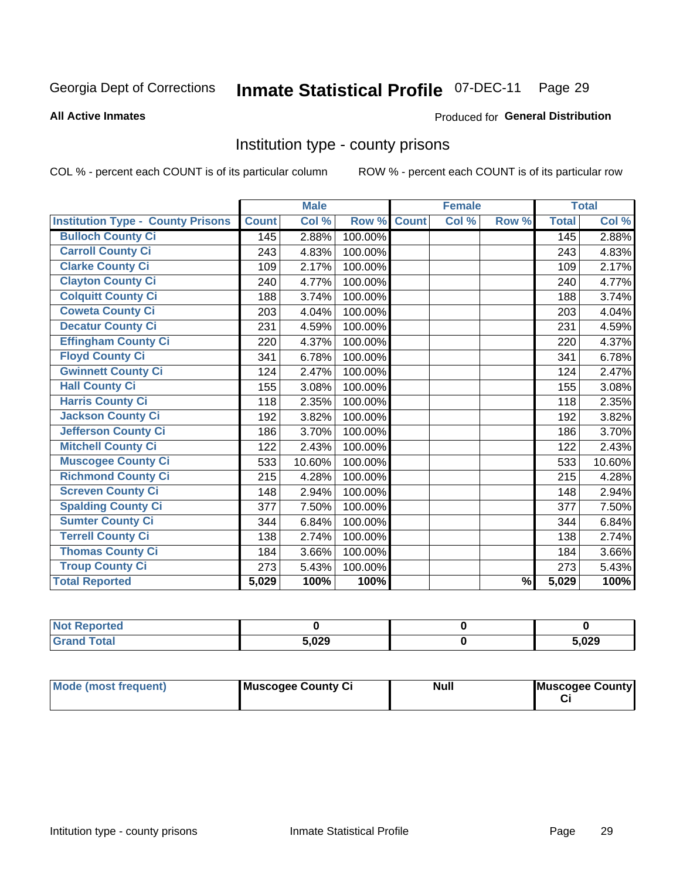Georgia Dept of Corrections **Inmate Statistical Profile** 07-DEC-11 Page 29

**All Active Inmates**

Produced for **General Distribution**

## Institution type - county prisons

COL % - percent each COUNT is of its particular column

ROW % - percent each COUNT is of its particular row

| | Male | | | Female | | | Total | |
|---|---|---|---|---|---|---|---|---|
| **Institution Type - County Prisons** | **Count** | **Col %** | **Row %** | **Count** | **Col %** | **Row %** | **Total** | **Col %** |
| Bulloch County Ci | 145 | 2.88% | 100.00% | | | | 145 | 2.88% |
| Carroll County Ci | 243 | 4.83% | 100.00% | | | | 243 | 4.83% |
| Clarke County Ci | 109 | 2.17% | 100.00% | | | | 109 | 2.17% |
| Clayton County Ci | 240 | 4.77% | 100.00% | | | | 240 | 4.77% |
| Colquitt County Ci | 188 | 3.74% | 100.00% | | | | 188 | 3.74% |
| Coweta County Ci | 203 | 4.04% | 100.00% | | | | 203 | 4.04% |
| Decatur County Ci | 231 | 4.59% | 100.00% | | | | 231 | 4.59% |
| Effingham County Ci | 220 | 4.37% | 100.00% | | | | 220 | 4.37% |
| Floyd County Ci | 341 | 6.78% | 100.00% | | | | 341 | 6.78% |
| Gwinnett County Ci | 124 | 2.47% | 100.00% | | | | 124 | 2.47% |
| Hall County Ci | 155 | 3.08% | 100.00% | | | | 155 | 3.08% |
| Harris County Ci | 118 | 2.35% | 100.00% | | | | 118 | 2.35% |
| Jackson County Ci | 192 | 3.82% | 100.00% | | | | 192 | 3.82% |
| Jefferson County Ci | 186 | 3.70% | 100.00% | | | | 186 | 3.70% |
| Mitchell County Ci | 122 | 2.43% | 100.00% | | | | 122 | 2.43% |
| Muscogee County Ci | 533 | 10.60% | 100.00% | | | | 533 | 10.60% |
| Richmond County Ci | 215 | 4.28% | 100.00% | | | | 215 | 4.28% |
| Screven County Ci | 148 | 2.94% | 100.00% | | | | 148 | 2.94% |
| Spalding County Ci | 377 | 7.50% | 100.00% | | | | 377 | 7.50% |
| Sumter County Ci | 344 | 6.84% | 100.00% | | | | 344 | 6.84% |
| Terrell County Ci | 138 | 2.74% | 100.00% | | | | 138 | 2.74% |
| Thomas County Ci | 184 | 3.66% | 100.00% | | | | 184 | 3.66% |
| Troup County Ci | 273 | 5.43% | 100.00% | | | | 273 | 5.43% |
| **Total Reported** | **5,029** | **100%** | **100%** | | | **%** | **5,029** | **100%** |

| | Male | Female | Total |
|---|---|---|---|
| **Not Reported** | **0** | **0** | **0** |
| **Grand Total** | **5,029** | **0** | **5,029** |

| | Male | Female | Total |
|---|---|---|---|
| **Mode (most frequent)** | **Muscogee County Ci** | **Null** | **Muscogee County Ci** |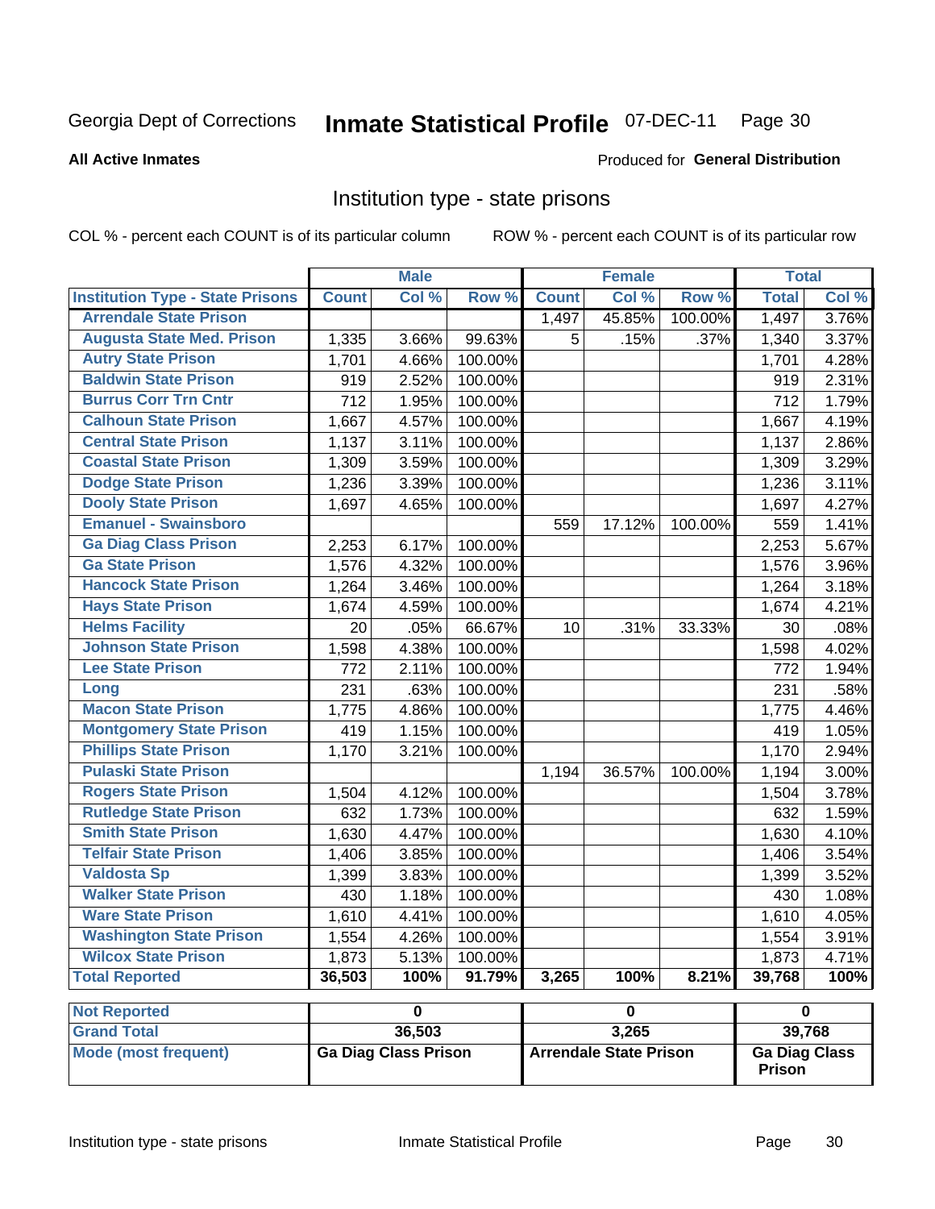Georgia Dept of Corrections **Inmate Statistical Profile** 07-DEC-11

**All Active Inmates**

Produced for **General Distribution**

## Institution type - state prisons

COL % - percent each COUNT is of its particular column ROW % - percent each COUNT is of its particular row

| | Male | | | Female | | | Total | |
|---|---|---|---|---|---|---|---|---|
| **Institution Type - State Prisons** | **Count** | **Col %** | **Row %** | **Count** | **Col %** | **Row %** | **Total** | **Col %** |
| **Arrendale State Prison** | | | | 1,497 | 45.85% | 100.00% | 1,497 | 3.76% |
| **Augusta State Med. Prison** | 1,335 | 3.66% | 99.63% | 5 | .15% | .37% | 1,340 | 3.37% |
| **Autry State Prison** | 1,701 | 4.66% | 100.00% | | | | 1,701 | 4.28% |
| **Baldwin State Prison** | 919 | 2.52% | 100.00% | | | | 919 | 2.31% |
| **Burrus Corr Trn Cntr** | 712 | 1.95% | 100.00% | | | | 712 | 1.79% |
| **Calhoun State Prison** | 1,667 | 4.57% | 100.00% | | | | 1,667 | 4.19% |
| **Central State Prison** | 1,137 | 3.11% | 100.00% | | | | 1,137 | 2.86% |
| **Coastal State Prison** | 1,309 | 3.59% | 100.00% | | | | 1,309 | 3.29% |
| **Dodge State Prison** | 1,236 | 3.39% | 100.00% | | | | 1,236 | 3.11% |
| **Dooly State Prison** | 1,697 | 4.65% | 100.00% | | | | 1,697 | 4.27% |
| **Emanuel - Swainsboro** | | | | 559 | 17.12% | 100.00% | 559 | 1.41% |
| **Ga Diag Class Prison** | 2,253 | 6.17% | 100.00% | | | | 2,253 | 5.67% |
| **Ga State Prison** | 1,576 | 4.32% | 100.00% | | | | 1,576 | 3.96% |
| **Hancock State Prison** | 1,264 | 3.46% | 100.00% | | | | 1,264 | 3.18% |
| **Hays State Prison** | 1,674 | 4.59% | 100.00% | | | | 1,674 | 4.21% |
| **Helms Facility** | 20 | .05% | 66.67% | 10 | .31% | 33.33% | 30 | .08% |
| **Johnson State Prison** | 1,598 | 4.38% | 100.00% | | | | 1,598 | 4.02% |
| **Lee State Prison** | 772 | 2.11% | 100.00% | | | | 772 | 1.94% |
| **Long** | 231 | .63% | 100.00% | | | | 231 | .58% |
| **Macon State Prison** | 1,775 | 4.86% | 100.00% | | | | 1,775 | 4.46% |
| **Montgomery State Prison** | 419 | 1.15% | 100.00% | | | | 419 | 1.05% |
| **Phillips State Prison** | 1,170 | 3.21% | 100.00% | | | | 1,170 | 2.94% |
| **Pulaski State Prison** | | | | 1,194 | 36.57% | 100.00% | 1,194 | 3.00% |
| **Rogers State Prison** | 1,504 | 4.12% | 100.00% | | | | 1,504 | 3.78% |
| **Rutledge State Prison** | 632 | 1.73% | 100.00% | | | | 632 | 1.59% |
| **Smith State Prison** | 1,630 | 4.47% | 100.00% | | | | 1,630 | 4.10% |
| **Telfair State Prison** | 1,406 | 3.85% | 100.00% | | | | 1,406 | 3.54% |
| **Valdosta Sp** | 1,399 | 3.83% | 100.00% | | | | 1,399 | 3.52% |
| **Walker State Prison** | 430 | 1.18% | 100.00% | | | | 430 | 1.08% |
| **Ware State Prison** | 1,610 | 4.41% | 100.00% | | | | 1,610 | 4.05% |
| **Washington State Prison** | 1,554 | 4.26% | 100.00% | | | | 1,554 | 3.91% |
| **Wilcox State Prison** | 1,873 | 5.13% | 100.00% | | | | 1,873 | 4.71% |
| **Total Reported** | **36,503** | **100%** | **91.79%** | **3,265** | **100%** | **8.21%** | **39,768** | **100%** |

| | Male | Female | Total |
|---|---|---|---|
| **Not Reported** | 0 | 0 | 0 |
| **Grand Total** | 36,503 | 3,265 | 39,768 |
| **Mode (most frequent)** | Ga Diag Class Prison | Arrendale State Prison | Ga Diag Class Prison |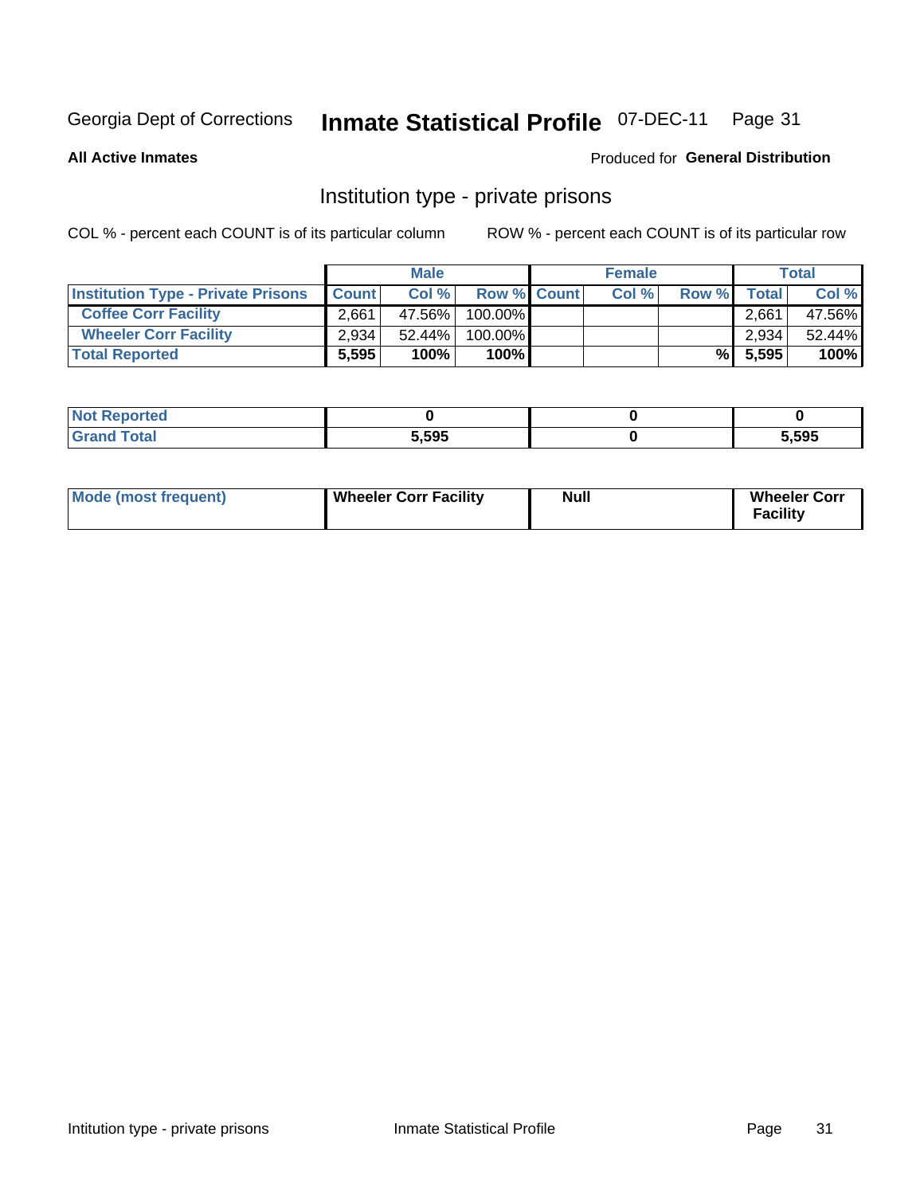Georgia Dept of Corrections **Inmate Statistical Profile** 07-DEC-11 Page 31

**All Active Inmates**

Produced for **General Distribution**

## Institution type - private prisons

COL % - percent each COUNT is of its particular column

ROW % - percent each COUNT is of its particular row

| | Male | | | Female | | | Total | |
|---|---|---|---|---|---|---|---|---|
| **Institution Type - Private Prisons** | **Count** | **Col %** | **Row %** | **Count** | **Col %** | **Row %** | **Total** | **Col %** |
| **Coffee Corr Facility** | 2,661 | 47.56% | 100.00% | | | | 2,661 | 47.56% |
| **Wheeler Corr Facility** | 2,934 | 52.44% | 100.00% | | | | 2,934 | 52.44% |
| **Total Reported** | **5,595** | **100%** | **100%** | | | **%** | **5,595** | **100%** |

| | Male | Female | Total |
|---|---|---|---|
| **Not Reported** | **0** | **0** | **0** |
| **Grand Total** | **5,595** | **0** | **5,595** |

| | Male | Female | Total |
|---|---|---|---|
| **Mode (most frequent)** | **Wheeler Corr Facility** | **Null** | **Wheeler Corr Facility** |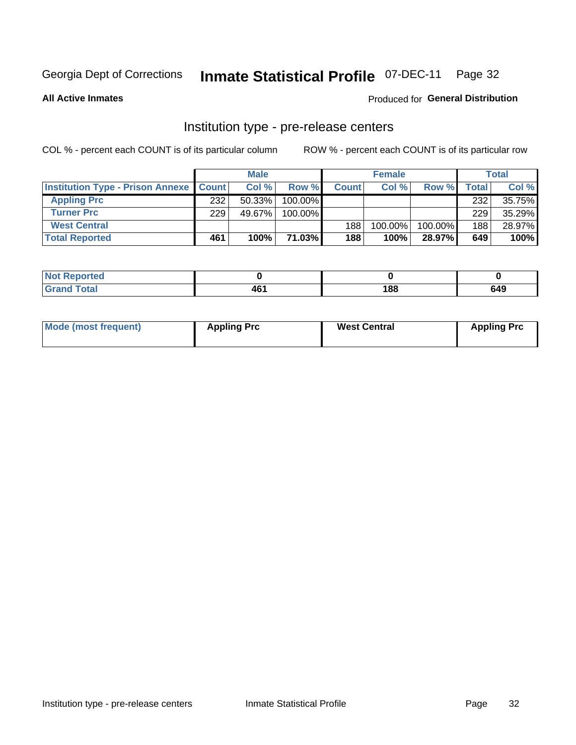Georgia Dept of Corrections **Inmate Statistical Profile** 07-DEC-11

**All Active Inmates**

Produced for **General Distribution**

## Institution type - pre-release centers

COL % - percent each COUNT is of its particular column    ROW % - percent each COUNT is of its particular row

| | Male | | | Female | | | Total | |
|---|---|---|---|---|---|---|---|---|
| **Institution Type - Prison Annexe** | **Count** | **Col %** | **Row %** | **Count** | **Col %** | **Row %** | **Total** | **Col %** |
| **Appling Prc** | 232 | 50.33% | 100.00% | | | | 232 | 35.75% |
| **Turner Prc** | 229 | 49.67% | 100.00% | | | | 229 | 35.29% |
| **West Central** | | | | 188 | 100.00% | 100.00% | 188 | 28.97% |
| **Total Reported** | **461** | **100%** | **71.03%** | **188** | **100%** | **28.97%** | **649** | **100%** |

| | Male | Female | Total |
|---|---|---|---|
| **Not Reported** | **0** | **0** | **0** |
| **Grand Total** | **461** | **188** | **649** |

| | Male | Female | Total |
|---|---|---|---|
| **Mode (most frequent)** | **Appling Prc** | **West Central** | **Appling Prc** |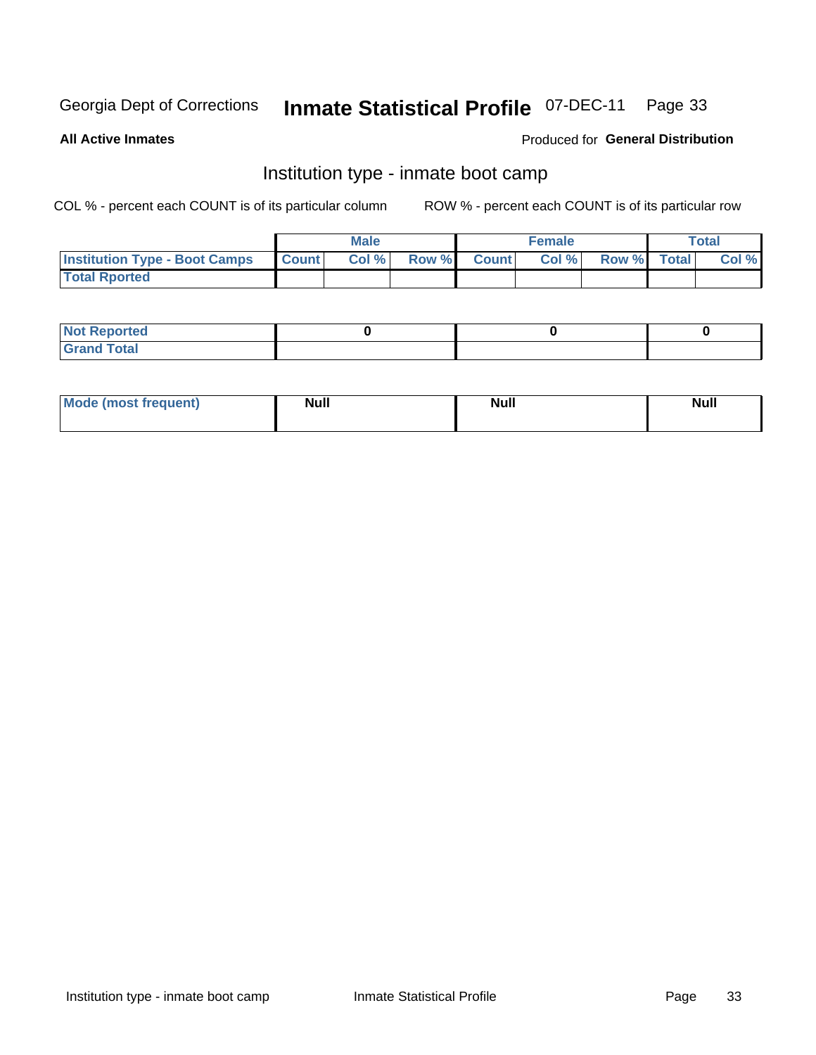Georgia Dept of Corrections **Inmate Statistical Profile** 07-DEC-11

**All Active Inmates**

Produced for **General Distribution**

## Institution type - inmate boot camp

COL % - percent each COUNT is of its particular column

ROW % - percent each COUNT is of its particular row

| | Male | | | Female | | | Total | |
|---|---|---|---|---|---|---|---|---|
| **Institution Type - Boot Camps** | **Count** | **Col %** | **Row %** | **Count** | **Col %** | **Row %** | **Total** | **Col %** |
| **Total Rported** | | | | | | | | |

| | Male | Female | Total |
|---|---|---|---|
| **Not Reported** | 0 | 0 | 0 |
| **Grand Total** | | | |

| | Male | Female | Total |
|---|---|---|---|
| **Mode (most frequent)** | Null | Null | Null |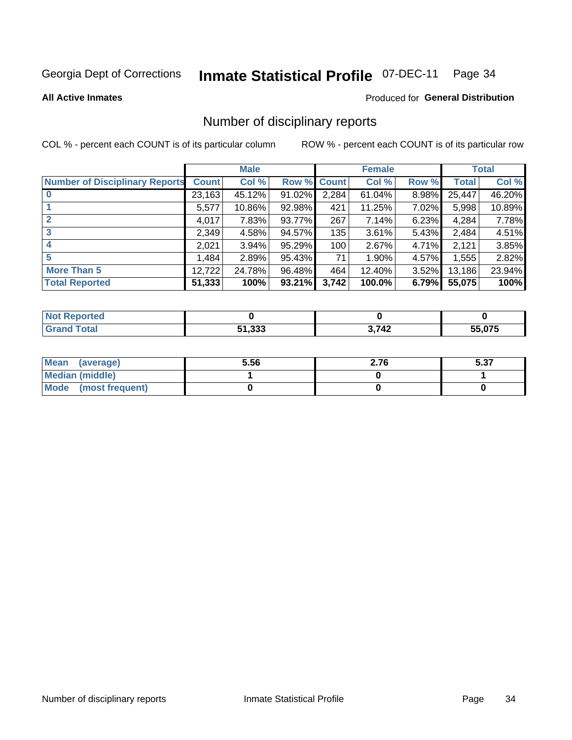Georgia Dept of Corrections **Inmate Statistical Profile** 07-DEC-11

**All Active Inmates**

Produced for **General Distribution**

## Number of disciplinary reports

COL % - percent each COUNT is of its particular column

ROW % - percent each COUNT is of its particular row

| | Male | | | Female | | | Total | |
|---|---|---|---|---|---|---|---|---|
| **Number of Disciplinary Reports** | **Count** | **Col %** | **Row %** | **Count** | **Col %** | **Row %** | **Total** | **Col %** |
| **0** | 23,163 | 45.12% | 91.02% | 2,284 | 61.04% | 8.98% | 25,447 | 46.20% |
| **1** | 5,577 | 10.86% | 92.98% | 421 | 11.25% | 7.02% | 5,998 | 10.89% |
| **2** | 4,017 | 7.83% | 93.77% | 267 | 7.14% | 6.23% | 4,284 | 7.78% |
| **3** | 2,349 | 4.58% | 94.57% | 135 | 3.61% | 5.43% | 2,484 | 4.51% |
| **4** | 2,021 | 3.94% | 95.29% | 100 | 2.67% | 4.71% | 2,121 | 3.85% |
| **5** | 1,484 | 2.89% | 95.43% | 71 | 1.90% | 4.57% | 1,555 | 2.82% |
| **More Than 5** | 12,722 | 24.78% | 96.48% | 464 | 12.40% | 3.52% | 13,186 | 23.94% |
| **Total Reported** | **51,333** | **100%** | **93.21%** | **3,742** | **100.0%** | **6.79%** | **55,075** | **100%** |

| | Male | Female | Total |
|---|---|---|---|
| **Not Reported** | **0** | **0** | **0** |
| **Grand Total** | **51,333** | **3,742** | **55,075** |

| | Male | Female | Total |
|---|---|---|---|
| **Mean (average)** | **5.56** | **2.76** | **5.37** |
| **Median (middle)** | **1** | **0** | **1** |
| **Mode (most frequent)** | **0** | **0** | **0** |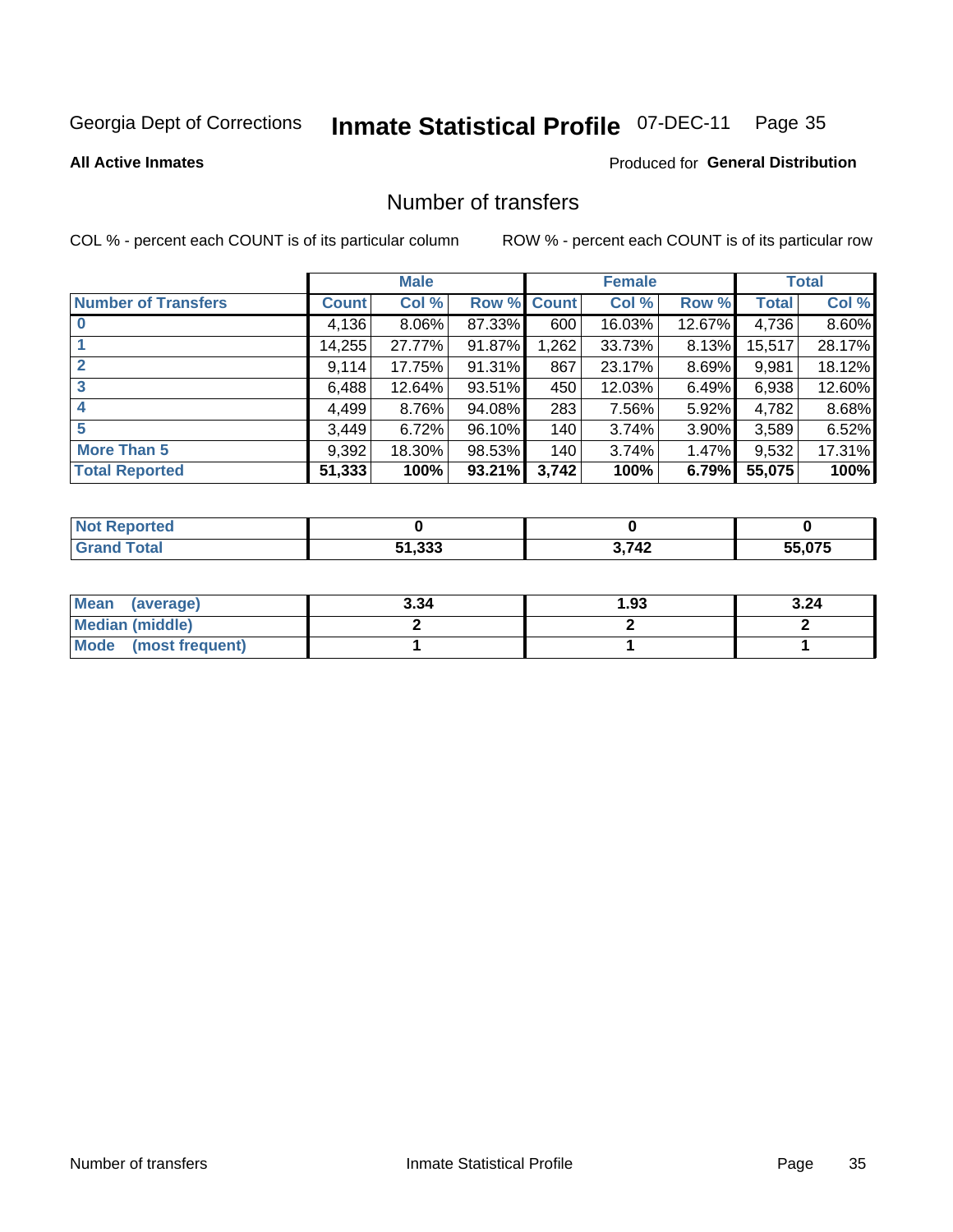Georgia Dept of Corrections **Inmate Statistical Profile** 07-DEC-11 Page 35

**All Active Inmates**

Produced for **General Distribution**

## Number of transfers

COL % - percent each COUNT is of its particular column

ROW % - percent each COUNT is of its particular row

| | Male | | | Female | | | Total | |
|---|---|---|---|---|---|---|---|---|
| **Number of Transfers** | **Count** | **Col %** | **Row %** | **Count** | **Col %** | **Row %** | **Total** | **Col %** |
| **0** | 4,136 | 8.06% | 87.33% | 600 | 16.03% | 12.67% | 4,736 | 8.60% |
| **1** | 14,255 | 27.77% | 91.87% | 1,262 | 33.73% | 8.13% | 15,517 | 28.17% |
| **2** | 9,114 | 17.75% | 91.31% | 867 | 23.17% | 8.69% | 9,981 | 18.12% |
| **3** | 6,488 | 12.64% | 93.51% | 450 | 12.03% | 6.49% | 6,938 | 12.60% |
| **4** | 4,499 | 8.76% | 94.08% | 283 | 7.56% | 5.92% | 4,782 | 8.68% |
| **5** | 3,449 | 6.72% | 96.10% | 140 | 3.74% | 3.90% | 3,589 | 6.52% |
| **More Than 5** | 9,392 | 18.30% | 98.53% | 140 | 3.74% | 1.47% | 9,532 | 17.31% |
| **Total Reported** | **51,333** | **100%** | **93.21%** | **3,742** | **100%** | **6.79%** | **55,075** | **100%** |

| | Male | Female | Total |
|---|---|---|---|
| **Not Reported** | **0** | **0** | **0** |
| **Grand Total** | **51,333** | **3,742** | **55,075** |

| | Male | Female | Total |
|---|---|---|---|
| **Mean (average)** | **3.34** | **1.93** | **3.24** |
| **Median (middle)** | **2** | **2** | **2** |
| **Mode (most frequent)** | **1** | **1** | **1** |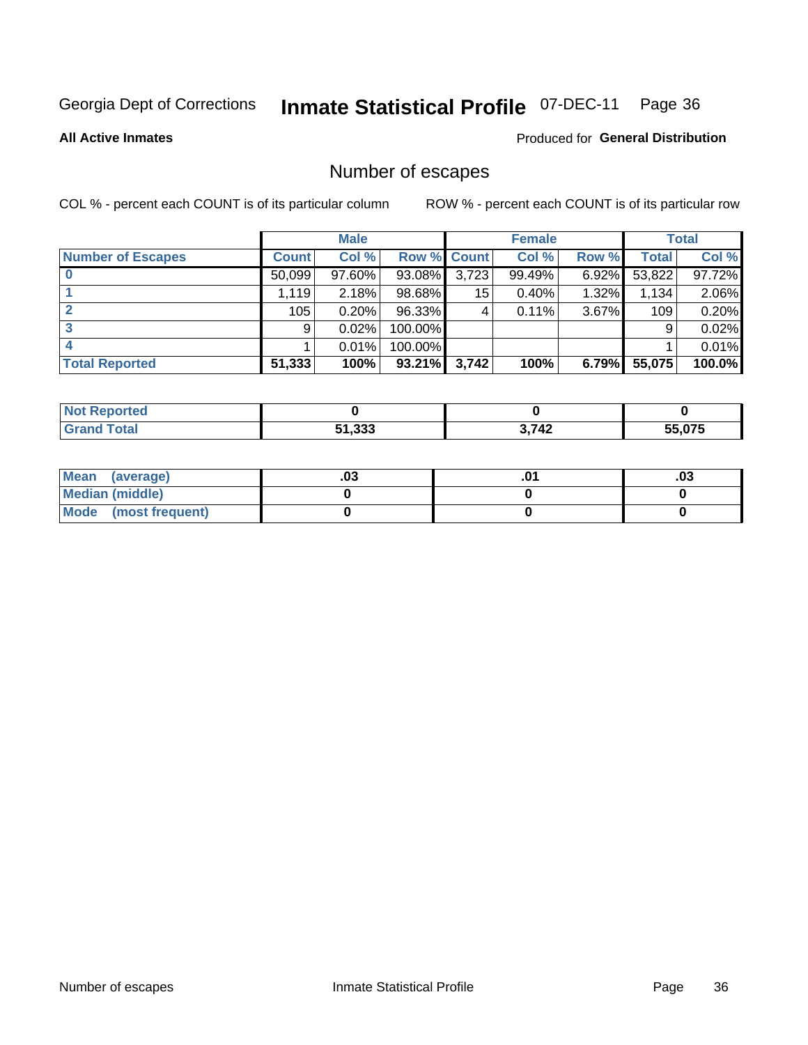Georgia Dept of Corrections **Inmate Statistical Profile** 07-DEC-11

**All Active Inmates**

Produced for **General Distribution**

## Number of escapes

COL % - percent each COUNT is of its particular column

ROW % - percent each COUNT is of its particular row

| | Male | | | Female | | | Total | |
|---|---|---|---|---|---|---|---|---|
| **Number of Escapes** | **Count** | **Col %** | **Row %** | **Count** | **Col %** | **Row %** | **Total** | **Col %** |
| **0** | 50,099 | 97.60% | 93.08% | 3,723 | 99.49% | 6.92% | 53,822 | 97.72% |
| **1** | 1,119 | 2.18% | 98.68% | 15 | 0.40% | 1.32% | 1,134 | 2.06% |
| **2** | 105 | 0.20% | 96.33% | 4 | 0.11% | 3.67% | 109 | 0.20% |
| **3** | 9 | 0.02% | 100.00% | | | | 9 | 0.02% |
| **4** | 1 | 0.01% | 100.00% | | | | 1 | 0.01% |
| **Total Reported** | **51,333** | **100%** | **93.21%** | **3,742** | **100%** | **6.79%** | **55,075** | **100.0%** |

| | Male | Female | Total |
|---|---|---|---|
| **Not Reported** | **0** | **0** | **0** |
| **Grand Total** | **51,333** | **3,742** | **55,075** |

| | Male | Female | Total |
|---|---|---|---|
| **Mean (average)** | **.03** | **.01** | **.03** |
| **Median (middle)** | **0** | **0** | **0** |
| **Mode (most frequent)** | **0** | **0** | **0** |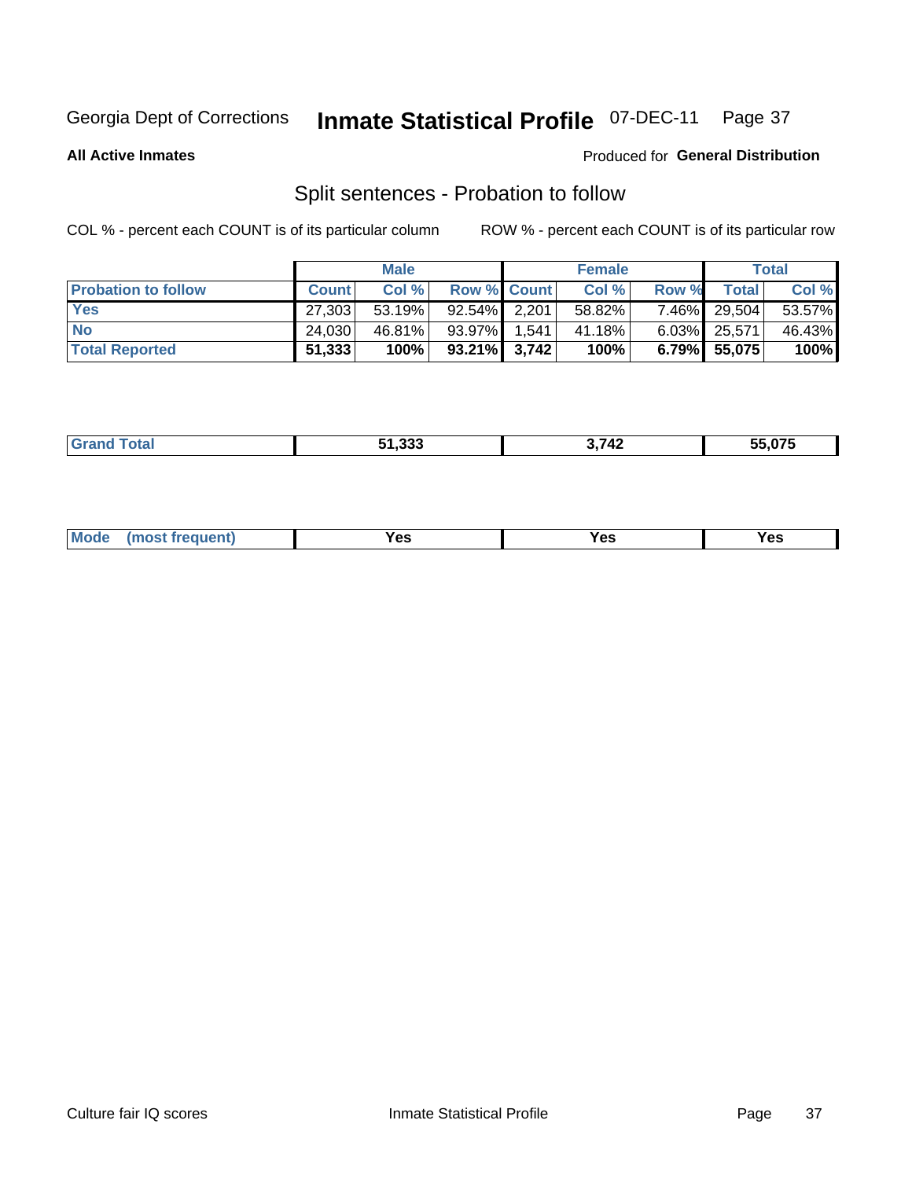Georgia Dept of Corrections **Inmate Statistical Profile** 07-DEC-11

**All Active Inmates**

Produced for **General Distribution**

## Split sentences - Probation to follow

COL % - percent each COUNT is of its particular column

ROW % - percent each COUNT is of its particular row

| | Male | | | Female | | | Total | |
|---|---|---|---|---|---|---|---|---|
| **Probation to follow** | **Count** | **Col %** | **Row %** | **Count** | **Col %** | **Row %** | **Total** | **Col %** |
| **Yes** | 27,303 | 53.19% | 92.54% | 2,201 | 58.82% | 7.46% | 29,504 | 53.57% |
| **No** | 24,030 | 46.81% | 93.97% | 1,541 | 41.18% | 6.03% | 25,571 | 46.43% |
| **Total Reported** | **51,333** | **100%** | **93.21%** | **3,742** | **100%** | **6.79%** | **55,075** | **100%** |

| | | | |
|---|---|---|---|
| **Grand Total** | **51,333** | **3,742** | **55,075** |

| | | | |
|---|---|---|---|
| **Mode (most frequent)** | **Yes** | **Yes** | **Yes** |

Culture fair IQ scores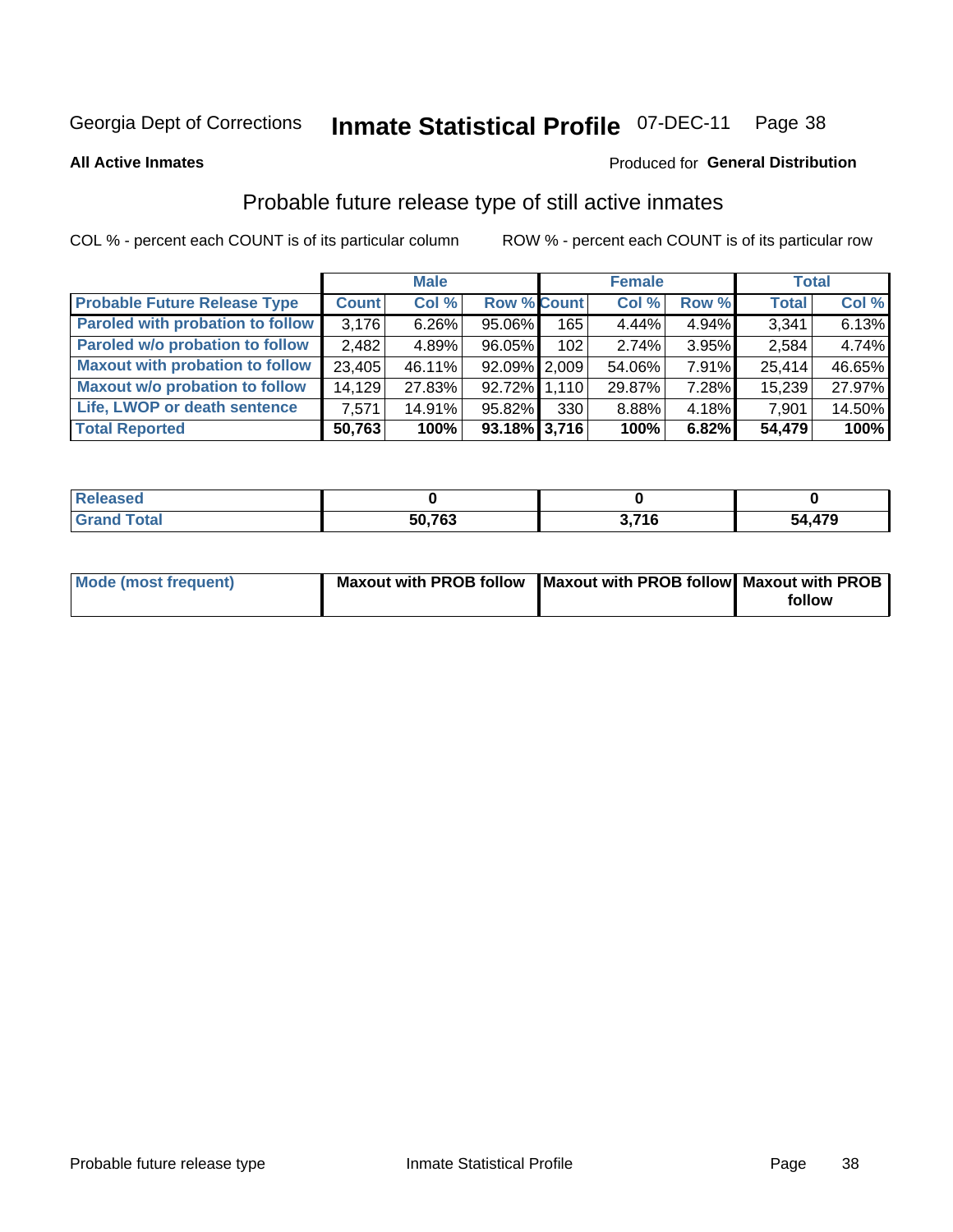Georgia Dept of Corrections **Inmate Statistical Profile** 07-DEC-11

**All Active Inmates**

Produced for **General Distribution**

## Probable future release type of still active inmates

COL % - percent each COUNT is of its particular column ROW % - percent each COUNT is of its particular row

| | Male | | | Female | | | Total | |
|---|---|---|---|---|---|---|---|---|
| **Probable Future Release Type** | **Count** | **Col %** | **Row %** | **Count** | **Col %** | **Row %** | **Total** | **Col %** |
| Paroled with probation to follow | 3,176 | 6.26% | 95.06% | 165 | 4.44% | 4.94% | 3,341 | 6.13% |
| Paroled w/o probation to follow | 2,482 | 4.89% | 96.05% | 102 | 2.74% | 3.95% | 2,584 | 4.74% |
| Maxout with probation to follow | 23,405 | 46.11% | 92.09% | 2,009 | 54.06% | 7.91% | 25,414 | 46.65% |
| Maxout w/o probation to follow | 14,129 | 27.83% | 92.72% | 1,110 | 29.87% | 7.28% | 15,239 | 27.97% |
| Life, LWOP or death sentence | 7,571 | 14.91% | 95.82% | 330 | 8.88% | 4.18% | 7,901 | 14.50% |
| **Total Reported** | **50,763** | **100%** | **93.18%** | **3,716** | **100%** | **6.82%** | **54,479** | **100%** |

| | Male | Female | Total |
|---|---|---|---|
| Released | **0** | **0** | **0** |
| Grand Total | **50,763** | **3,716** | **54,479** |

| | Male | Female | Total |
|---|---|---|---|
| Mode (most frequent) | **Maxout with PROB follow** | **Maxout with PROB follow** | **Maxout with PROB follow** |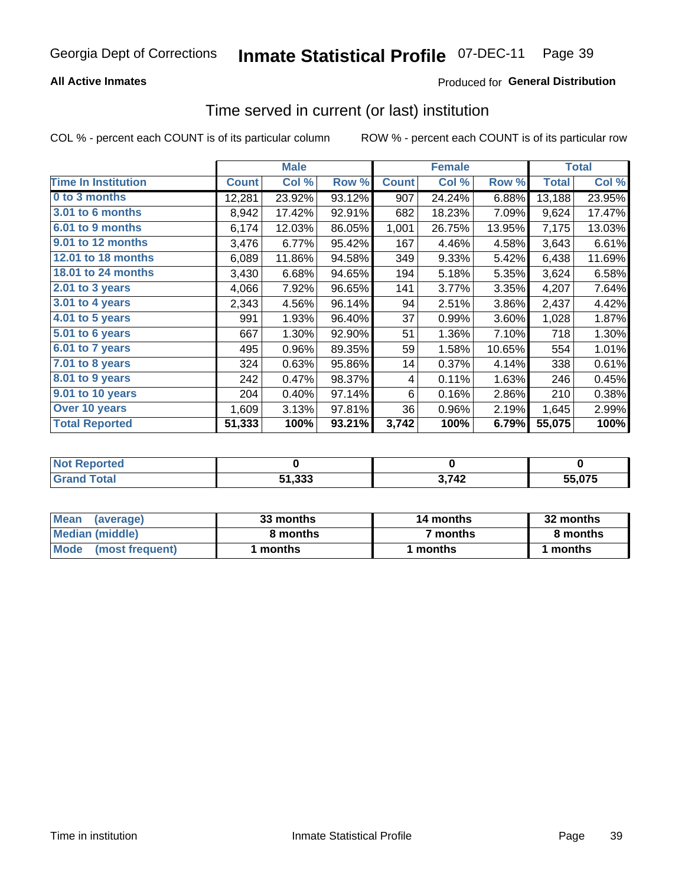Georgia Dept of Corrections **Inmate Statistical Profile** 07-DEC-11

**All Active Inmates**

Produced for **General Distribution**

## Time served in current (or last) institution

COL % - percent each COUNT is of its particular column

ROW % - percent each COUNT is of its particular row

| | Male | | | Female | | | Total | |
|---|---|---|---|---|---|---|---|---|
| **Time In Institution** | **Count** | **Col %** | **Row %** | **Count** | **Col %** | **Row %** | **Total** | **Col %** |
| 0 to 3 months | 12,281 | 23.92% | 93.12% | 907 | 24.24% | 6.88% | 13,188 | 23.95% |
| 3.01 to 6 months | 8,942 | 17.42% | 92.91% | 682 | 18.23% | 7.09% | 9,624 | 17.47% |
| 6.01 to 9 months | 6,174 | 12.03% | 86.05% | 1,001 | 26.75% | 13.95% | 7,175 | 13.03% |
| 9.01 to 12 months | 3,476 | 6.77% | 95.42% | 167 | 4.46% | 4.58% | 3,643 | 6.61% |
| 12.01 to 18 months | 6,089 | 11.86% | 94.58% | 349 | 9.33% | 5.42% | 6,438 | 11.69% |
| 18.01 to 24 months | 3,430 | 6.68% | 94.65% | 194 | 5.18% | 5.35% | 3,624 | 6.58% |
| 2.01 to 3 years | 4,066 | 7.92% | 96.65% | 141 | 3.77% | 3.35% | 4,207 | 7.64% |
| 3.01 to 4 years | 2,343 | 4.56% | 96.14% | 94 | 2.51% | 3.86% | 2,437 | 4.42% |
| 4.01 to 5 years | 991 | 1.93% | 96.40% | 37 | 0.99% | 3.60% | 1,028 | 1.87% |
| 5.01 to 6 years | 667 | 1.30% | 92.90% | 51 | 1.36% | 7.10% | 718 | 1.30% |
| 6.01 to 7 years | 495 | 0.96% | 89.35% | 59 | 1.58% | 10.65% | 554 | 1.01% |
| 7.01 to 8 years | 324 | 0.63% | 95.86% | 14 | 0.37% | 4.14% | 338 | 0.61% |
| 8.01 to 9 years | 242 | 0.47% | 98.37% | 4 | 0.11% | 1.63% | 246 | 0.45% |
| 9.01 to 10 years | 204 | 0.40% | 97.14% | 6 | 0.16% | 2.86% | 210 | 0.38% |
| Over 10 years | 1,609 | 3.13% | 97.81% | 36 | 0.96% | 2.19% | 1,645 | 2.99% |
| **Total Reported** | **51,333** | **100%** | **93.21%** | **3,742** | **100%** | **6.79%** | **55,075** | **100%** |

| | Male | Female | Total |
|---|---|---|---|
| Not Reported | 0 | 0 | 0 |
| Grand Total | 51,333 | 3,742 | 55,075 |

| | Male | Female | Total |
|---|---|---|---|
| Mean (average) | 33 months | 14 months | 32 months |
| Median (middle) | 8 months | 7 months | 8 months |
| Mode (most frequent) | 1 months | 1 months | 1 months |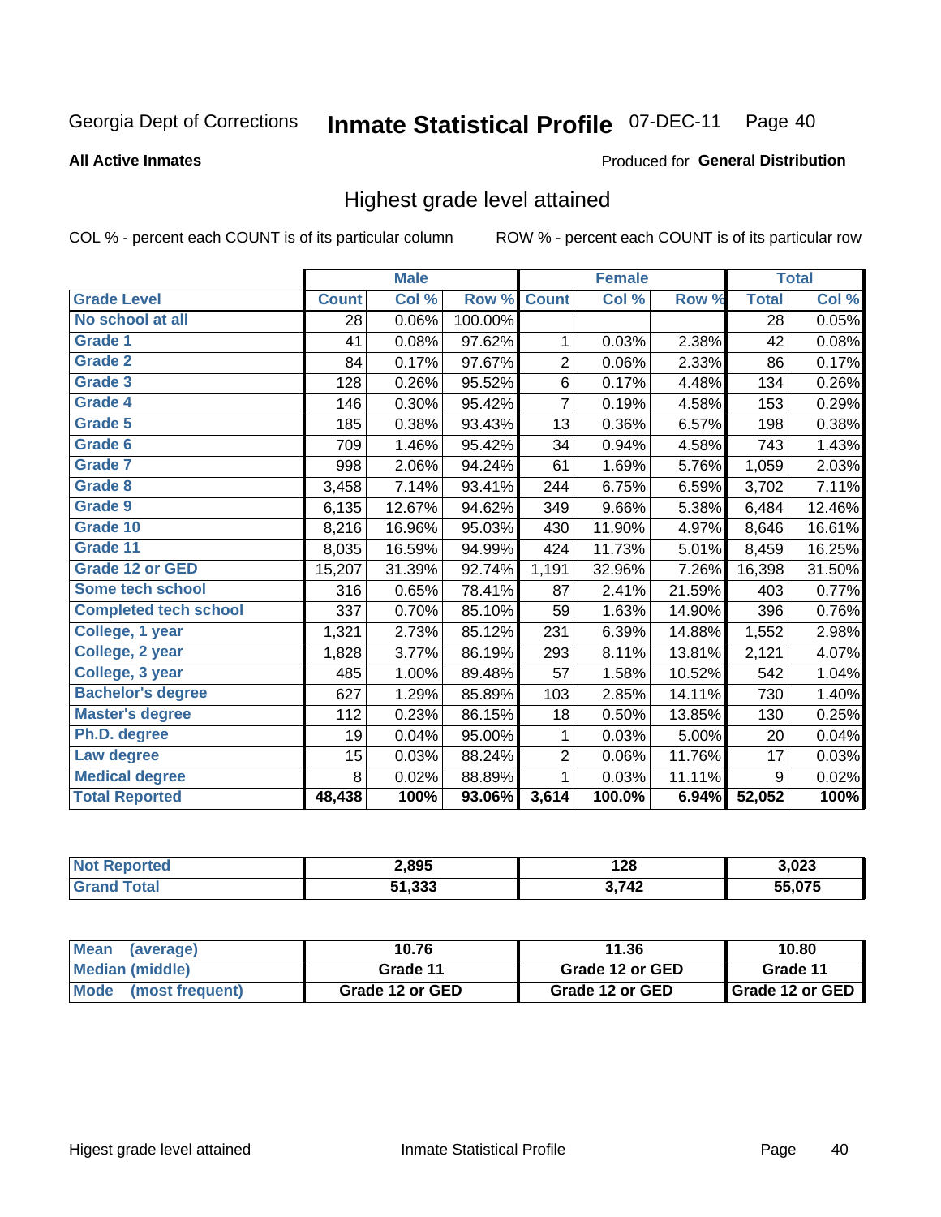Georgia Dept of Corrections **Inmate Statistical Profile** 07-DEC-11

**All Active Inmates**

Produced for **General Distribution**

## Highest grade level attained

COL % - percent each COUNT is of its particular column ROW % - percent each COUNT is of its particular row

| | Male | | | Female | | | Total | |
|---|---|---|---|---|---|---|---|---|
| **Grade Level** | **Count** | **Col %** | **Row %** | **Count** | **Col %** | **Row %** | **Total** | **Col %** |
| **No school at all** | 28 | 0.06% | 100.00% | | | | 28 | 0.05% |
| **Grade 1** | 41 | 0.08% | 97.62% | 1 | 0.03% | 2.38% | 42 | 0.08% |
| **Grade 2** | 84 | 0.17% | 97.67% | 2 | 0.06% | 2.33% | 86 | 0.17% |
| **Grade 3** | 128 | 0.26% | 95.52% | 6 | 0.17% | 4.48% | 134 | 0.26% |
| **Grade 4** | 146 | 0.30% | 95.42% | 7 | 0.19% | 4.58% | 153 | 0.29% |
| **Grade 5** | 185 | 0.38% | 93.43% | 13 | 0.36% | 6.57% | 198 | 0.38% |
| **Grade 6** | 709 | 1.46% | 95.42% | 34 | 0.94% | 4.58% | 743 | 1.43% |
| **Grade 7** | 998 | 2.06% | 94.24% | 61 | 1.69% | 5.76% | 1,059 | 2.03% |
| **Grade 8** | 3,458 | 7.14% | 93.41% | 244 | 6.75% | 6.59% | 3,702 | 7.11% |
| **Grade 9** | 6,135 | 12.67% | 94.62% | 349 | 9.66% | 5.38% | 6,484 | 12.46% |
| **Grade 10** | 8,216 | 16.96% | 95.03% | 430 | 11.90% | 4.97% | 8,646 | 16.61% |
| **Grade 11** | 8,035 | 16.59% | 94.99% | 424 | 11.73% | 5.01% | 8,459 | 16.25% |
| **Grade 12 or GED** | 15,207 | 31.39% | 92.74% | 1,191 | 32.96% | 7.26% | 16,398 | 31.50% |
| **Some tech school** | 316 | 0.65% | 78.41% | 87 | 2.41% | 21.59% | 403 | 0.77% |
| **Completed tech school** | 337 | 0.70% | 85.10% | 59 | 1.63% | 14.90% | 396 | 0.76% |
| **College, 1 year** | 1,321 | 2.73% | 85.12% | 231 | 6.39% | 14.88% | 1,552 | 2.98% |
| **College, 2 year** | 1,828 | 3.77% | 86.19% | 293 | 8.11% | 13.81% | 2,121 | 4.07% |
| **College, 3 year** | 485 | 1.00% | 89.48% | 57 | 1.58% | 10.52% | 542 | 1.04% |
| **Bachelor's degree** | 627 | 1.29% | 85.89% | 103 | 2.85% | 14.11% | 730 | 1.40% |
| **Master's degree** | 112 | 0.23% | 86.15% | 18 | 0.50% | 13.85% | 130 | 0.25% |
| **Ph.D. degree** | 19 | 0.04% | 95.00% | 1 | 0.03% | 5.00% | 20 | 0.04% |
| **Law degree** | 15 | 0.03% | 88.24% | 2 | 0.06% | 11.76% | 17 | 0.03% |
| **Medical degree** | 8 | 0.02% | 88.89% | 1 | 0.03% | 11.11% | 9 | 0.02% |
| **Total Reported** | **48,438** | **100%** | **93.06%** | **3,614** | **100.0%** | **6.94%** | **52,052** | **100%** |

| | Male | Female | Total |
|---|---|---|---|
| **Not Reported** | **2,895** | **128** | **3,023** |
| **Grand Total** | **51,333** | **3,742** | **55,075** |

| | Male | Female | Total |
|---|---|---|---|
| **Mean (average)** | **10.76** | **11.36** | **10.80** |
| **Median (middle)** | **Grade 11** | **Grade 12 or GED** | **Grade 11** |
| **Mode (most frequent)** | **Grade 12 or GED** | **Grade 12 or GED** | **Grade 12 or GED** |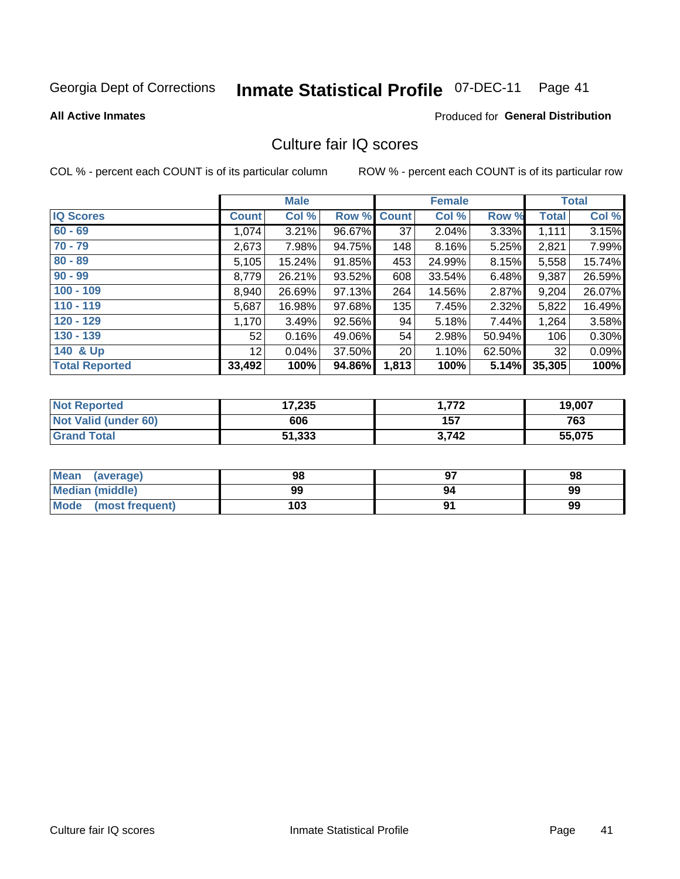Georgia Dept of Corrections **Inmate Statistical Profile** 07-DEC-11 Page 41

**All Active Inmates**

Produced for **General Distribution**

## Culture fair IQ scores

COL % - percent each COUNT is of its particular column

ROW % - percent each COUNT is of its particular row

| | Male | | | Female | | | Total | |
|---|---|---|---|---|---|---|---|---|
| **IQ Scores** | **Count** | **Col %** | **Row %** | **Count** | **Col %** | **Row %** | **Total** | **Col %** |
| **60 - 69** | 1,074 | 3.21% | 96.67% | 37 | 2.04% | 3.33% | 1,111 | 3.15% |
| **70 - 79** | 2,673 | 7.98% | 94.75% | 148 | 8.16% | 5.25% | 2,821 | 7.99% |
| **80 - 89** | 5,105 | 15.24% | 91.85% | 453 | 24.99% | 8.15% | 5,558 | 15.74% |
| **90 - 99** | 8,779 | 26.21% | 93.52% | 608 | 33.54% | 6.48% | 9,387 | 26.59% |
| **100 - 109** | 8,940 | 26.69% | 97.13% | 264 | 14.56% | 2.87% | 9,204 | 26.07% |
| **110 - 119** | 5,687 | 16.98% | 97.68% | 135 | 7.45% | 2.32% | 5,822 | 16.49% |
| **120 - 129** | 1,170 | 3.49% | 92.56% | 94 | 5.18% | 7.44% | 1,264 | 3.58% |
| **130 - 139** | 52 | 0.16% | 49.06% | 54 | 2.98% | 50.94% | 106 | 0.30% |
| **140 & Up** | 12 | 0.04% | 37.50% | 20 | 1.10% | 62.50% | 32 | 0.09% |
| **Total Reported** | **33,492** | **100%** | **94.86%** | **1,813** | **100%** | **5.14%** | **35,305** | **100%** |

| | Male | Female | Total |
|---|---|---|---|
| **Not Reported** | **17,235** | **1,772** | **19,007** |
| **Not Valid (under 60)** | **606** | **157** | **763** |
| **Grand Total** | **51,333** | **3,742** | **55,075** |

| | Male | Female | Total |
|---|---|---|---|
| **Mean (average)** | **98** | **97** | **98** |
| **Median (middle)** | **99** | **94** | **99** |
| **Mode (most frequent)** | **103** | **91** | **99** |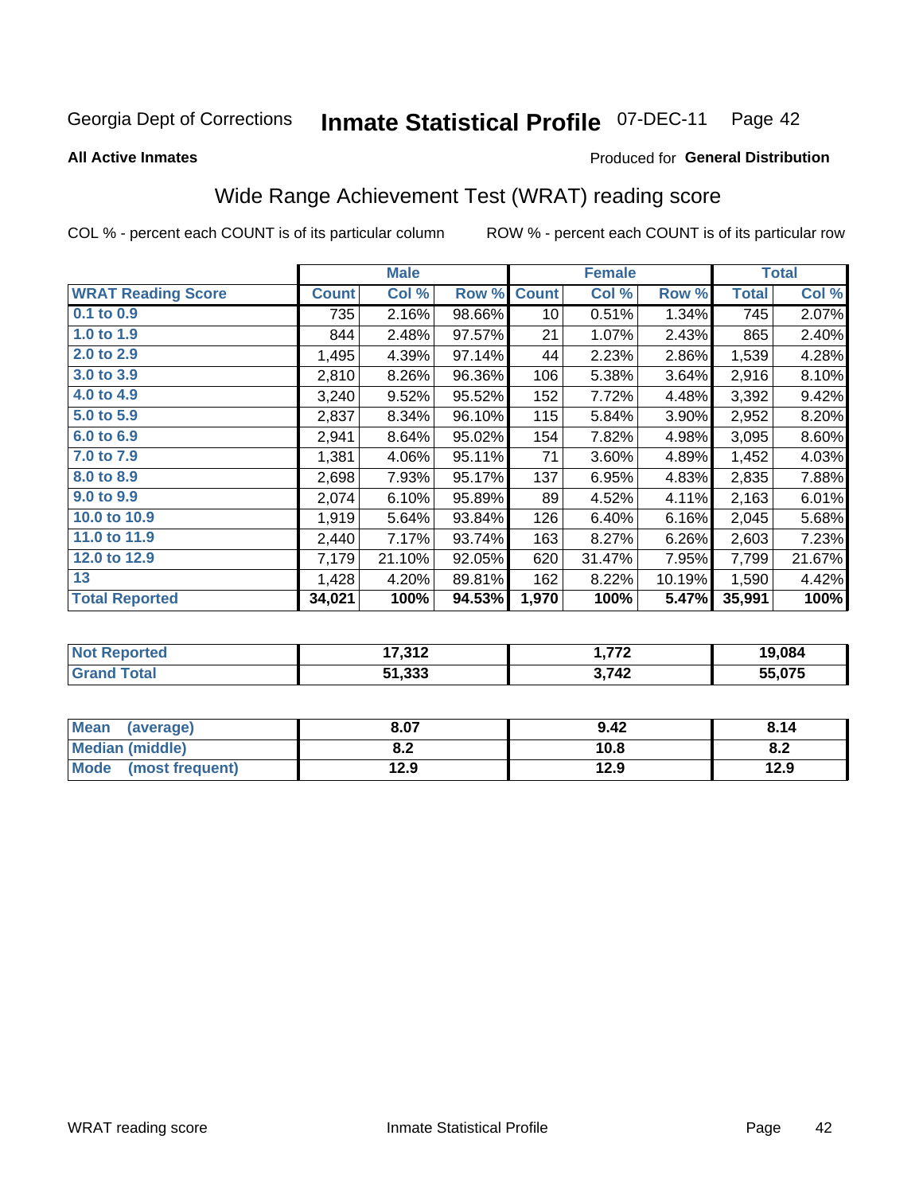Georgia Dept of Corrections **Inmate Statistical Profile** 07-DEC-11

**All Active Inmates**

Produced for **General Distribution**

## Wide Range Achievement Test (WRAT) reading score

COL % - percent each COUNT is of its particular column ROW % - percent each COUNT is of its particular row

| | Male | | | Female | | | Total | |
|---|---|---|---|---|---|---|---|---|
| **WRAT Reading Score** | **Count** | **Col %** | **Row %** | **Count** | **Col %** | **Row %** | **Total** | **Col %** |
| 0.1 to 0.9 | 735 | 2.16% | 98.66% | 10 | 0.51% | 1.34% | 745 | 2.07% |
| 1.0 to 1.9 | 844 | 2.48% | 97.57% | 21 | 1.07% | 2.43% | 865 | 2.40% |
| 2.0 to 2.9 | 1,495 | 4.39% | 97.14% | 44 | 2.23% | 2.86% | 1,539 | 4.28% |
| 3.0 to 3.9 | 2,810 | 8.26% | 96.36% | 106 | 5.38% | 3.64% | 2,916 | 8.10% |
| 4.0 to 4.9 | 3,240 | 9.52% | 95.52% | 152 | 7.72% | 4.48% | 3,392 | 9.42% |
| 5.0 to 5.9 | 2,837 | 8.34% | 96.10% | 115 | 5.84% | 3.90% | 2,952 | 8.20% |
| 6.0 to 6.9 | 2,941 | 8.64% | 95.02% | 154 | 7.82% | 4.98% | 3,095 | 8.60% |
| 7.0 to 7.9 | 1,381 | 4.06% | 95.11% | 71 | 3.60% | 4.89% | 1,452 | 4.03% |
| 8.0 to 8.9 | 2,698 | 7.93% | 95.17% | 137 | 6.95% | 4.83% | 2,835 | 7.88% |
| 9.0 to 9.9 | 2,074 | 6.10% | 95.89% | 89 | 4.52% | 4.11% | 2,163 | 6.01% |
| 10.0 to 10.9 | 1,919 | 5.64% | 93.84% | 126 | 6.40% | 6.16% | 2,045 | 5.68% |
| 11.0 to 11.9 | 2,440 | 7.17% | 93.74% | 163 | 8.27% | 6.26% | 2,603 | 7.23% |
| 12.0 to 12.9 | 7,179 | 21.10% | 92.05% | 620 | 31.47% | 7.95% | 7,799 | 21.67% |
| 13 | 1,428 | 4.20% | 89.81% | 162 | 8.22% | 10.19% | 1,590 | 4.42% |
| **Total Reported** | **34,021** | **100%** | **94.53%** | **1,970** | **100%** | **5.47%** | **35,991** | **100%** |

| | Male | Female | Total |
|---|---|---|---|
| Not Reported | 17,312 | 1,772 | 19,084 |
| Grand Total | 51,333 | 3,742 | 55,075 |

| | Male | Female | Total |
|---|---|---|---|
| Mean (average) | 8.07 | 9.42 | 8.14 |
| Median (middle) | 8.2 | 10.8 | 8.2 |
| Mode (most frequent) | 12.9 | 12.9 | 12.9 |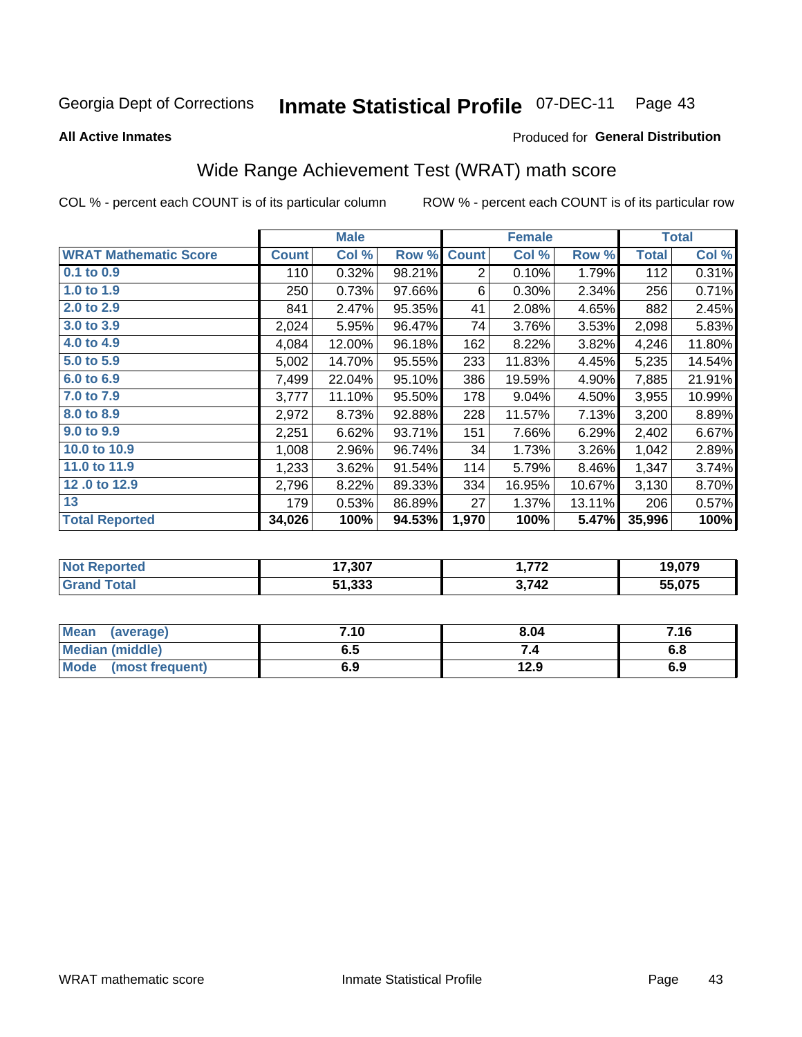Georgia Dept of Corrections **Inmate Statistical Profile** 07-DEC-11 Page 43

**All Active Inmates**

Produced for **General Distribution**

## Wide Range Achievement Test (WRAT) math score

COL % - percent each COUNT is of its particular column ROW % - percent each COUNT is of its particular row

| | Male | | | Female | | | Total | |
|---|---|---|---|---|---|---|---|---|
| **WRAT Mathematic Score** | **Count** | **Col %** | **Row %** | **Count** | **Col %** | **Row %** | **Total** | **Col %** |
| **0.1 to 0.9** | 110 | 0.32% | 98.21% | 2 | 0.10% | 1.79% | 112 | 0.31% |
| **1.0 to 1.9** | 250 | 0.73% | 97.66% | 6 | 0.30% | 2.34% | 256 | 0.71% |
| **2.0 to 2.9** | 841 | 2.47% | 95.35% | 41 | 2.08% | 4.65% | 882 | 2.45% |
| **3.0 to 3.9** | 2,024 | 5.95% | 96.47% | 74 | 3.76% | 3.53% | 2,098 | 5.83% |
| **4.0 to 4.9** | 4,084 | 12.00% | 96.18% | 162 | 8.22% | 3.82% | 4,246 | 11.80% |
| **5.0 to 5.9** | 5,002 | 14.70% | 95.55% | 233 | 11.83% | 4.45% | 5,235 | 14.54% |
| **6.0 to 6.9** | 7,499 | 22.04% | 95.10% | 386 | 19.59% | 4.90% | 7,885 | 21.91% |
| **7.0 to 7.9** | 3,777 | 11.10% | 95.50% | 178 | 9.04% | 4.50% | 3,955 | 10.99% |
| **8.0 to 8.9** | 2,972 | 8.73% | 92.88% | 228 | 11.57% | 7.13% | 3,200 | 8.89% |
| **9.0 to 9.9** | 2,251 | 6.62% | 93.71% | 151 | 7.66% | 6.29% | 2,402 | 6.67% |
| **10.0 to 10.9** | 1,008 | 2.96% | 96.74% | 34 | 1.73% | 3.26% | 1,042 | 2.89% |
| **11.0 to 11.9** | 1,233 | 3.62% | 91.54% | 114 | 5.79% | 8.46% | 1,347 | 3.74% |
| **12 .0 to 12.9** | 2,796 | 8.22% | 89.33% | 334 | 16.95% | 10.67% | 3,130 | 8.70% |
| **13** | 179 | 0.53% | 86.89% | 27 | 1.37% | 13.11% | 206 | 0.57% |
| **Total Reported** | **34,026** | **100%** | **94.53%** | **1,970** | **100%** | **5.47%** | **35,996** | **100%** |

| | Male | Female | Total |
|---|---|---|---|
| **Not Reported** | **17,307** | **1,772** | **19,079** |
| **Grand Total** | **51,333** | **3,742** | **55,075** |

| | Male | Female | Total |
|---|---|---|---|
| **Mean (average)** | **7.10** | **8.04** | **7.16** |
| **Median (middle)** | **6.5** | **7.4** | **6.8** |
| **Mode (most frequent)** | **6.9** | **12.9** | **6.9** |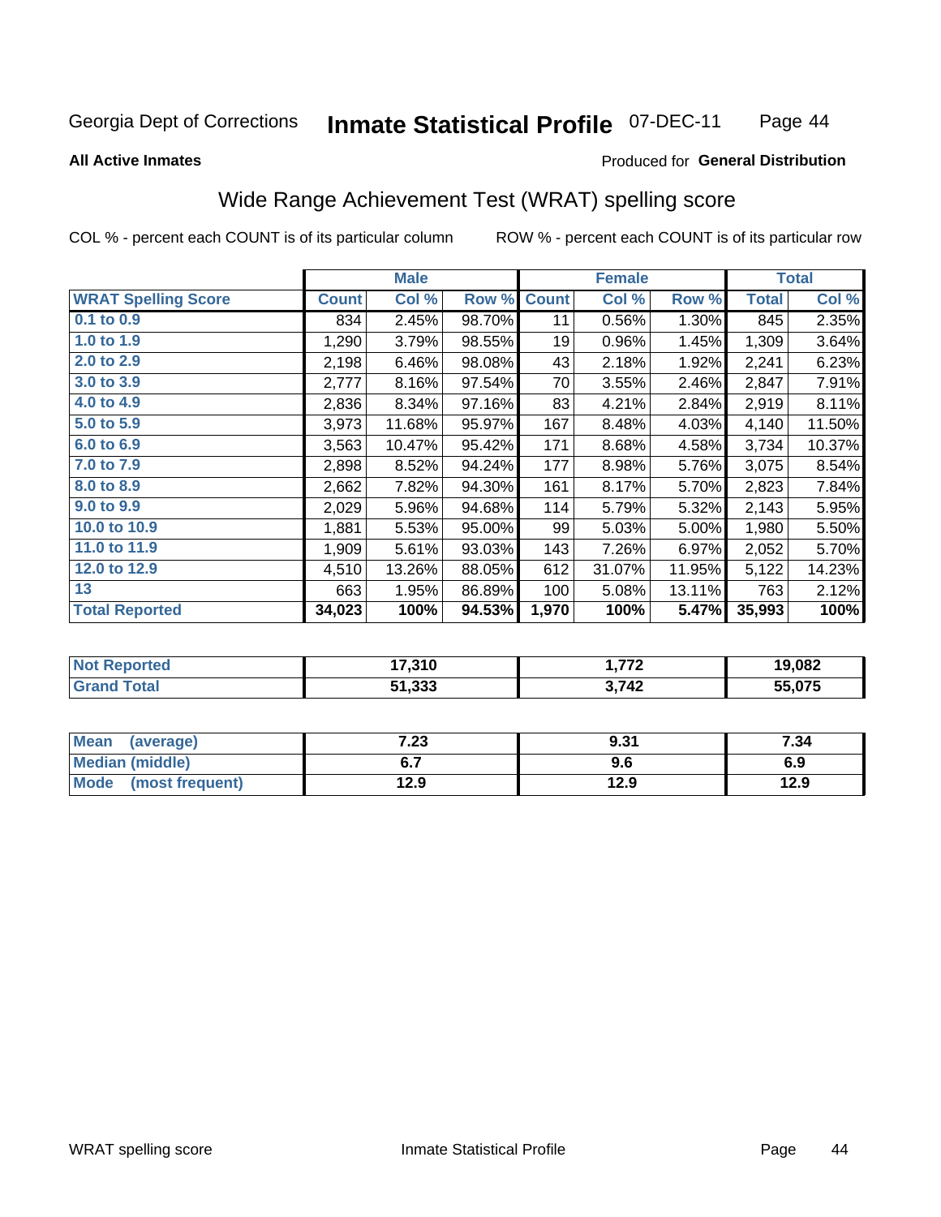Georgia Dept of Corrections **Inmate Statistical Profile** 07-DEC-11

**All Active Inmates**

Produced for **General Distribution**

## Wide Range Achievement Test (WRAT) spelling score

COL % - percent each COUNT is of its particular column ROW % - percent each COUNT is of its particular row

| | Male | | | Female | | | Total | |
|---|---|---|---|---|---|---|---|---|
| **WRAT Spelling Score** | **Count** | **Col %** | **Row %** | **Count** | **Col %** | **Row %** | **Total** | **Col %** |
| 0.1 to 0.9 | 834 | 2.45% | 98.70% | 11 | 0.56% | 1.30% | 845 | 2.35% |
| 1.0 to 1.9 | 1,290 | 3.79% | 98.55% | 19 | 0.96% | 1.45% | 1,309 | 3.64% |
| 2.0 to 2.9 | 2,198 | 6.46% | 98.08% | 43 | 2.18% | 1.92% | 2,241 | 6.23% |
| 3.0 to 3.9 | 2,777 | 8.16% | 97.54% | 70 | 3.55% | 2.46% | 2,847 | 7.91% |
| 4.0 to 4.9 | 2,836 | 8.34% | 97.16% | 83 | 4.21% | 2.84% | 2,919 | 8.11% |
| 5.0 to 5.9 | 3,973 | 11.68% | 95.97% | 167 | 8.48% | 4.03% | 4,140 | 11.50% |
| 6.0 to 6.9 | 3,563 | 10.47% | 95.42% | 171 | 8.68% | 4.58% | 3,734 | 10.37% |
| 7.0 to 7.9 | 2,898 | 8.52% | 94.24% | 177 | 8.98% | 5.76% | 3,075 | 8.54% |
| 8.0 to 8.9 | 2,662 | 7.82% | 94.30% | 161 | 8.17% | 5.70% | 2,823 | 7.84% |
| 9.0 to 9.9 | 2,029 | 5.96% | 94.68% | 114 | 5.79% | 5.32% | 2,143 | 5.95% |
| 10.0 to 10.9 | 1,881 | 5.53% | 95.00% | 99 | 5.03% | 5.00% | 1,980 | 5.50% |
| 11.0 to 11.9 | 1,909 | 5.61% | 93.03% | 143 | 7.26% | 6.97% | 2,052 | 5.70% |
| 12.0 to 12.9 | 4,510 | 13.26% | 88.05% | 612 | 31.07% | 11.95% | 5,122 | 14.23% |
| 13 | 663 | 1.95% | 86.89% | 100 | 5.08% | 13.11% | 763 | 2.12% |
| **Total Reported** | **34,023** | **100%** | **94.53%** | **1,970** | **100%** | **5.47%** | **35,993** | **100%** |

| | Male | Female | Total |
|---|---|---|---|
| Not Reported | 17,310 | 1,772 | 19,082 |
| Grand Total | 51,333 | 3,742 | 55,075 |

| | Male | Female | Total |
|---|---|---|---|
| Mean (average) | 7.23 | 9.31 | 7.34 |
| Median (middle) | 6.7 | 9.6 | 6.9 |
| Mode (most frequent) | 12.9 | 12.9 | 12.9 |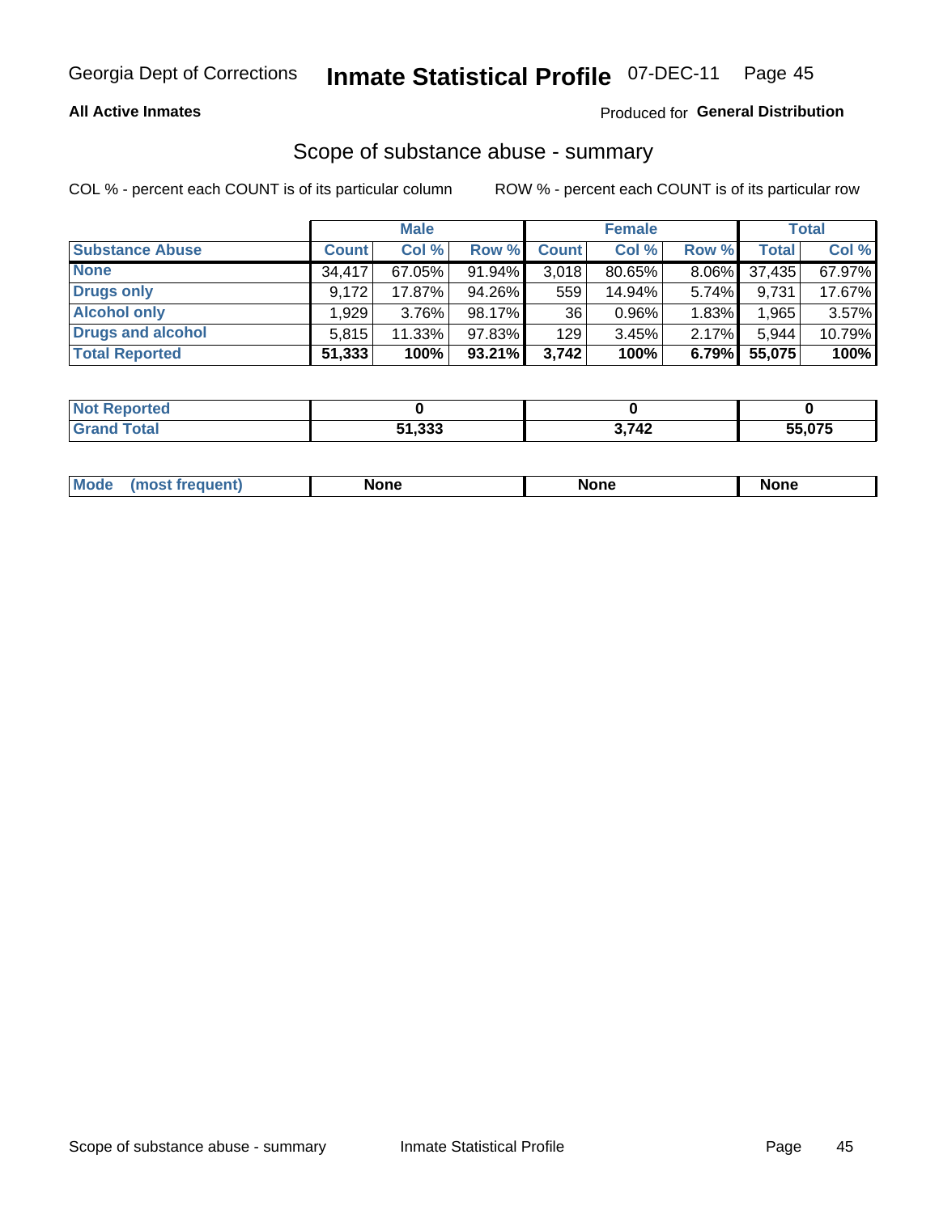**All Active Inmates**

Produced for **General Distribution**

## Scope of substance abuse - summary

COL % - percent each COUNT is of its particular column

ROW % - percent each COUNT is of its particular row

| | Male | | | Female | | | Total | |
|---|---|---|---|---|---|---|---|---|
| **Substance Abuse** | **Count** | **Col %** | **Row %** | **Count** | **Col %** | **Row %** | **Total** | **Col %** |
| **None** | 34,417 | 67.05% | 91.94% | 3,018 | 80.65% | 8.06% | 37,435 | 67.97% |
| **Drugs only** | 9,172 | 17.87% | 94.26% | 559 | 14.94% | 5.74% | 9,731 | 17.67% |
| **Alcohol only** | 1,929 | 3.76% | 98.17% | 36 | 0.96% | 1.83% | 1,965 | 3.57% |
| **Drugs and alcohol** | 5,815 | 11.33% | 97.83% | 129 | 3.45% | 2.17% | 5,944 | 10.79% |
| **Total Reported** | **51,333** | **100%** | **93.21%** | **3,742** | **100%** | **6.79%** | **55,075** | **100%** |

| | Male | Female | Total |
|---|---|---|---|
| **Not Reported** | **0** | **0** | **0** |
| **Grand Total** | **51,333** | **3,742** | **55,075** |

| | Male | Female | Total |
|---|---|---|---|
| **Mode (most frequent)** | **None** | **None** | **None** |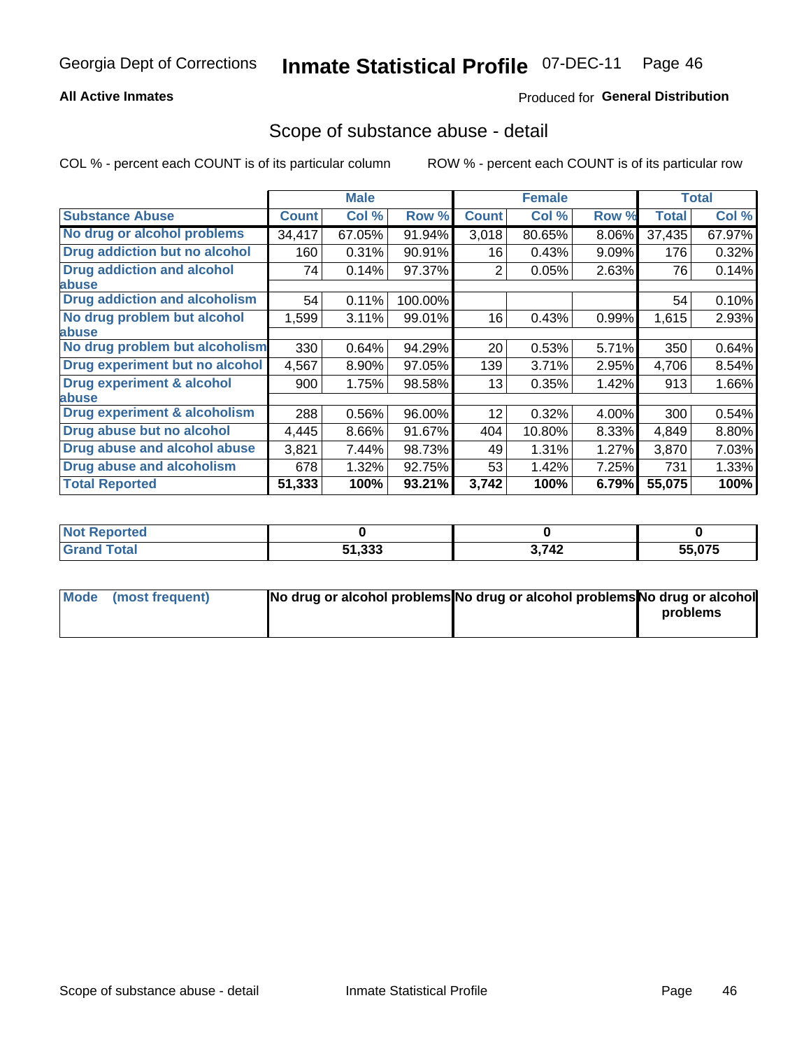Georgia Dept of Corrections **Inmate Statistical Profile** 07-DEC-11

**All Active Inmates**

Produced for **General Distribution**

## Scope of substance abuse - detail

COL % - percent each COUNT is of its particular column ROW % - percent each COUNT is of its particular row

| | Male | | | Female | | | Total | |
|---|---|---|---|---|---|---|---|---|
| **Substance Abuse** | **Count** | **Col %** | **Row %** | **Count** | **Col %** | **Row %** | **Total** | **Col %** |
| No drug or alcohol problems | 34,417 | 67.05% | 91.94% | 3,018 | 80.65% | 8.06% | 37,435 | 67.97% |
| Drug addiction but no alcohol | 160 | 0.31% | 90.91% | 16 | 0.43% | 9.09% | 176 | 0.32% |
| Drug addiction and alcohol abuse | 74 | 0.14% | 97.37% | 2 | 0.05% | 2.63% | 76 | 0.14% |
| Drug addiction and alcoholism | 54 | 0.11% | 100.00% | | | | 54 | 0.10% |
| No drug problem but alcohol abuse | 1,599 | 3.11% | 99.01% | 16 | 0.43% | 0.99% | 1,615 | 2.93% |
| No drug problem but alcoholism | 330 | 0.64% | 94.29% | 20 | 0.53% | 5.71% | 350 | 0.64% |
| Drug experiment but no alcohol | 4,567 | 8.90% | 97.05% | 139 | 3.71% | 2.95% | 4,706 | 8.54% |
| Drug experiment & alcohol abuse | 900 | 1.75% | 98.58% | 13 | 0.35% | 1.42% | 913 | 1.66% |
| Drug experiment & alcoholism | 288 | 0.56% | 96.00% | 12 | 0.32% | 4.00% | 300 | 0.54% |
| Drug abuse but no alcohol | 4,445 | 8.66% | 91.67% | 404 | 10.80% | 8.33% | 4,849 | 8.80% |
| Drug abuse and alcohol abuse | 3,821 | 7.44% | 98.73% | 49 | 1.31% | 1.27% | 3,870 | 7.03% |
| Drug abuse and alcoholism | 678 | 1.32% | 92.75% | 53 | 1.42% | 7.25% | 731 | 1.33% |
| **Total Reported** | **51,333** | **100%** | **93.21%** | **3,742** | **100%** | **6.79%** | **55,075** | **100%** |

| | Male | Female | Total |
|---|---|---|---|
| Not Reported | **0** | **0** | **0** |
| Grand Total | **51,333** | **3,742** | **55,075** |

| | Male | Female | Total |
|---|---|---|---|
| Mode (most frequent) | **No drug or alcohol problems** | **No drug or alcohol problems** | **No drug or alcohol problems** |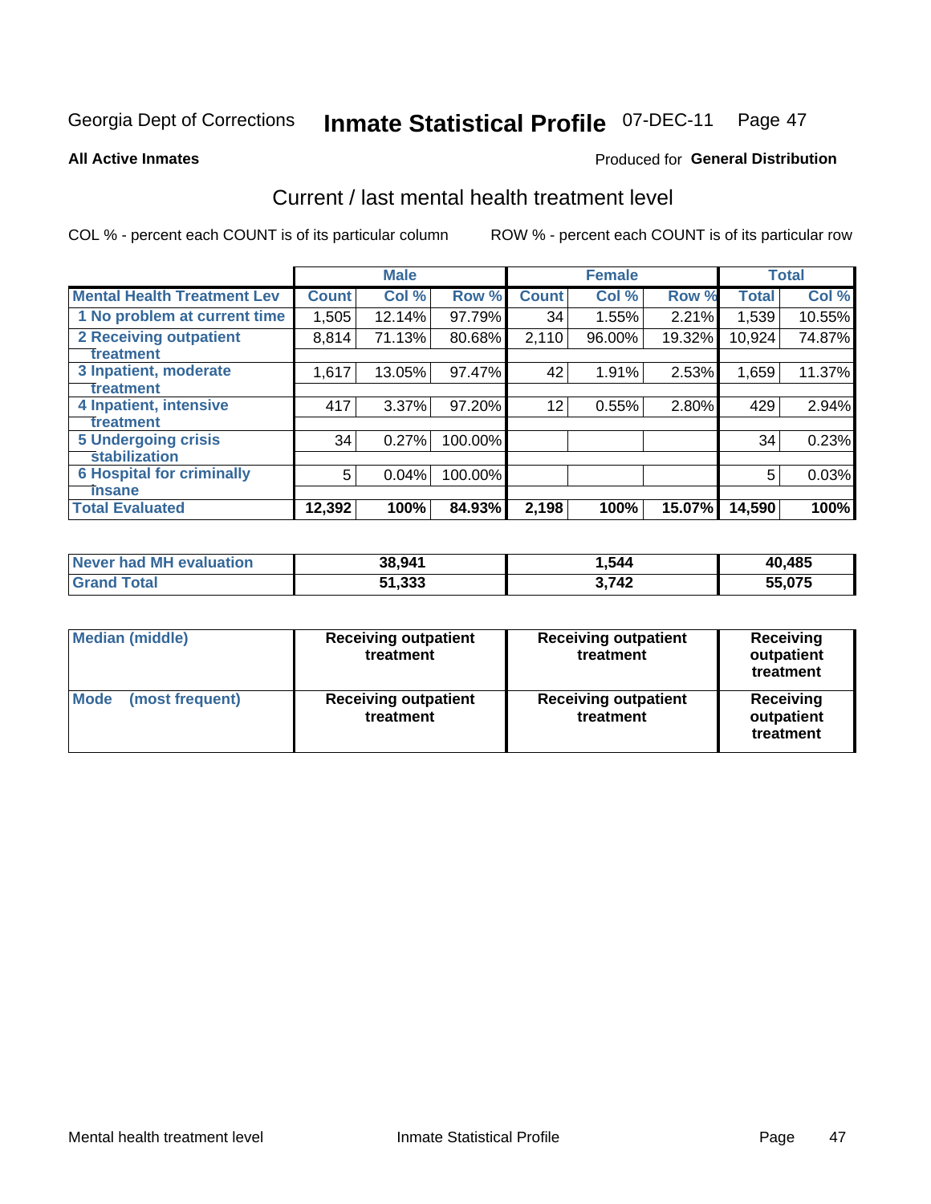Georgia Dept of Corrections **Inmate Statistical Profile** 07-DEC-11 Page 47

**All Active Inmates**

Produced for **General Distribution**

## Current / last mental health treatment level

COL % - percent each COUNT is of its particular column

ROW % - percent each COUNT is of its particular row

| | Male | | | Female | | | Total | |
|---|---|---|---|---|---|---|---|---|
| **Mental Health Treatment Lev** | **Count** | **Col %** | **Row %** | **Count** | **Col %** | **Row %** | **Total** | **Col %** |
| 1 No problem at current time | 1,505 | 12.14% | 97.79% | 34 | 1.55% | 2.21% | 1,539 | 10.55% |
| 2 Receiving outpatient treatment | 8,814 | 71.13% | 80.68% | 2,110 | 96.00% | 19.32% | 10,924 | 74.87% |
| 3 Inpatient, moderate treatment | 1,617 | 13.05% | 97.47% | 42 | 1.91% | 2.53% | 1,659 | 11.37% |
| 4 Inpatient, intensive treatment | 417 | 3.37% | 97.20% | 12 | 0.55% | 2.80% | 429 | 2.94% |
| 5 Undergoing crisis stabilization | 34 | 0.27% | 100.00% | | | | 34 | 0.23% |
| 6 Hospital for criminally insane | 5 | 0.04% | 100.00% | | | | 5 | 0.03% |
| **Total Evaluated** | **12,392** | **100%** | **84.93%** | **2,198** | **100%** | **15.07%** | **14,590** | **100%** |

| | Male | Female | Total |
|---|---|---|---|
| **Never had MH evaluation** | **38,941** | **1,544** | **40,485** |
| **Grand Total** | **51,333** | **3,742** | **55,075** |

| | Male | Female | Total |
|---|---|---|---|
| **Median (middle)** | **Receiving outpatient treatment** | **Receiving outpatient treatment** | **Receiving outpatient treatment** |
| **Mode (most frequent)** | **Receiving outpatient treatment** | **Receiving outpatient treatment** | **Receiving outpatient treatment** |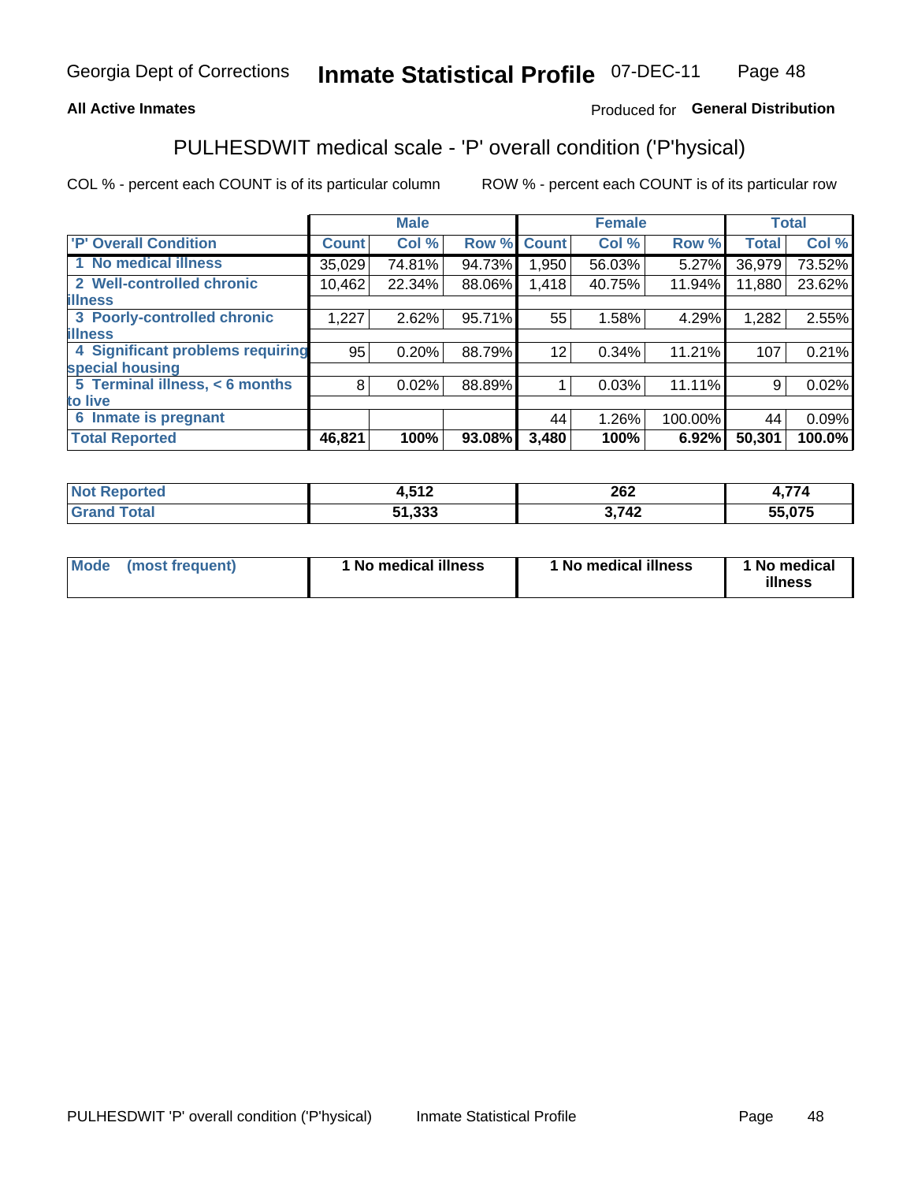Georgia Dept of Corrections **Inmate Statistical Profile** 07-DEC-11

**All Active Inmates**

Produced for **General Distribution**

## PULHESDWIT medical scale - 'P' overall condition ('P'hysical)

COL % - percent each COUNT is of its particular column ROW % - percent each COUNT is of its particular row

| | Male | | | Female | | | Total | |
|---|---|---|---|---|---|---|---|---|
| **'P' Overall Condition** | **Count** | **Col %** | **Row %** | **Count** | **Col %** | **Row %** | **Total** | **Col %** |
| **1 No medical illness** | 35,029 | 74.81% | 94.73% | 1,950 | 56.03% | 5.27% | 36,979 | 73.52% |
| **2 Well-controlled chronic illness** | 10,462 | 22.34% | 88.06% | 1,418 | 40.75% | 11.94% | 11,880 | 23.62% |
| **3 Poorly-controlled chronic illness** | 1,227 | 2.62% | 95.71% | 55 | 1.58% | 4.29% | 1,282 | 2.55% |
| **4 Significant problems requiring special housing** | 95 | 0.20% | 88.79% | 12 | 0.34% | 11.21% | 107 | 0.21% |
| **5 Terminal illness, < 6 months to live** | 8 | 0.02% | 88.89% | 1 | 0.03% | 11.11% | 9 | 0.02% |
| **6 Inmate is pregnant** | | | | 44 | 1.26% | 100.00% | 44 | 0.09% |
| **Total Reported** | **46,821** | **100%** | **93.08%** | **3,480** | **100%** | **6.92%** | **50,301** | **100.0%** |

| | Male | Female | Total |
|---|---|---|---|
| **Not Reported** | **4,512** | **262** | **4,774** |
| **Grand Total** | **51,333** | **3,742** | **55,075** |

| | Male | Female | Total |
|---|---|---|---|
| **Mode (most frequent)** | **1 No medical illness** | **1 No medical illness** | **1 No medical illness** |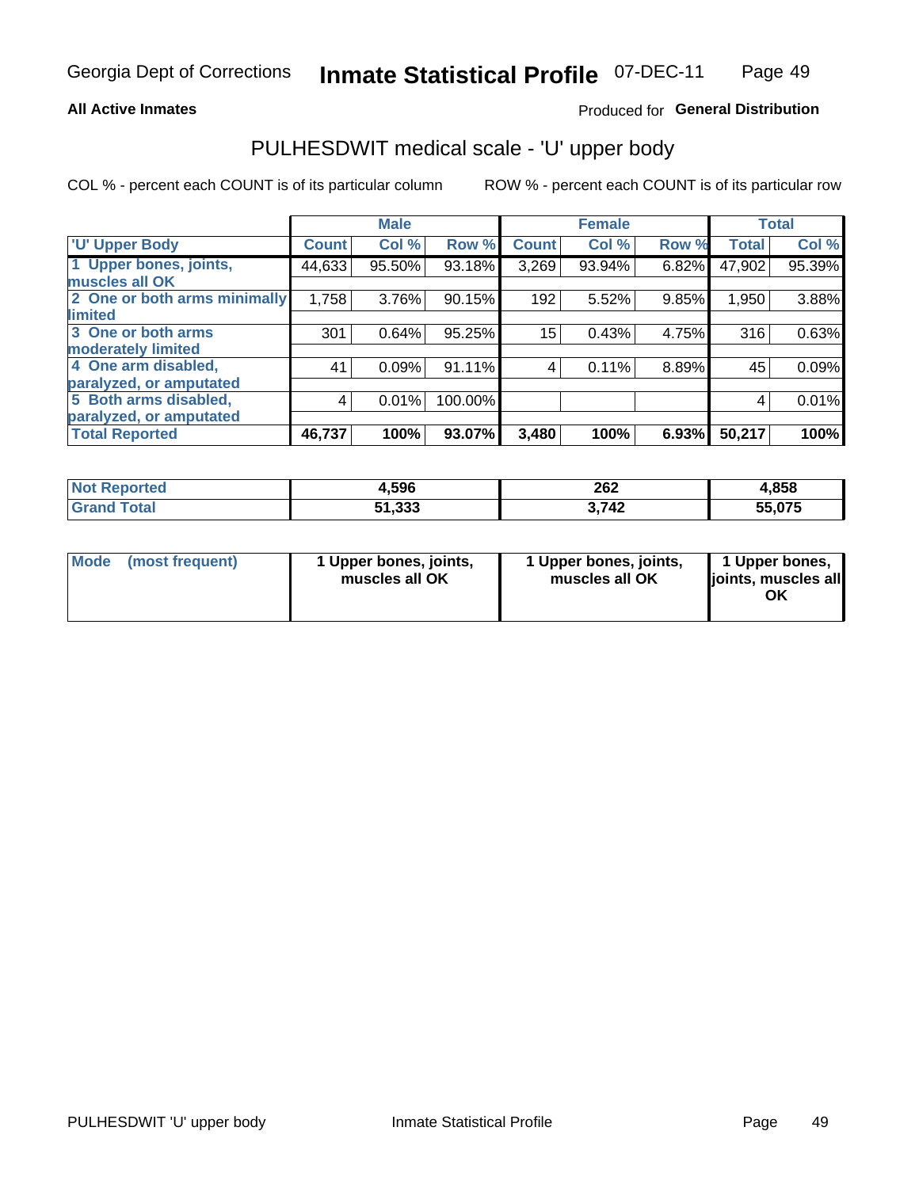Georgia Dept of Corrections **Inmate Statistical Profile** 07-DEC-11

**All Active Inmates**

Produced for **General Distribution**

# PULHESDWIT medical scale - 'U' upper body

COL % - percent each COUNT is of its particular column ROW % - percent each COUNT is of its particular row

| | Male | | | Female | | | Total | |
|---|---|---|---|---|---|---|---|---|
| 'U' Upper Body | Count | Col % | Row % | Count | Col % | Row % | Total | Col % |
| 1 Upper bones, joints, muscles all OK | 44,633 | 95.50% | 93.18% | 3,269 | 93.94% | 6.82% | 47,902 | 95.39% |
| 2 One or both arms minimally limited | 1,758 | 3.76% | 90.15% | 192 | 5.52% | 9.85% | 1,950 | 3.88% |
| 3 One or both arms moderately limited | 301 | 0.64% | 95.25% | 15 | 0.43% | 4.75% | 316 | 0.63% |
| 4 One arm disabled, paralyzed, or amputated | 41 | 0.09% | 91.11% | 4 | 0.11% | 8.89% | 45 | 0.09% |
| 5 Both arms disabled, paralyzed, or amputated | 4 | 0.01% | 100.00% | | | | 4 | 0.01% |
| **Total Reported** | **46,737** | **100%** | **93.07%** | **3,480** | **100%** | **6.93%** | **50,217** | **100%** |

| | Male | Female | Total |
|---|---|---|---|
| Not Reported | 4,596 | 262 | 4,858 |
| Grand Total | 51,333 | 3,742 | 55,075 |

| | Male | Female | Total |
|---|---|---|---|
| Mode (most frequent) | 1 Upper bones, joints, muscles all OK | 1 Upper bones, joints, muscles all OK | 1 Upper bones, joints, muscles all OK |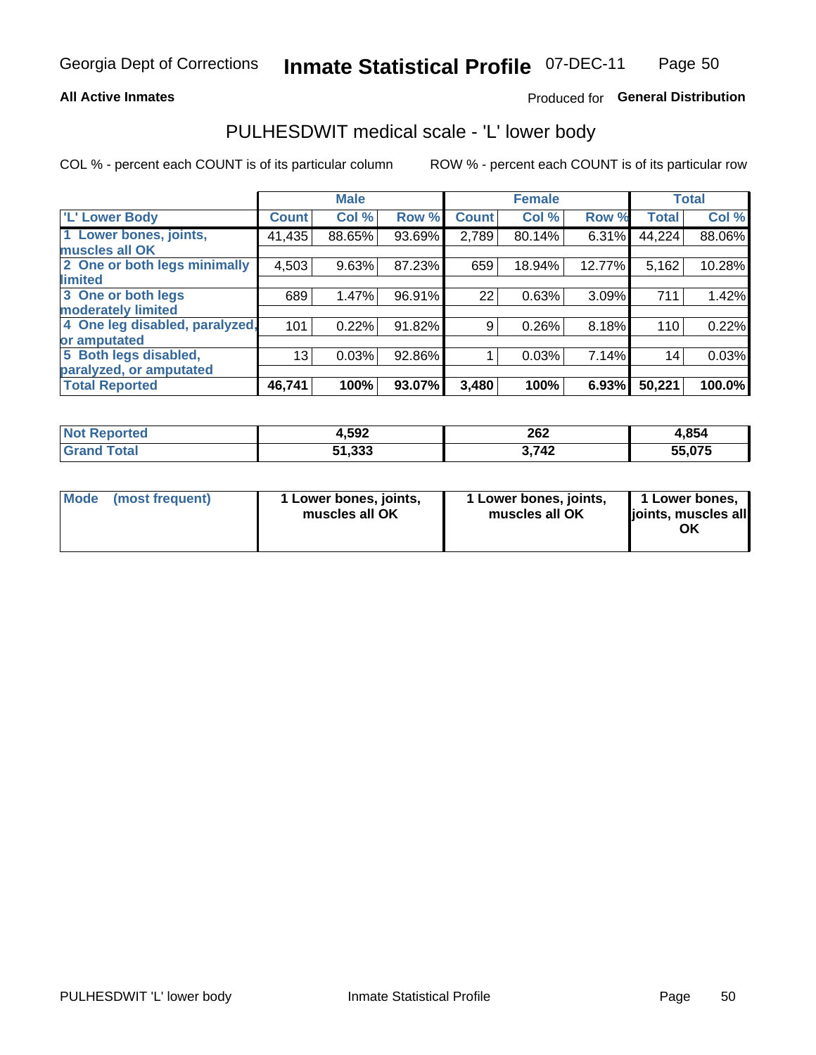Georgia Dept of Corrections **Inmate Statistical Profile** 07-DEC-11

**All Active Inmates**

Produced for **General Distribution**

## PULHESDWIT medical scale - 'L' lower body

COL % - percent each COUNT is of its particular column

ROW % - percent each COUNT is of its particular row

| | Male | | | Female | | | Total | |
|---|---|---|---|---|---|---|---|---|
| **'L' Lower Body** | **Count** | **Col %** | **Row %** | **Count** | **Col %** | **Row %** | **Total** | **Col %** |
| **1 Lower bones, joints, muscles all OK** | 41,435 | 88.65% | 93.69% | 2,789 | 80.14% | 6.31% | 44,224 | 88.06% |
| **2 One or both legs minimally limited** | 4,503 | 9.63% | 87.23% | 659 | 18.94% | 12.77% | 5,162 | 10.28% |
| **3 One or both legs moderately limited** | 689 | 1.47% | 96.91% | 22 | 0.63% | 3.09% | 711 | 1.42% |
| **4 One leg disabled, paralyzed, or amputated** | 101 | 0.22% | 91.82% | 9 | 0.26% | 8.18% | 110 | 0.22% |
| **5 Both legs disabled, paralyzed, or amputated** | 13 | 0.03% | 92.86% | 1 | 0.03% | 7.14% | 14 | 0.03% |
| **Total Reported** | **46,741** | **100%** | **93.07%** | **3,480** | **100%** | **6.93%** | **50,221** | **100.0%** |

| | Male | Female | Total |
|---|---|---|---|
| **Not Reported** | **4,592** | **262** | **4,854** |
| **Grand Total** | **51,333** | **3,742** | **55,075** |

| | Male | Female | Total |
|---|---|---|---|
| **Mode (most frequent)** | **1 Lower bones, joints, muscles all OK** | **1 Lower bones, joints, muscles all OK** | **1 Lower bones, joints, muscles all OK** |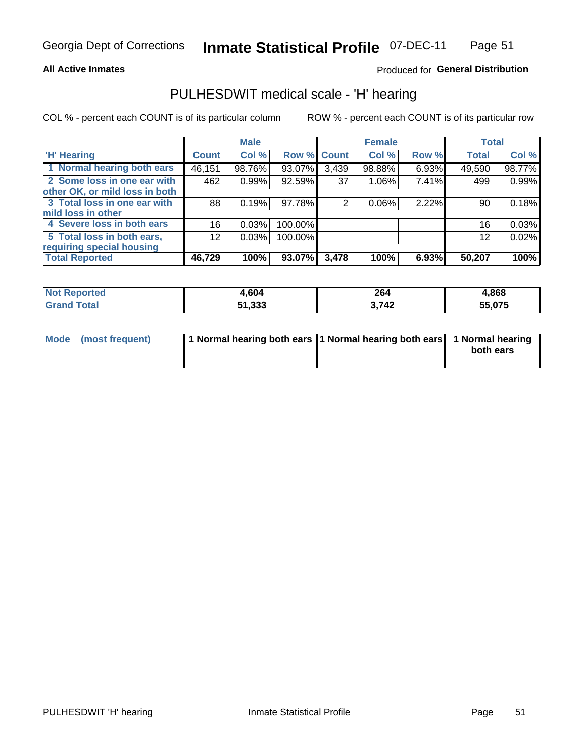Georgia Dept of Corrections **Inmate Statistical Profile** 07-DEC-11

**All Active Inmates**

Produced for **General Distribution**

## PULHESDWIT medical scale - 'H' hearing

COL % - percent each COUNT is of its particular column

ROW % - percent each COUNT is of its particular row

| | Male | | | Female | | | Total | |
|---|---|---|---|---|---|---|---|---|
| **'H' Hearing** | **Count** | **Col %** | **Row %** | **Count** | **Col %** | **Row %** | **Total** | **Col %** |
| **1 Normal hearing both ears** | 46,151 | 98.76% | 93.07% | 3,439 | 98.88% | 6.93% | 49,590 | 98.77% |
| **2 Some loss in one ear with other OK, or mild loss in both** | 462 | 0.99% | 92.59% | 37 | 1.06% | 7.41% | 499 | 0.99% |
| **3 Total loss in one ear with mild loss in other** | 88 | 0.19% | 97.78% | 2 | 0.06% | 2.22% | 90 | 0.18% |
| **4 Severe loss in both ears** | 16 | 0.03% | 100.00% | | | | 16 | 0.03% |
| **5 Total loss in both ears, requiring special housing** | 12 | 0.03% | 100.00% | | | | 12 | 0.02% |
| **Total Reported** | **46,729** | **100%** | **93.07%** | **3,478** | **100%** | **6.93%** | **50,207** | **100%** |

| | Male | Female | Total |
|---|---|---|---|
| **Not Reported** | **4,604** | **264** | **4,868** |
| **Grand Total** | **51,333** | **3,742** | **55,075** |

| | Male | Female | Total |
|---|---|---|---|
| **Mode (most frequent)** | **1 Normal hearing both ears** | **1 Normal hearing both ears** | **1 Normal hearing both ears** |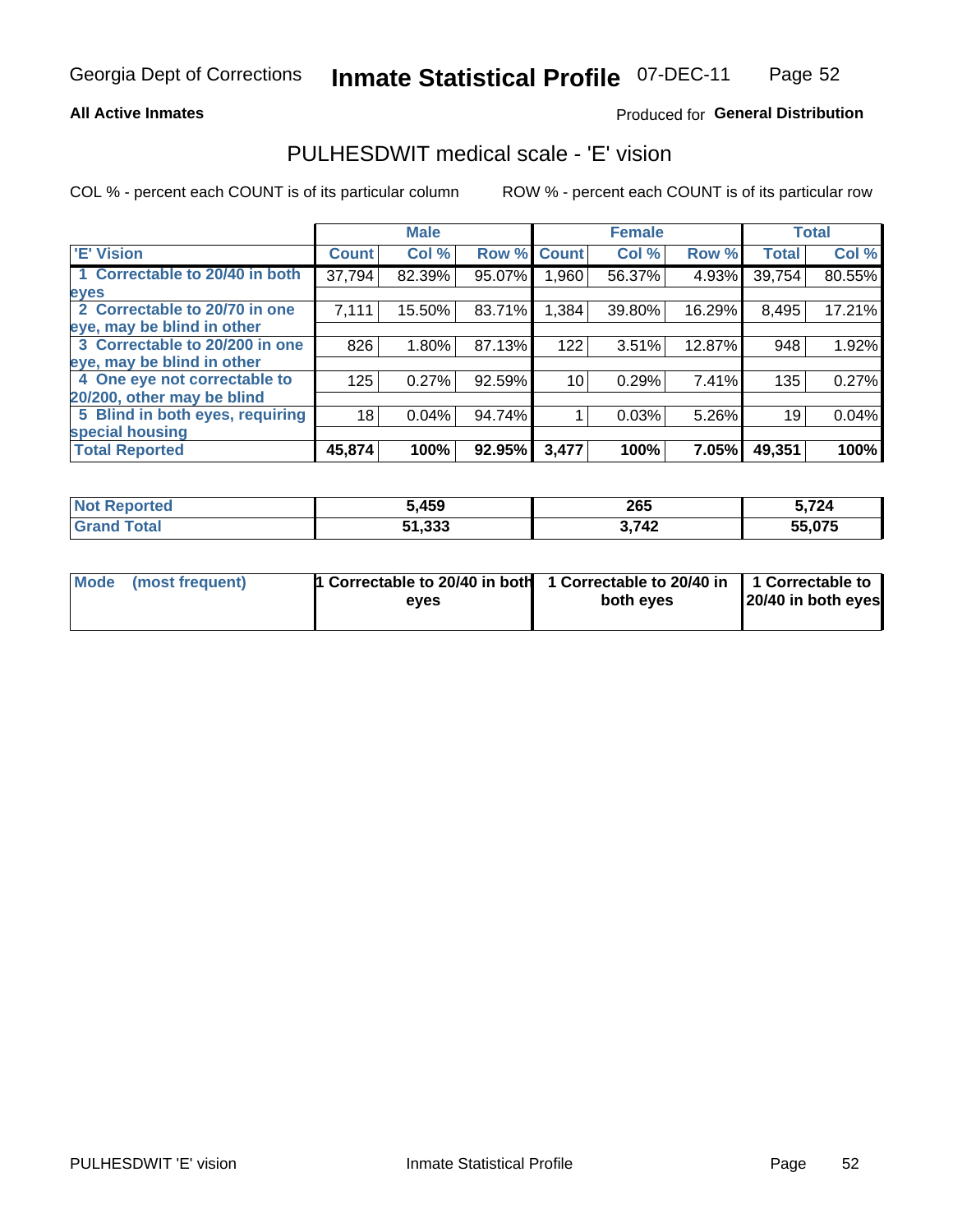Georgia Dept of Corrections **Inmate Statistical Profile** 07-DEC-11

**All Active Inmates**

Produced for **General Distribution**

## PULHESDWIT medical scale - 'E' vision

COL % - percent each COUNT is of its particular column

ROW % - percent each COUNT is of its particular row

| | Male | | | Female | | | Total | |
|---|---|---|---|---|---|---|---|---|
| 'E' Vision | Count | Col % | Row % | Count | Col % | Row % | Total | Col % |
| 1 Correctable to 20/40 in both eyes | 37,794 | 82.39% | 95.07% | 1,960 | 56.37% | 4.93% | 39,754 | 80.55% |
| 2 Correctable to 20/70 in one eye, may be blind in other | 7,111 | 15.50% | 83.71% | 1,384 | 39.80% | 16.29% | 8,495 | 17.21% |
| 3 Correctable to 20/200 in one eye, may be blind in other | 826 | 1.80% | 87.13% | 122 | 3.51% | 12.87% | 948 | 1.92% |
| 4 One eye not correctable to 20/200, other may be blind | 125 | 0.27% | 92.59% | 10 | 0.29% | 7.41% | 135 | 0.27% |
| 5 Blind in both eyes, requiring special housing | 18 | 0.04% | 94.74% | 1 | 0.03% | 5.26% | 19 | 0.04% |
| **Total Reported** | **45,874** | **100%** | **92.95%** | **3,477** | **100%** | **7.05%** | **49,351** | **100%** |

| | Male | Female | Total |
|---|---|---|---|
| Not Reported | 5,459 | 265 | 5,724 |
| Grand Total | 51,333 | 3,742 | 55,075 |

| | Male | Female | Total |
|---|---|---|---|
| Mode (most frequent) | 1 Correctable to 20/40 in both eyes | 1 Correctable to 20/40 in both eyes | 1 Correctable to 20/40 in both eyes |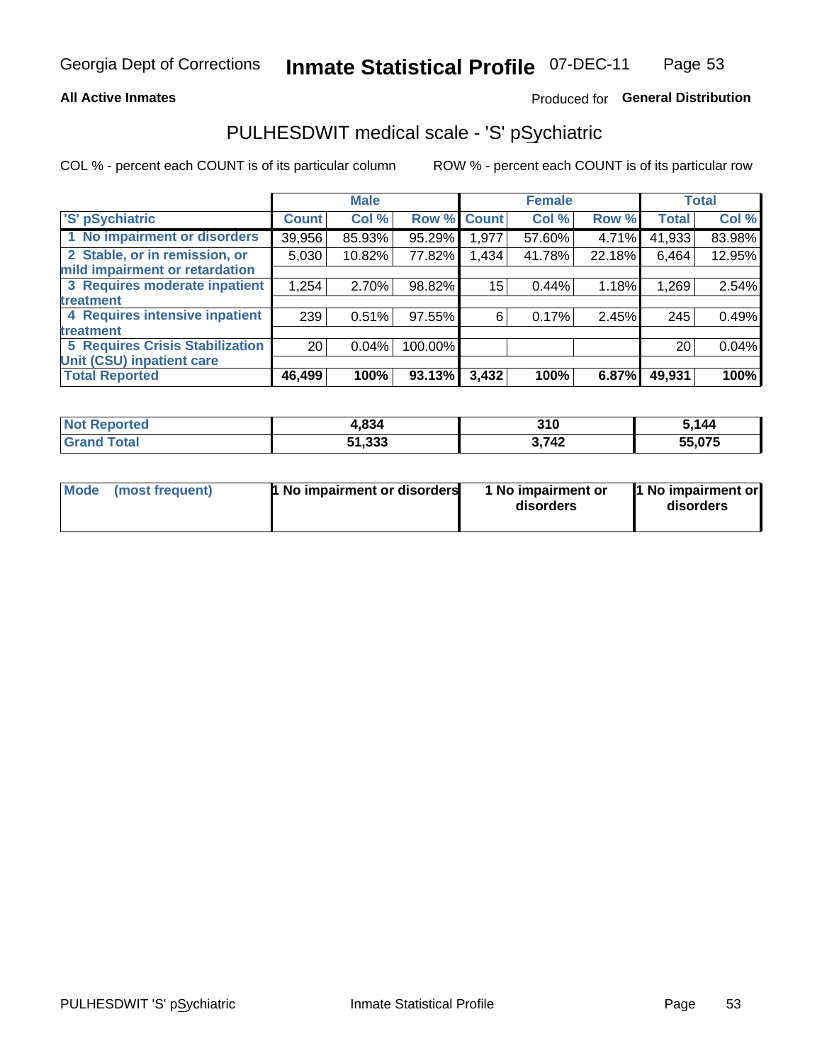Georgia Dept of Corrections **Inmate Statistical Profile** 07-DEC-11

**All Active Inmates**

Produced for **General Distribution**

## PULHESDWIT medical scale - 'S' pSychiatric

COL % - percent each COUNT is of its particular column

ROW % - percent each COUNT is of its particular row

| 'S' pSychiatric | Male | | | Female | | | Total | |
|---|---|---|---|---|---|---|---|---|
| | Count | Col % | Row % | Count | Col % | Row % | Total | Col % |
| 1 No impairment or disorders | 39,956 | 85.93% | 95.29% | 1,977 | 57.60% | 4.71% | 41,933 | 83.98% |
| 2 Stable, or in remission, or mild impairment or retardation | 5,030 | 10.82% | 77.82% | 1,434 | 41.78% | 22.18% | 6,464 | 12.95% |
| 3 Requires moderate inpatient treatment | 1,254 | 2.70% | 98.82% | 15 | 0.44% | 1.18% | 1,269 | 2.54% |
| 4 Requires intensive inpatient treatment | 239 | 0.51% | 97.55% | 6 | 0.17% | 2.45% | 245 | 0.49% |
| 5 Requires Crisis Stabilization Unit (CSU) inpatient care | 20 | 0.04% | 100.00% | | | | 20 | 0.04% |
| **Total Reported** | **46,499** | **100%** | **93.13%** | **3,432** | **100%** | **6.87%** | **49,931** | **100%** |

| | Male | Female | Total |
|---|---|---|---|
| Not Reported | 4,834 | 310 | 5,144 |
| Grand Total | 51,333 | 3,742 | 55,075 |

| | Male | Female | Total |
|---|---|---|---|
| Mode (most frequent) | 1 No impairment or disorders | 1 No impairment or disorders | 1 No impairment or disorders |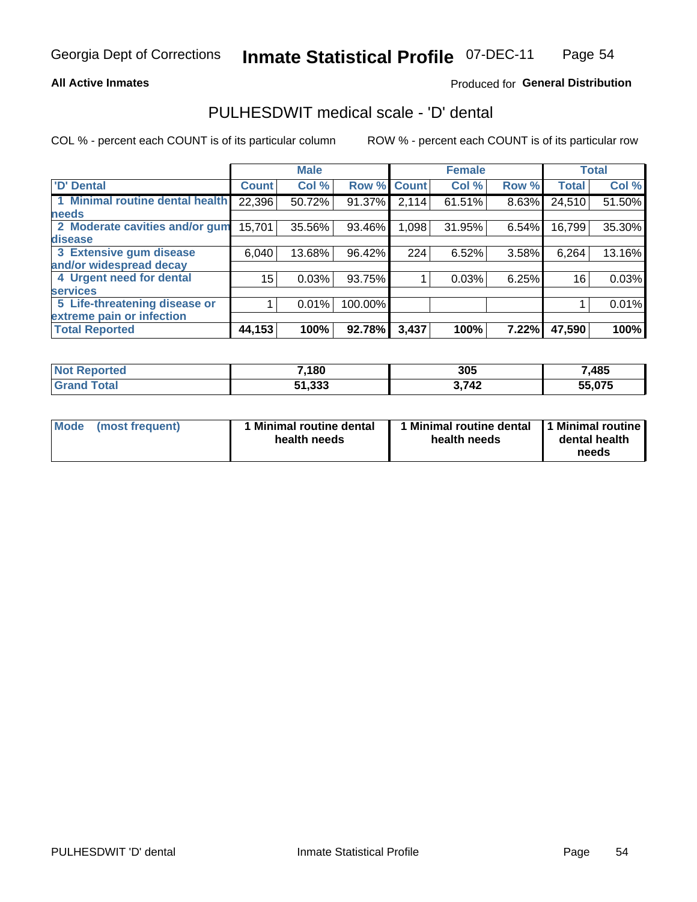Georgia Dept of Corrections **Inmate Statistical Profile** 07-DEC-11

**All Active Inmates**

Produced for **General Distribution**

## PULHESDWIT medical scale - 'D' dental

COL % - percent each COUNT is of its particular column

ROW % - percent each COUNT is of its particular row

| | Male | | | Female | | | Total | |
|---|---|---|---|---|---|---|---|---|
| 'D' Dental | Count | Col % | Row % | Count | Col % | Row % | Total | Col % |
| 1 Minimal routine dental health needs | 22,396 | 50.72% | 91.37% | 2,114 | 61.51% | 8.63% | 24,510 | 51.50% |
| 2 Moderate cavities and/or gum disease | 15,701 | 35.56% | 93.46% | 1,098 | 31.95% | 6.54% | 16,799 | 35.30% |
| 3 Extensive gum disease and/or widespread decay | 6,040 | 13.68% | 96.42% | 224 | 6.52% | 3.58% | 6,264 | 13.16% |
| 4 Urgent need for dental services | 15 | 0.03% | 93.75% | 1 | 0.03% | 6.25% | 16 | 0.03% |
| 5 Life-threatening disease or extreme pain or infection | 1 | 0.01% | 100.00% | | | | 1 | 0.01% |
| **Total Reported** | **44,153** | **100%** | **92.78%** | **3,437** | **100%** | **7.22%** | **47,590** | **100%** |

| | Male | Female | Total |
|---|---|---|---|
| **Not Reported** | **7,180** | **305** | **7,485** |
| **Grand Total** | **51,333** | **3,742** | **55,075** |

| | Male | Female | Total |
|---|---|---|---|
| **Mode (most frequent)** | **1 Minimal routine dental health needs** | **1 Minimal routine dental health needs** | **1 Minimal routine dental health needs** |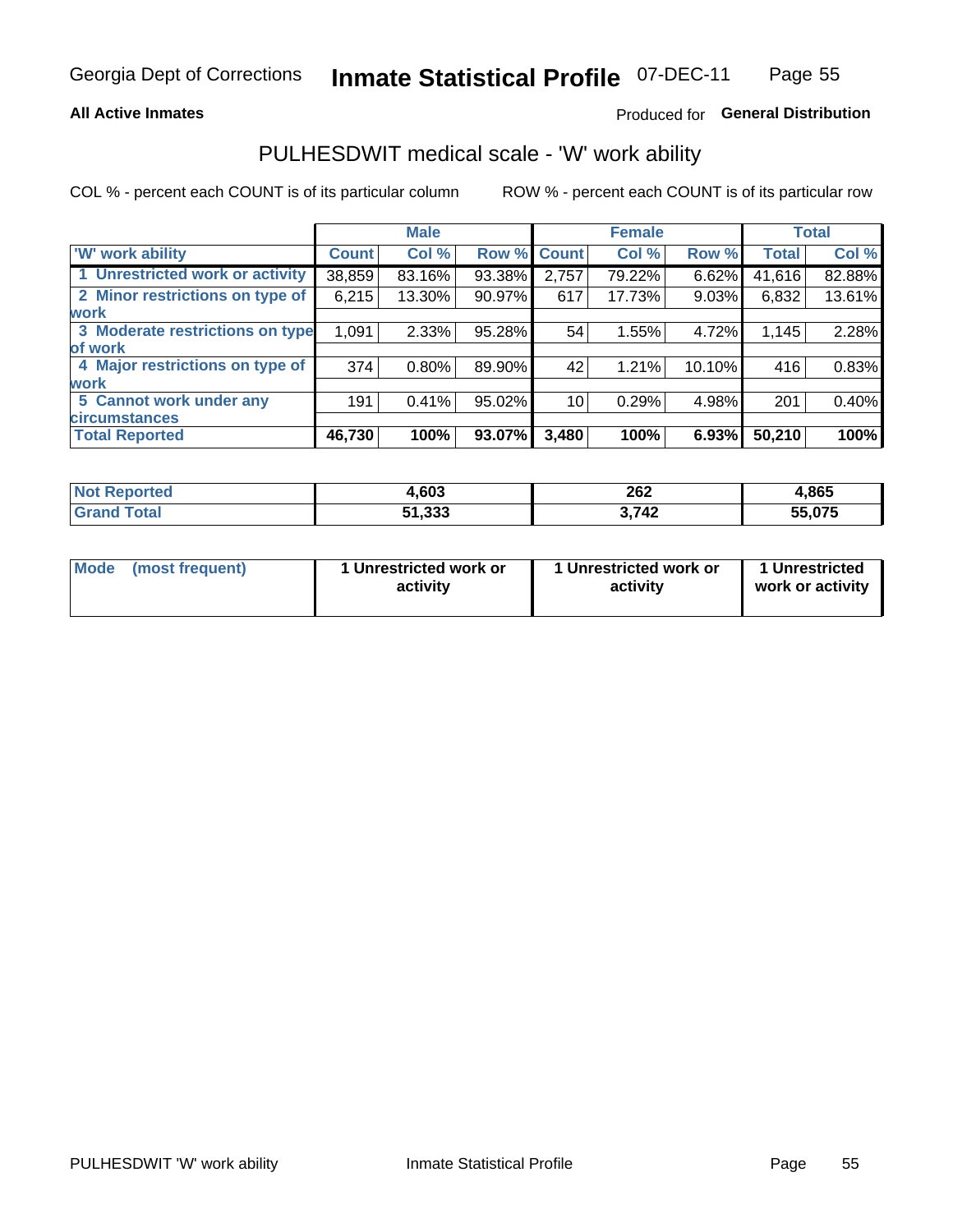Georgia Dept of Corrections **Inmate Statistical Profile** 07-DEC-11

**All Active Inmates**

Produced for **General Distribution**

## PULHESDWIT medical scale - 'W' work ability

COL % - percent each COUNT is of its particular column

ROW % - percent each COUNT is of its particular row

| | Male | | | Female | | | Total | |
|---|---|---|---|---|---|---|---|---|
| 'W' work ability | Count | Col % | Row % | Count | Col % | Row % | Total | Col % |
| 1 Unrestricted work or activity | 38,859 | 83.16% | 93.38% | 2,757 | 79.22% | 6.62% | 41,616 | 82.88% |
| 2 Minor restrictions on type of work | 6,215 | 13.30% | 90.97% | 617 | 17.73% | 9.03% | 6,832 | 13.61% |
| 3 Moderate restrictions on type of work | 1,091 | 2.33% | 95.28% | 54 | 1.55% | 4.72% | 1,145 | 2.28% |
| 4 Major restrictions on type of work | 374 | 0.80% | 89.90% | 42 | 1.21% | 10.10% | 416 | 0.83% |
| 5 Cannot work under any circumstances | 191 | 0.41% | 95.02% | 10 | 0.29% | 4.98% | 201 | 0.40% |
| **Total Reported** | **46,730** | **100%** | **93.07%** | **3,480** | **100%** | **6.93%** | **50,210** | **100%** |

| | Male | Female | Total |
|---|---|---|---|
| Not Reported | 4,603 | 262 | 4,865 |
| Grand Total | 51,333 | 3,742 | 55,075 |

| | Male | Female | Total |
|---|---|---|---|
| Mode (most frequent) | 1 Unrestricted work or activity | 1 Unrestricted work or activity | 1 Unrestricted work or activity |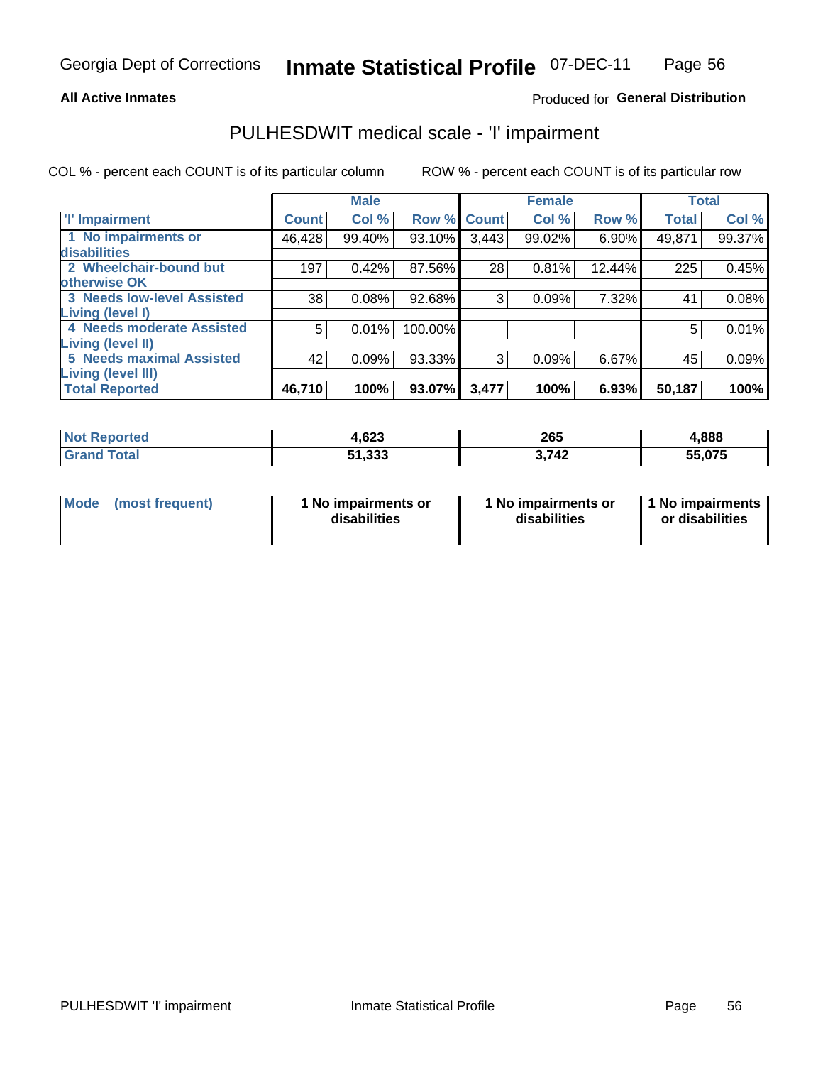Georgia Dept of Corrections **Inmate Statistical Profile** 07-DEC-11

**All Active Inmates**

Produced for **General Distribution**

## PULHESDWIT medical scale - 'I' impairment

COL % - percent each COUNT is of its particular column ROW % - percent each COUNT is of its particular row

| | Male | | | Female | | | Total | |
|---|---|---|---|---|---|---|---|---|
| **'I' Impairment** | **Count** | **Col %** | **Row %** | **Count** | **Col %** | **Row %** | **Total** | **Col %** |
| **1 No impairments or disabilities** | 46,428 | 99.40% | 93.10% | 3,443 | 99.02% | 6.90% | 49,871 | 99.37% |
| **2 Wheelchair-bound but otherwise OK** | 197 | 0.42% | 87.56% | 28 | 0.81% | 12.44% | 225 | 0.45% |
| **3 Needs low-level Assisted Living (level I)** | 38 | 0.08% | 92.68% | 3 | 0.09% | 7.32% | 41 | 0.08% |
| **4 Needs moderate Assisted Living (level II)** | 5 | 0.01% | 100.00% | | | | 5 | 0.01% |
| **5 Needs maximal Assisted Living (level III)** | 42 | 0.09% | 93.33% | 3 | 0.09% | 6.67% | 45 | 0.09% |
| **Total Reported** | **46,710** | **100%** | **93.07%** | **3,477** | **100%** | **6.93%** | **50,187** | **100%** |

| | Male | Female | Total |
|---|---|---|---|
| **Not Reported** | **4,623** | **265** | **4,888** |
| **Grand Total** | **51,333** | **3,742** | **55,075** |

| | Male | Female | Total |
|---|---|---|---|
| **Mode (most frequent)** | **1 No impairments or disabilities** | **1 No impairments or disabilities** | **1 No impairments or disabilities** |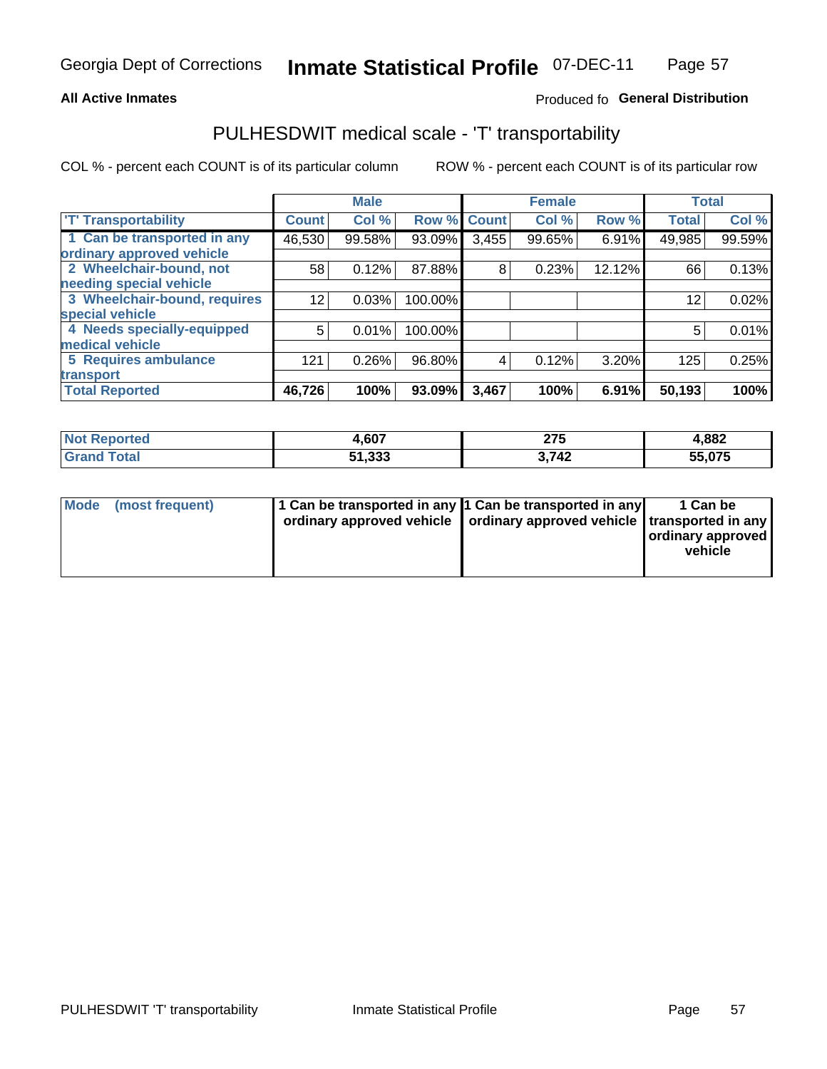# PULHESDWIT medical scale - 'T' transportability

**All Active Inmates** — Produced fo **General Distribution**

COL % - percent each COUNT is of its particular column

ROW % - percent each COUNT is of its particular row

| | Male | | | Female | | | Total | |
|---|---|---|---|---|---|---|---|---|
| 'T' Transportability | Count | Col % | Row % | Count | Col % | Row % | Total | Col % |
| 1 Can be transported in any ordinary approved vehicle | 46,530 | 99.58% | 93.09% | 3,455 | 99.65% | 6.91% | 49,985 | 99.59% |
| 2 Wheelchair-bound, not needing special vehicle | 58 | 0.12% | 87.88% | 8 | 0.23% | 12.12% | 66 | 0.13% |
| 3 Wheelchair-bound, requires special vehicle | 12 | 0.03% | 100.00% | | | | 12 | 0.02% |
| 4 Needs specially-equipped medical vehicle | 5 | 0.01% | 100.00% | | | | 5 | 0.01% |
| 5 Requires ambulance transport | 121 | 0.26% | 96.80% | 4 | 0.12% | 3.20% | 125 | 0.25% |
| **Total Reported** | **46,726** | **100%** | **93.09%** | **3,467** | **100%** | **6.91%** | **50,193** | **100%** |

| | Male | Female | Total |
|---|---|---|---|
| Not Reported | 4,607 | 275 | 4,882 |
| Grand Total | 51,333 | 3,742 | 55,075 |

| | Male | Female | Total |
|---|---|---|---|
| Mode (most frequent) | 1 Can be transported in any ordinary approved vehicle | 1 Can be transported in any ordinary approved vehicle | 1 Can be transported in any ordinary approved vehicle |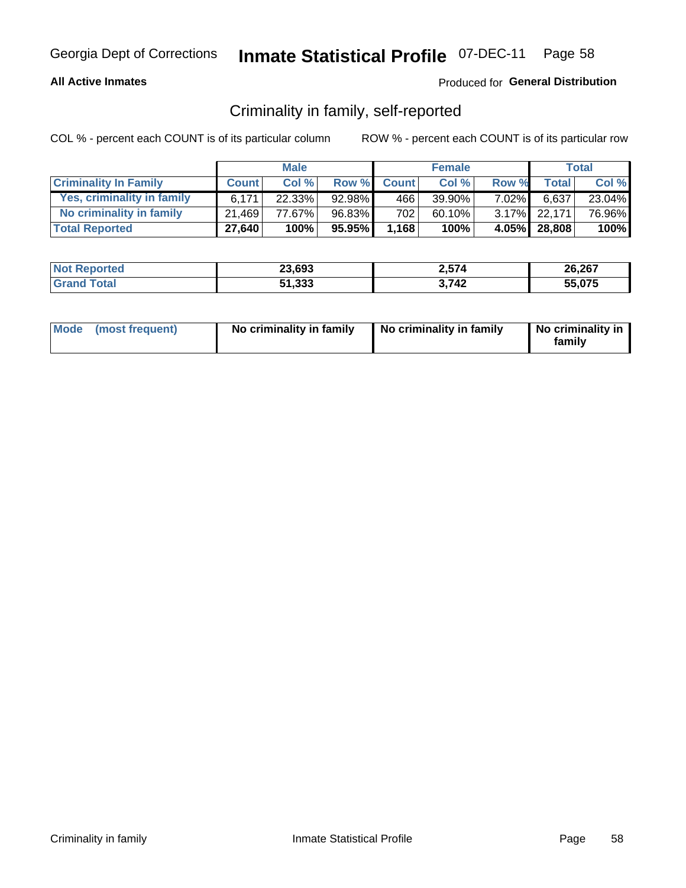Georgia Dept of Corrections **Inmate Statistical Profile** 07-DEC-11

**All Active Inmates**

Produced for **General Distribution**

## Criminality in family, self-reported

COL % - percent each COUNT is of its particular column

ROW % - percent each COUNT is of its particular row

| | Male | | | Female | | | Total | |
|---|---|---|---|---|---|---|---|---|
| **Criminality In Family** | **Count** | **Col %** | **Row %** | **Count** | **Col %** | **Row %** | **Total** | **Col %** |
| Yes, criminality in family | 6,171 | 22.33% | 92.98% | 466 | 39.90% | 7.02% | 6,637 | 23.04% |
| No criminality in family | 21,469 | 77.67% | 96.83% | 702 | 60.10% | 3.17% | 22,171 | 76.96% |
| **Total Reported** | **27,640** | **100%** | **95.95%** | **1,168** | **100%** | **4.05%** | **28,808** | **100%** |

| | Male | Female | Total |
|---|---|---|---|
| **Not Reported** | **23,693** | **2,574** | **26,267** |
| **Grand Total** | **51,333** | **3,742** | **55,075** |

| | Male | Female | Total |
|---|---|---|---|
| **Mode (most frequent)** | **No criminality in family** | **No criminality in family** | **No criminality in family** |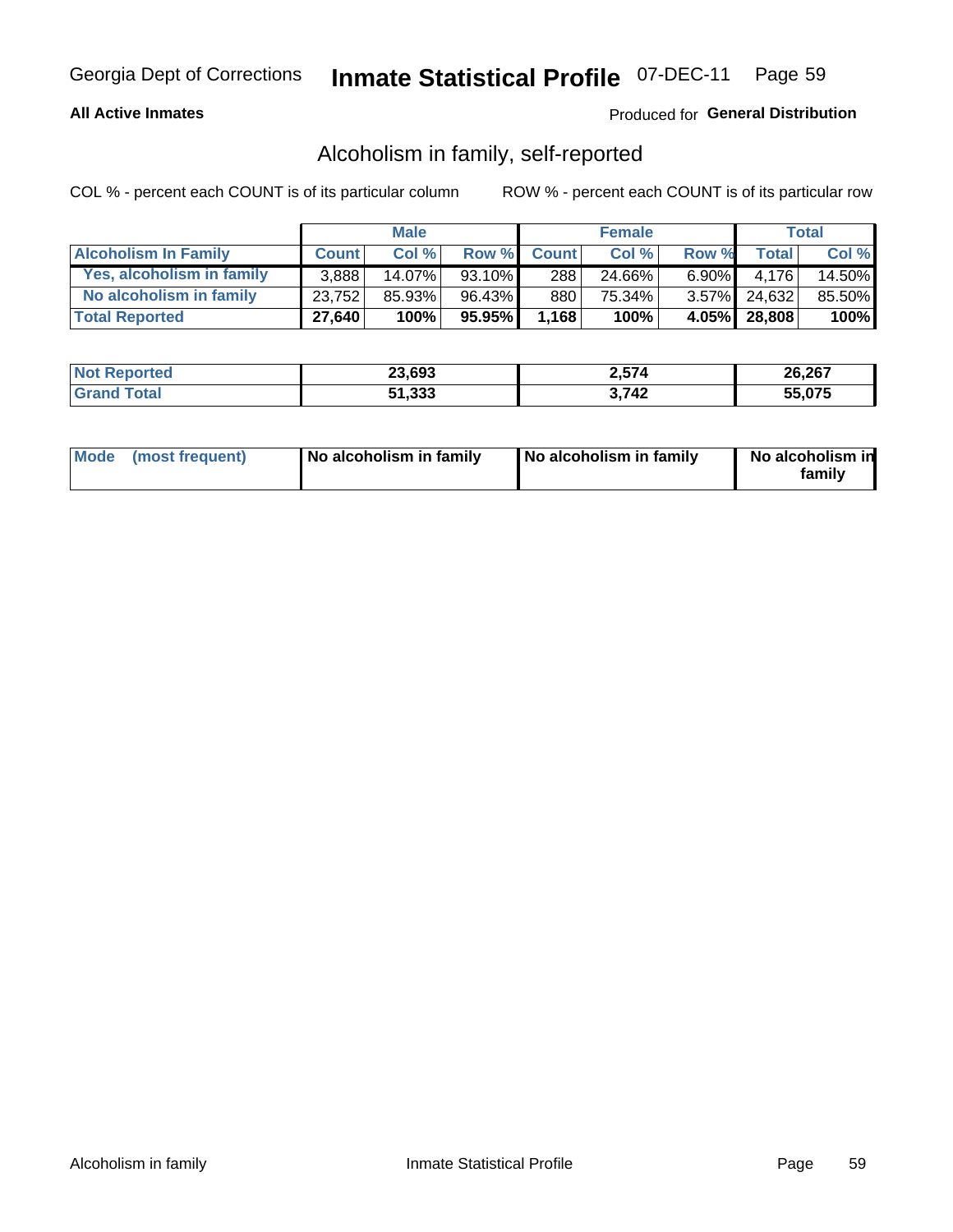Georgia Dept of Corrections **Inmate Statistical Profile** 07-DEC-11

**All Active Inmates**

Produced for **General Distribution**

## Alcoholism in family, self-reported

COL % - percent each COUNT is of its particular column

ROW % - percent each COUNT is of its particular row

| | Male | | | Female | | | Total | |
|---|---|---|---|---|---|---|---|---|
| **Alcoholism In Family** | **Count** | **Col %** | **Row %** | **Count** | **Col %** | **Row %** | **Total** | **Col %** |
| **Yes, alcoholism in family** | 3,888 | 14.07% | 93.10% | 288 | 24.66% | 6.90% | 4,176 | 14.50% |
| **No alcoholism in family** | 23,752 | 85.93% | 96.43% | 880 | 75.34% | 3.57% | 24,632 | 85.50% |
| **Total Reported** | **27,640** | **100%** | **95.95%** | **1,168** | **100%** | **4.05%** | **28,808** | **100%** |

| | Male | Female | Total |
|---|---|---|---|
| **Not Reported** | **23,693** | **2,574** | **26,267** |
| **Grand Total** | **51,333** | **3,742** | **55,075** |

| | Male | Female | Total |
|---|---|---|---|
| **Mode (most frequent)** | **No alcoholism in family** | **No alcoholism in family** | **No alcoholism in family** |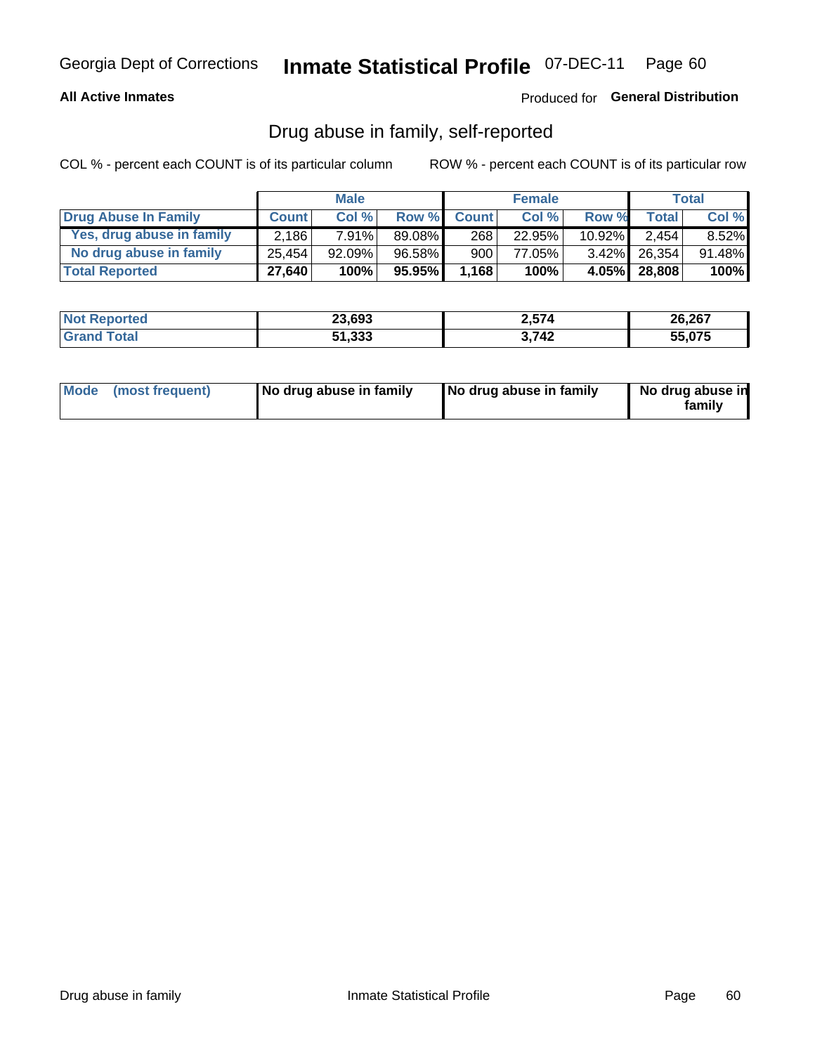Georgia Dept of Corrections **Inmate Statistical Profile** 07-DEC-11

**All Active Inmates**

Produced for **General Distribution**

## Drug abuse in family, self-reported

COL % - percent each COUNT is of its particular column

ROW % - percent each COUNT is of its particular row

| | Male | | | Female | | | Total | |
|---|---|---|---|---|---|---|---|---|
| **Drug Abuse In Family** | **Count** | **Col %** | **Row %** | **Count** | **Col %** | **Row %** | **Total** | **Col %** |
| **Yes, drug abuse in family** | 2,186 | 7.91% | 89.08% | 268 | 22.95% | 10.92% | 2,454 | 8.52% |
| **No drug abuse in family** | 25,454 | 92.09% | 96.58% | 900 | 77.05% | 3.42% | 26,354 | 91.48% |
| **Total Reported** | **27,640** | **100%** | **95.95%** | **1,168** | **100%** | **4.05%** | **28,808** | **100%** |

| | Male | Female | Total |
|---|---|---|---|
| **Not Reported** | **23,693** | **2,574** | **26,267** |
| **Grand Total** | **51,333** | **3,742** | **55,075** |

| | Male | Female | Total |
|---|---|---|---|
| **Mode (most frequent)** | **No drug abuse in family** | **No drug abuse in family** | **No drug abuse in family** |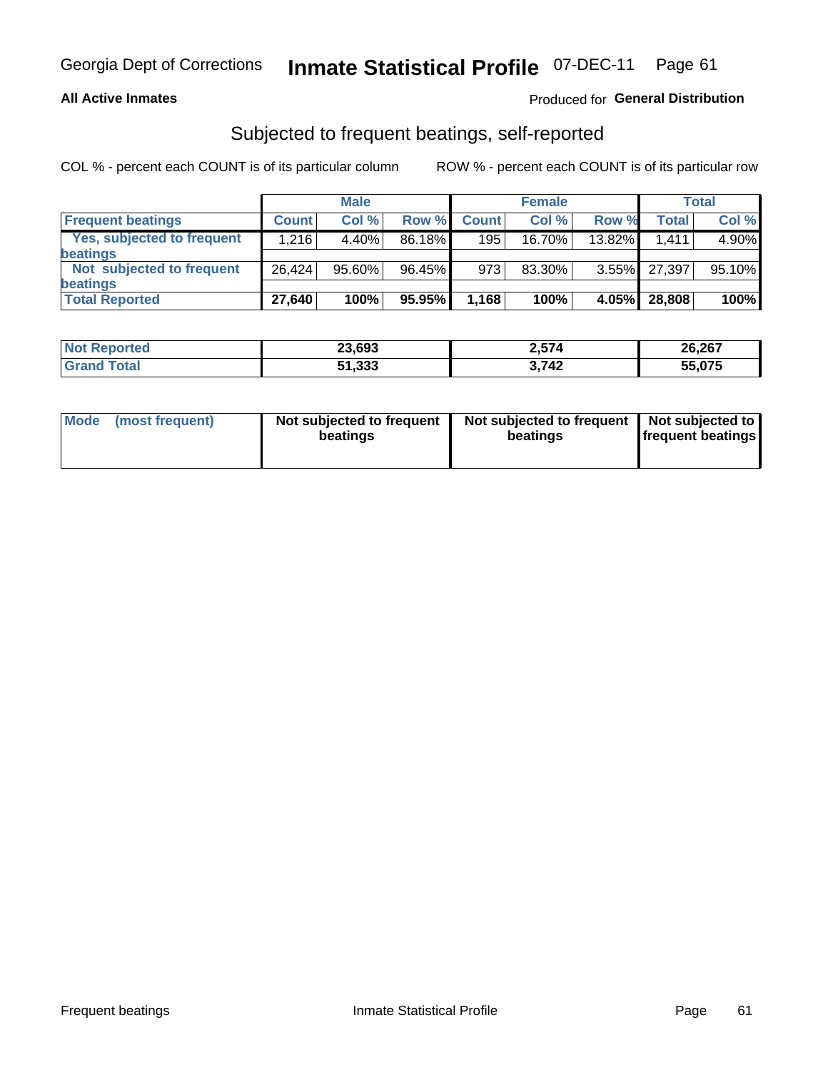Georgia Dept of Corrections **Inmate Statistical Profile** 07-DEC-11

**All Active Inmates**

Produced for **General Distribution**

## Subjected to frequent beatings, self-reported

COL % - percent each COUNT is of its particular column ROW % - percent each COUNT is of its particular row

| | Male | | | Female | | | Total | |
|---|---|---|---|---|---|---|---|---|
| **Frequent beatings** | **Count** | **Col %** | **Row %** | **Count** | **Col %** | **Row %** | **Total** | **Col %** |
| **Yes, subjected to frequent beatings** | 1,216 | 4.40% | 86.18% | 195 | 16.70% | 13.82% | 1,411 | 4.90% |
| **Not subjected to frequent beatings** | 26,424 | 95.60% | 96.45% | 973 | 83.30% | 3.55% | 27,397 | 95.10% |
| **Total Reported** | **27,640** | **100%** | **95.95%** | **1,168** | **100%** | **4.05%** | **28,808** | **100%** |

| | Male | Female | Total |
|---|---|---|---|
| **Not Reported** | **23,693** | **2,574** | **26,267** |
| **Grand Total** | **51,333** | **3,742** | **55,075** |

| | Male | Female | Total |
|---|---|---|---|
| **Mode (most frequent)** | **Not subjected to frequent beatings** | **Not subjected to frequent beatings** | **Not subjected to frequent beatings** |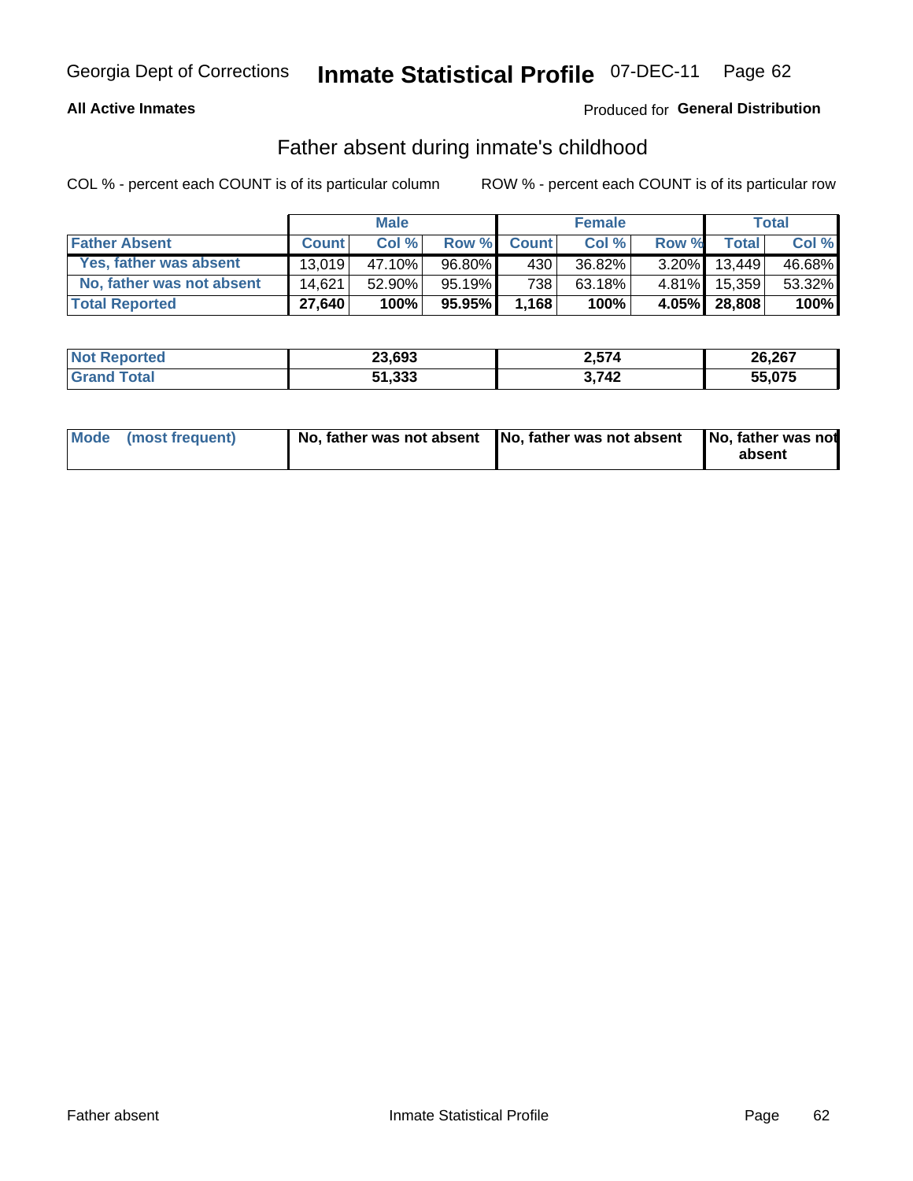Georgia Dept of Corrections **Inmate Statistical Profile** 07-DEC-11

**All Active Inmates** Produced for **General Distribution**

## Father absent during inmate's childhood

COL % - percent each COUNT is of its particular column ROW % - percent each COUNT is of its particular row

| | Male | | | Female | | | Total | |
|---|---|---|---|---|---|---|---|---|
| **Father Absent** | **Count** | **Col %** | **Row %** | **Count** | **Col %** | **Row %** | **Total** | **Col %** |
| Yes, father was absent | 13,019 | 47.10% | 96.80% | 430 | 36.82% | 3.20% | 13,449 | 46.68% |
| No, father was not absent | 14,621 | 52.90% | 95.19% | 738 | 63.18% | 4.81% | 15,359 | 53.32% |
| **Total Reported** | **27,640** | **100%** | **95.95%** | **1,168** | **100%** | **4.05%** | **28,808** | **100%** |

| | Male | Female | Total |
|---|---|---|---|
| **Not Reported** | **23,693** | **2,574** | **26,267** |
| **Grand Total** | **51,333** | **3,742** | **55,075** |

| | Male | Female | Total |
|---|---|---|---|
| **Mode (most frequent)** | **No, father was not absent** | **No, father was not absent** | **No, father was not absent** |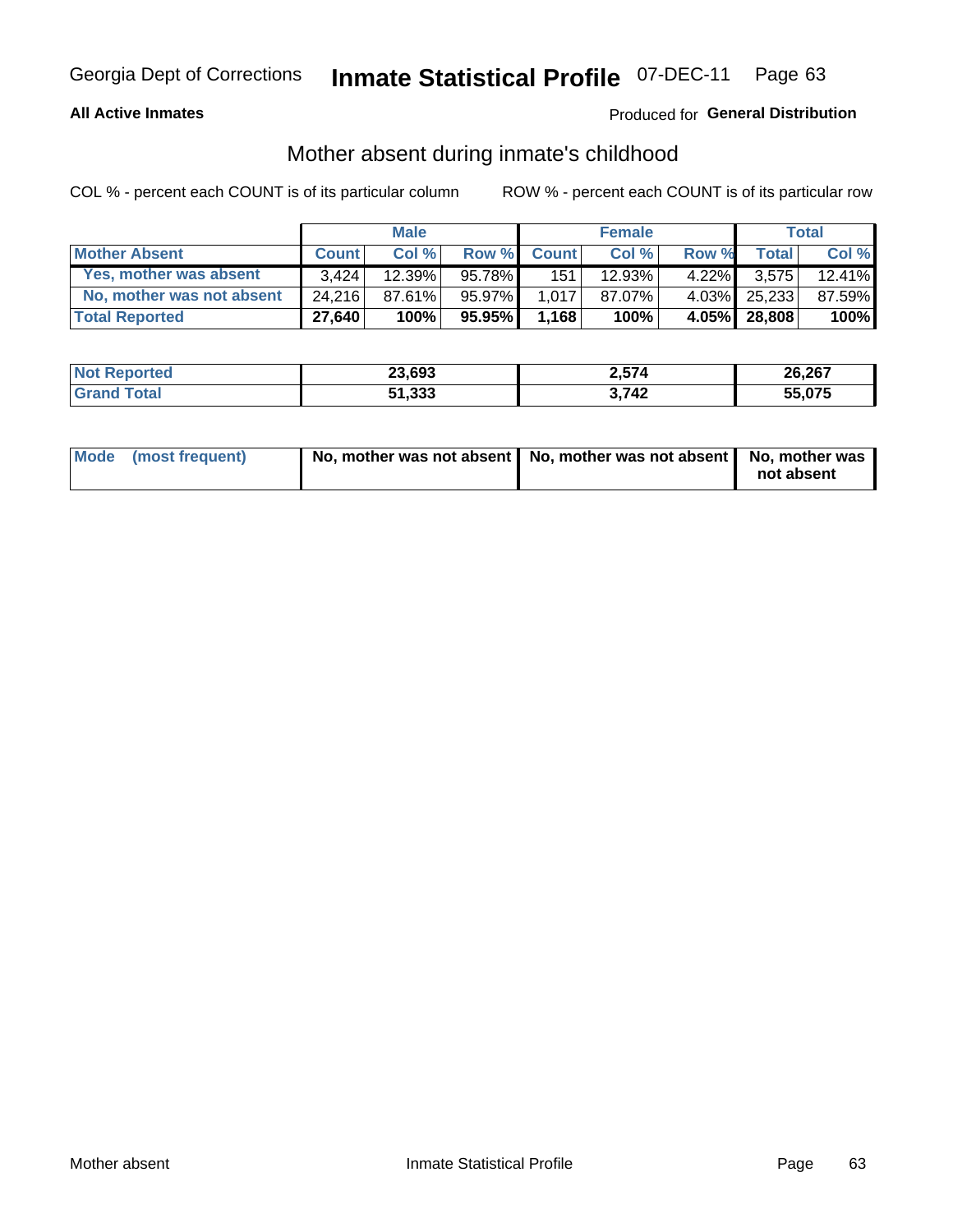Georgia Dept of Corrections **Inmate Statistical Profile** 07-DEC-11

**All Active Inmates**

Produced for **General Distribution**

## Mother absent during inmate's childhood

COL % - percent each COUNT is of its particular column      ROW % - percent each COUNT is of its particular row

| | Male | | | Female | | | Total | |
|---|---|---|---|---|---|---|---|---|
| **Mother Absent** | **Count** | **Col %** | **Row %** | **Count** | **Col %** | **Row %** | **Total** | **Col %** |
| Yes, mother was absent | 3,424 | 12.39% | 95.78% | 151 | 12.93% | 4.22% | 3,575 | 12.41% |
| No, mother was not absent | 24,216 | 87.61% | 95.97% | 1,017 | 87.07% | 4.03% | 25,233 | 87.59% |
| **Total Reported** | **27,640** | **100%** | **95.95%** | **1,168** | **100%** | **4.05%** | **28,808** | **100%** |

| | Male | Female | Total |
|---|---|---|---|
| **Not Reported** | **23,693** | **2,574** | **26,267** |
| **Grand Total** | **51,333** | **3,742** | **55,075** |

| | Male | Female | Total |
|---|---|---|---|
| **Mode (most frequent)** | **No, mother was not absent** | **No, mother was not absent** | **No, mother was not absent** |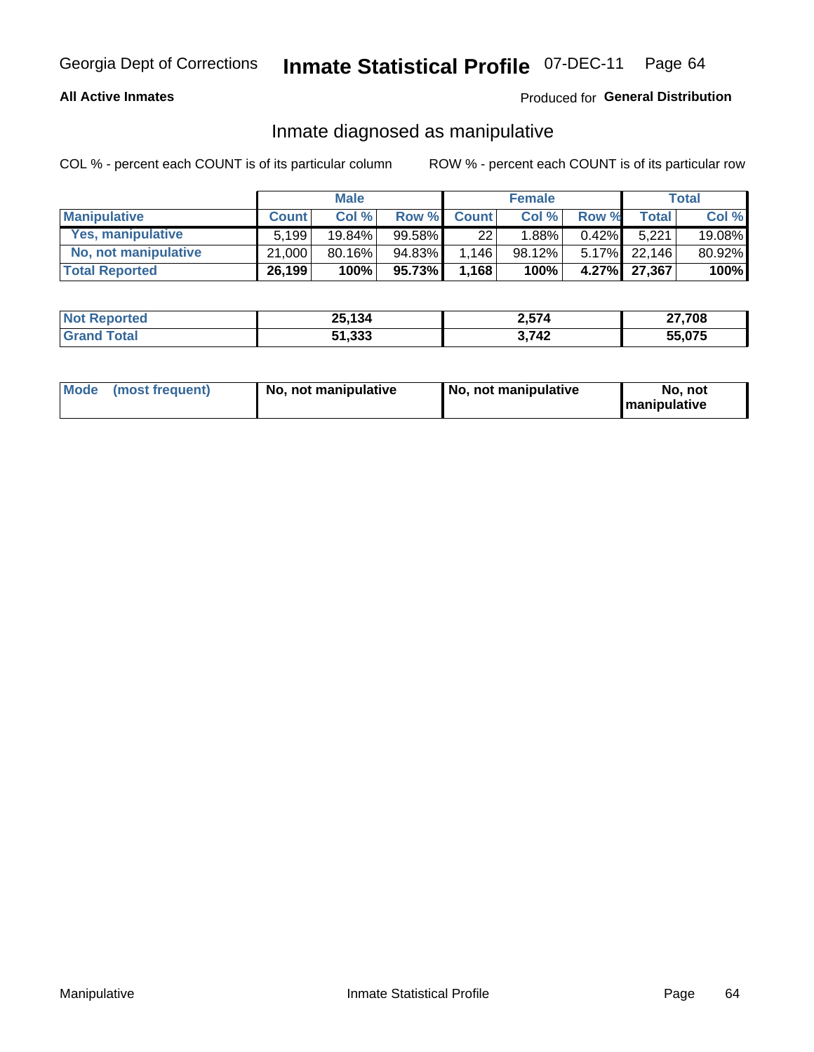Georgia Dept of Corrections **Inmate Statistical Profile** 07-DEC-11

**All Active Inmates**

Produced for **General Distribution**

## Inmate diagnosed as manipulative

COL % - percent each COUNT is of its particular column

ROW % - percent each COUNT is of its particular row

| | Male | | | Female | | | Total | |
|---|---|---|---|---|---|---|---|---|
| **Manipulative** | **Count** | **Col %** | **Row %** | **Count** | **Col %** | **Row %** | **Total** | **Col %** |
| **Yes, manipulative** | 5,199 | 19.84% | 99.58% | 22 | 1.88% | 0.42% | 5,221 | 19.08% |
| **No, not manipulative** | 21,000 | 80.16% | 94.83% | 1,146 | 98.12% | 5.17% | 22,146 | 80.92% |
| **Total Reported** | **26,199** | **100%** | **95.73%** | **1,168** | **100%** | **4.27%** | **27,367** | **100%** |

| | Male | Female | Total |
|---|---|---|---|
| **Not Reported** | **25,134** | **2,574** | **27,708** |
| **Grand Total** | **51,333** | **3,742** | **55,075** |

| | Male | Female | Total |
|---|---|---|---|
| **Mode (most frequent)** | **No, not manipulative** | **No, not manipulative** | **No, not manipulative** |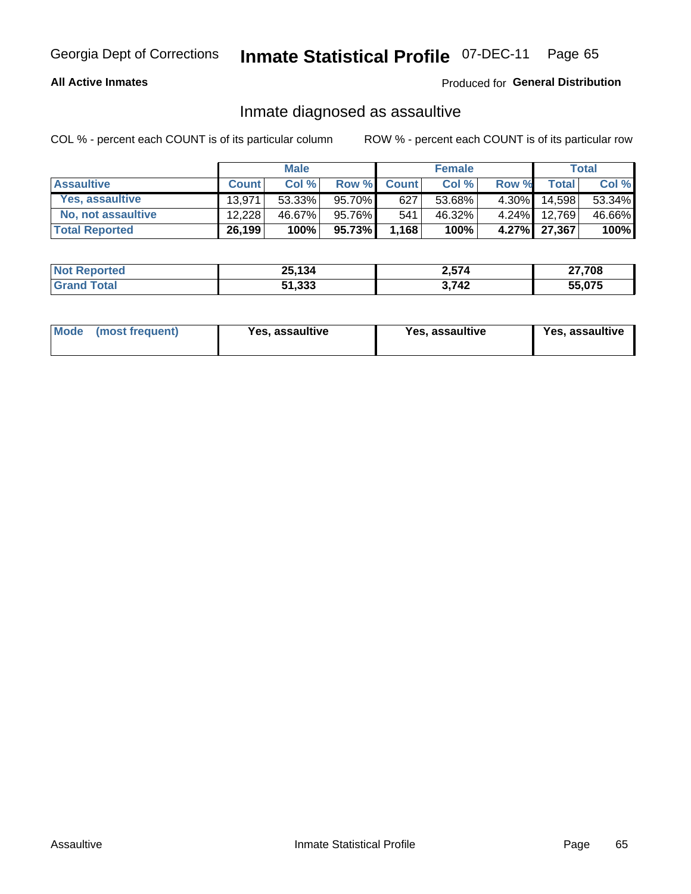Georgia Dept of Corrections **Inmate Statistical Profile** 07-DEC-11

**All Active Inmates**

Produced for **General Distribution**

## Inmate diagnosed as assaultive

COL % - percent each COUNT is of its particular column

ROW % - percent each COUNT is of its particular row

| | Male | | | Female | | | Total | |
|---|---|---|---|---|---|---|---|---|
| **Assaultive** | **Count** | **Col %** | **Row %** | **Count** | **Col %** | **Row %** | **Total** | **Col %** |
| Yes, assaultive | 13,971 | 53.33% | 95.70% | 627 | 53.68% | 4.30% | 14,598 | 53.34% |
| No, not assaultive | 12,228 | 46.67% | 95.76% | 541 | 46.32% | 4.24% | 12,769 | 46.66% |
| **Total Reported** | **26,199** | **100%** | **95.73%** | **1,168** | **100%** | **4.27%** | **27,367** | **100%** |

| | Male | Female | Total |
|---|---|---|---|
| **Not Reported** | **25,134** | **2,574** | **27,708** |
| **Grand Total** | **51,333** | **3,742** | **55,075** |

| | Male | Female | Total |
|---|---|---|---|
| **Mode (most frequent)** | **Yes, assaultive** | **Yes, assaultive** | **Yes, assaultive** |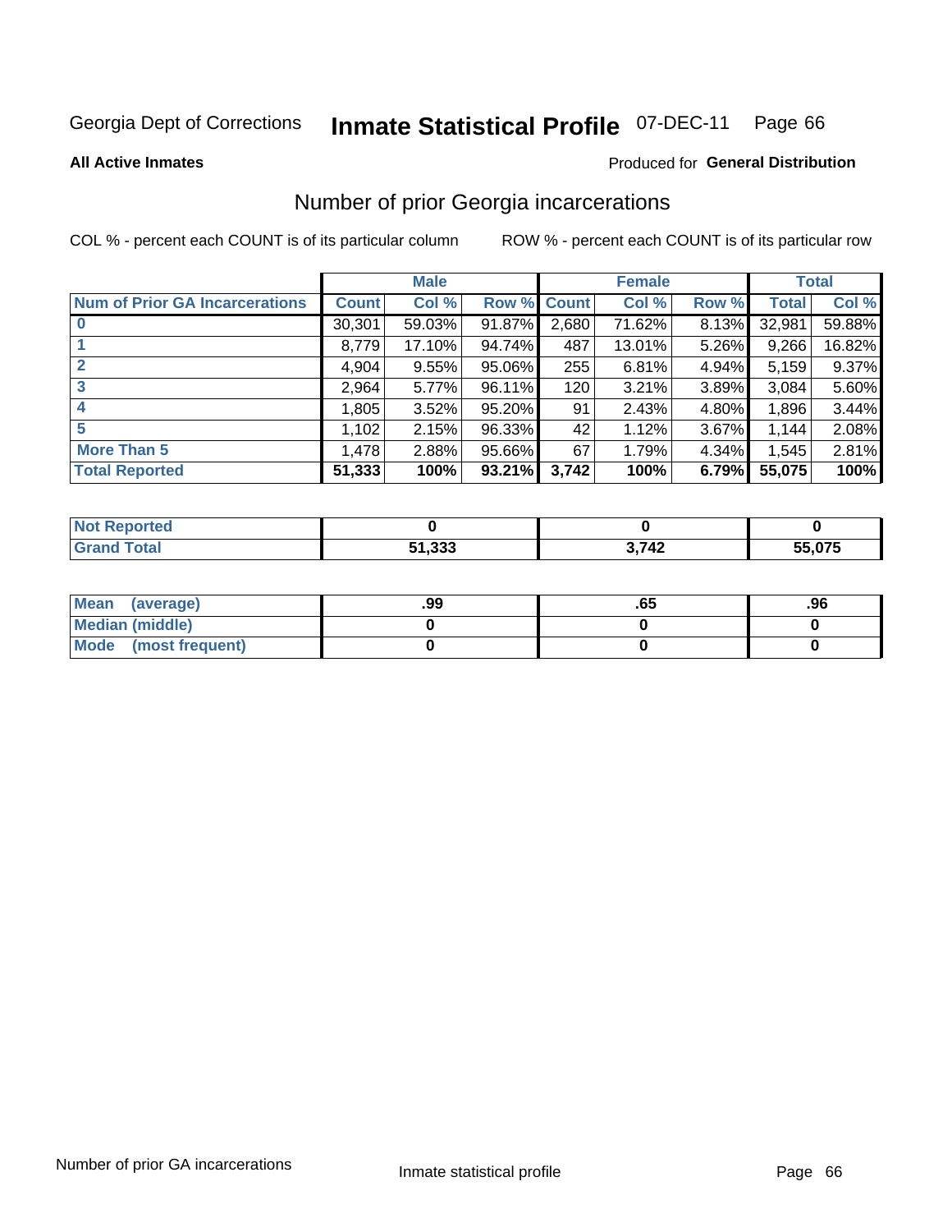Georgia Dept of Corrections **Inmate Statistical Profile** 07-DEC-11 Page 66

**All Active Inmates**

Produced for **General Distribution**

## Number of prior Georgia incarcerations

COL % - percent each COUNT is of its particular column

ROW % - percent each COUNT is of its particular row

| | Male | | | Female | | | Total | |
|---|---|---|---|---|---|---|---|---|
| **Num of Prior GA Incarcerations** | **Count** | **Col %** | **Row %** | **Count** | **Col %** | **Row %** | **Total** | **Col %** |
| **0** | 30,301 | 59.03% | 91.87% | 2,680 | 71.62% | 8.13% | 32,981 | 59.88% |
| **1** | 8,779 | 17.10% | 94.74% | 487 | 13.01% | 5.26% | 9,266 | 16.82% |
| **2** | 4,904 | 9.55% | 95.06% | 255 | 6.81% | 4.94% | 5,159 | 9.37% |
| **3** | 2,964 | 5.77% | 96.11% | 120 | 3.21% | 3.89% | 3,084 | 5.60% |
| **4** | 1,805 | 3.52% | 95.20% | 91 | 2.43% | 4.80% | 1,896 | 3.44% |
| **5** | 1,102 | 2.15% | 96.33% | 42 | 1.12% | 3.67% | 1,144 | 2.08% |
| **More Than 5** | 1,478 | 2.88% | 95.66% | 67 | 1.79% | 4.34% | 1,545 | 2.81% |
| **Total Reported** | **51,333** | **100%** | **93.21%** | **3,742** | **100%** | **6.79%** | **55,075** | **100%** |

| | Male | Female | Total |
|---|---|---|---|
| **Not Reported** | **0** | **0** | **0** |
| **Grand Total** | **51,333** | **3,742** | **55,075** |

| | Male | Female | Total |
|---|---|---|---|
| **Mean (average)** | **.99** | **.65** | **.96** |
| **Median (middle)** | **0** | **0** | **0** |
| **Mode (most frequent)** | **0** | **0** | **0** |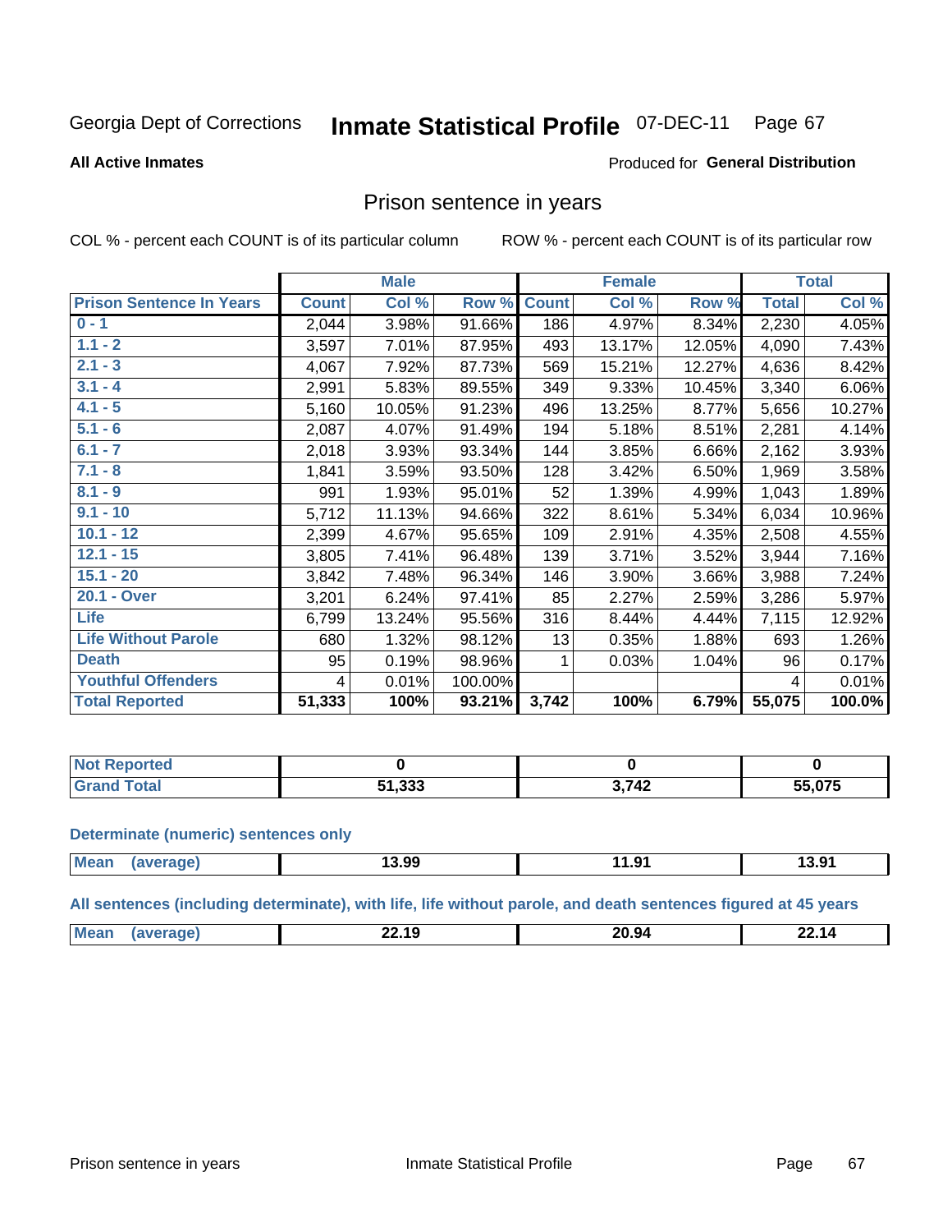Georgia Dept of Corrections **Inmate Statistical Profile** 07-DEC-11

**All Active Inmates**

Produced for **General Distribution**

## Prison sentence in years

COL % - percent each COUNT is of its particular column

ROW % - percent each COUNT is of its particular row

| | Male | | | Female | | | Total | |
|---|---|---|---|---|---|---|---|---|
| **Prison Sentence In Years** | **Count** | **Col %** | **Row %** | **Count** | **Col %** | **Row %** | **Total** | **Col %** |
| 0 - 1 | 2,044 | 3.98% | 91.66% | 186 | 4.97% | 8.34% | 2,230 | 4.05% |
| 1.1 - 2 | 3,597 | 7.01% | 87.95% | 493 | 13.17% | 12.05% | 4,090 | 7.43% |
| 2.1 - 3 | 4,067 | 7.92% | 87.73% | 569 | 15.21% | 12.27% | 4,636 | 8.42% |
| 3.1 - 4 | 2,991 | 5.83% | 89.55% | 349 | 9.33% | 10.45% | 3,340 | 6.06% |
| 4.1 - 5 | 5,160 | 10.05% | 91.23% | 496 | 13.25% | 8.77% | 5,656 | 10.27% |
| 5.1 - 6 | 2,087 | 4.07% | 91.49% | 194 | 5.18% | 8.51% | 2,281 | 4.14% |
| 6.1 - 7 | 2,018 | 3.93% | 93.34% | 144 | 3.85% | 6.66% | 2,162 | 3.93% |
| 7.1 - 8 | 1,841 | 3.59% | 93.50% | 128 | 3.42% | 6.50% | 1,969 | 3.58% |
| 8.1 - 9 | 991 | 1.93% | 95.01% | 52 | 1.39% | 4.99% | 1,043 | 1.89% |
| 9.1 - 10 | 5,712 | 11.13% | 94.66% | 322 | 8.61% | 5.34% | 6,034 | 10.96% |
| 10.1 - 12 | 2,399 | 4.67% | 95.65% | 109 | 2.91% | 4.35% | 2,508 | 4.55% |
| 12.1 - 15 | 3,805 | 7.41% | 96.48% | 139 | 3.71% | 3.52% | 3,944 | 7.16% |
| 15.1 - 20 | 3,842 | 7.48% | 96.34% | 146 | 3.90% | 3.66% | 3,988 | 7.24% |
| 20.1 - Over | 3,201 | 6.24% | 97.41% | 85 | 2.27% | 2.59% | 3,286 | 5.97% |
| Life | 6,799 | 13.24% | 95.56% | 316 | 8.44% | 4.44% | 7,115 | 12.92% |
| Life Without Parole | 680 | 1.32% | 98.12% | 13 | 0.35% | 1.88% | 693 | 1.26% |
| Death | 95 | 0.19% | 98.96% | 1 | 0.03% | 1.04% | 96 | 0.17% |
| Youthful Offenders | 4 | 0.01% | 100.00% | | | | 4 | 0.01% |
| **Total Reported** | **51,333** | **100%** | **93.21%** | **3,742** | **100%** | **6.79%** | **55,075** | **100.0%** |

| | Male | Female | Total |
|---|---|---|---|
| Not Reported | 0 | 0 | 0 |
| Grand Total | 51,333 | 3,742 | 55,075 |

### Determinate (numeric) sentences only

| | Male | Female | Total |
|---|---|---|---|
| Mean (average) | 13.99 | 11.91 | 13.91 |

### All sentences (including determinate), with life, life without parole, and death sentences figured at 45 years

| | Male | Female | Total |
|---|---|---|---|
| Mean (average) | 22.19 | 20.94 | 22.14 |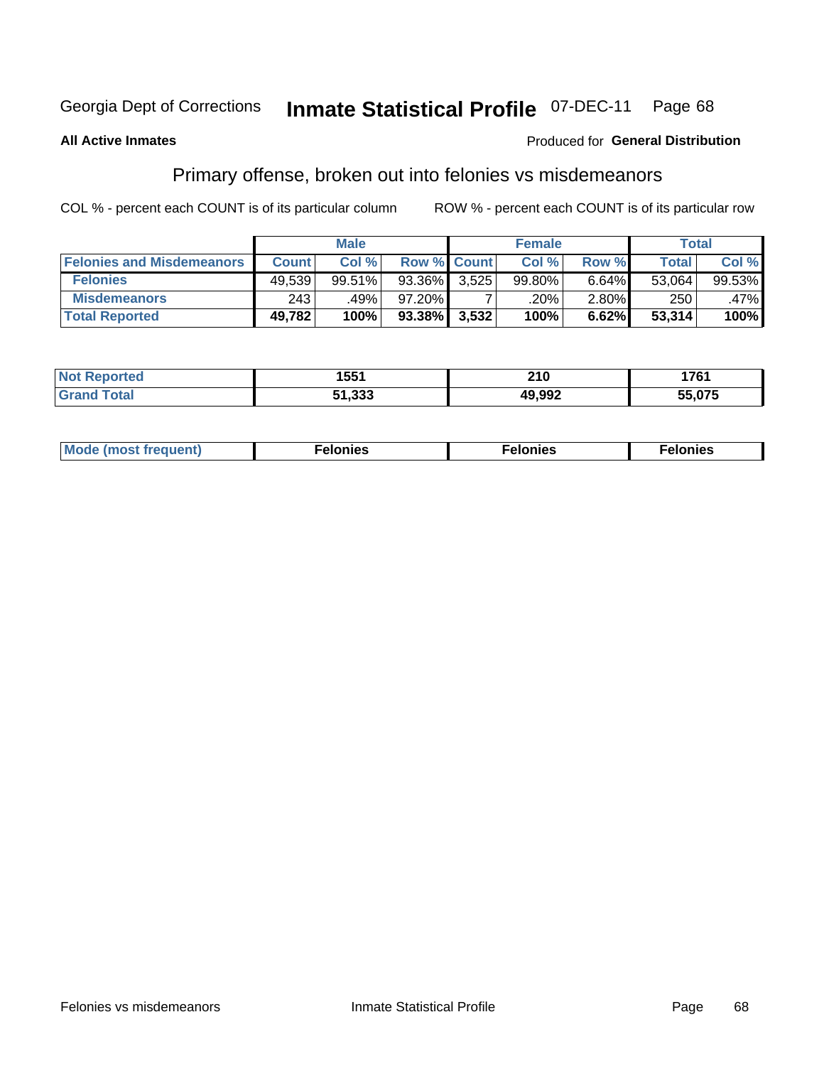Georgia Dept of Corrections **Inmate Statistical Profile** 07-DEC-11 Page 68

**All Active Inmates** Produced for **General Distribution**

## Primary offense, broken out into felonies vs misdemeanors

COL % - percent each COUNT is of its particular column ROW % - percent each COUNT is of its particular row

| | Male | | | Female | | | Total | |
|---|---|---|---|---|---|---|---|---|
| **Felonies and Misdemeanors** | **Count** | **Col %** | **Row %** | **Count** | **Col %** | **Row %** | **Total** | **Col %** |
| **Felonies** | 49,539 | 99.51% | 93.36% | 3,525 | 99.80% | 6.64% | 53,064 | 99.53% |
| **Misdemeanors** | 243 | .49% | 97.20% | 7 | .20% | 2.80% | 250 | .47% |
| **Total Reported** | **49,782** | **100%** | **93.38%** | **3,532** | **100%** | **6.62%** | **53,314** | **100%** |

| | Male | Female | Total |
|---|---|---|---|
| **Not Reported** | **1551** | **210** | **1761** |
| **Grand Total** | **51,333** | **49,992** | **55,075** |

| | Male | Female | Total |
|---|---|---|---|
| **Mode (most frequent)** | **Felonies** | **Felonies** | **Felonies** |

Felonies vs misdemeanors Inmate Statistical Profile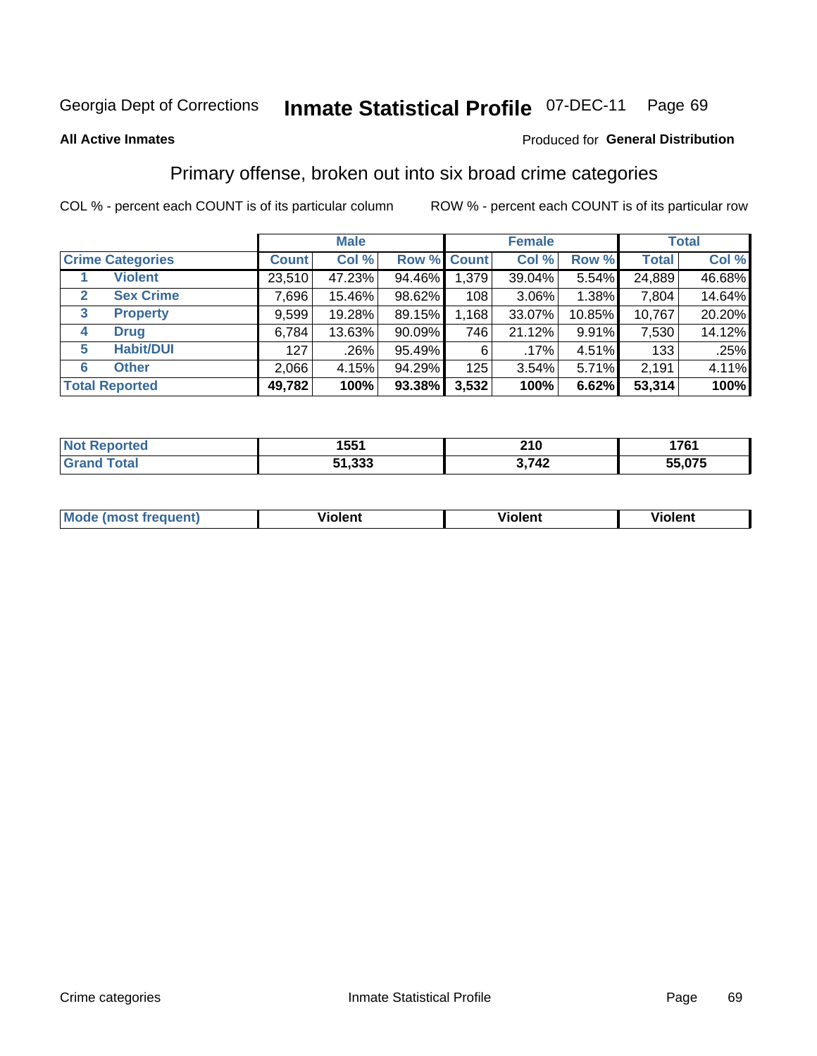Georgia Dept of Corrections **Inmate Statistical Profile** 07-DEC-11

**All Active Inmates**

Produced for **General Distribution**

## Primary offense, broken out into six broad crime categories

COL % - percent each COUNT is of its particular column

ROW % - percent each COUNT is of its particular row

| | | Male | | | Female | | | Total | |
|---|---|---|---|---|---|---|---|---|---|
| **Crime Categories** | | **Count** | **Col %** | **Row %** | **Count** | **Col %** | **Row %** | **Total** | **Col %** |
| 1 | **Violent** | 23,510 | 47.23% | 94.46% | 1,379 | 39.04% | 5.54% | 24,889 | 46.68% |
| 2 | **Sex Crime** | 7,696 | 15.46% | 98.62% | 108 | 3.06% | 1.38% | 7,804 | 14.64% |
| 3 | **Property** | 9,599 | 19.28% | 89.15% | 1,168 | 33.07% | 10.85% | 10,767 | 20.20% |
| 4 | **Drug** | 6,784 | 13.63% | 90.09% | 746 | 21.12% | 9.91% | 7,530 | 14.12% |
| 5 | **Habit/DUI** | 127 | .26% | 95.49% | 6 | .17% | 4.51% | 133 | .25% |
| 6 | **Other** | 2,066 | 4.15% | 94.29% | 125 | 3.54% | 5.71% | 2,191 | 4.11% |
| **Total Reported** | | **49,782** | **100%** | **93.38%** | **3,532** | **100%** | **6.62%** | **53,314** | **100%** |

| | Male | Female | Total |
|---|---|---|---|
| **Not Reported** | **1551** | **210** | **1761** |
| **Grand Total** | **51,333** | **3,742** | **55,075** |

| | Male | Female | Total |
|---|---|---|---|
| **Mode (most frequent)** | **Violent** | **Violent** | **Violent** |

Crime categories

Inmate Statistical Profile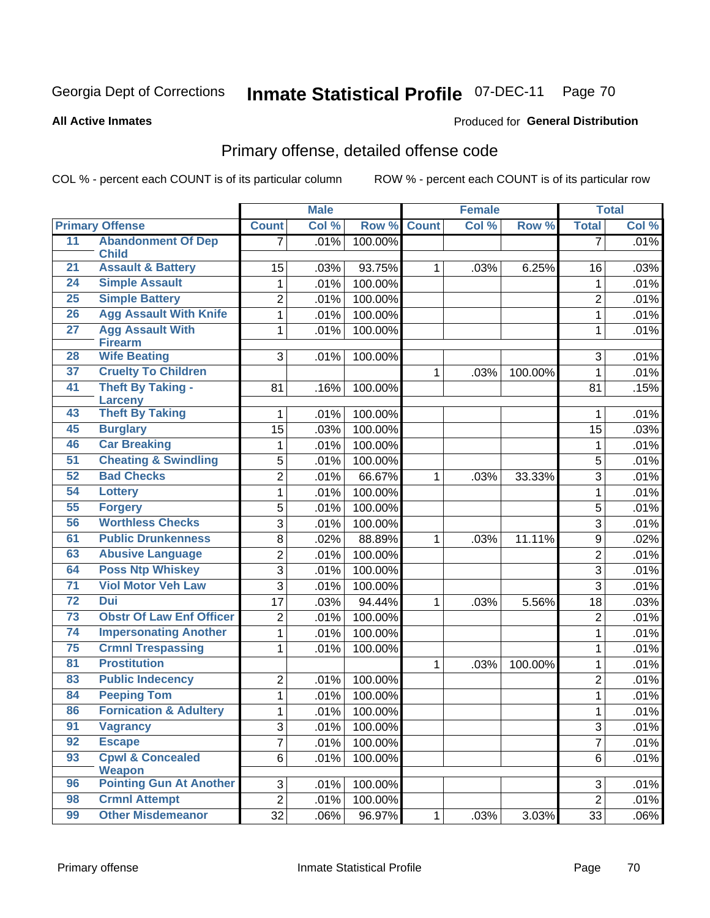Georgia Dept of Corrections

# Inmate Statistical Profile 07-DEC-11

**All Active Inmates**

Produced for **General Distribution**

## Primary offense, detailed offense code

COL % - percent each COUNT is of its particular column

ROW % - percent each COUNT is of its particular row

| Primary Offense | | Male | | | Female | | | Total | |
|---|---|---|---|---|---|---|---|---|---|
| | | Count | Col % | Row % | Count | Col % | Row % | Total | Col % |
| 11 | Abandonment Of Dep Child | 7 | .01% | 100.00% | | | | 7 | .01% |
| 21 | Assault & Battery | 15 | .03% | 93.75% | 1 | .03% | 6.25% | 16 | .03% |
| 24 | Simple Assault | 1 | .01% | 100.00% | | | | 1 | .01% |
| 25 | Simple Battery | 2 | .01% | 100.00% | | | | 2 | .01% |
| 26 | Agg Assault With Knife | 1 | .01% | 100.00% | | | | 1 | .01% |
| 27 | Agg Assault With Firearm | 1 | .01% | 100.00% | | | | 1 | .01% |
| 28 | Wife Beating | 3 | .01% | 100.00% | | | | 3 | .01% |
| 37 | Cruelty To Children | | | | 1 | .03% | 100.00% | 1 | .01% |
| 41 | Theft By Taking - Larceny | 81 | .16% | 100.00% | | | | 81 | .15% |
| 43 | Theft By Taking | 1 | .01% | 100.00% | | | | 1 | .01% |
| 45 | Burglary | 15 | .03% | 100.00% | | | | 15 | .03% |
| 46 | Car Breaking | 1 | .01% | 100.00% | | | | 1 | .01% |
| 51 | Cheating & Swindling | 5 | .01% | 100.00% | | | | 5 | .01% |
| 52 | Bad Checks | 2 | .01% | 66.67% | 1 | .03% | 33.33% | 3 | .01% |
| 54 | Lottery | 1 | .01% | 100.00% | | | | 1 | .01% |
| 55 | Forgery | 5 | .01% | 100.00% | | | | 5 | .01% |
| 56 | Worthless Checks | 3 | .01% | 100.00% | | | | 3 | .01% |
| 61 | Public Drunkenness | 8 | .02% | 88.89% | 1 | .03% | 11.11% | 9 | .02% |
| 63 | Abusive Language | 2 | .01% | 100.00% | | | | 2 | .01% |
| 64 | Poss Ntp Whiskey | 3 | .01% | 100.00% | | | | 3 | .01% |
| 71 | Viol Motor Veh Law | 3 | .01% | 100.00% | | | | 3 | .01% |
| 72 | Dui | 17 | .03% | 94.44% | 1 | .03% | 5.56% | 18 | .03% |
| 73 | Obstr Of Law Enf Officer | 2 | .01% | 100.00% | | | | 2 | .01% |
| 74 | Impersonating Another | 1 | .01% | 100.00% | | | | 1 | .01% |
| 75 | Crmnl Trespassing | 1 | .01% | 100.00% | | | | 1 | .01% |
| 81 | Prostitution | | | | 1 | .03% | 100.00% | 1 | .01% |
| 83 | Public Indecency | 2 | .01% | 100.00% | | | | 2 | .01% |
| 84 | Peeping Tom | 1 | .01% | 100.00% | | | | 1 | .01% |
| 86 | Fornication & Adultery | 1 | .01% | 100.00% | | | | 1 | .01% |
| 91 | Vagrancy | 3 | .01% | 100.00% | | | | 3 | .01% |
| 92 | Escape | 7 | .01% | 100.00% | | | | 7 | .01% |
| 93 | Cpwl & Concealed Weapon | 6 | .01% | 100.00% | | | | 6 | .01% |
| 96 | Pointing Gun At Another | 3 | .01% | 100.00% | | | | 3 | .01% |
| 98 | Crmnl Attempt | 2 | .01% | 100.00% | | | | 2 | .01% |
| 99 | Other Misdemeanor | 32 | .06% | 96.97% | 1 | .03% | 3.03% | 33 | .06% |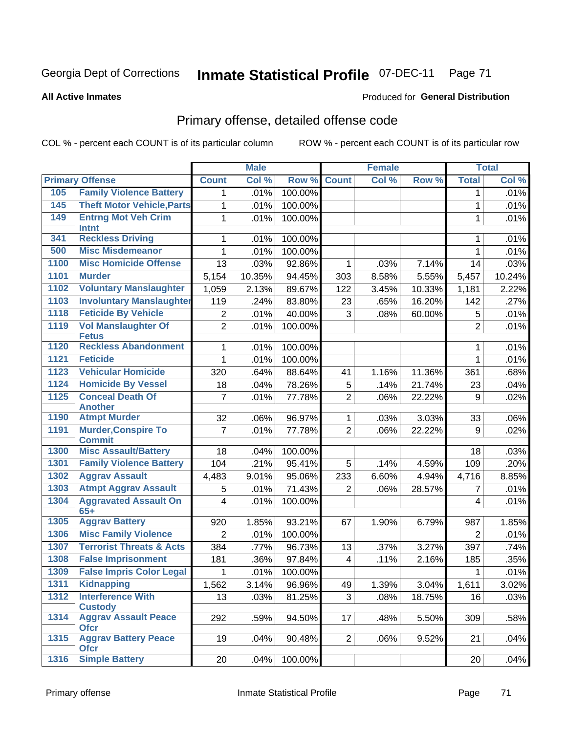Georgia Dept of Corrections **Inmate Statistical Profile** 07-DEC-11 Page 71

**All Active Inmates**

Produced for **General Distribution**

## Primary offense, detailed offense code

COL % - percent each COUNT is of its particular column

ROW % - percent each COUNT is of its particular row

| Primary Offense | | Male | | | Female | | | Total | |
|---|---|---|---|---|---|---|---|---|---|
| | | Count | Col % | Row % | Count | Col % | Row % | Total | Col % |
| 105 | Family Violence Battery | 1 | .01% | 100.00% | | | | 1 | .01% |
| 145 | Theft Motor Vehicle,Parts | 1 | .01% | 100.00% | | | | 1 | .01% |
| 149 | Entrng Mot Veh Crim Intnt | 1 | .01% | 100.00% | | | | 1 | .01% |
| 341 | Reckless Driving | 1 | .01% | 100.00% | | | | 1 | .01% |
| 500 | Misc Misdemeanor | 1 | .01% | 100.00% | | | | 1 | .01% |
| 1100 | Misc Homicide Offense | 13 | .03% | 92.86% | 1 | .03% | 7.14% | 14 | .03% |
| 1101 | Murder | 5,154 | 10.35% | 94.45% | 303 | 8.58% | 5.55% | 5,457 | 10.24% |
| 1102 | Voluntary Manslaughter | 1,059 | 2.13% | 89.67% | 122 | 3.45% | 10.33% | 1,181 | 2.22% |
| 1103 | Involuntary Manslaughter | 119 | .24% | 83.80% | 23 | .65% | 16.20% | 142 | .27% |
| 1118 | Feticide By Vehicle | 2 | .01% | 40.00% | 3 | .08% | 60.00% | 5 | .01% |
| 1119 | Vol Manslaughter Of Fetus | 2 | .01% | 100.00% | | | | 2 | .01% |
| 1120 | Reckless Abandonment | 1 | .01% | 100.00% | | | | 1 | .01% |
| 1121 | Feticide | 1 | .01% | 100.00% | | | | 1 | .01% |
| 1123 | Vehicular Homicide | 320 | .64% | 88.64% | 41 | 1.16% | 11.36% | 361 | .68% |
| 1124 | Homicide By Vessel | 18 | .04% | 78.26% | 5 | .14% | 21.74% | 23 | .04% |
| 1125 | Conceal Death Of Another | 7 | .01% | 77.78% | 2 | .06% | 22.22% | 9 | .02% |
| 1190 | Atmpt Murder | 32 | .06% | 96.97% | 1 | .03% | 3.03% | 33 | .06% |
| 1191 | Murder,Conspire To Commit | 7 | .01% | 77.78% | 2 | .06% | 22.22% | 9 | .02% |
| 1300 | Misc Assault/Battery | 18 | .04% | 100.00% | | | | 18 | .03% |
| 1301 | Family Violence Battery | 104 | .21% | 95.41% | 5 | .14% | 4.59% | 109 | .20% |
| 1302 | Aggrav Assault | 4,483 | 9.01% | 95.06% | 233 | 6.60% | 4.94% | 4,716 | 8.85% |
| 1303 | Atmpt Aggrav Assault | 5 | .01% | 71.43% | 2 | .06% | 28.57% | 7 | .01% |
| 1304 | Aggravated Assault On 65+ | 4 | .01% | 100.00% | | | | 4 | .01% |
| 1305 | Aggrav Battery | 920 | 1.85% | 93.21% | 67 | 1.90% | 6.79% | 987 | 1.85% |
| 1306 | Misc Family Violence | 2 | .01% | 100.00% | | | | 2 | .01% |
| 1307 | Terrorist Threats & Acts | 384 | .77% | 96.73% | 13 | .37% | 3.27% | 397 | .74% |
| 1308 | False Imprisonment | 181 | .36% | 97.84% | 4 | .11% | 2.16% | 185 | .35% |
| 1309 | False Impris Color Legal | 1 | .01% | 100.00% | | | | 1 | .01% |
| 1311 | Kidnapping | 1,562 | 3.14% | 96.96% | 49 | 1.39% | 3.04% | 1,611 | 3.02% |
| 1312 | Interference With Custody | 13 | .03% | 81.25% | 3 | .08% | 18.75% | 16 | .03% |
| 1314 | Aggrav Assault Peace Ofcr | 292 | .59% | 94.50% | 17 | .48% | 5.50% | 309 | .58% |
| 1315 | Aggrav Battery Peace Ofcr | 19 | .04% | 90.48% | 2 | .06% | 9.52% | 21 | .04% |
| 1316 | Simple Battery | 20 | .04% | 100.00% | | | | 20 | .04% |

Primary offense Inmate Statistical Profile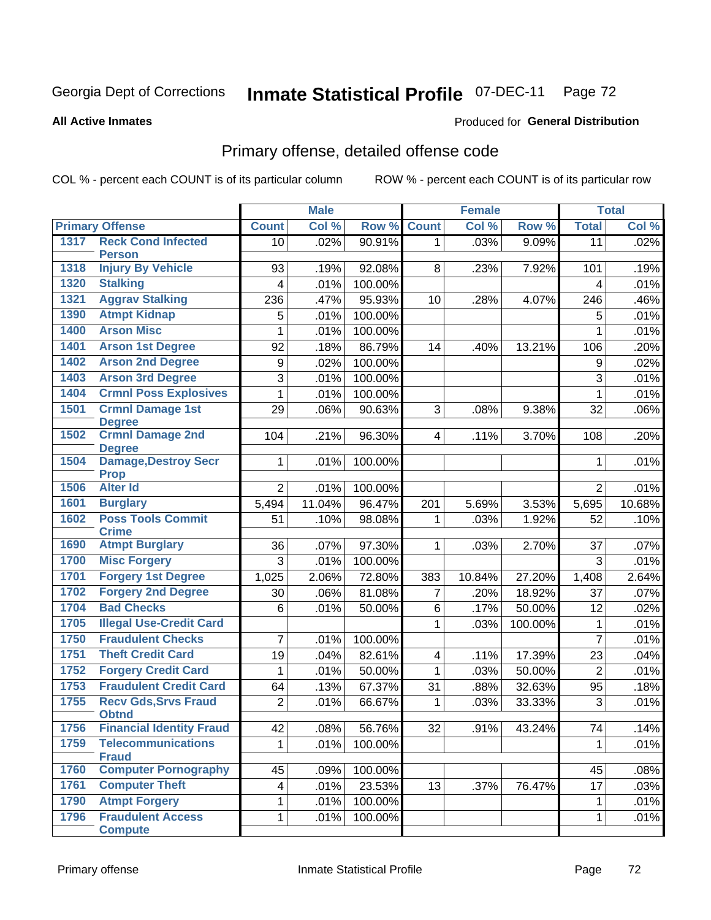Georgia Dept of Corrections **Inmate Statistical Profile** 07-DEC-11

**All Active Inmates**

Produced for **General Distribution**

## Primary offense, detailed offense code

COL % - percent each COUNT is of its particular column

ROW % - percent each COUNT is of its particular row

| Primary Offense | | Male | | | Female | | | Total | |
|---|---|---|---|---|---|---|---|---|---|
| | | Count | Col % | Row % | Count | Col % | Row % | Total | Col % |
| 1317 | Reck Cond Infected Person | 10 | .02% | 90.91% | 1 | .03% | 9.09% | 11 | .02% |
| 1318 | Injury By Vehicle | 93 | .19% | 92.08% | 8 | .23% | 7.92% | 101 | .19% |
| 1320 | Stalking | 4 | .01% | 100.00% | | | | 4 | .01% |
| 1321 | Aggrav Stalking | 236 | .47% | 95.93% | 10 | .28% | 4.07% | 246 | .46% |
| 1390 | Atmpt Kidnap | 5 | .01% | 100.00% | | | | 5 | .01% |
| 1400 | Arson Misc | 1 | .01% | 100.00% | | | | 1 | .01% |
| 1401 | Arson 1st Degree | 92 | .18% | 86.79% | 14 | .40% | 13.21% | 106 | .20% |
| 1402 | Arson 2nd Degree | 9 | .02% | 100.00% | | | | 9 | .02% |
| 1403 | Arson 3rd Degree | 3 | .01% | 100.00% | | | | 3 | .01% |
| 1404 | Crmnl Poss Explosives | 1 | .01% | 100.00% | | | | 1 | .01% |
| 1501 | Crmnl Damage 1st Degree | 29 | .06% | 90.63% | 3 | .08% | 9.38% | 32 | .06% |
| 1502 | Crmnl Damage 2nd Degree | 104 | .21% | 96.30% | 4 | .11% | 3.70% | 108 | .20% |
| 1504 | Damage,Destroy Secr Prop | 1 | .01% | 100.00% | | | | 1 | .01% |
| 1506 | Alter Id | 2 | .01% | 100.00% | | | | 2 | .01% |
| 1601 | Burglary | 5,494 | 11.04% | 96.47% | 201 | 5.69% | 3.53% | 5,695 | 10.68% |
| 1602 | Poss Tools Commit Crime | 51 | .10% | 98.08% | 1 | .03% | 1.92% | 52 | .10% |
| 1690 | Atmpt Burglary | 36 | .07% | 97.30% | 1 | .03% | 2.70% | 37 | .07% |
| 1700 | Misc Forgery | 3 | .01% | 100.00% | | | | 3 | .01% |
| 1701 | Forgery 1st Degree | 1,025 | 2.06% | 72.80% | 383 | 10.84% | 27.20% | 1,408 | 2.64% |
| 1702 | Forgery 2nd Degree | 30 | .06% | 81.08% | 7 | .20% | 18.92% | 37 | .07% |
| 1704 | Bad Checks | 6 | .01% | 50.00% | 6 | .17% | 50.00% | 12 | .02% |
| 1705 | Illegal Use-Credit Card | | | | 1 | .03% | 100.00% | 1 | .01% |
| 1750 | Fraudulent Checks | 7 | .01% | 100.00% | | | | 7 | .01% |
| 1751 | Theft Credit Card | 19 | .04% | 82.61% | 4 | .11% | 17.39% | 23 | .04% |
| 1752 | Forgery Credit Card | 1 | .01% | 50.00% | 1 | .03% | 50.00% | 2 | .01% |
| 1753 | Fraudulent Credit Card | 64 | .13% | 67.37% | 31 | .88% | 32.63% | 95 | .18% |
| 1755 | Recv Gds,Srvs Fraud Obtnd | 2 | .01% | 66.67% | 1 | .03% | 33.33% | 3 | .01% |
| 1756 | Financial Identity Fraud | 42 | .08% | 56.76% | 32 | .91% | 43.24% | 74 | .14% |
| 1759 | Telecommunications Fraud | 1 | .01% | 100.00% | | | | 1 | .01% |
| 1760 | Computer Pornography | 45 | .09% | 100.00% | | | | 45 | .08% |
| 1761 | Computer Theft | 4 | .01% | 23.53% | 13 | .37% | 76.47% | 17 | .03% |
| 1790 | Atmpt Forgery | 1 | .01% | 100.00% | | | | 1 | .01% |
| 1796 | Fraudulent Access Compute | 1 | .01% | 100.00% | | | | 1 | .01% |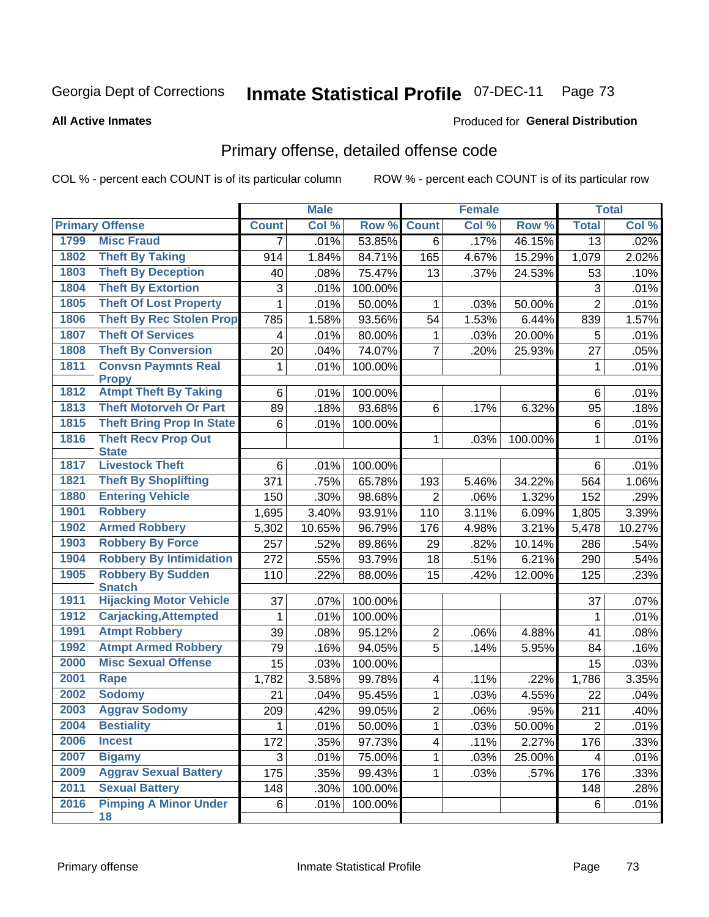Georgia Dept of Corrections **Inmate Statistical Profile** 07-DEC-11

**All Active Inmates**

Produced for **General Distribution**

## Primary offense, detailed offense code

COL % - percent each COUNT is of its particular column ROW % - percent each COUNT is of its particular row

| Primary Offense | | Male | | | Female | | | Total | |
|---|---|---|---|---|---|---|---|---|---|
| | | Count | Col % | Row % | Count | Col % | Row % | Total | Col % |
| 1799 | Misc Fraud | 7 | .01% | 53.85% | 6 | .17% | 46.15% | 13 | .02% |
| 1802 | Theft By Taking | 914 | 1.84% | 84.71% | 165 | 4.67% | 15.29% | 1,079 | 2.02% |
| 1803 | Theft By Deception | 40 | .08% | 75.47% | 13 | .37% | 24.53% | 53 | .10% |
| 1804 | Theft By Extortion | 3 | .01% | 100.00% | | | | 3 | .01% |
| 1805 | Theft Of Lost Property | 1 | .01% | 50.00% | 1 | .03% | 50.00% | 2 | .01% |
| 1806 | Theft By Rec Stolen Prop | 785 | 1.58% | 93.56% | 54 | 1.53% | 6.44% | 839 | 1.57% |
| 1807 | Theft Of Services | 4 | .01% | 80.00% | 1 | .03% | 20.00% | 5 | .01% |
| 1808 | Theft By Conversion | 20 | .04% | 74.07% | 7 | .20% | 25.93% | 27 | .05% |
| 1811 | Convsn Paymnts Real Propy | 1 | .01% | 100.00% | | | | 1 | .01% |
| 1812 | Atmpt Theft By Taking | 6 | .01% | 100.00% | | | | 6 | .01% |
| 1813 | Theft Motorveh Or Part | 89 | .18% | 93.68% | 6 | .17% | 6.32% | 95 | .18% |
| 1815 | Theft Bring Prop In State | 6 | .01% | 100.00% | | | | 6 | .01% |
| 1816 | Theft Recv Prop Out State | | | | 1 | .03% | 100.00% | 1 | .01% |
| 1817 | Livestock Theft | 6 | .01% | 100.00% | | | | 6 | .01% |
| 1821 | Theft By Shoplifting | 371 | .75% | 65.78% | 193 | 5.46% | 34.22% | 564 | 1.06% |
| 1880 | Entering Vehicle | 150 | .30% | 98.68% | 2 | .06% | 1.32% | 152 | .29% |
| 1901 | Robbery | 1,695 | 3.40% | 93.91% | 110 | 3.11% | 6.09% | 1,805 | 3.39% |
| 1902 | Armed Robbery | 5,302 | 10.65% | 96.79% | 176 | 4.98% | 3.21% | 5,478 | 10.27% |
| 1903 | Robbery By Force | 257 | .52% | 89.86% | 29 | .82% | 10.14% | 286 | .54% |
| 1904 | Robbery By Intimidation | 272 | .55% | 93.79% | 18 | .51% | 6.21% | 290 | .54% |
| 1905 | Robbery By Sudden Snatch | 110 | .22% | 88.00% | 15 | .42% | 12.00% | 125 | .23% |
| 1911 | Hijacking Motor Vehicle | 37 | .07% | 100.00% | | | | 37 | .07% |
| 1912 | Carjacking,Attempted | 1 | .01% | 100.00% | | | | 1 | .01% |
| 1991 | Atmpt Robbery | 39 | .08% | 95.12% | 2 | .06% | 4.88% | 41 | .08% |
| 1992 | Atmpt Armed Robbery | 79 | .16% | 94.05% | 5 | .14% | 5.95% | 84 | .16% |
| 2000 | Misc Sexual Offense | 15 | .03% | 100.00% | | | | 15 | .03% |
| 2001 | Rape | 1,782 | 3.58% | 99.78% | 4 | .11% | .22% | 1,786 | 3.35% |
| 2002 | Sodomy | 21 | .04% | 95.45% | 1 | .03% | 4.55% | 22 | .04% |
| 2003 | Aggrav Sodomy | 209 | .42% | 99.05% | 2 | .06% | .95% | 211 | .40% |
| 2004 | Bestiality | 1 | .01% | 50.00% | 1 | .03% | 50.00% | 2 | .01% |
| 2006 | Incest | 172 | .35% | 97.73% | 4 | .11% | 2.27% | 176 | .33% |
| 2007 | Bigamy | 3 | .01% | 75.00% | 1 | .03% | 25.00% | 4 | .01% |
| 2009 | Aggrav Sexual Battery | 175 | .35% | 99.43% | 1 | .03% | .57% | 176 | .33% |
| 2011 | Sexual Battery | 148 | .30% | 100.00% | | | | 148 | .28% |
| 2016 | Pimping A Minor Under 18 | 6 | .01% | 100.00% | | | | 6 | .01% |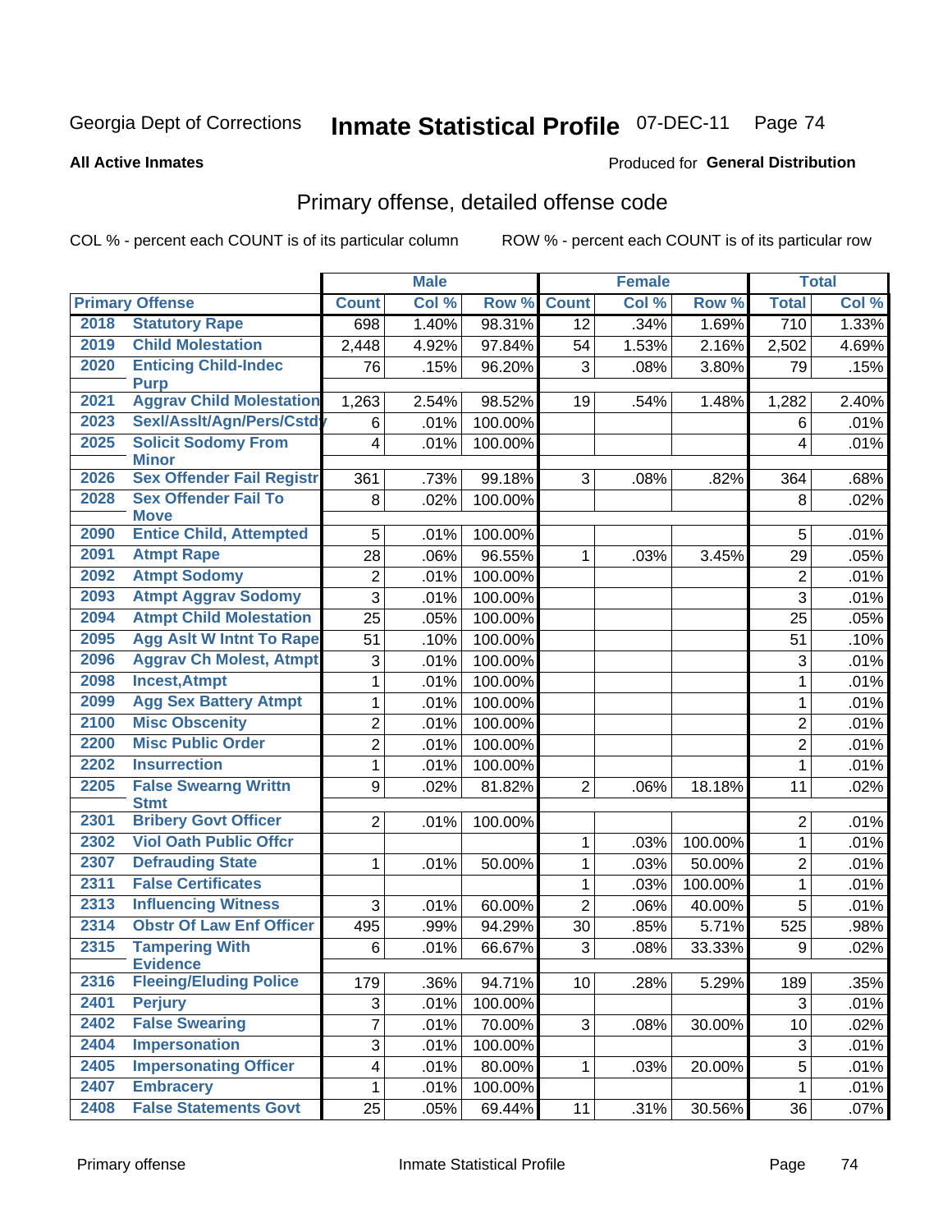Georgia Dept of Corrections **Inmate Statistical Profile** 07-DEC-11

**All Active Inmates**

Produced for **General Distribution**

## Primary offense, detailed offense code

COL % - percent each COUNT is of its particular column

ROW % - percent each COUNT is of its particular row

| Primary Offense | | Male | | | Female | | | Total | |
|---|---|---|---|---|---|---|---|---|---|
| | | Count | Col % | Row % | Count | Col % | Row % | Total | Col % |
| 2018 | Statutory Rape | 698 | 1.40% | 98.31% | 12 | .34% | 1.69% | 710 | 1.33% |
| 2019 | Child Molestation | 2,448 | 4.92% | 97.84% | 54 | 1.53% | 2.16% | 2,502 | 4.69% |
| 2020 | Enticing Child-Indec Purp | 76 | .15% | 96.20% | 3 | .08% | 3.80% | 79 | .15% |
| 2021 | Aggrav Child Molestation | 1,263 | 2.54% | 98.52% | 19 | .54% | 1.48% | 1,282 | 2.40% |
| 2023 | Sexl/Asslt/Agn/Pers/Cstdy | 6 | .01% | 100.00% | | | | 6 | .01% |
| 2025 | Solicit Sodomy From Minor | 4 | .01% | 100.00% | | | | 4 | .01% |
| 2026 | Sex Offender Fail Registr | 361 | .73% | 99.18% | 3 | .08% | .82% | 364 | .68% |
| 2028 | Sex Offender Fail To Move | 8 | .02% | 100.00% | | | | 8 | .02% |
| 2090 | Entice Child, Attempted | 5 | .01% | 100.00% | | | | 5 | .01% |
| 2091 | Atmpt Rape | 28 | .06% | 96.55% | 1 | .03% | 3.45% | 29 | .05% |
| 2092 | Atmpt Sodomy | 2 | .01% | 100.00% | | | | 2 | .01% |
| 2093 | Atmpt Aggrav Sodomy | 3 | .01% | 100.00% | | | | 3 | .01% |
| 2094 | Atmpt Child Molestation | 25 | .05% | 100.00% | | | | 25 | .05% |
| 2095 | Agg Aslt W Intnt To Rape | 51 | .10% | 100.00% | | | | 51 | .10% |
| 2096 | Aggrav Ch Molest, Atmpt | 3 | .01% | 100.00% | | | | 3 | .01% |
| 2098 | Incest,Atmpt | 1 | .01% | 100.00% | | | | 1 | .01% |
| 2099 | Agg Sex Battery Atmpt | 1 | .01% | 100.00% | | | | 1 | .01% |
| 2100 | Misc Obscenity | 2 | .01% | 100.00% | | | | 2 | .01% |
| 2200 | Misc Public Order | 2 | .01% | 100.00% | | | | 2 | .01% |
| 2202 | Insurrection | 1 | .01% | 100.00% | | | | 1 | .01% |
| 2205 | False Swearng Writtn Stmt | 9 | .02% | 81.82% | 2 | .06% | 18.18% | 11 | .02% |
| 2301 | Bribery Govt Officer | 2 | .01% | 100.00% | | | | 2 | .01% |
| 2302 | Viol Oath Public Offcr | | | | 1 | .03% | 100.00% | 1 | .01% |
| 2307 | Defrauding State | 1 | .01% | 50.00% | 1 | .03% | 50.00% | 2 | .01% |
| 2311 | False Certificates | | | | 1 | .03% | 100.00% | 1 | .01% |
| 2313 | Influencing Witness | 3 | .01% | 60.00% | 2 | .06% | 40.00% | 5 | .01% |
| 2314 | Obstr Of Law Enf Officer | 495 | .99% | 94.29% | 30 | .85% | 5.71% | 525 | .98% |
| 2315 | Tampering With Evidence | 6 | .01% | 66.67% | 3 | .08% | 33.33% | 9 | .02% |
| 2316 | Fleeing/Eluding Police | 179 | .36% | 94.71% | 10 | .28% | 5.29% | 189 | .35% |
| 2401 | Perjury | 3 | .01% | 100.00% | | | | 3 | .01% |
| 2402 | False Swearing | 7 | .01% | 70.00% | 3 | .08% | 30.00% | 10 | .02% |
| 2404 | Impersonation | 3 | .01% | 100.00% | | | | 3 | .01% |
| 2405 | Impersonating Officer | 4 | .01% | 80.00% | 1 | .03% | 20.00% | 5 | .01% |
| 2407 | Embracery | 1 | .01% | 100.00% | | | | 1 | .01% |
| 2408 | False Statements Govt | 25 | .05% | 69.44% | 11 | .31% | 30.56% | 36 | .07% |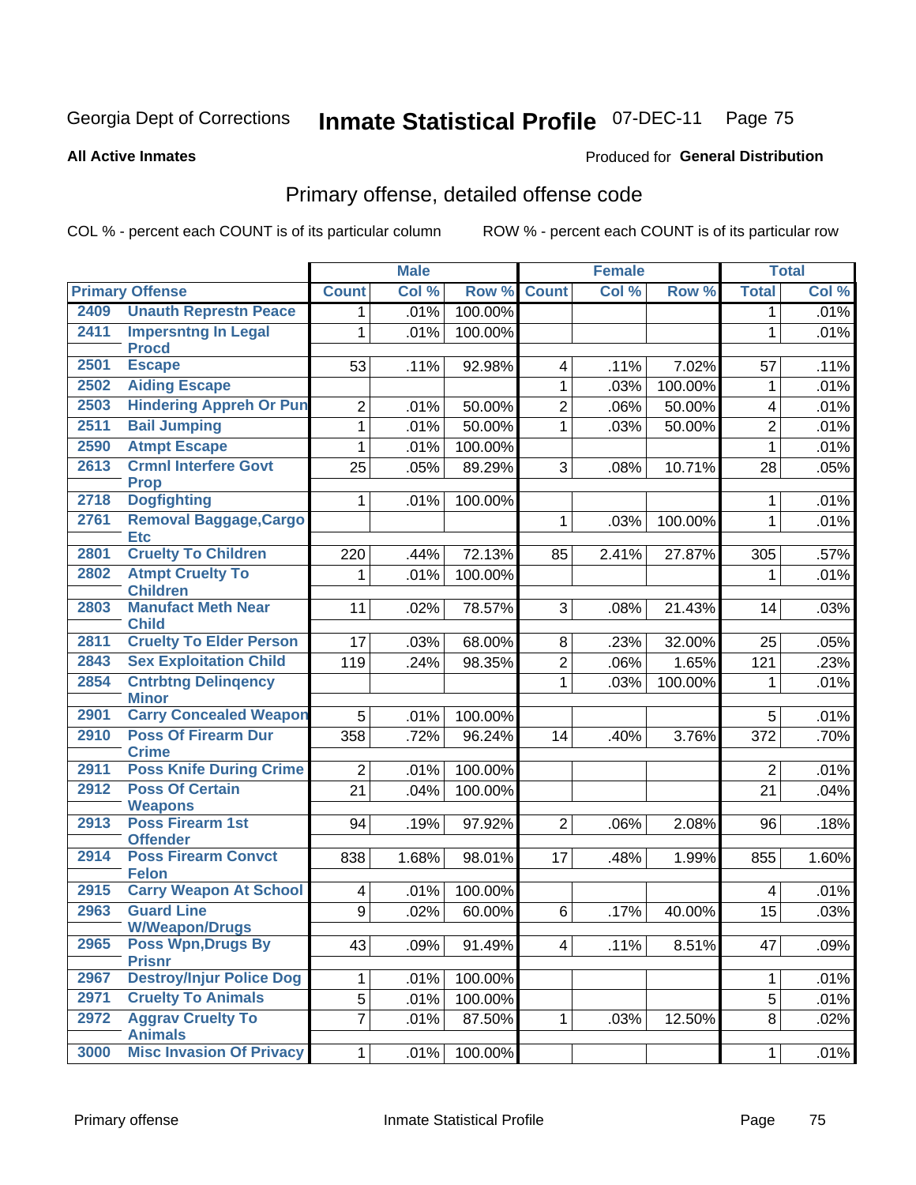Georgia Dept of Corrections **Inmate Statistical Profile** 07-DEC-11

**All Active Inmates**

Produced for **General Distribution**

## Primary offense, detailed offense code

COL % - percent each COUNT is of its particular column ROW % - percent each COUNT is of its particular row

| Primary Offense | | Male | | | Female | | | Total | |
|---|---|---|---|---|---|---|---|---|---|
| | | Count | Col % | Row % | Count | Col % | Row % | Total | Col % |
| 2409 | Unauth Represtn Peace | 1 | .01% | 100.00% | | | | 1 | .01% |
| 2411 | Impersntng In Legal Procd | 1 | .01% | 100.00% | | | | 1 | .01% |
| 2501 | Escape | 53 | .11% | 92.98% | 4 | .11% | 7.02% | 57 | .11% |
| 2502 | Aiding Escape | | | | 1 | .03% | 100.00% | 1 | .01% |
| 2503 | Hindering Appreh Or Pun | 2 | .01% | 50.00% | 2 | .06% | 50.00% | 4 | .01% |
| 2511 | Bail Jumping | 1 | .01% | 50.00% | 1 | .03% | 50.00% | 2 | .01% |
| 2590 | Atmpt Escape | 1 | .01% | 100.00% | | | | 1 | .01% |
| 2613 | Crmnl Interfere Govt Prop | 25 | .05% | 89.29% | 3 | .08% | 10.71% | 28 | .05% |
| 2718 | Dogfighting | 1 | .01% | 100.00% | | | | 1 | .01% |
| 2761 | Removal Baggage,Cargo Etc | | | | 1 | .03% | 100.00% | 1 | .01% |
| 2801 | Cruelty To Children | 220 | .44% | 72.13% | 85 | 2.41% | 27.87% | 305 | .57% |
| 2802 | Atmpt Cruelty To Children | 1 | .01% | 100.00% | | | | 1 | .01% |
| 2803 | Manufact Meth Near Child | 11 | .02% | 78.57% | 3 | .08% | 21.43% | 14 | .03% |
| 2811 | Cruelty To Elder Person | 17 | .03% | 68.00% | 8 | .23% | 32.00% | 25 | .05% |
| 2843 | Sex Exploitation Child | 119 | .24% | 98.35% | 2 | .06% | 1.65% | 121 | .23% |
| 2854 | Cntrbtng Delinqency Minor | | | | 1 | .03% | 100.00% | 1 | .01% |
| 2901 | Carry Concealed Weapon | 5 | .01% | 100.00% | | | | 5 | .01% |
| 2910 | Poss Of Firearm Dur Crime | 358 | .72% | 96.24% | 14 | .40% | 3.76% | 372 | .70% |
| 2911 | Poss Knife During Crime | 2 | .01% | 100.00% | | | | 2 | .01% |
| 2912 | Poss Of Certain Weapons | 21 | .04% | 100.00% | | | | 21 | .04% |
| 2913 | Poss Firearm 1st Offender | 94 | .19% | 97.92% | 2 | .06% | 2.08% | 96 | .18% |
| 2914 | Poss Firearm Convct Felon | 838 | 1.68% | 98.01% | 17 | .48% | 1.99% | 855 | 1.60% |
| 2915 | Carry Weapon At School | 4 | .01% | 100.00% | | | | 4 | .01% |
| 2963 | Guard Line W/Weapon/Drugs | 9 | .02% | 60.00% | 6 | .17% | 40.00% | 15 | .03% |
| 2965 | Poss Wpn,Drugs By Prisnr | 43 | .09% | 91.49% | 4 | .11% | 8.51% | 47 | .09% |
| 2967 | Destroy/Injur Police Dog | 1 | .01% | 100.00% | | | | 1 | .01% |
| 2971 | Cruelty To Animals | 5 | .01% | 100.00% | | | | 5 | .01% |
| 2972 | Aggrav Cruelty To Animals | 7 | .01% | 87.50% | 1 | .03% | 12.50% | 8 | .02% |
| 3000 | Misc Invasion Of Privacy | 1 | .01% | 100.00% | | | | 1 | .01% |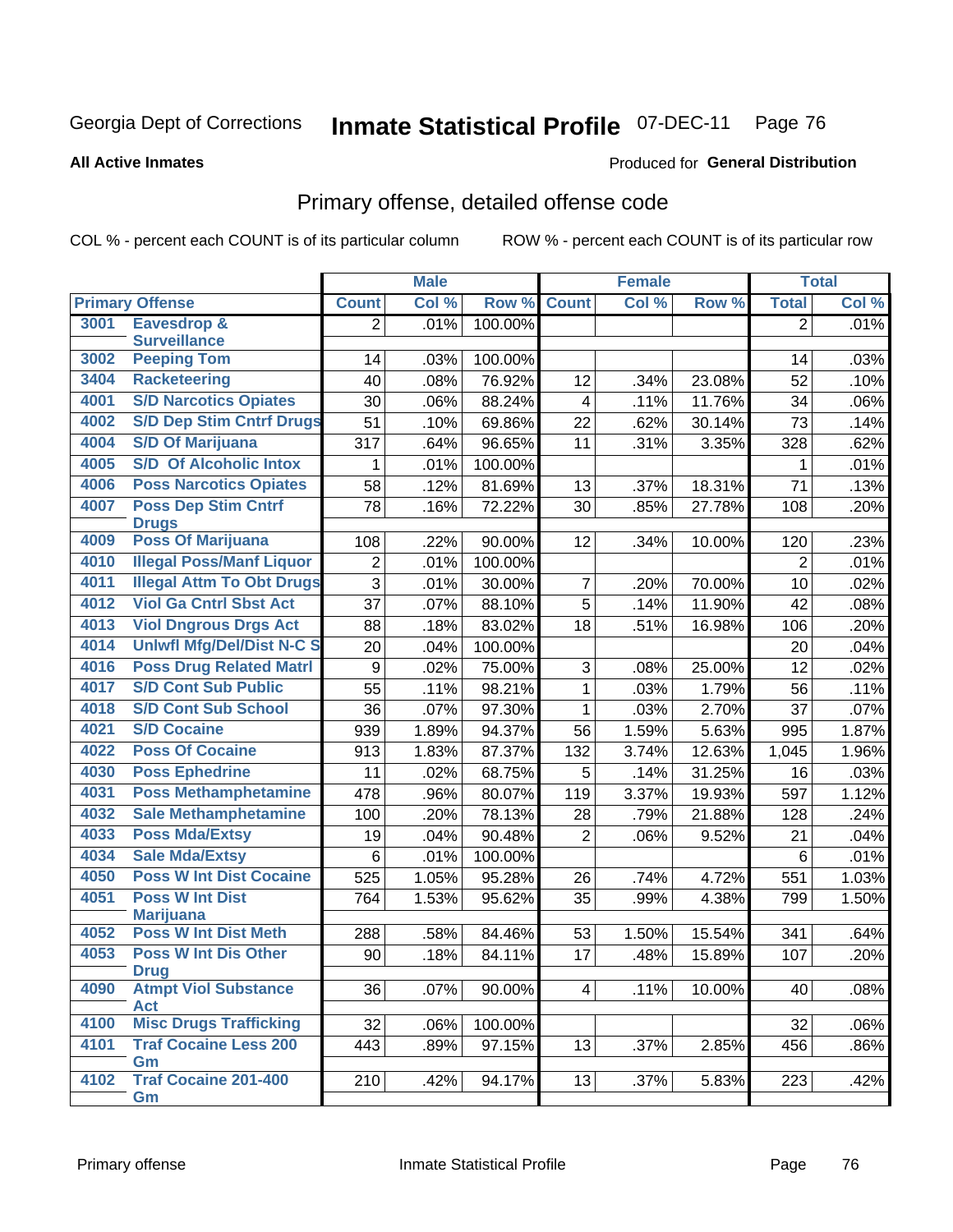Georgia Dept of Corrections **Inmate Statistical Profile** 07-DEC-11

**All Active Inmates**

Produced for **General Distribution**

## Primary offense, detailed offense code

COL % - percent each COUNT is of its particular column ROW % - percent each COUNT is of its particular row

| Primary Offense | | Male | | | Female | | | Total | |
|---|---|---|---|---|---|---|---|---|---|
| | | Count | Col % | Row % | Count | Col % | Row % | Total | Col % |
| 3001 | Eavesdrop & Surveillance | 2 | .01% | 100.00% | | | | 2 | .01% |
| 3002 | Peeping Tom | 14 | .03% | 100.00% | | | | 14 | .03% |
| 3404 | Racketeering | 40 | .08% | 76.92% | 12 | .34% | 23.08% | 52 | .10% |
| 4001 | S/D Narcotics Opiates | 30 | .06% | 88.24% | 4 | .11% | 11.76% | 34 | .06% |
| 4002 | S/D Dep Stim Cntrf Drugs | 51 | .10% | 69.86% | 22 | .62% | 30.14% | 73 | .14% |
| 4004 | S/D Of Marijuana | 317 | .64% | 96.65% | 11 | .31% | 3.35% | 328 | .62% |
| 4005 | S/D Of Alcoholic Intox | 1 | .01% | 100.00% | | | | 1 | .01% |
| 4006 | Poss Narcotics Opiates | 58 | .12% | 81.69% | 13 | .37% | 18.31% | 71 | .13% |
| 4007 | Poss Dep Stim Cntrf Drugs | 78 | .16% | 72.22% | 30 | .85% | 27.78% | 108 | .20% |
| 4009 | Poss Of Marijuana | 108 | .22% | 90.00% | 12 | .34% | 10.00% | 120 | .23% |
| 4010 | Illegal Poss/Manf Liquor | 2 | .01% | 100.00% | | | | 2 | .01% |
| 4011 | Illegal Attm To Obt Drugs | 3 | .01% | 30.00% | 7 | .20% | 70.00% | 10 | .02% |
| 4012 | Viol Ga Cntrl Sbst Act | 37 | .07% | 88.10% | 5 | .14% | 11.90% | 42 | .08% |
| 4013 | Viol Dngrous Drgs Act | 88 | .18% | 83.02% | 18 | .51% | 16.98% | 106 | .20% |
| 4014 | Unlwfl Mfg/Del/Dist N-C S | 20 | .04% | 100.00% | | | | 20 | .04% |
| 4016 | Poss Drug Related Matrl | 9 | .02% | 75.00% | 3 | .08% | 25.00% | 12 | .02% |
| 4017 | S/D Cont Sub Public | 55 | .11% | 98.21% | 1 | .03% | 1.79% | 56 | .11% |
| 4018 | S/D Cont Sub School | 36 | .07% | 97.30% | 1 | .03% | 2.70% | 37 | .07% |
| 4021 | S/D Cocaine | 939 | 1.89% | 94.37% | 56 | 1.59% | 5.63% | 995 | 1.87% |
| 4022 | Poss Of Cocaine | 913 | 1.83% | 87.37% | 132 | 3.74% | 12.63% | 1,045 | 1.96% |
| 4030 | Poss Ephedrine | 11 | .02% | 68.75% | 5 | .14% | 31.25% | 16 | .03% |
| 4031 | Poss Methamphetamine | 478 | .96% | 80.07% | 119 | 3.37% | 19.93% | 597 | 1.12% |
| 4032 | Sale Methamphetamine | 100 | .20% | 78.13% | 28 | .79% | 21.88% | 128 | .24% |
| 4033 | Poss Mda/Extsy | 19 | .04% | 90.48% | 2 | .06% | 9.52% | 21 | .04% |
| 4034 | Sale Mda/Extsy | 6 | .01% | 100.00% | | | | 6 | .01% |
| 4050 | Poss W Int Dist Cocaine | 525 | 1.05% | 95.28% | 26 | .74% | 4.72% | 551 | 1.03% |
| 4051 | Poss W Int Dist Marijuana | 764 | 1.53% | 95.62% | 35 | .99% | 4.38% | 799 | 1.50% |
| 4052 | Poss W Int Dist Meth | 288 | .58% | 84.46% | 53 | 1.50% | 15.54% | 341 | .64% |
| 4053 | Poss W Int Dis Other Drug | 90 | .18% | 84.11% | 17 | .48% | 15.89% | 107 | .20% |
| 4090 | Atmpt Viol Substance Act | 36 | .07% | 90.00% | 4 | .11% | 10.00% | 40 | .08% |
| 4100 | Misc Drugs Trafficking | 32 | .06% | 100.00% | | | | 32 | .06% |
| 4101 | Traf Cocaine Less 200 Gm | 443 | .89% | 97.15% | 13 | .37% | 2.85% | 456 | .86% |
| 4102 | Traf Cocaine 201-400 Gm | 210 | .42% | 94.17% | 13 | .37% | 5.83% | 223 | .42% |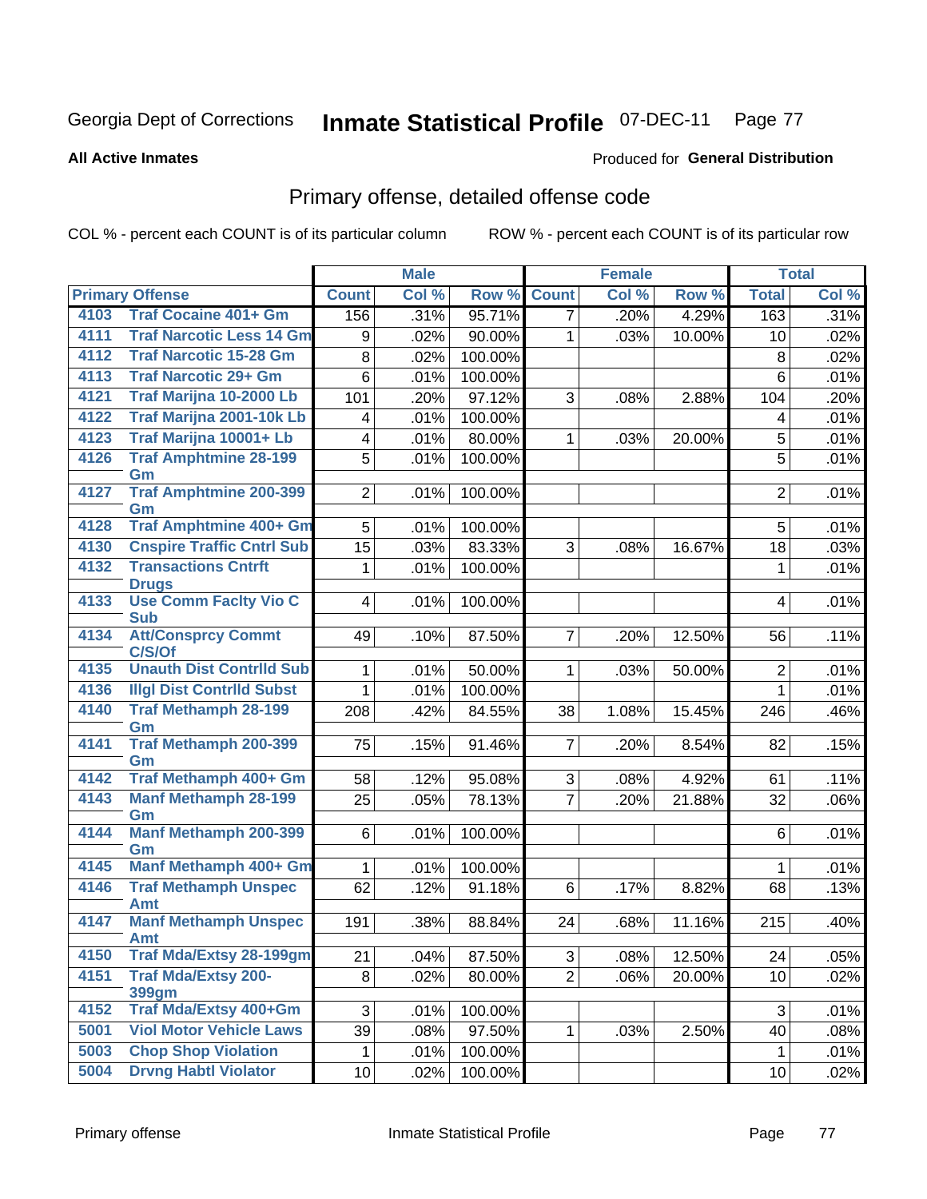Georgia Dept of Corrections **Inmate Statistical Profile** 07-DEC-11

**All Active Inmates**

Produced for **General Distribution**

## Primary offense, detailed offense code

COL % - percent each COUNT is of its particular column ROW % - percent each COUNT is of its particular row

| Primary Offense | | Male | | | Female | | | Total | |
|---|---|---|---|---|---|---|---|---|---|
| | | Count | Col % | Row % | Count | Col % | Row % | Total | Col % |
| 4103 | Traf Cocaine 401+ Gm | 156 | .31% | 95.71% | 7 | .20% | 4.29% | 163 | .31% |
| 4111 | Traf Narcotic Less 14 Gm | 9 | .02% | 90.00% | 1 | .03% | 10.00% | 10 | .02% |
| 4112 | Traf Narcotic 15-28 Gm | 8 | .02% | 100.00% | | | | 8 | .02% |
| 4113 | Traf Narcotic 29+ Gm | 6 | .01% | 100.00% | | | | 6 | .01% |
| 4121 | Traf Marijna 10-2000 Lb | 101 | .20% | 97.12% | 3 | .08% | 2.88% | 104 | .20% |
| 4122 | Traf Marijna 2001-10k Lb | 4 | .01% | 100.00% | | | | 4 | .01% |
| 4123 | Traf Marijna 10001+ Lb | 4 | .01% | 80.00% | 1 | .03% | 20.00% | 5 | .01% |
| 4126 | Traf Amphtmine 28-199 Gm | 5 | .01% | 100.00% | | | | 5 | .01% |
| 4127 | Traf Amphtmine 200-399 Gm | 2 | .01% | 100.00% | | | | 2 | .01% |
| 4128 | Traf Amphtmine 400+ Gm | 5 | .01% | 100.00% | | | | 5 | .01% |
| 4130 | Cnspire Traffic Cntrl Sub | 15 | .03% | 83.33% | 3 | .08% | 16.67% | 18 | .03% |
| 4132 | Transactions Cntrft Drugs | 1 | .01% | 100.00% | | | | 1 | .01% |
| 4133 | Use Comm Faclty Vio C Sub | 4 | .01% | 100.00% | | | | 4 | .01% |
| 4134 | Att/Consprcy Commt C/S/Of | 49 | .10% | 87.50% | 7 | .20% | 12.50% | 56 | .11% |
| 4135 | Unauth Dist Contrlld Sub | 1 | .01% | 50.00% | 1 | .03% | 50.00% | 2 | .01% |
| 4136 | Illgl Dist Contrlld Subst | 1 | .01% | 100.00% | | | | 1 | .01% |
| 4140 | Traf Methamph 28-199 Gm | 208 | .42% | 84.55% | 38 | 1.08% | 15.45% | 246 | .46% |
| 4141 | Traf Methamph 200-399 Gm | 75 | .15% | 91.46% | 7 | .20% | 8.54% | 82 | .15% |
| 4142 | Traf Methamph 400+ Gm | 58 | .12% | 95.08% | 3 | .08% | 4.92% | 61 | .11% |
| 4143 | Manf Methamph 28-199 Gm | 25 | .05% | 78.13% | 7 | .20% | 21.88% | 32 | .06% |
| 4144 | Manf Methamph 200-399 Gm | 6 | .01% | 100.00% | | | | 6 | .01% |
| 4145 | Manf Methamph 400+ Gm | 1 | .01% | 100.00% | | | | 1 | .01% |
| 4146 | Traf Methamph Unspec Amt | 62 | .12% | 91.18% | 6 | .17% | 8.82% | 68 | .13% |
| 4147 | Manf Methamph Unspec Amt | 191 | .38% | 88.84% | 24 | .68% | 11.16% | 215 | .40% |
| 4150 | Traf Mda/Extsy 28-199gm | 21 | .04% | 87.50% | 3 | .08% | 12.50% | 24 | .05% |
| 4151 | Traf Mda/Extsy 200-399gm | 8 | .02% | 80.00% | 2 | .06% | 20.00% | 10 | .02% |
| 4152 | Traf Mda/Extsy 400+Gm | 3 | .01% | 100.00% | | | | 3 | .01% |
| 5001 | Viol Motor Vehicle Laws | 39 | .08% | 97.50% | 1 | .03% | 2.50% | 40 | .08% |
| 5003 | Chop Shop Violation | 1 | .01% | 100.00% | | | | 1 | .01% |
| 5004 | Drvng Habtl Violator | 10 | .02% | 100.00% | | | | 10 | .02% |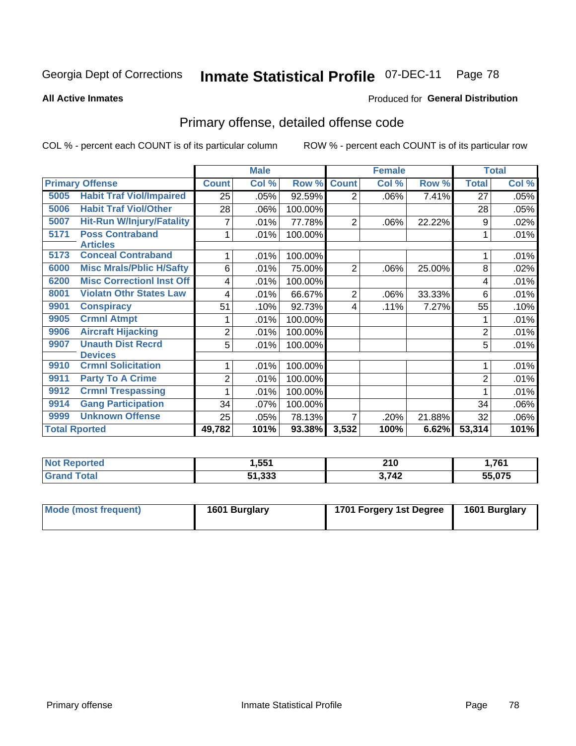Georgia Dept of Corrections **Inmate Statistical Profile** 07-DEC-11 Page 78

**All Active Inmates**

Produced for **General Distribution**

## Primary offense, detailed offense code

COL % - percent each COUNT is of its particular column

ROW % - percent each COUNT is of its particular row

| Primary Offense | | Male | | | Female | | | Total | |
|---|---|---|---|---|---|---|---|---|---|
| | | Count | Col % | Row % | Count | Col % | Row % | Total | Col % |
| 5005 | Habit Traf Viol/Impaired | 25 | .05% | 92.59% | 2 | .06% | 7.41% | 27 | .05% |
| 5006 | Habit Traf Viol/Other | 28 | .06% | 100.00% | | | | 28 | .05% |
| 5007 | Hit-Run W/Injury/Fatality | 7 | .01% | 77.78% | 2 | .06% | 22.22% | 9 | .02% |
| 5171 | Poss Contraband Articles | 1 | .01% | 100.00% | | | | 1 | .01% |
| 5173 | Conceal Contraband | 1 | .01% | 100.00% | | | | 1 | .01% |
| 6000 | Misc Mrals/Pblic H/Safty | 6 | .01% | 75.00% | 2 | .06% | 25.00% | 8 | .02% |
| 6200 | Misc Correctionl Inst Off | 4 | .01% | 100.00% | | | | 4 | .01% |
| 8001 | Violatn Othr States Law | 4 | .01% | 66.67% | 2 | .06% | 33.33% | 6 | .01% |
| 9901 | Conspiracy | 51 | .10% | 92.73% | 4 | .11% | 7.27% | 55 | .10% |
| 9905 | Crmnl Atmpt | 1 | .01% | 100.00% | | | | 1 | .01% |
| 9906 | Aircraft Hijacking | 2 | .01% | 100.00% | | | | 2 | .01% |
| 9907 | Unauth Dist Recrd Devices | 5 | .01% | 100.00% | | | | 5 | .01% |
| 9910 | Crmnl Solicitation | 1 | .01% | 100.00% | | | | 1 | .01% |
| 9911 | Party To A Crime | 2 | .01% | 100.00% | | | | 2 | .01% |
| 9912 | Crmnl Trespassing | 1 | .01% | 100.00% | | | | 1 | .01% |
| 9914 | Gang Participation | 34 | .07% | 100.00% | | | | 34 | .06% |
| 9999 | Unknown Offense | 25 | .05% | 78.13% | 7 | .20% | 21.88% | 32 | .06% |
| Total Rported | | 49,782 | 101% | 93.38% | 3,532 | 100% | 6.62% | 53,314 | 101% |

| | Male | Female | Total |
|---|---|---|---|
| Not Reported | 1,551 | 210 | 1,761 |
| Grand Total | 51,333 | 3,742 | 55,075 |

| | Male | Female | Total |
|---|---|---|---|
| Mode (most frequent) | 1601 Burglary | 1701 Forgery 1st Degree | 1601 Burglary |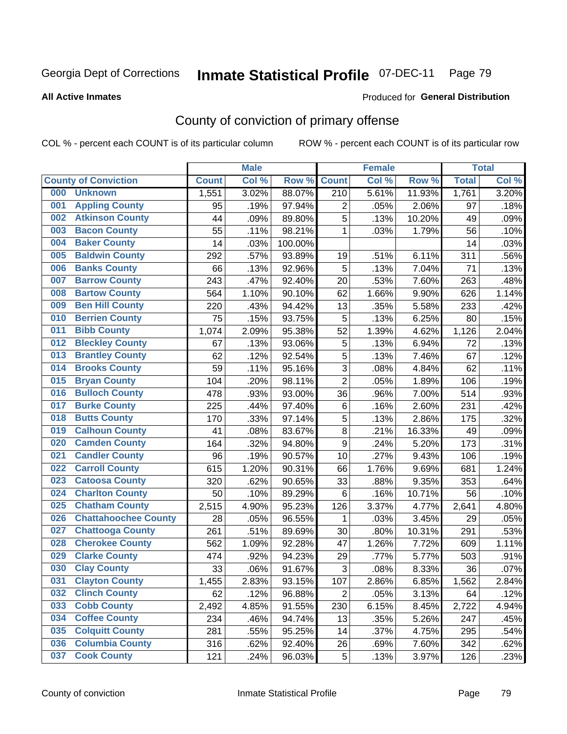Georgia Dept of Corrections **Inmate Statistical Profile** 07-DEC-11 Page 79

**All Active Inmates**

Produced for **General Distribution**

## County of conviction of primary offense

COL % - percent each COUNT is of its particular column ROW % - percent each COUNT is of its particular row

| County of Conviction | Male | | | Female | | | Total | |
|---|---|---|---|---|---|---|---|---|
| | Count | Col % | Row % | Count | Col % | Row % | Total | Col % |
| 000 Unknown | 1,551 | 3.02% | 88.07% | 210 | 5.61% | 11.93% | 1,761 | 3.20% |
| 001 Appling County | 95 | .19% | 97.94% | 2 | .05% | 2.06% | 97 | .18% |
| 002 Atkinson County | 44 | .09% | 89.80% | 5 | .13% | 10.20% | 49 | .09% |
| 003 Bacon County | 55 | .11% | 98.21% | 1 | .03% | 1.79% | 56 | .10% |
| 004 Baker County | 14 | .03% | 100.00% | | | | 14 | .03% |
| 005 Baldwin County | 292 | .57% | 93.89% | 19 | .51% | 6.11% | 311 | .56% |
| 006 Banks County | 66 | .13% | 92.96% | 5 | .13% | 7.04% | 71 | .13% |
| 007 Barrow County | 243 | .47% | 92.40% | 20 | .53% | 7.60% | 263 | .48% |
| 008 Bartow County | 564 | 1.10% | 90.10% | 62 | 1.66% | 9.90% | 626 | 1.14% |
| 009 Ben Hill County | 220 | .43% | 94.42% | 13 | .35% | 5.58% | 233 | .42% |
| 010 Berrien County | 75 | .15% | 93.75% | 5 | .13% | 6.25% | 80 | .15% |
| 011 Bibb County | 1,074 | 2.09% | 95.38% | 52 | 1.39% | 4.62% | 1,126 | 2.04% |
| 012 Bleckley County | 67 | .13% | 93.06% | 5 | .13% | 6.94% | 72 | .13% |
| 013 Brantley County | 62 | .12% | 92.54% | 5 | .13% | 7.46% | 67 | .12% |
| 014 Brooks County | 59 | .11% | 95.16% | 3 | .08% | 4.84% | 62 | .11% |
| 015 Bryan County | 104 | .20% | 98.11% | 2 | .05% | 1.89% | 106 | .19% |
| 016 Bulloch County | 478 | .93% | 93.00% | 36 | .96% | 7.00% | 514 | .93% |
| 017 Burke County | 225 | .44% | 97.40% | 6 | .16% | 2.60% | 231 | .42% |
| 018 Butts County | 170 | .33% | 97.14% | 5 | .13% | 2.86% | 175 | .32% |
| 019 Calhoun County | 41 | .08% | 83.67% | 8 | .21% | 16.33% | 49 | .09% |
| 020 Camden County | 164 | .32% | 94.80% | 9 | .24% | 5.20% | 173 | .31% |
| 021 Candler County | 96 | .19% | 90.57% | 10 | .27% | 9.43% | 106 | .19% |
| 022 Carroll County | 615 | 1.20% | 90.31% | 66 | 1.76% | 9.69% | 681 | 1.24% |
| 023 Catoosa County | 320 | .62% | 90.65% | 33 | .88% | 9.35% | 353 | .64% |
| 024 Charlton County | 50 | .10% | 89.29% | 6 | .16% | 10.71% | 56 | .10% |
| 025 Chatham County | 2,515 | 4.90% | 95.23% | 126 | 3.37% | 4.77% | 2,641 | 4.80% |
| 026 Chattahoochee County | 28 | .05% | 96.55% | 1 | .03% | 3.45% | 29 | .05% |
| 027 Chattooga County | 261 | .51% | 89.69% | 30 | .80% | 10.31% | 291 | .53% |
| 028 Cherokee County | 562 | 1.09% | 92.28% | 47 | 1.26% | 7.72% | 609 | 1.11% |
| 029 Clarke County | 474 | .92% | 94.23% | 29 | .77% | 5.77% | 503 | .91% |
| 030 Clay County | 33 | .06% | 91.67% | 3 | .08% | 8.33% | 36 | .07% |
| 031 Clayton County | 1,455 | 2.83% | 93.15% | 107 | 2.86% | 6.85% | 1,562 | 2.84% |
| 032 Clinch County | 62 | .12% | 96.88% | 2 | .05% | 3.13% | 64 | .12% |
| 033 Cobb County | 2,492 | 4.85% | 91.55% | 230 | 6.15% | 8.45% | 2,722 | 4.94% |
| 034 Coffee County | 234 | .46% | 94.74% | 13 | .35% | 5.26% | 247 | .45% |
| 035 Colquitt County | 281 | .55% | 95.25% | 14 | .37% | 4.75% | 295 | .54% |
| 036 Columbia County | 316 | .62% | 92.40% | 26 | .69% | 7.60% | 342 | .62% |
| 037 Cook County | 121 | .24% | 96.03% | 5 | .13% | 3.97% | 126 | .23% |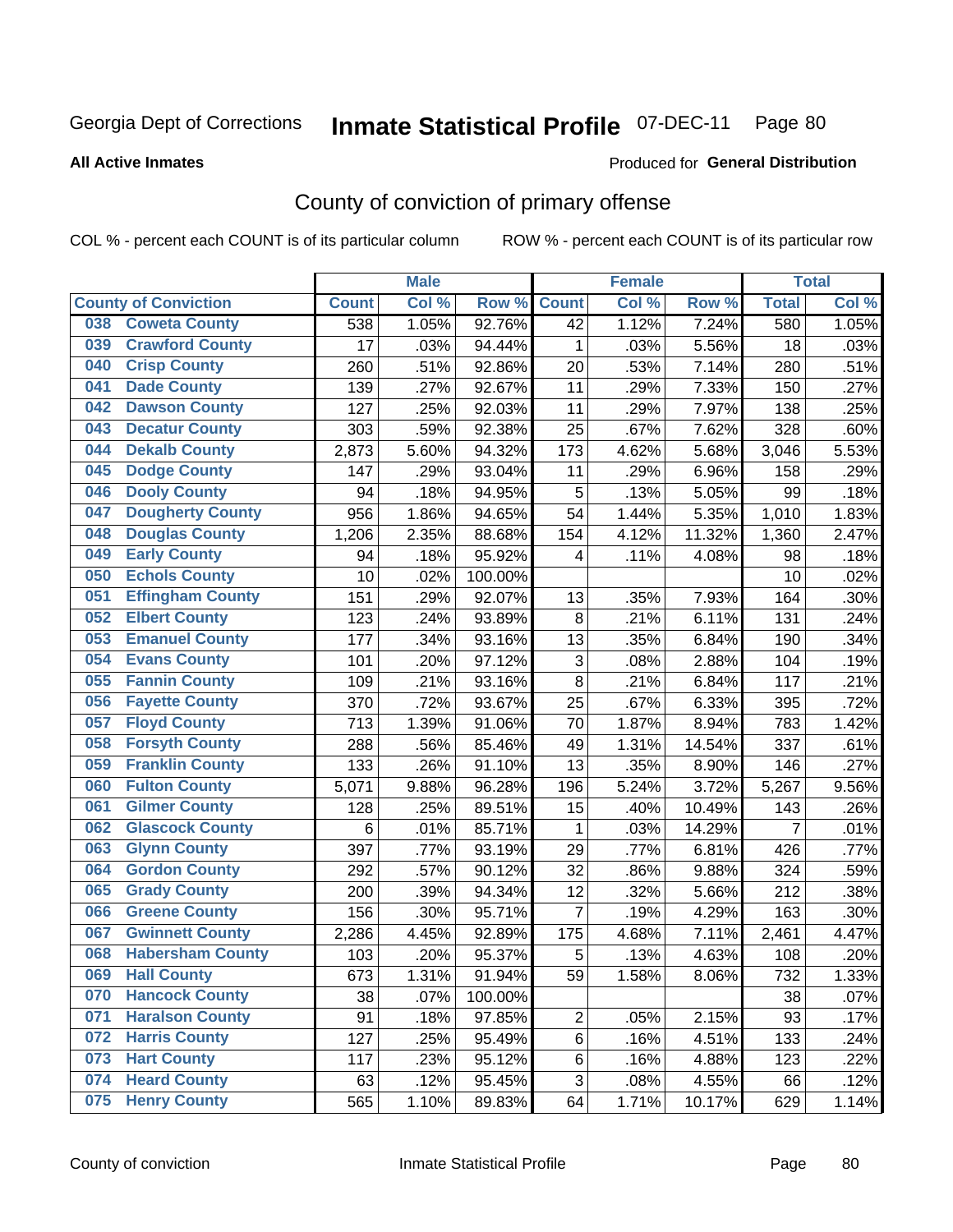Georgia Dept of Corrections **Inmate Statistical Profile** 07-DEC-11

**All Active Inmates**

Produced for **General Distribution**

## County of conviction of primary offense

COL % - percent each COUNT is of its particular column ROW % - percent each COUNT is of its particular row

| County of Conviction | Male | | | Female | | | Total | |
|---|---|---|---|---|---|---|---|---|
| | Count | Col % | Row % | Count | Col % | Row % | Total | Col % |
| 038 Coweta County | 538 | 1.05% | 92.76% | 42 | 1.12% | 7.24% | 580 | 1.05% |
| 039 Crawford County | 17 | .03% | 94.44% | 1 | .03% | 5.56% | 18 | .03% |
| 040 Crisp County | 260 | .51% | 92.86% | 20 | .53% | 7.14% | 280 | .51% |
| 041 Dade County | 139 | .27% | 92.67% | 11 | .29% | 7.33% | 150 | .27% |
| 042 Dawson County | 127 | .25% | 92.03% | 11 | .29% | 7.97% | 138 | .25% |
| 043 Decatur County | 303 | .59% | 92.38% | 25 | .67% | 7.62% | 328 | .60% |
| 044 Dekalb County | 2,873 | 5.60% | 94.32% | 173 | 4.62% | 5.68% | 3,046 | 5.53% |
| 045 Dodge County | 147 | .29% | 93.04% | 11 | .29% | 6.96% | 158 | .29% |
| 046 Dooly County | 94 | .18% | 94.95% | 5 | .13% | 5.05% | 99 | .18% |
| 047 Dougherty County | 956 | 1.86% | 94.65% | 54 | 1.44% | 5.35% | 1,010 | 1.83% |
| 048 Douglas County | 1,206 | 2.35% | 88.68% | 154 | 4.12% | 11.32% | 1,360 | 2.47% |
| 049 Early County | 94 | .18% | 95.92% | 4 | .11% | 4.08% | 98 | .18% |
| 050 Echols County | 10 | .02% | 100.00% | | | | 10 | .02% |
| 051 Effingham County | 151 | .29% | 92.07% | 13 | .35% | 7.93% | 164 | .30% |
| 052 Elbert County | 123 | .24% | 93.89% | 8 | .21% | 6.11% | 131 | .24% |
| 053 Emanuel County | 177 | .34% | 93.16% | 13 | .35% | 6.84% | 190 | .34% |
| 054 Evans County | 101 | .20% | 97.12% | 3 | .08% | 2.88% | 104 | .19% |
| 055 Fannin County | 109 | .21% | 93.16% | 8 | .21% | 6.84% | 117 | .21% |
| 056 Fayette County | 370 | .72% | 93.67% | 25 | .67% | 6.33% | 395 | .72% |
| 057 Floyd County | 713 | 1.39% | 91.06% | 70 | 1.87% | 8.94% | 783 | 1.42% |
| 058 Forsyth County | 288 | .56% | 85.46% | 49 | 1.31% | 14.54% | 337 | .61% |
| 059 Franklin County | 133 | .26% | 91.10% | 13 | .35% | 8.90% | 146 | .27% |
| 060 Fulton County | 5,071 | 9.88% | 96.28% | 196 | 5.24% | 3.72% | 5,267 | 9.56% |
| 061 Gilmer County | 128 | .25% | 89.51% | 15 | .40% | 10.49% | 143 | .26% |
| 062 Glascock County | 6 | .01% | 85.71% | 1 | .03% | 14.29% | 7 | .01% |
| 063 Glynn County | 397 | .77% | 93.19% | 29 | .77% | 6.81% | 426 | .77% |
| 064 Gordon County | 292 | .57% | 90.12% | 32 | .86% | 9.88% | 324 | .59% |
| 065 Grady County | 200 | .39% | 94.34% | 12 | .32% | 5.66% | 212 | .38% |
| 066 Greene County | 156 | .30% | 95.71% | 7 | .19% | 4.29% | 163 | .30% |
| 067 Gwinnett County | 2,286 | 4.45% | 92.89% | 175 | 4.68% | 7.11% | 2,461 | 4.47% |
| 068 Habersham County | 103 | .20% | 95.37% | 5 | .13% | 4.63% | 108 | .20% |
| 069 Hall County | 673 | 1.31% | 91.94% | 59 | 1.58% | 8.06% | 732 | 1.33% |
| 070 Hancock County | 38 | .07% | 100.00% | | | | 38 | .07% |
| 071 Haralson County | 91 | .18% | 97.85% | 2 | .05% | 2.15% | 93 | .17% |
| 072 Harris County | 127 | .25% | 95.49% | 6 | .16% | 4.51% | 133 | .24% |
| 073 Hart County | 117 | .23% | 95.12% | 6 | .16% | 4.88% | 123 | .22% |
| 074 Heard County | 63 | .12% | 95.45% | 3 | .08% | 4.55% | 66 | .12% |
| 075 Henry County | 565 | 1.10% | 89.83% | 64 | 1.71% | 10.17% | 629 | 1.14% |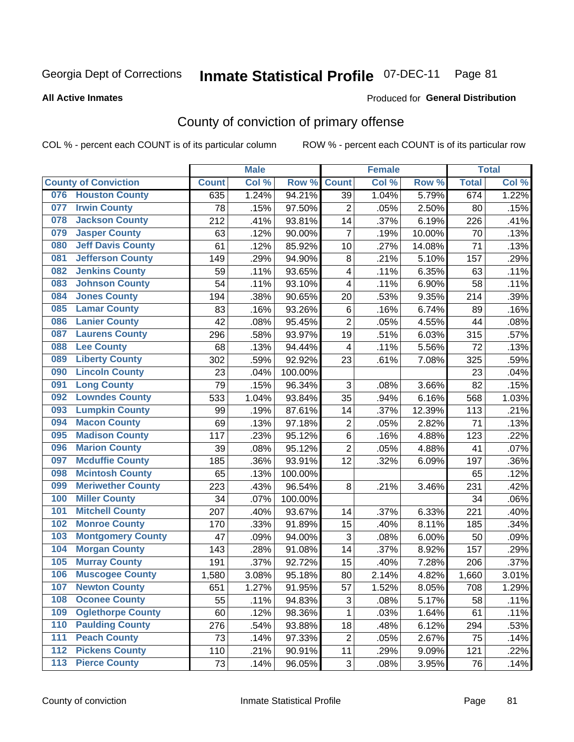Georgia Dept of Corrections

# Inmate Statistical Profile 07-DEC-11

**All Active Inmates**

Produced for **General Distribution**

## County of conviction of primary offense

COL % - percent each COUNT is of its particular column

ROW % - percent each COUNT is of its particular row

| County of Conviction | Male | | | Female | | | Total | |
|---|---|---|---|---|---|---|---|---|
| | Count | Col % | Row % | Count | Col % | Row % | Total | Col % |
| 076 Houston County | 635 | 1.24% | 94.21% | 39 | 1.04% | 5.79% | 674 | 1.22% |
| 077 Irwin County | 78 | .15% | 97.50% | 2 | .05% | 2.50% | 80 | .15% |
| 078 Jackson County | 212 | .41% | 93.81% | 14 | .37% | 6.19% | 226 | .41% |
| 079 Jasper County | 63 | .12% | 90.00% | 7 | .19% | 10.00% | 70 | .13% |
| 080 Jeff Davis County | 61 | .12% | 85.92% | 10 | .27% | 14.08% | 71 | .13% |
| 081 Jefferson County | 149 | .29% | 94.90% | 8 | .21% | 5.10% | 157 | .29% |
| 082 Jenkins County | 59 | .11% | 93.65% | 4 | .11% | 6.35% | 63 | .11% |
| 083 Johnson County | 54 | .11% | 93.10% | 4 | .11% | 6.90% | 58 | .11% |
| 084 Jones County | 194 | .38% | 90.65% | 20 | .53% | 9.35% | 214 | .39% |
| 085 Lamar County | 83 | .16% | 93.26% | 6 | .16% | 6.74% | 89 | .16% |
| 086 Lanier County | 42 | .08% | 95.45% | 2 | .05% | 4.55% | 44 | .08% |
| 087 Laurens County | 296 | .58% | 93.97% | 19 | .51% | 6.03% | 315 | .57% |
| 088 Lee County | 68 | .13% | 94.44% | 4 | .11% | 5.56% | 72 | .13% |
| 089 Liberty County | 302 | .59% | 92.92% | 23 | .61% | 7.08% | 325 | .59% |
| 090 Lincoln County | 23 | .04% | 100.00% | | | | 23 | .04% |
| 091 Long County | 79 | .15% | 96.34% | 3 | .08% | 3.66% | 82 | .15% |
| 092 Lowndes County | 533 | 1.04% | 93.84% | 35 | .94% | 6.16% | 568 | 1.03% |
| 093 Lumpkin County | 99 | .19% | 87.61% | 14 | .37% | 12.39% | 113 | .21% |
| 094 Macon County | 69 | .13% | 97.18% | 2 | .05% | 2.82% | 71 | .13% |
| 095 Madison County | 117 | .23% | 95.12% | 6 | .16% | 4.88% | 123 | .22% |
| 096 Marion County | 39 | .08% | 95.12% | 2 | .05% | 4.88% | 41 | .07% |
| 097 Mcduffie County | 185 | .36% | 93.91% | 12 | .32% | 6.09% | 197 | .36% |
| 098 Mcintosh County | 65 | .13% | 100.00% | | | | 65 | .12% |
| 099 Meriwether County | 223 | .43% | 96.54% | 8 | .21% | 3.46% | 231 | .42% |
| 100 Miller County | 34 | .07% | 100.00% | | | | 34 | .06% |
| 101 Mitchell County | 207 | .40% | 93.67% | 14 | .37% | 6.33% | 221 | .40% |
| 102 Monroe County | 170 | .33% | 91.89% | 15 | .40% | 8.11% | 185 | .34% |
| 103 Montgomery County | 47 | .09% | 94.00% | 3 | .08% | 6.00% | 50 | .09% |
| 104 Morgan County | 143 | .28% | 91.08% | 14 | .37% | 8.92% | 157 | .29% |
| 105 Murray County | 191 | .37% | 92.72% | 15 | .40% | 7.28% | 206 | .37% |
| 106 Muscogee County | 1,580 | 3.08% | 95.18% | 80 | 2.14% | 4.82% | 1,660 | 3.01% |
| 107 Newton County | 651 | 1.27% | 91.95% | 57 | 1.52% | 8.05% | 708 | 1.29% |
| 108 Oconee County | 55 | .11% | 94.83% | 3 | .08% | 5.17% | 58 | .11% |
| 109 Oglethorpe County | 60 | .12% | 98.36% | 1 | .03% | 1.64% | 61 | .11% |
| 110 Paulding County | 276 | .54% | 93.88% | 18 | .48% | 6.12% | 294 | .53% |
| 111 Peach County | 73 | .14% | 97.33% | 2 | .05% | 2.67% | 75 | .14% |
| 112 Pickens County | 110 | .21% | 90.91% | 11 | .29% | 9.09% | 121 | .22% |
| 113 Pierce County | 73 | .14% | 96.05% | 3 | .08% | 3.95% | 76 | .14% |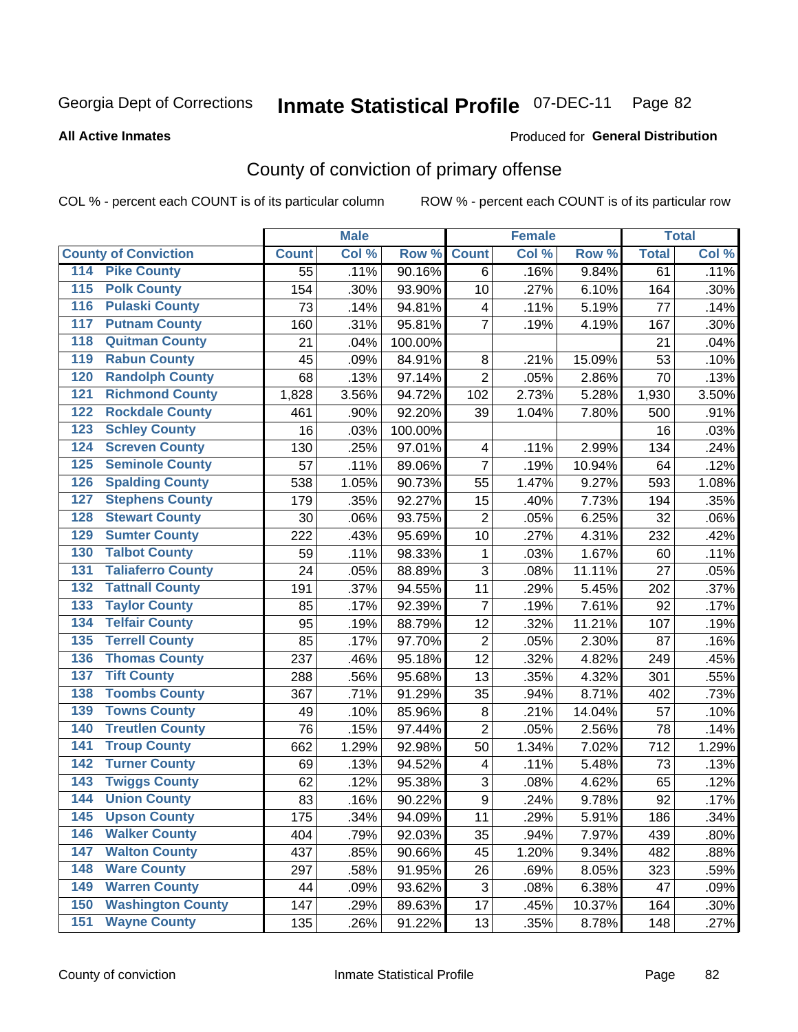Georgia Dept of Corrections **Inmate Statistical Profile** 07-DEC-11

**All Active Inmates**

Produced for **General Distribution**

## County of conviction of primary offense

COL % - percent each COUNT is of its particular column

ROW % - percent each COUNT is of its particular row

| County of Conviction | Male | | | Female | | | Total | |
|---|---|---|---|---|---|---|---|---|
| | Count | Col % | Row % | Count | Col % | Row % | Total | Col % |
| 114 Pike County | 55 | .11% | 90.16% | 6 | .16% | 9.84% | 61 | .11% |
| 115 Polk County | 154 | .30% | 93.90% | 10 | .27% | 6.10% | 164 | .30% |
| 116 Pulaski County | 73 | .14% | 94.81% | 4 | .11% | 5.19% | 77 | .14% |
| 117 Putnam County | 160 | .31% | 95.81% | 7 | .19% | 4.19% | 167 | .30% |
| 118 Quitman County | 21 | .04% | 100.00% | | | | 21 | .04% |
| 119 Rabun County | 45 | .09% | 84.91% | 8 | .21% | 15.09% | 53 | .10% |
| 120 Randolph County | 68 | .13% | 97.14% | 2 | .05% | 2.86% | 70 | .13% |
| 121 Richmond County | 1,828 | 3.56% | 94.72% | 102 | 2.73% | 5.28% | 1,930 | 3.50% |
| 122 Rockdale County | 461 | .90% | 92.20% | 39 | 1.04% | 7.80% | 500 | .91% |
| 123 Schley County | 16 | .03% | 100.00% | | | | 16 | .03% |
| 124 Screven County | 130 | .25% | 97.01% | 4 | .11% | 2.99% | 134 | .24% |
| 125 Seminole County | 57 | .11% | 89.06% | 7 | .19% | 10.94% | 64 | .12% |
| 126 Spalding County | 538 | 1.05% | 90.73% | 55 | 1.47% | 9.27% | 593 | 1.08% |
| 127 Stephens County | 179 | .35% | 92.27% | 15 | .40% | 7.73% | 194 | .35% |
| 128 Stewart County | 30 | .06% | 93.75% | 2 | .05% | 6.25% | 32 | .06% |
| 129 Sumter County | 222 | .43% | 95.69% | 10 | .27% | 4.31% | 232 | .42% |
| 130 Talbot County | 59 | .11% | 98.33% | 1 | .03% | 1.67% | 60 | .11% |
| 131 Taliaferro County | 24 | .05% | 88.89% | 3 | .08% | 11.11% | 27 | .05% |
| 132 Tattnall County | 191 | .37% | 94.55% | 11 | .29% | 5.45% | 202 | .37% |
| 133 Taylor County | 85 | .17% | 92.39% | 7 | .19% | 7.61% | 92 | .17% |
| 134 Telfair County | 95 | .19% | 88.79% | 12 | .32% | 11.21% | 107 | .19% |
| 135 Terrell County | 85 | .17% | 97.70% | 2 | .05% | 2.30% | 87 | .16% |
| 136 Thomas County | 237 | .46% | 95.18% | 12 | .32% | 4.82% | 249 | .45% |
| 137 Tift County | 288 | .56% | 95.68% | 13 | .35% | 4.32% | 301 | .55% |
| 138 Toombs County | 367 | .71% | 91.29% | 35 | .94% | 8.71% | 402 | .73% |
| 139 Towns County | 49 | .10% | 85.96% | 8 | .21% | 14.04% | 57 | .10% |
| 140 Treutlen County | 76 | .15% | 97.44% | 2 | .05% | 2.56% | 78 | .14% |
| 141 Troup County | 662 | 1.29% | 92.98% | 50 | 1.34% | 7.02% | 712 | 1.29% |
| 142 Turner County | 69 | .13% | 94.52% | 4 | .11% | 5.48% | 73 | .13% |
| 143 Twiggs County | 62 | .12% | 95.38% | 3 | .08% | 4.62% | 65 | .12% |
| 144 Union County | 83 | .16% | 90.22% | 9 | .24% | 9.78% | 92 | .17% |
| 145 Upson County | 175 | .34% | 94.09% | 11 | .29% | 5.91% | 186 | .34% |
| 146 Walker County | 404 | .79% | 92.03% | 35 | .94% | 7.97% | 439 | .80% |
| 147 Walton County | 437 | .85% | 90.66% | 45 | 1.20% | 9.34% | 482 | .88% |
| 148 Ware County | 297 | .58% | 91.95% | 26 | .69% | 8.05% | 323 | .59% |
| 149 Warren County | 44 | .09% | 93.62% | 3 | .08% | 6.38% | 47 | .09% |
| 150 Washington County | 147 | .29% | 89.63% | 17 | .45% | 10.37% | 164 | .30% |
| 151 Wayne County | 135 | .26% | 91.22% | 13 | .35% | 8.78% | 148 | .27% |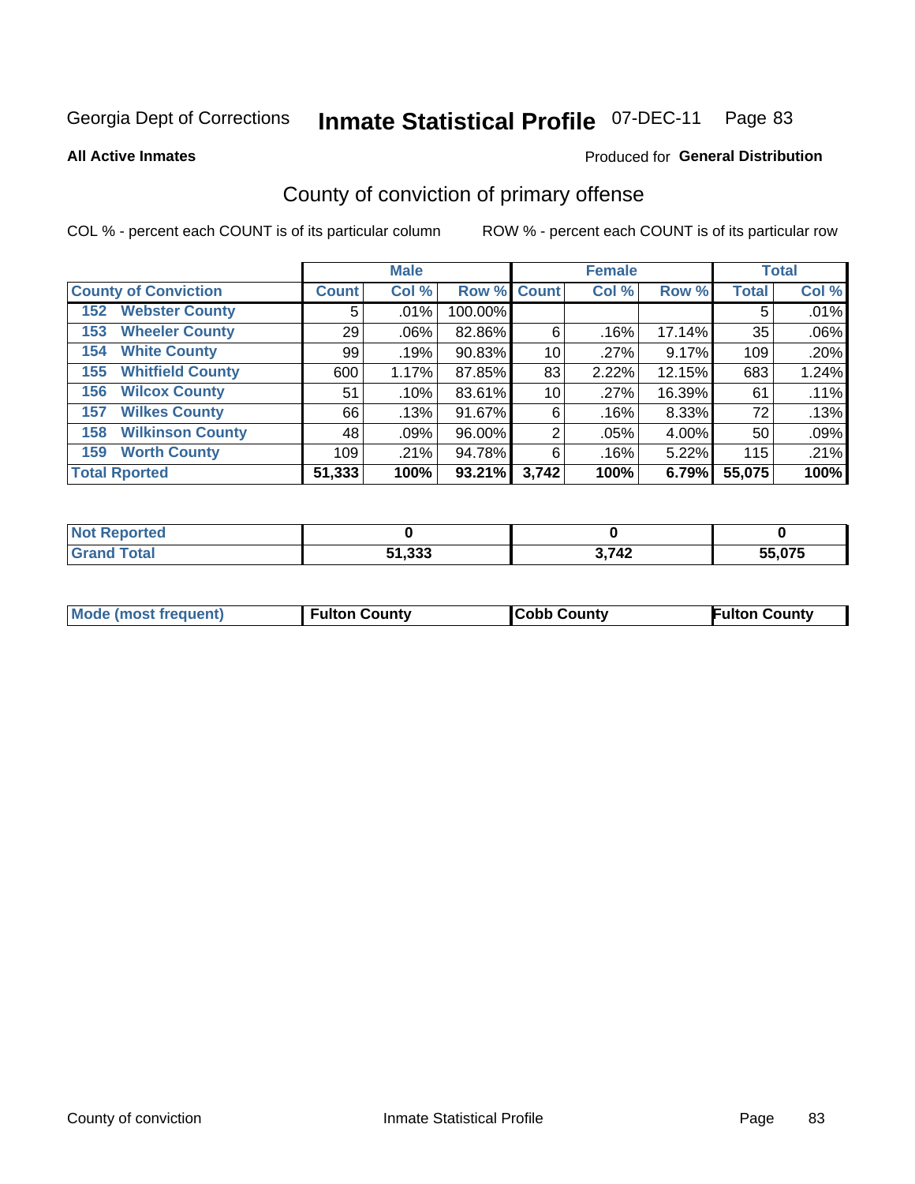Georgia Dept of Corrections **Inmate Statistical Profile** 07-DEC-11

**All Active Inmates**

Produced for **General Distribution**

## County of conviction of primary offense

COL % - percent each COUNT is of its particular column

ROW % - percent each COUNT is of its particular row

| County of Conviction | Male Count | Male Col % | Male Row % | Female Count | Female Col % | Female Row % | Total | Total Col % |
|---|---|---|---|---|---|---|---|---|
| 152 Webster County | 5 | .01% | 100.00% | | | | 5 | .01% |
| 153 Wheeler County | 29 | .06% | 82.86% | 6 | .16% | 17.14% | 35 | .06% |
| 154 White County | 99 | .19% | 90.83% | 10 | .27% | 9.17% | 109 | .20% |
| 155 Whitfield County | 600 | 1.17% | 87.85% | 83 | 2.22% | 12.15% | 683 | 1.24% |
| 156 Wilcox County | 51 | .10% | 83.61% | 10 | .27% | 16.39% | 61 | .11% |
| 157 Wilkes County | 66 | .13% | 91.67% | 6 | .16% | 8.33% | 72 | .13% |
| 158 Wilkinson County | 48 | .09% | 96.00% | 2 | .05% | 4.00% | 50 | .09% |
| 159 Worth County | 109 | .21% | 94.78% | 6 | .16% | 5.22% | 115 | .21% |
| **Total Rported** | **51,333** | **100%** | **93.21%** | **3,742** | **100%** | **6.79%** | **55,075** | **100%** |

| | Male | Female | Total |
|---|---|---|---|
| Not Reported | 0 | 0 | 0 |
| Grand Total | 51,333 | 3,742 | 55,075 |

| | Male | Female | Total |
|---|---|---|---|
| Mode (most frequent) | Fulton County | Cobb County | Fulton County |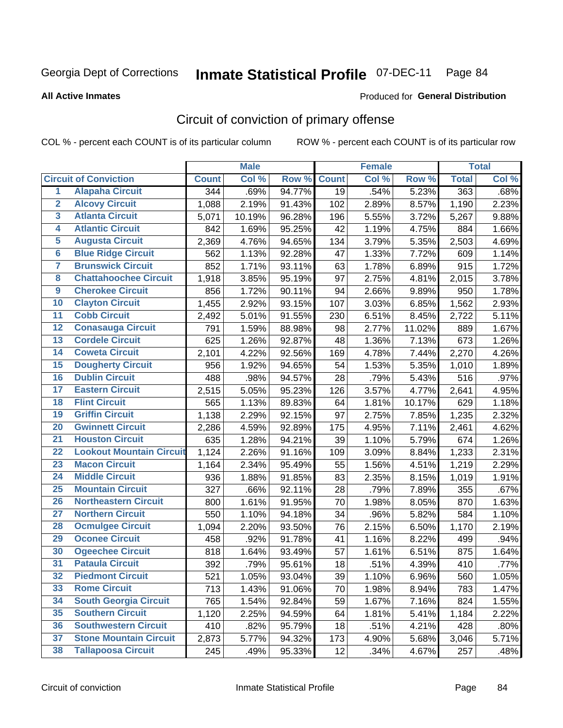Georgia Dept of Corrections **Inmate Statistical Profile** 07-DEC-11

**All Active Inmates**

Produced for **General Distribution**

## Circuit of conviction of primary offense

COL % - percent each COUNT is of its particular column ROW % - percent each COUNT is of its particular row

| | | Male | | | Female | | | Total | |
|---|---|---|---|---|---|---|---|---|---|
| Circuit of Conviction | | Count | Col % | Row % | Count | Col % | Row % | Total | Col % |
| 1 | Alapaha Circuit | 344 | .69% | 94.77% | 19 | .54% | 5.23% | 363 | .68% |
| 2 | Alcovy Circuit | 1,088 | 2.19% | 91.43% | 102 | 2.89% | 8.57% | 1,190 | 2.23% |
| 3 | Atlanta Circuit | 5,071 | 10.19% | 96.28% | 196 | 5.55% | 3.72% | 5,267 | 9.88% |
| 4 | Atlantic Circuit | 842 | 1.69% | 95.25% | 42 | 1.19% | 4.75% | 884 | 1.66% |
| 5 | Augusta Circuit | 2,369 | 4.76% | 94.65% | 134 | 3.79% | 5.35% | 2,503 | 4.69% |
| 6 | Blue Ridge Circuit | 562 | 1.13% | 92.28% | 47 | 1.33% | 7.72% | 609 | 1.14% |
| 7 | Brunswick Circuit | 852 | 1.71% | 93.11% | 63 | 1.78% | 6.89% | 915 | 1.72% |
| 8 | Chattahoochee Circuit | 1,918 | 3.85% | 95.19% | 97 | 2.75% | 4.81% | 2,015 | 3.78% |
| 9 | Cherokee Circuit | 856 | 1.72% | 90.11% | 94 | 2.66% | 9.89% | 950 | 1.78% |
| 10 | Clayton Circuit | 1,455 | 2.92% | 93.15% | 107 | 3.03% | 6.85% | 1,562 | 2.93% |
| 11 | Cobb Circuit | 2,492 | 5.01% | 91.55% | 230 | 6.51% | 8.45% | 2,722 | 5.11% |
| 12 | Conasauga Circuit | 791 | 1.59% | 88.98% | 98 | 2.77% | 11.02% | 889 | 1.67% |
| 13 | Cordele Circuit | 625 | 1.26% | 92.87% | 48 | 1.36% | 7.13% | 673 | 1.26% |
| 14 | Coweta Circuit | 2,101 | 4.22% | 92.56% | 169 | 4.78% | 7.44% | 2,270 | 4.26% |
| 15 | Dougherty Circuit | 956 | 1.92% | 94.65% | 54 | 1.53% | 5.35% | 1,010 | 1.89% |
| 16 | Dublin Circuit | 488 | .98% | 94.57% | 28 | .79% | 5.43% | 516 | .97% |
| 17 | Eastern Circuit | 2,515 | 5.05% | 95.23% | 126 | 3.57% | 4.77% | 2,641 | 4.95% |
| 18 | Flint Circuit | 565 | 1.13% | 89.83% | 64 | 1.81% | 10.17% | 629 | 1.18% |
| 19 | Griffin Circuit | 1,138 | 2.29% | 92.15% | 97 | 2.75% | 7.85% | 1,235 | 2.32% |
| 20 | Gwinnett Circuit | 2,286 | 4.59% | 92.89% | 175 | 4.95% | 7.11% | 2,461 | 4.62% |
| 21 | Houston Circuit | 635 | 1.28% | 94.21% | 39 | 1.10% | 5.79% | 674 | 1.26% |
| 22 | Lookout Mountain Circuit | 1,124 | 2.26% | 91.16% | 109 | 3.09% | 8.84% | 1,233 | 2.31% |
| 23 | Macon Circuit | 1,164 | 2.34% | 95.49% | 55 | 1.56% | 4.51% | 1,219 | 2.29% |
| 24 | Middle Circuit | 936 | 1.88% | 91.85% | 83 | 2.35% | 8.15% | 1,019 | 1.91% |
| 25 | Mountain Circuit | 327 | .66% | 92.11% | 28 | .79% | 7.89% | 355 | .67% |
| 26 | Northeastern Circuit | 800 | 1.61% | 91.95% | 70 | 1.98% | 8.05% | 870 | 1.63% |
| 27 | Northern Circuit | 550 | 1.10% | 94.18% | 34 | .96% | 5.82% | 584 | 1.10% |
| 28 | Ocmulgee Circuit | 1,094 | 2.20% | 93.50% | 76 | 2.15% | 6.50% | 1,170 | 2.19% |
| 29 | Oconee Circuit | 458 | .92% | 91.78% | 41 | 1.16% | 8.22% | 499 | .94% |
| 30 | Ogeechee Circuit | 818 | 1.64% | 93.49% | 57 | 1.61% | 6.51% | 875 | 1.64% |
| 31 | Pataula Circuit | 392 | .79% | 95.61% | 18 | .51% | 4.39% | 410 | .77% |
| 32 | Piedmont Circuit | 521 | 1.05% | 93.04% | 39 | 1.10% | 6.96% | 560 | 1.05% |
| 33 | Rome Circuit | 713 | 1.43% | 91.06% | 70 | 1.98% | 8.94% | 783 | 1.47% |
| 34 | South Georgia Circuit | 765 | 1.54% | 92.84% | 59 | 1.67% | 7.16% | 824 | 1.55% |
| 35 | Southern Circuit | 1,120 | 2.25% | 94.59% | 64 | 1.81% | 5.41% | 1,184 | 2.22% |
| 36 | Southwestern Circuit | 410 | .82% | 95.79% | 18 | .51% | 4.21% | 428 | .80% |
| 37 | Stone Mountain Circuit | 2,873 | 5.77% | 94.32% | 173 | 4.90% | 5.68% | 3,046 | 5.71% |
| 38 | Tallapoosa Circuit | 245 | .49% | 95.33% | 12 | .34% | 4.67% | 257 | .48% |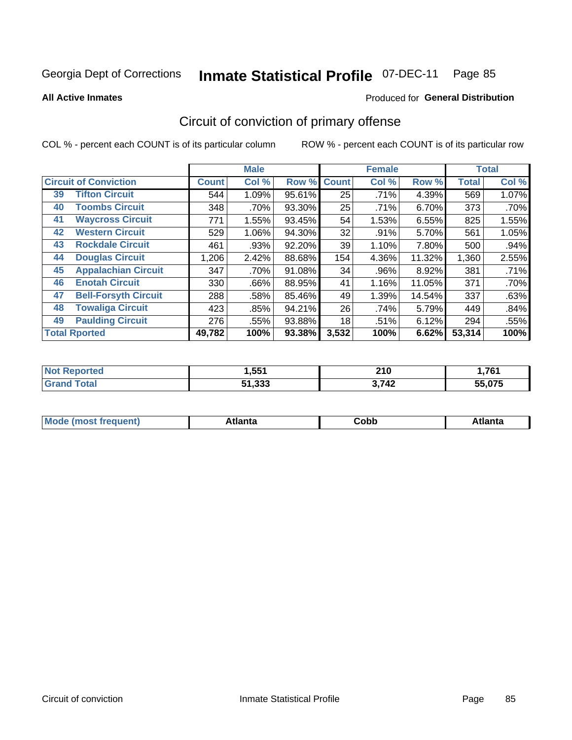Georgia Dept of Corrections **Inmate Statistical Profile** 07-DEC-11

**All Active Inmates**

Produced for **General Distribution**

## Circuit of conviction of primary offense

COL % - percent each COUNT is of its particular column

ROW % - percent each COUNT is of its particular row

| Circuit of Conviction | | Male | | | Female | | | Total | |
|---|---|---|---|---|---|---|---|---|---|
| | | Count | Col % | Row % | Count | Col % | Row % | Total | Col % |
| 39 | Tifton Circuit | 544 | 1.09% | 95.61% | 25 | .71% | 4.39% | 569 | 1.07% |
| 40 | Toombs Circuit | 348 | .70% | 93.30% | 25 | .71% | 6.70% | 373 | .70% |
| 41 | Waycross Circuit | 771 | 1.55% | 93.45% | 54 | 1.53% | 6.55% | 825 | 1.55% |
| 42 | Western Circuit | 529 | 1.06% | 94.30% | 32 | .91% | 5.70% | 561 | 1.05% |
| 43 | Rockdale Circuit | 461 | .93% | 92.20% | 39 | 1.10% | 7.80% | 500 | .94% |
| 44 | Douglas Circuit | 1,206 | 2.42% | 88.68% | 154 | 4.36% | 11.32% | 1,360 | 2.55% |
| 45 | Appalachian Circuit | 347 | .70% | 91.08% | 34 | .96% | 8.92% | 381 | .71% |
| 46 | Enotah Circuit | 330 | .66% | 88.95% | 41 | 1.16% | 11.05% | 371 | .70% |
| 47 | Bell-Forsyth Circuit | 288 | .58% | 85.46% | 49 | 1.39% | 14.54% | 337 | .63% |
| 48 | Towaliga Circuit | 423 | .85% | 94.21% | 26 | .74% | 5.79% | 449 | .84% |
| 49 | Paulding Circuit | 276 | .55% | 93.88% | 18 | .51% | 6.12% | 294 | .55% |
| **Total Rported** | | **49,782** | **100%** | **93.38%** | **3,532** | **100%** | **6.62%** | **53,314** | **100%** |

| | Male | Female | Total |
|---|---|---|---|
| Not Reported | 1,551 | 210 | 1,761 |
| Grand Total | 51,333 | 3,742 | 55,075 |

| | Male | Female | Total |
|---|---|---|---|
| Mode (most frequent) | Atlanta | Cobb | Atlanta |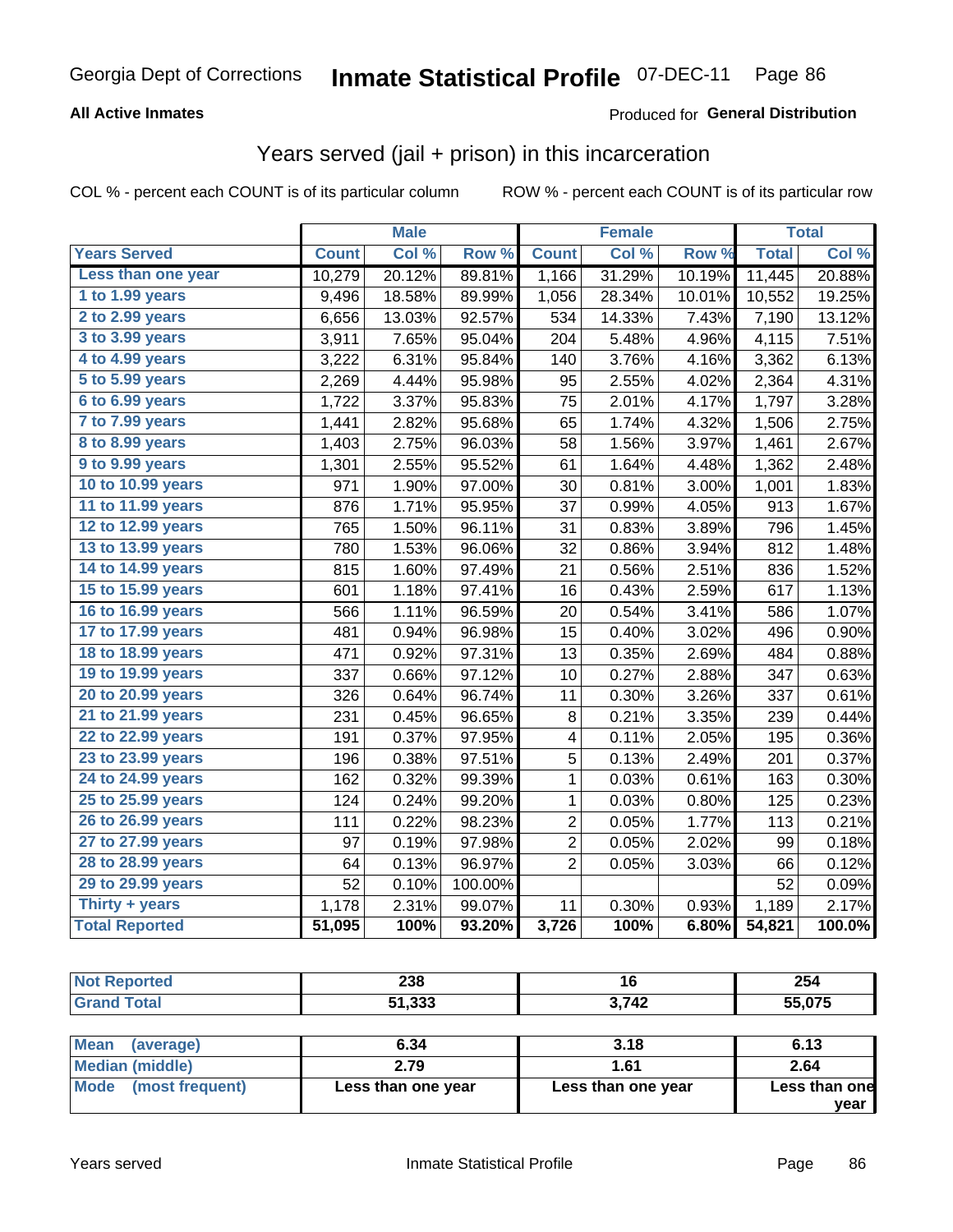Georgia Dept of Corrections **Inmate Statistical Profile** 07-DEC-11

**All Active Inmates**

Produced for **General Distribution**

## Years served (jail + prison) in this incarceration

COL % - percent each COUNT is of its particular column    ROW % - percent each COUNT is of its particular row

| | Male | | | Female | | | Total | |
|---|---|---|---|---|---|---|---|---|
| **Years Served** | **Count** | **Col %** | **Row %** | **Count** | **Col %** | **Row %** | **Total** | **Col %** |
| Less than one year | 10,279 | 20.12% | 89.81% | 1,166 | 31.29% | 10.19% | 11,445 | 20.88% |
| 1 to 1.99 years | 9,496 | 18.58% | 89.99% | 1,056 | 28.34% | 10.01% | 10,552 | 19.25% |
| 2 to 2.99 years | 6,656 | 13.03% | 92.57% | 534 | 14.33% | 7.43% | 7,190 | 13.12% |
| 3 to 3.99 years | 3,911 | 7.65% | 95.04% | 204 | 5.48% | 4.96% | 4,115 | 7.51% |
| 4 to 4.99 years | 3,222 | 6.31% | 95.84% | 140 | 3.76% | 4.16% | 3,362 | 6.13% |
| 5 to 5.99 years | 2,269 | 4.44% | 95.98% | 95 | 2.55% | 4.02% | 2,364 | 4.31% |
| 6 to 6.99 years | 1,722 | 3.37% | 95.83% | 75 | 2.01% | 4.17% | 1,797 | 3.28% |
| 7 to 7.99 years | 1,441 | 2.82% | 95.68% | 65 | 1.74% | 4.32% | 1,506 | 2.75% |
| 8 to 8.99 years | 1,403 | 2.75% | 96.03% | 58 | 1.56% | 3.97% | 1,461 | 2.67% |
| 9 to 9.99 years | 1,301 | 2.55% | 95.52% | 61 | 1.64% | 4.48% | 1,362 | 2.48% |
| 10 to 10.99 years | 971 | 1.90% | 97.00% | 30 | 0.81% | 3.00% | 1,001 | 1.83% |
| 11 to 11.99 years | 876 | 1.71% | 95.95% | 37 | 0.99% | 4.05% | 913 | 1.67% |
| 12 to 12.99 years | 765 | 1.50% | 96.11% | 31 | 0.83% | 3.89% | 796 | 1.45% |
| 13 to 13.99 years | 780 | 1.53% | 96.06% | 32 | 0.86% | 3.94% | 812 | 1.48% |
| 14 to 14.99 years | 815 | 1.60% | 97.49% | 21 | 0.56% | 2.51% | 836 | 1.52% |
| 15 to 15.99 years | 601 | 1.18% | 97.41% | 16 | 0.43% | 2.59% | 617 | 1.13% |
| 16 to 16.99 years | 566 | 1.11% | 96.59% | 20 | 0.54% | 3.41% | 586 | 1.07% |
| 17 to 17.99 years | 481 | 0.94% | 96.98% | 15 | 0.40% | 3.02% | 496 | 0.90% |
| 18 to 18.99 years | 471 | 0.92% | 97.31% | 13 | 0.35% | 2.69% | 484 | 0.88% |
| 19 to 19.99 years | 337 | 0.66% | 97.12% | 10 | 0.27% | 2.88% | 347 | 0.63% |
| 20 to 20.99 years | 326 | 0.64% | 96.74% | 11 | 0.30% | 3.26% | 337 | 0.61% |
| 21 to 21.99 years | 231 | 0.45% | 96.65% | 8 | 0.21% | 3.35% | 239 | 0.44% |
| 22 to 22.99 years | 191 | 0.37% | 97.95% | 4 | 0.11% | 2.05% | 195 | 0.36% |
| 23 to 23.99 years | 196 | 0.38% | 97.51% | 5 | 0.13% | 2.49% | 201 | 0.37% |
| 24 to 24.99 years | 162 | 0.32% | 99.39% | 1 | 0.03% | 0.61% | 163 | 0.30% |
| 25 to 25.99 years | 124 | 0.24% | 99.20% | 1 | 0.03% | 0.80% | 125 | 0.23% |
| 26 to 26.99 years | 111 | 0.22% | 98.23% | 2 | 0.05% | 1.77% | 113 | 0.21% |
| 27 to 27.99 years | 97 | 0.19% | 97.98% | 2 | 0.05% | 2.02% | 99 | 0.18% |
| 28 to 28.99 years | 64 | 0.13% | 96.97% | 2 | 0.05% | 3.03% | 66 | 0.12% |
| 29 to 29.99 years | 52 | 0.10% | 100.00% | | | | 52 | 0.09% |
| Thirty + years | 1,178 | 2.31% | 99.07% | 11 | 0.30% | 0.93% | 1,189 | 2.17% |
| **Total Reported** | **51,095** | **100%** | **93.20%** | **3,726** | **100%** | **6.80%** | **54,821** | **100.0%** |

| | Male | Female | Total |
|---|---|---|---|
| Not Reported | 238 | 16 | 254 |
| Grand Total | 51,333 | 3,742 | 55,075 |

| | Male | Female | Total |
|---|---|---|---|
| Mean (average) | 6.34 | 3.18 | 6.13 |
| Median (middle) | 2.79 | 1.61 | 2.64 |
| Mode (most frequent) | Less than one year | Less than one year | Less than one year |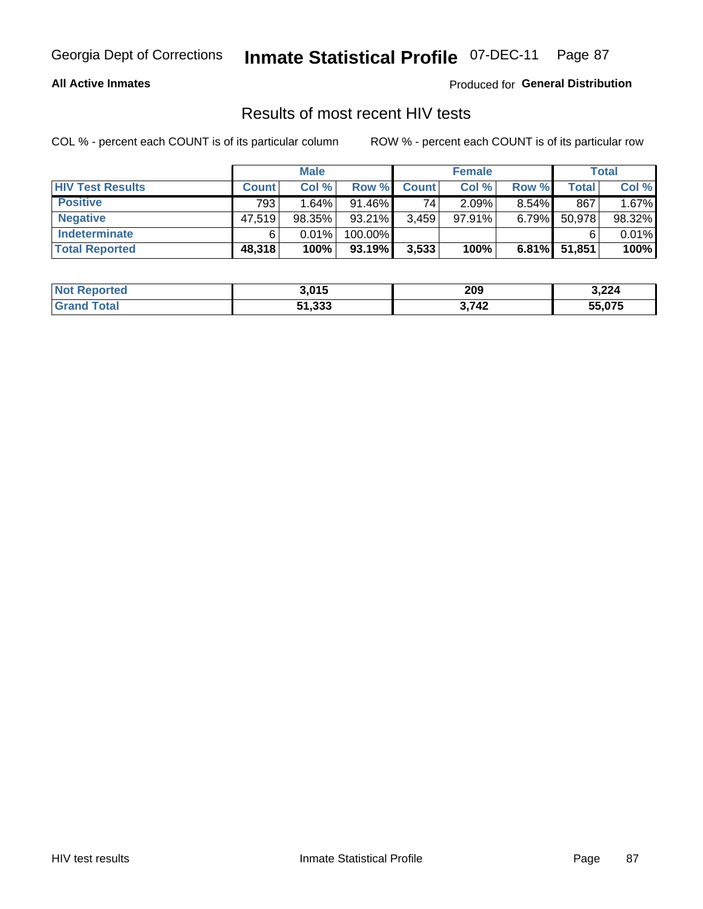Georgia Dept of Corrections **Inmate Statistical Profile** 07-DEC-11

**All Active Inmates**

Produced for **General Distribution**

## Results of most recent HIV tests

COL % - percent each COUNT is of its particular column     ROW % - percent each COUNT is of its particular row

| | Male | | | Female | | | Total | |
|---|---|---|---|---|---|---|---|---|
| **HIV Test Results** | **Count** | **Col %** | **Row %** | **Count** | **Col %** | **Row %** | **Total** | **Col %** |
| **Positive** | 793 | 1.64% | 91.46% | 74 | 2.09% | 8.54% | 867 | 1.67% |
| **Negative** | 47,519 | 98.35% | 93.21% | 3,459 | 97.91% | 6.79% | 50,978 | 98.32% |
| **Indeterminate** | 6 | 0.01% | 100.00% | | | | 6 | 0.01% |
| **Total Reported** | **48,318** | **100%** | **93.19%** | **3,533** | **100%** | **6.81%** | **51,851** | **100%** |

| | Male | Female | Total |
|---|---|---|---|
| **Not Reported** | **3,015** | **209** | **3,224** |
| **Grand Total** | **51,333** | **3,742** | **55,075** |

HIV test results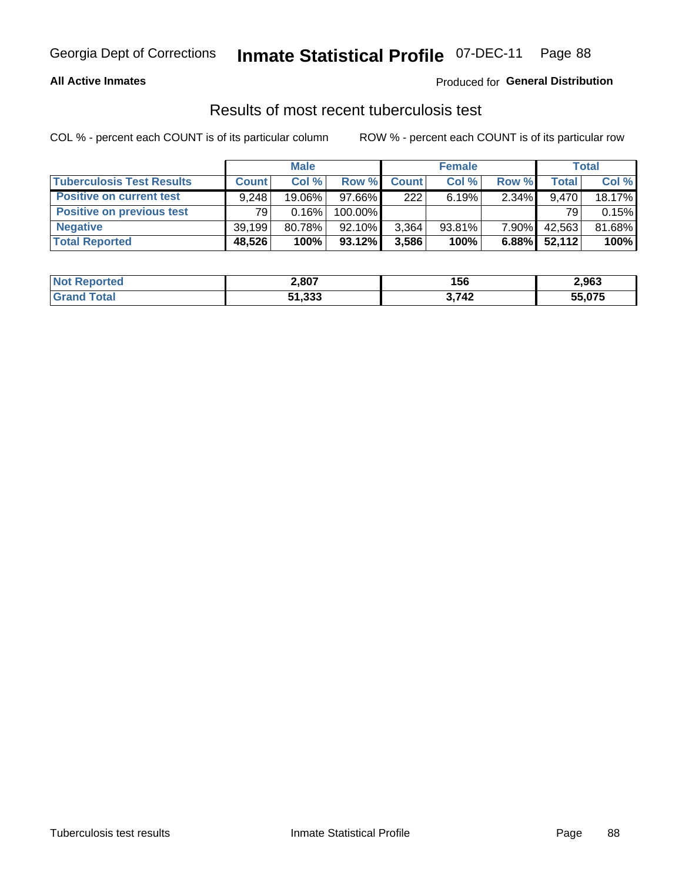Georgia Dept of Corrections **Inmate Statistical Profile** 07-DEC-11

**All Active Inmates**

Produced for **General Distribution**

## Results of most recent tuberculosis test

COL % - percent each COUNT is of its particular column    ROW % - percent each COUNT is of its particular row

| | Male | | | Female | | | Total | |
|---|---|---|---|---|---|---|---|---|
| **Tuberculosis Test Results** | **Count** | **Col %** | **Row %** | **Count** | **Col %** | **Row %** | **Total** | **Col %** |
| **Positive on current test** | 9,248 | 19.06% | 97.66% | 222 | 6.19% | 2.34% | 9,470 | 18.17% |
| **Positive on previous test** | 79 | 0.16% | 100.00% | | | | 79 | 0.15% |
| **Negative** | 39,199 | 80.78% | 92.10% | 3,364 | 93.81% | 7.90% | 42,563 | 81.68% |
| **Total Reported** | **48,526** | **100%** | **93.12%** | **3,586** | **100%** | **6.88%** | **52,112** | **100%** |

| | Male | Female | Total |
|---|---|---|---|
| **Not Reported** | **2,807** | **156** | **2,963** |
| **Grand Total** | **51,333** | **3,742** | **55,075** |

Tuberculosis test results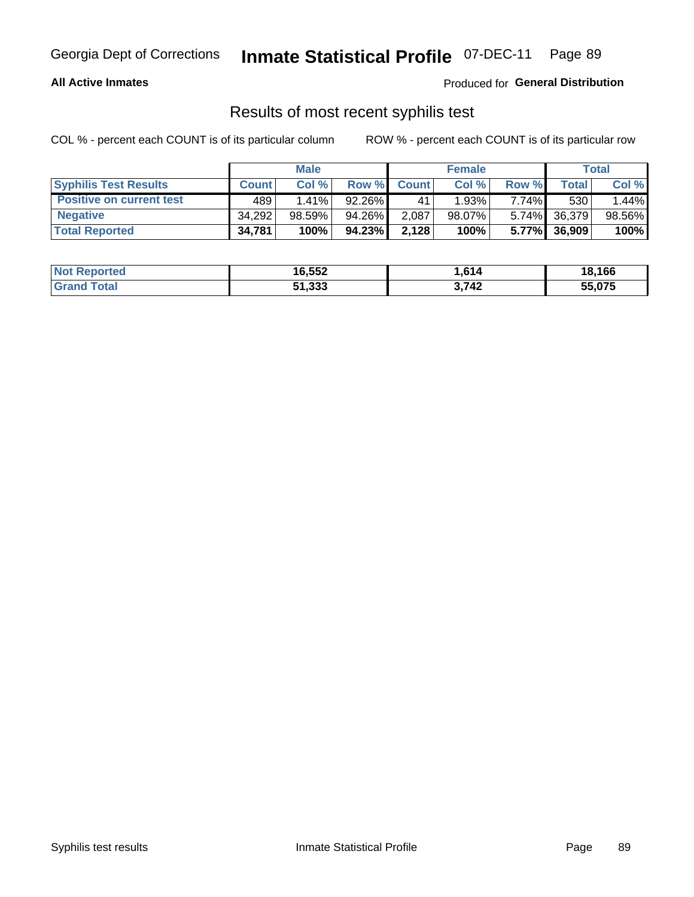**All Active Inmates**

Produced for **General Distribution**

## Results of most recent syphilis test

COL % - percent each COUNT is of its particular column

ROW % - percent each COUNT is of its particular row

| | Male | | | Female | | | Total | |
|---|---|---|---|---|---|---|---|---|
| **Syphilis Test Results** | **Count** | **Col %** | **Row %** | **Count** | **Col %** | **Row %** | **Total** | **Col %** |
| **Positive on current test** | 489 | 1.41% | 92.26% | 41 | 1.93% | 7.74% | 530 | 1.44% |
| **Negative** | 34,292 | 98.59% | 94.26% | 2,087 | 98.07% | 5.74% | 36,379 | 98.56% |
| **Total Reported** | **34,781** | **100%** | **94.23%** | **2,128** | **100%** | **5.77%** | **36,909** | **100%** |

| | Male | Female | Total |
|---|---|---|---|
| **Not Reported** | **16,552** | **1,614** | **18,166** |
| **Grand Total** | **51,333** | **3,742** | **55,075** |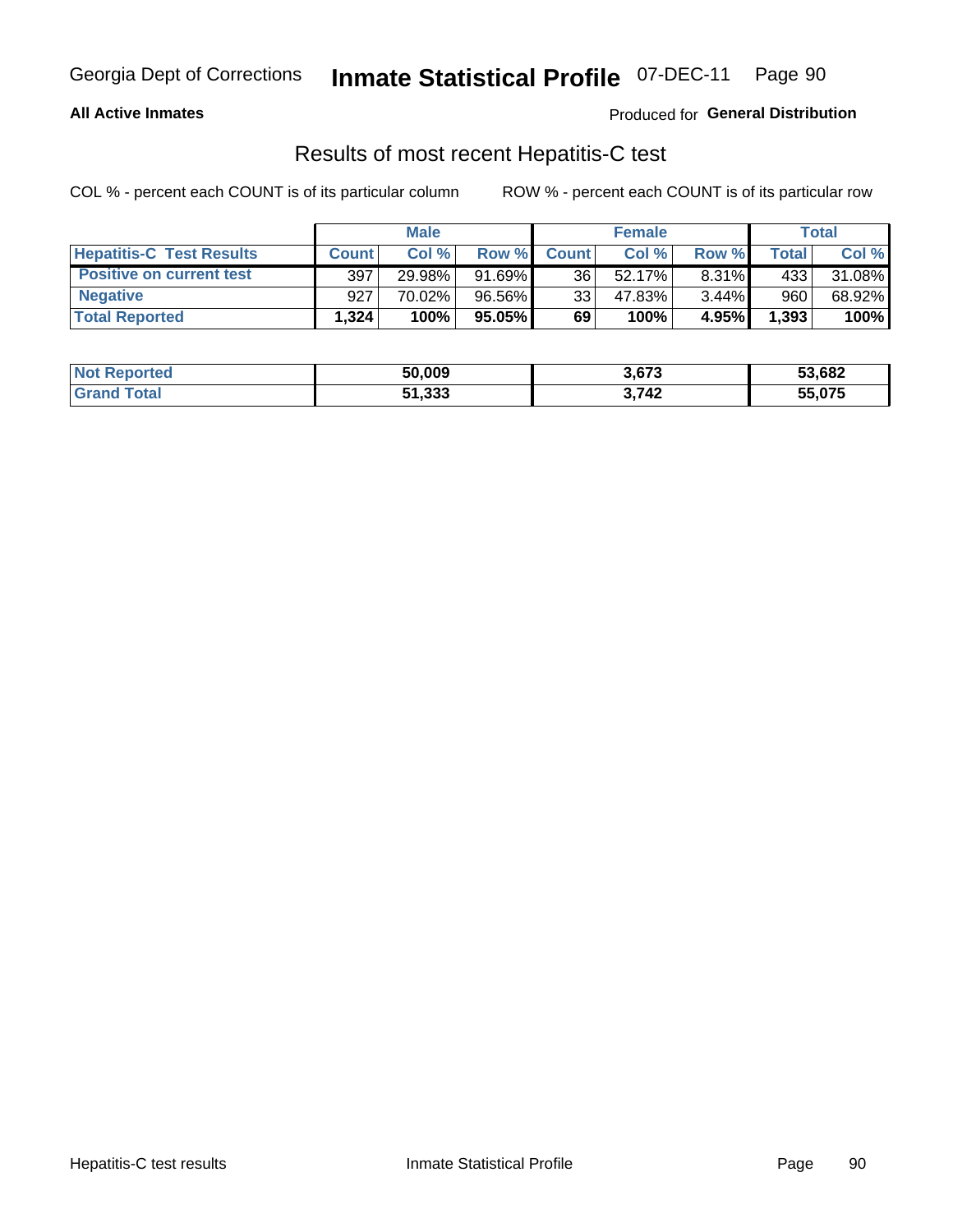Georgia Dept of Corrections **Inmate Statistical Profile** 07-DEC-11

**All Active Inmates**

Produced for **General Distribution**

## Results of most recent Hepatitis-C test

COL % - percent each COUNT is of its particular column ROW % - percent each COUNT is of its particular row

| | Male | | | Female | | | Total | |
|---|---|---|---|---|---|---|---|---|
| **Hepatitis-C Test Results** | **Count** | **Col %** | **Row %** | **Count** | **Col %** | **Row %** | **Total** | **Col %** |
| **Positive on current test** | 397 | 29.98% | 91.69% | 36 | 52.17% | 8.31% | 433 | 31.08% |
| **Negative** | 927 | 70.02% | 96.56% | 33 | 47.83% | 3.44% | 960 | 68.92% |
| **Total Reported** | **1,324** | **100%** | **95.05%** | **69** | **100%** | **4.95%** | **1,393** | **100%** |

| | Male | Female | Total |
|---|---|---|---|
| **Not Reported** | **50,009** | **3,673** | **53,682** |
| **Grand Total** | **51,333** | **3,742** | **55,075** |

Hepatitis-C test results